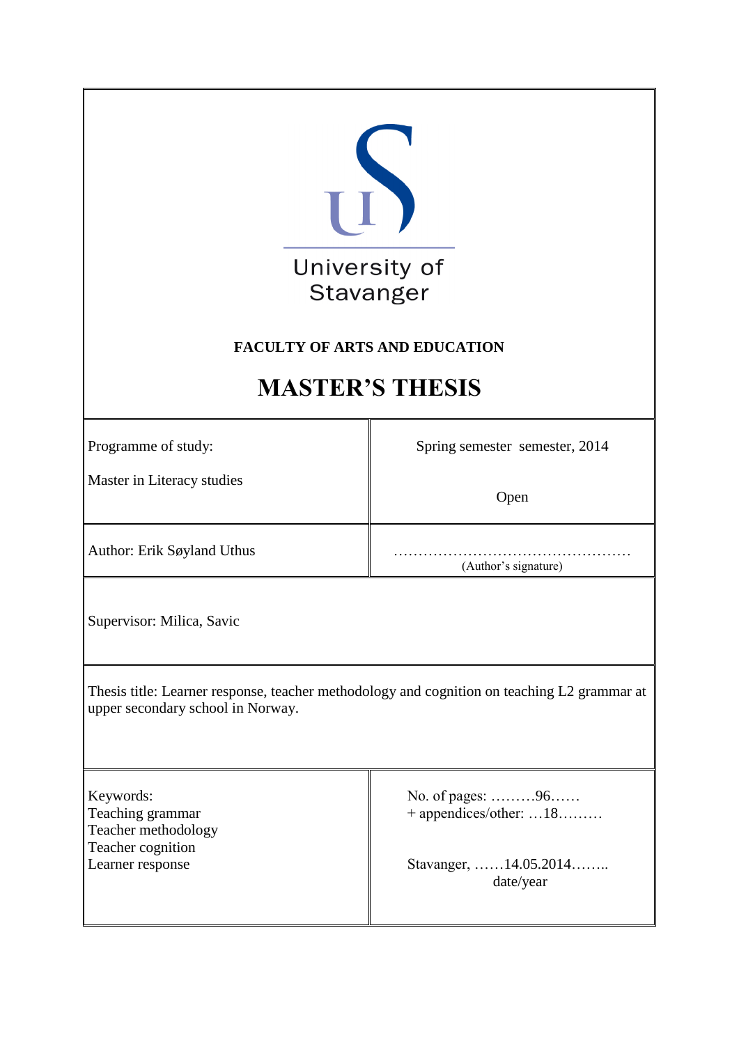University of Stavanger

**FACULTY OF ARTS AND EDUCATION**

# MASTER'S THESIS

| Programme of study:<br><br>Master in Literacy studies | Spring semester semester, 2014<br><br>Open |
| --- | --- |
| Author: Erik Søyland Uthus | …………………………………………<br>(Author's signature) |
| Supervisor: Milica, Savic | |
| Thesis title: Learner response, teacher methodology and cognition on teaching L2 grammar at upper secondary school in Norway. | |
| Keywords:<br>Teaching grammar<br>Teacher methodology<br>Teacher cognition<br>Learner response | No. of pages: ………96……<br>+ appendices/other: …18………<br><br>Stavanger, ……14.05.2014……..<br>date/year |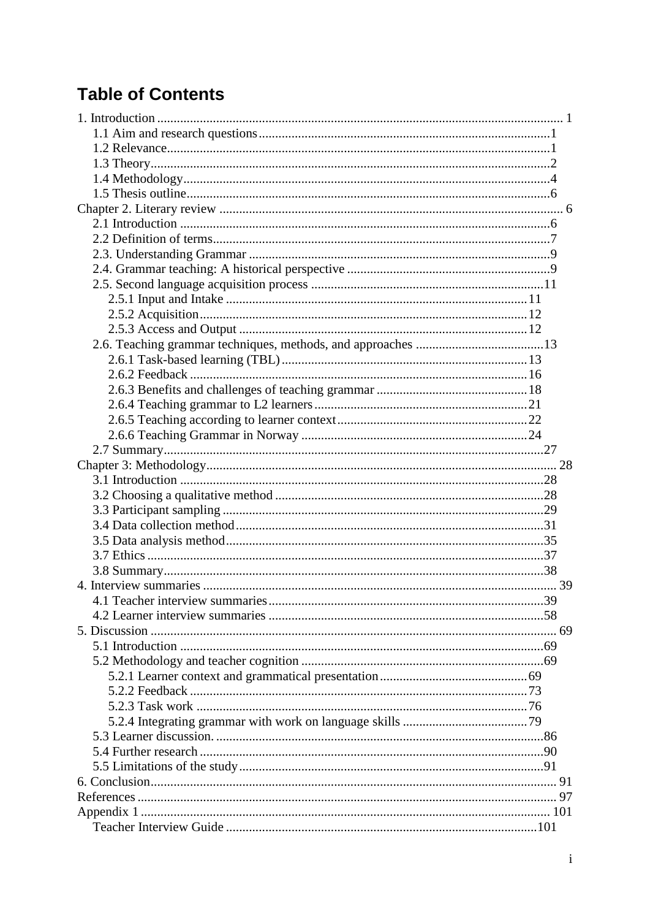# Table of Contents

1. Introduction ........................................................................................................................ 1
    1.1 Aim and research questions........................................................................................1
    1.2 Relevance.....................................................................................................................1
    1.3 Theory..........................................................................................................................2
    1.4 Methodology................................................................................................................4
    1.5 Thesis outline...............................................................................................................6
Chapter 2. Literary review ......................................................................................................... 6
    2.1 Introduction .................................................................................................................6
    2.2 Definition of terms.......................................................................................................7
    2.3. Understanding Grammar ............................................................................................9
    2.4. Grammar teaching: A historical perspective ..............................................................9
    2.5. Second language acquisition process .......................................................................11
        2.5.1 Input and Intake ............................................................................................11
        2.5.2 Acquisition....................................................................................................12
        2.5.3 Access and Output ........................................................................................12
    2.6. Teaching grammar techniques, methods, and approaches .......................................13
        2.6.1 Task-based learning (TBL)...........................................................................13
        2.6.2 Feedback .......................................................................................................16
        2.6.3 Benefits and challenges of teaching grammar ..............................................18
        2.6.4 Teaching grammar to L2 learners.................................................................21
        2.6.5 Teaching according to learner context..........................................................22
        2.6.6 Teaching Grammar in Norway .....................................................................24
    2.7 Summary....................................................................................................................27
Chapter 3: Methodology......................................................................................................... 28
    3.1 Introduction ...............................................................................................................28
    3.2 Choosing a qualitative method ..................................................................................28
    3.3 Participant sampling ..................................................................................................29
    3.4 Data collection method..............................................................................................31
    3.5 Data analysis method.................................................................................................35
    3.7 Ethics .........................................................................................................................37
    3.8 Summary....................................................................................................................38
4. Interview summaries ........................................................................................................... 39
    4.1 Teacher interview summaries....................................................................................39
    4.2 Learner interview summaries ....................................................................................58
5. Discussion ........................................................................................................................... 69
    5.1 Introduction ...............................................................................................................69
    5.2 Methodology and teacher cognition ..........................................................................69
        5.2.1 Learner context and grammatical presentation.............................................69
        5.2.2 Feedback .......................................................................................................73
        5.2.3 Task work .....................................................................................................76
        5.2.4 Integrating grammar with work on language skills ......................................79
    5.3 Learner discussion. ....................................................................................................86
    5.4 Further research .........................................................................................................90
    5.5 Limitations of the study.............................................................................................91
6. Conclusion........................................................................................................................... 91
References .............................................................................................................................. 97
Appendix 1 ............................................................................................................................ 101
    Teacher Interview Guide ...............................................................................................101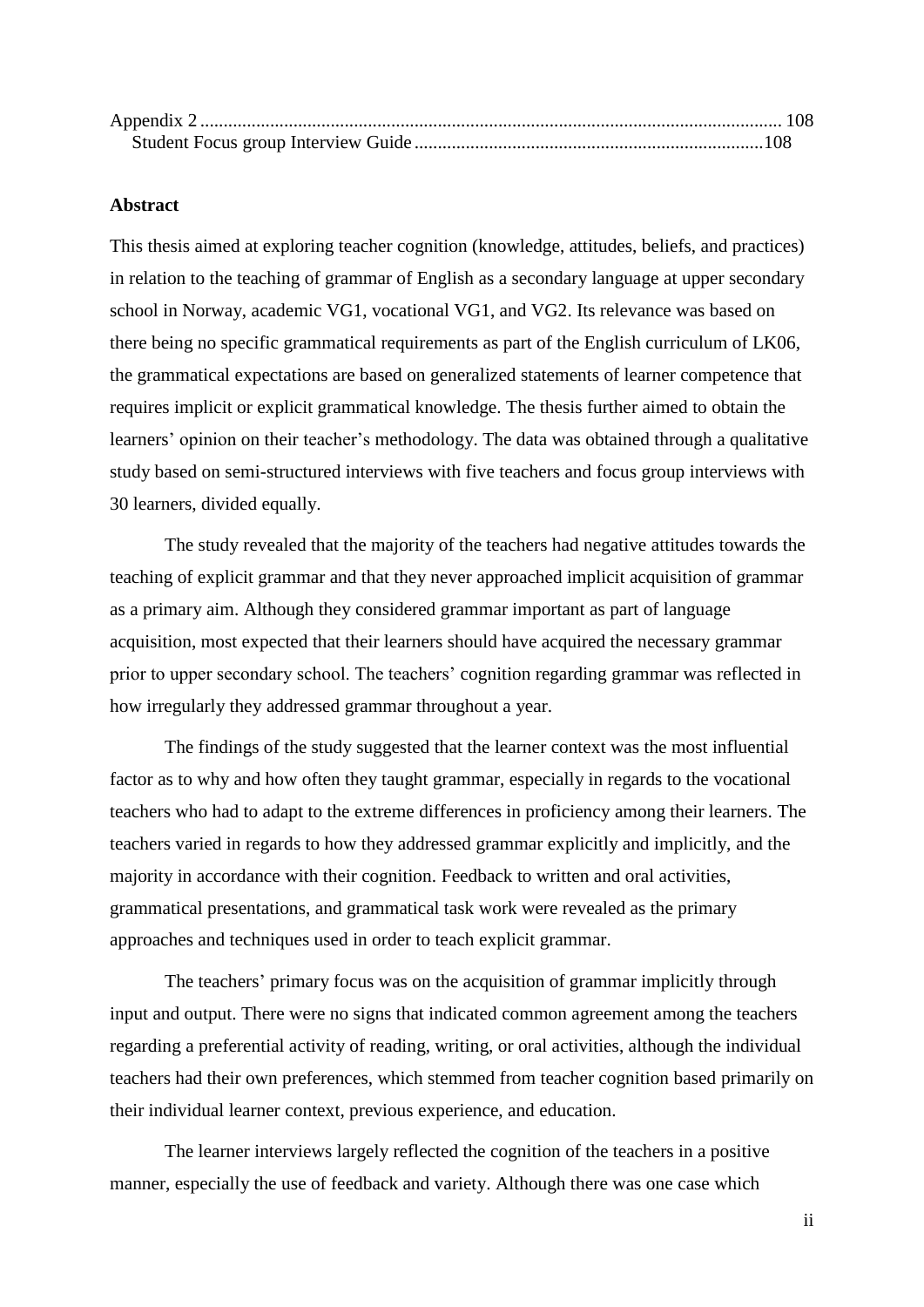Appendix 2 .......................................................................................................................... 108
Student Focus group Interview Guide .......................................................................... 108

**Abstract**

This thesis aimed at exploring teacher cognition (knowledge, attitudes, beliefs, and practices) in relation to the teaching of grammar of English as a secondary language at upper secondary school in Norway, academic VG1, vocational VG1, and VG2. Its relevance was based on there being no specific grammatical requirements as part of the English curriculum of LK06, the grammatical expectations are based on generalized statements of learner competence that requires implicit or explicit grammatical knowledge. The thesis further aimed to obtain the learners' opinion on their teacher's methodology. The data was obtained through a qualitative study based on semi-structured interviews with five teachers and focus group interviews with 30 learners, divided equally.

The study revealed that the majority of the teachers had negative attitudes towards the teaching of explicit grammar and that they never approached implicit acquisition of grammar as a primary aim. Although they considered grammar important as part of language acquisition, most expected that their learners should have acquired the necessary grammar prior to upper secondary school. The teachers' cognition regarding grammar was reflected in how irregularly they addressed grammar throughout a year.

The findings of the study suggested that the learner context was the most influential factor as to why and how often they taught grammar, especially in regards to the vocational teachers who had to adapt to the extreme differences in proficiency among their learners. The teachers varied in regards to how they addressed grammar explicitly and implicitly, and the majority in accordance with their cognition. Feedback to written and oral activities, grammatical presentations, and grammatical task work were revealed as the primary approaches and techniques used in order to teach explicit grammar.

The teachers' primary focus was on the acquisition of grammar implicitly through input and output. There were no signs that indicated common agreement among the teachers regarding a preferential activity of reading, writing, or oral activities, although the individual teachers had their own preferences, which stemmed from teacher cognition based primarily on their individual learner context, previous experience, and education.

The learner interviews largely reflected the cognition of the teachers in a positive manner, especially the use of feedback and variety. Although there was one case which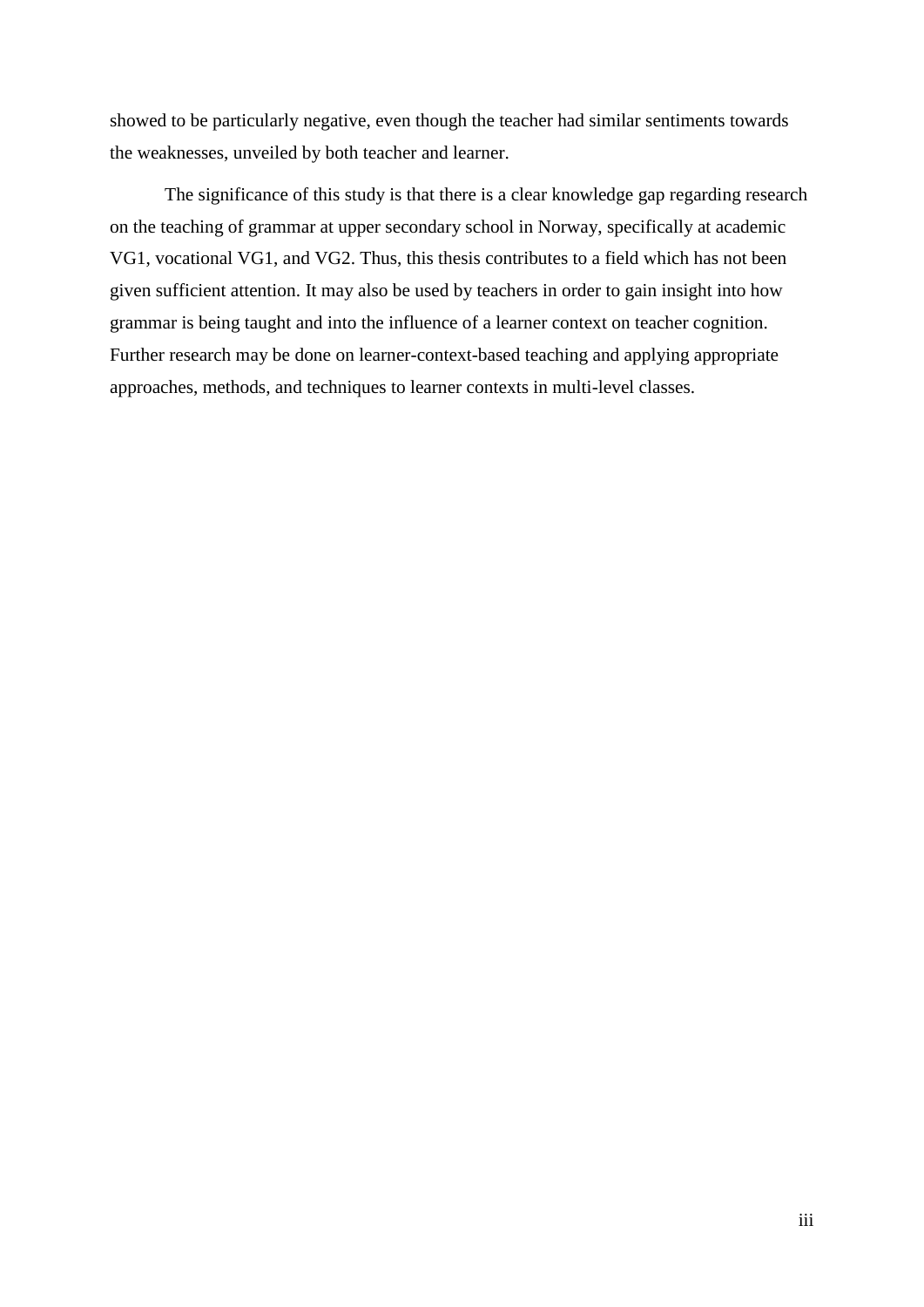showed to be particularly negative, even though the teacher had similar sentiments towards the weaknesses, unveiled by both teacher and learner.

The significance of this study is that there is a clear knowledge gap regarding research on the teaching of grammar at upper secondary school in Norway, specifically at academic VG1, vocational VG1, and VG2. Thus, this thesis contributes to a field which has not been given sufficient attention. It may also be used by teachers in order to gain insight into how grammar is being taught and into the influence of a learner context on teacher cognition. Further research may be done on learner-context-based teaching and applying appropriate approaches, methods, and techniques to learner contexts in multi-level classes.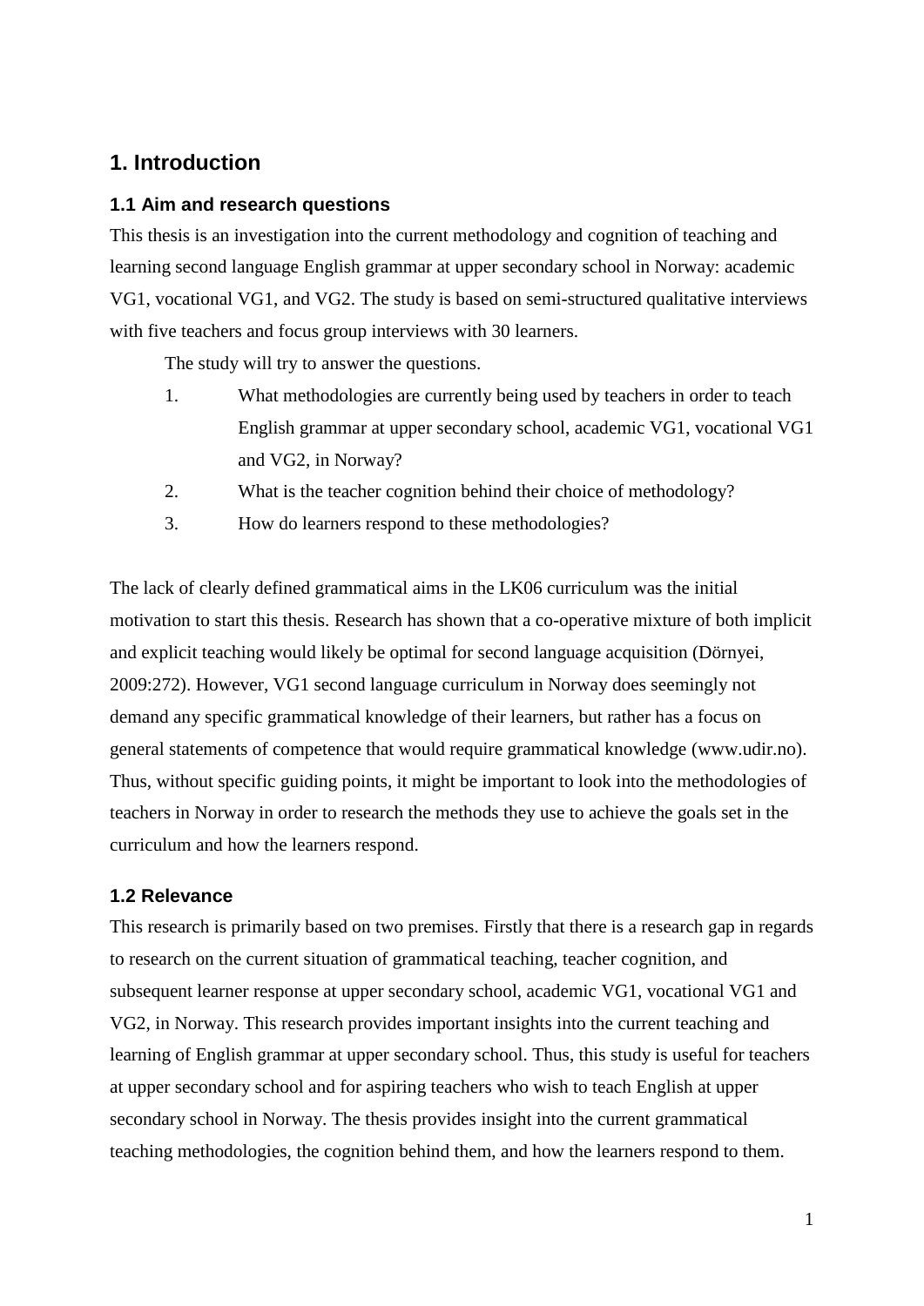# 1. Introduction

## 1.1 Aim and research questions

This thesis is an investigation into the current methodology and cognition of teaching and learning second language English grammar at upper secondary school in Norway: academic VG1, vocational VG1, and VG2. The study is based on semi-structured qualitative interviews with five teachers and focus group interviews with 30 learners.

The study will try to answer the questions.

1. What methodologies are currently being used by teachers in order to teach English grammar at upper secondary school, academic VG1, vocational VG1 and VG2, in Norway?
2. What is the teacher cognition behind their choice of methodology?
3. How do learners respond to these methodologies?

The lack of clearly defined grammatical aims in the LK06 curriculum was the initial motivation to start this thesis. Research has shown that a co-operative mixture of both implicit and explicit teaching would likely be optimal for second language acquisition (Dörnyei, 2009:272). However, VG1 second language curriculum in Norway does seemingly not demand any specific grammatical knowledge of their learners, but rather has a focus on general statements of competence that would require grammatical knowledge (www.udir.no). Thus, without specific guiding points, it might be important to look into the methodologies of teachers in Norway in order to research the methods they use to achieve the goals set in the curriculum and how the learners respond.

## 1.2 Relevance

This research is primarily based on two premises. Firstly that there is a research gap in regards to research on the current situation of grammatical teaching, teacher cognition, and subsequent learner response at upper secondary school, academic VG1, vocational VG1 and VG2, in Norway. This research provides important insights into the current teaching and learning of English grammar at upper secondary school. Thus, this study is useful for teachers at upper secondary school and for aspiring teachers who wish to teach English at upper secondary school in Norway. The thesis provides insight into the current grammatical teaching methodologies, the cognition behind them, and how the learners respond to them.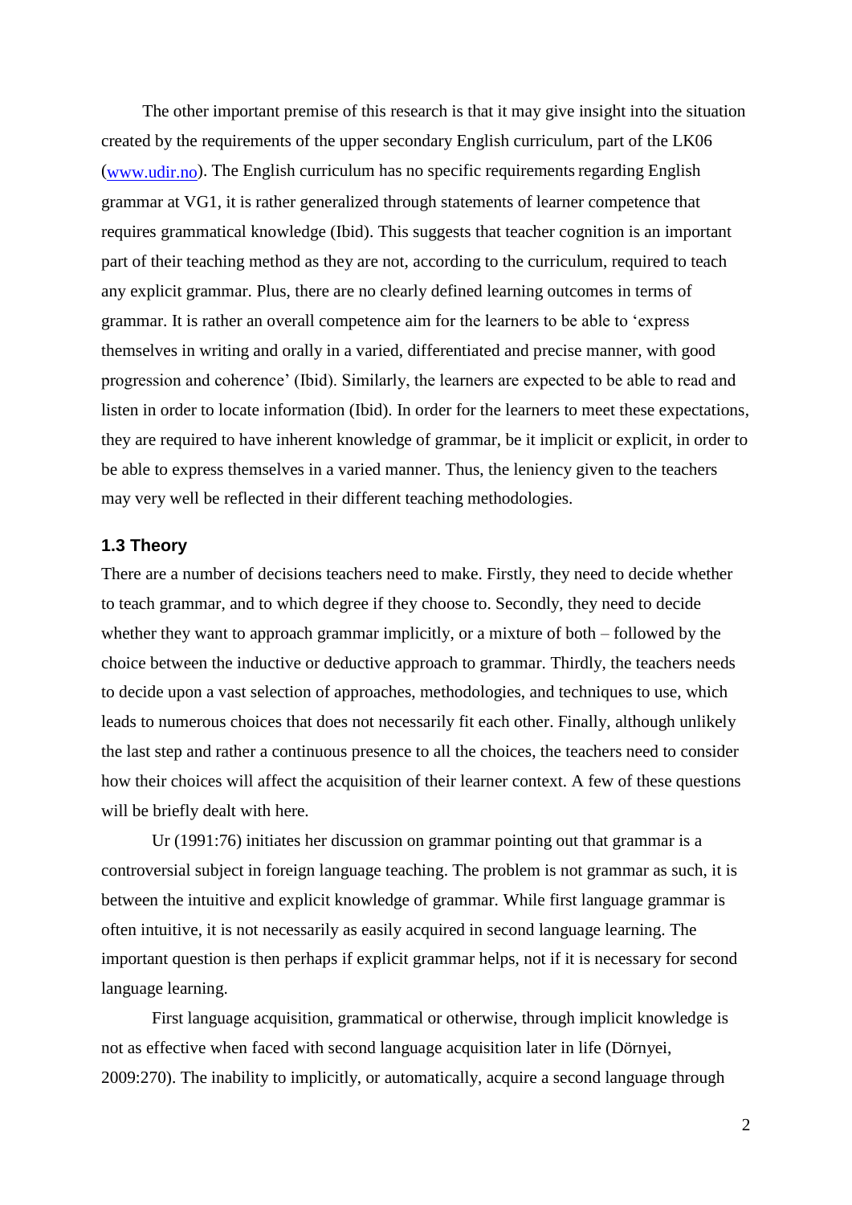The other important premise of this research is that it may give insight into the situation created by the requirements of the upper secondary English curriculum, part of the LK06 (www.udir.no). The English curriculum has no specific requirements regarding English grammar at VG1, it is rather generalized through statements of learner competence that requires grammatical knowledge (Ibid). This suggests that teacher cognition is an important part of their teaching method as they are not, according to the curriculum, required to teach any explicit grammar. Plus, there are no clearly defined learning outcomes in terms of grammar. It is rather an overall competence aim for the learners to be able to 'express themselves in writing and orally in a varied, differentiated and precise manner, with good progression and coherence' (Ibid). Similarly, the learners are expected to be able to read and listen in order to locate information (Ibid). In order for the learners to meet these expectations, they are required to have inherent knowledge of grammar, be it implicit or explicit, in order to be able to express themselves in a varied manner. Thus, the leniency given to the teachers may very well be reflected in their different teaching methodologies.

### 1.3 Theory

There are a number of decisions teachers need to make. Firstly, they need to decide whether to teach grammar, and to which degree if they choose to. Secondly, they need to decide whether they want to approach grammar implicitly, or a mixture of both – followed by the choice between the inductive or deductive approach to grammar. Thirdly, the teachers needs to decide upon a vast selection of approaches, methodologies, and techniques to use, which leads to numerous choices that does not necessarily fit each other. Finally, although unlikely the last step and rather a continuous presence to all the choices, the teachers need to consider how their choices will affect the acquisition of their learner context. A few of these questions will be briefly dealt with here.

Ur (1991:76) initiates her discussion on grammar pointing out that grammar is a controversial subject in foreign language teaching. The problem is not grammar as such, it is between the intuitive and explicit knowledge of grammar. While first language grammar is often intuitive, it is not necessarily as easily acquired in second language learning. The important question is then perhaps if explicit grammar helps, not if it is necessary for second language learning.

First language acquisition, grammatical or otherwise, through implicit knowledge is not as effective when faced with second language acquisition later in life (Dörnyei, 2009:270). The inability to implicitly, or automatically, acquire a second language through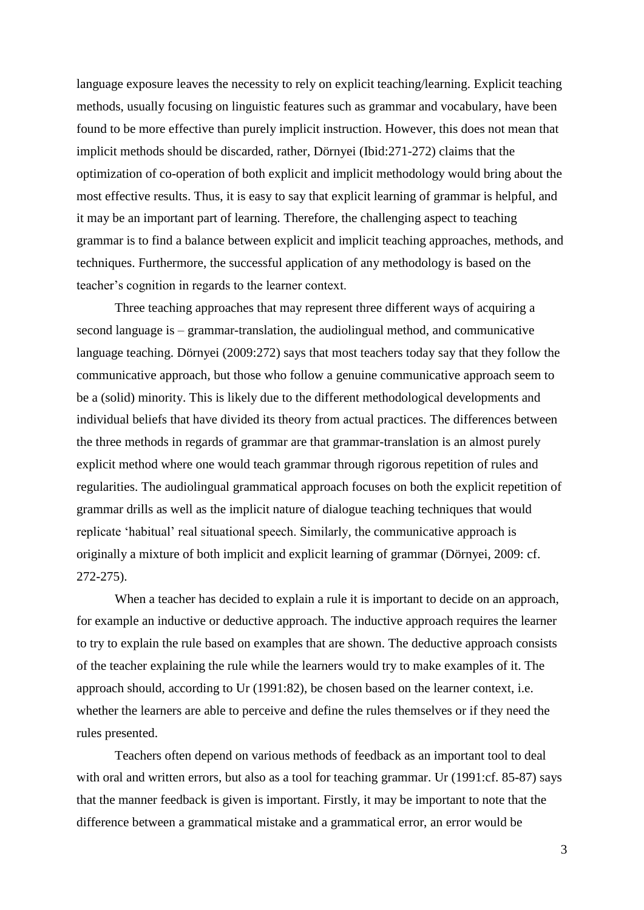language exposure leaves the necessity to rely on explicit teaching/learning. Explicit teaching methods, usually focusing on linguistic features such as grammar and vocabulary, have been found to be more effective than purely implicit instruction. However, this does not mean that implicit methods should be discarded, rather, Dörnyei (Ibid:271-272) claims that the optimization of co-operation of both explicit and implicit methodology would bring about the most effective results. Thus, it is easy to say that explicit learning of grammar is helpful, and it may be an important part of learning. Therefore, the challenging aspect to teaching grammar is to find a balance between explicit and implicit teaching approaches, methods, and techniques. Furthermore, the successful application of any methodology is based on the teacher's cognition in regards to the learner context.

Three teaching approaches that may represent three different ways of acquiring a second language is – grammar-translation, the audiolingual method, and communicative language teaching. Dörnyei (2009:272) says that most teachers today say that they follow the communicative approach, but those who follow a genuine communicative approach seem to be a (solid) minority. This is likely due to the different methodological developments and individual beliefs that have divided its theory from actual practices. The differences between the three methods in regards of grammar are that grammar-translation is an almost purely explicit method where one would teach grammar through rigorous repetition of rules and regularities. The audiolingual grammatical approach focuses on both the explicit repetition of grammar drills as well as the implicit nature of dialogue teaching techniques that would replicate 'habitual' real situational speech. Similarly, the communicative approach is originally a mixture of both implicit and explicit learning of grammar (Dörnyei, 2009: cf. 272-275).

When a teacher has decided to explain a rule it is important to decide on an approach, for example an inductive or deductive approach. The inductive approach requires the learner to try to explain the rule based on examples that are shown. The deductive approach consists of the teacher explaining the rule while the learners would try to make examples of it. The approach should, according to Ur (1991:82), be chosen based on the learner context, i.e. whether the learners are able to perceive and define the rules themselves or if they need the rules presented.

Teachers often depend on various methods of feedback as an important tool to deal with oral and written errors, but also as a tool for teaching grammar. Ur (1991:cf. 85-87) says that the manner feedback is given is important. Firstly, it may be important to note that the difference between a grammatical mistake and a grammatical error, an error would be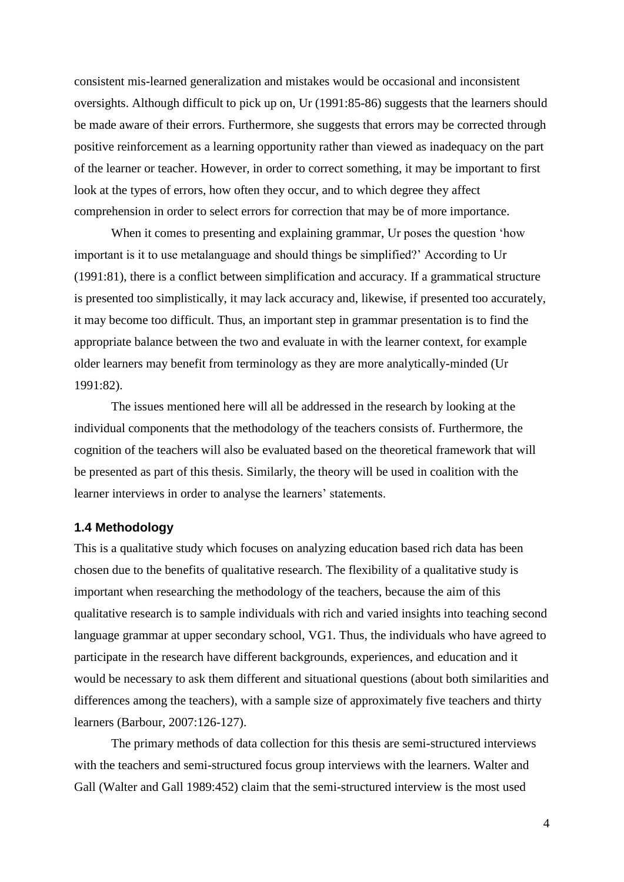consistent mis-learned generalization and mistakes would be occasional and inconsistent oversights. Although difficult to pick up on, Ur (1991:85-86) suggests that the learners should be made aware of their errors. Furthermore, she suggests that errors may be corrected through positive reinforcement as a learning opportunity rather than viewed as inadequacy on the part of the learner or teacher. However, in order to correct something, it may be important to first look at the types of errors, how often they occur, and to which degree they affect comprehension in order to select errors for correction that may be of more importance.

When it comes to presenting and explaining grammar, Ur poses the question 'how important is it to use metalanguage and should things be simplified?' According to Ur (1991:81), there is a conflict between simplification and accuracy. If a grammatical structure is presented too simplistically, it may lack accuracy and, likewise, if presented too accurately, it may become too difficult. Thus, an important step in grammar presentation is to find the appropriate balance between the two and evaluate in with the learner context, for example older learners may benefit from terminology as they are more analytically-minded (Ur 1991:82).

The issues mentioned here will all be addressed in the research by looking at the individual components that the methodology of the teachers consists of. Furthermore, the cognition of the teachers will also be evaluated based on the theoretical framework that will be presented as part of this thesis. Similarly, the theory will be used in coalition with the learner interviews in order to analyse the learners' statements.

### 1.4 Methodology

This is a qualitative study which focuses on analyzing education based rich data has been chosen due to the benefits of qualitative research. The flexibility of a qualitative study is important when researching the methodology of the teachers, because the aim of this qualitative research is to sample individuals with rich and varied insights into teaching second language grammar at upper secondary school, VG1. Thus, the individuals who have agreed to participate in the research have different backgrounds, experiences, and education and it would be necessary to ask them different and situational questions (about both similarities and differences among the teachers), with a sample size of approximately five teachers and thirty learners (Barbour, 2007:126-127).

The primary methods of data collection for this thesis are semi-structured interviews with the teachers and semi-structured focus group interviews with the learners. Walter and Gall (Walter and Gall 1989:452) claim that the semi-structured interview is the most used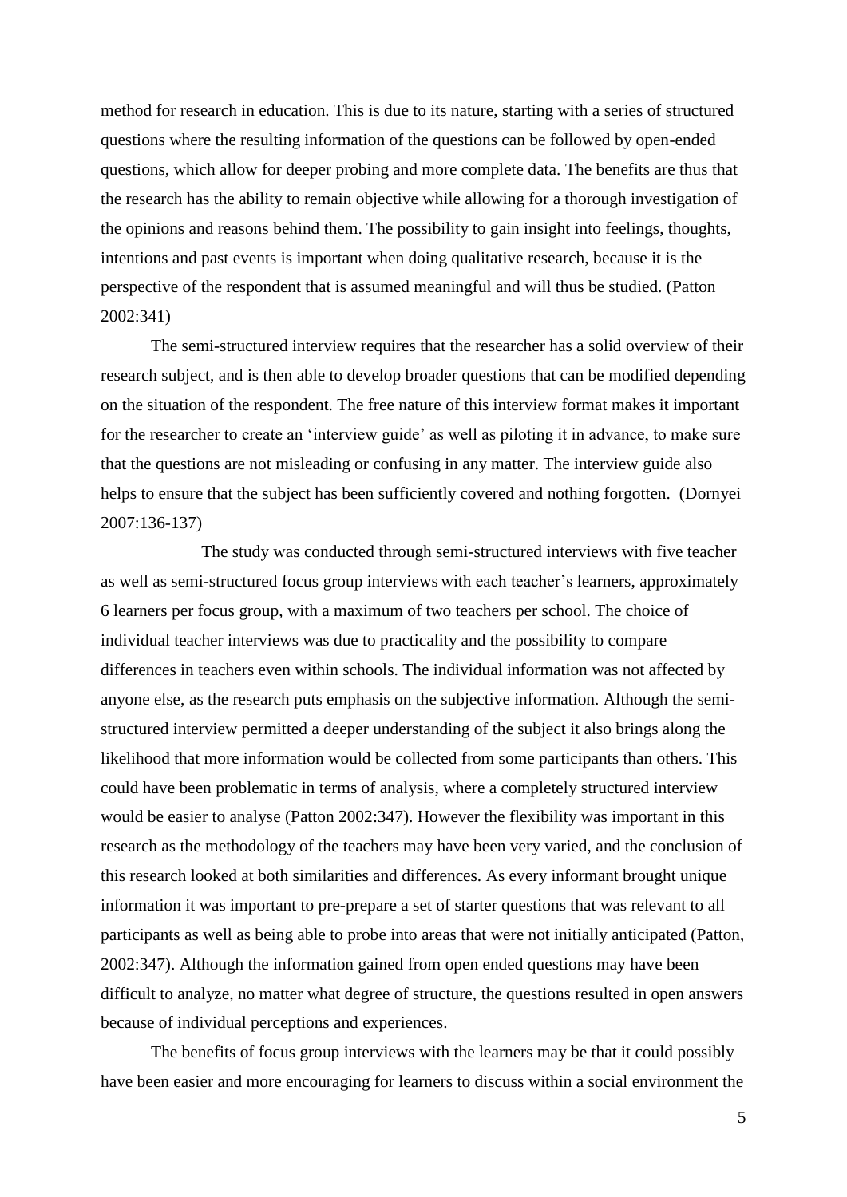method for research in education. This is due to its nature, starting with a series of structured questions where the resulting information of the questions can be followed by open-ended questions, which allow for deeper probing and more complete data. The benefits are thus that the research has the ability to remain objective while allowing for a thorough investigation of the opinions and reasons behind them. The possibility to gain insight into feelings, thoughts, intentions and past events is important when doing qualitative research, because it is the perspective of the respondent that is assumed meaningful and will thus be studied. (Patton 2002:341)

The semi-structured interview requires that the researcher has a solid overview of their research subject, and is then able to develop broader questions that can be modified depending on the situation of the respondent. The free nature of this interview format makes it important for the researcher to create an 'interview guide' as well as piloting it in advance, to make sure that the questions are not misleading or confusing in any matter. The interview guide also helps to ensure that the subject has been sufficiently covered and nothing forgotten. (Dornyei 2007:136-137)

The study was conducted through semi-structured interviews with five teacher as well as semi-structured focus group interviews with each teacher's learners, approximately 6 learners per focus group, with a maximum of two teachers per school. The choice of individual teacher interviews was due to practicality and the possibility to compare differences in teachers even within schools. The individual information was not affected by anyone else, as the research puts emphasis on the subjective information. Although the semi-structured interview permitted a deeper understanding of the subject it also brings along the likelihood that more information would be collected from some participants than others. This could have been problematic in terms of analysis, where a completely structured interview would be easier to analyse (Patton 2002:347). However the flexibility was important in this research as the methodology of the teachers may have been very varied, and the conclusion of this research looked at both similarities and differences. As every informant brought unique information it was important to pre-prepare a set of starter questions that was relevant to all participants as well as being able to probe into areas that were not initially anticipated (Patton, 2002:347). Although the information gained from open ended questions may have been difficult to analyze, no matter what degree of structure, the questions resulted in open answers because of individual perceptions and experiences.

The benefits of focus group interviews with the learners may be that it could possibly have been easier and more encouraging for learners to discuss within a social environment the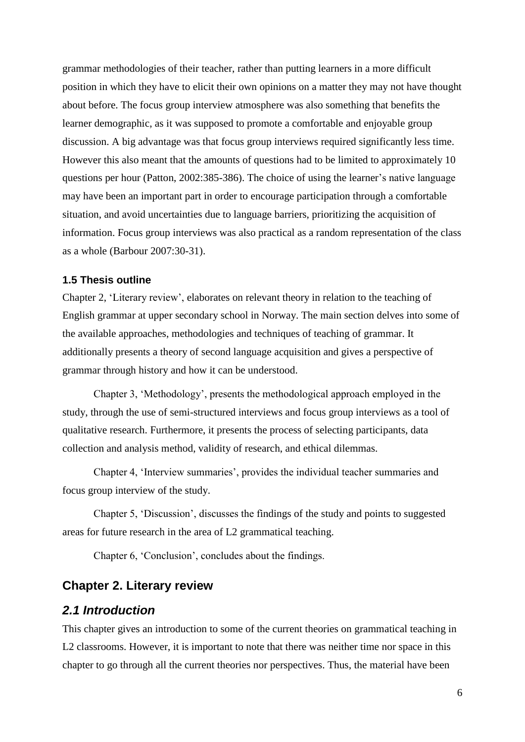grammar methodologies of their teacher, rather than putting learners in a more difficult position in which they have to elicit their own opinions on a matter they may not have thought about before. The focus group interview atmosphere was also something that benefits the learner demographic, as it was supposed to promote a comfortable and enjoyable group discussion. A big advantage was that focus group interviews required significantly less time. However this also meant that the amounts of questions had to be limited to approximately 10 questions per hour (Patton, 2002:385-386). The choice of using the learner's native language may have been an important part in order to encourage participation through a comfortable situation, and avoid uncertainties due to language barriers, prioritizing the acquisition of information. Focus group interviews was also practical as a random representation of the class as a whole (Barbour 2007:30-31).

### 1.5 Thesis outline

Chapter 2, 'Literary review', elaborates on relevant theory in relation to the teaching of English grammar at upper secondary school in Norway. The main section delves into some of the available approaches, methodologies and techniques of teaching of grammar. It additionally presents a theory of second language acquisition and gives a perspective of grammar through history and how it can be understood.

Chapter 3, 'Methodology', presents the methodological approach employed in the study, through the use of semi-structured interviews and focus group interviews as a tool of qualitative research. Furthermore, it presents the process of selecting participants, data collection and analysis method, validity of research, and ethical dilemmas.

Chapter 4, 'Interview summaries', provides the individual teacher summaries and focus group interview of the study.

Chapter 5, 'Discussion', discusses the findings of the study and points to suggested areas for future research in the area of L2 grammatical teaching.

Chapter 6, 'Conclusion', concludes about the findings.

## Chapter 2. Literary review

### *2.1 Introduction*

This chapter gives an introduction to some of the current theories on grammatical teaching in L2 classrooms. However, it is important to note that there was neither time nor space in this chapter to go through all the current theories nor perspectives. Thus, the material have been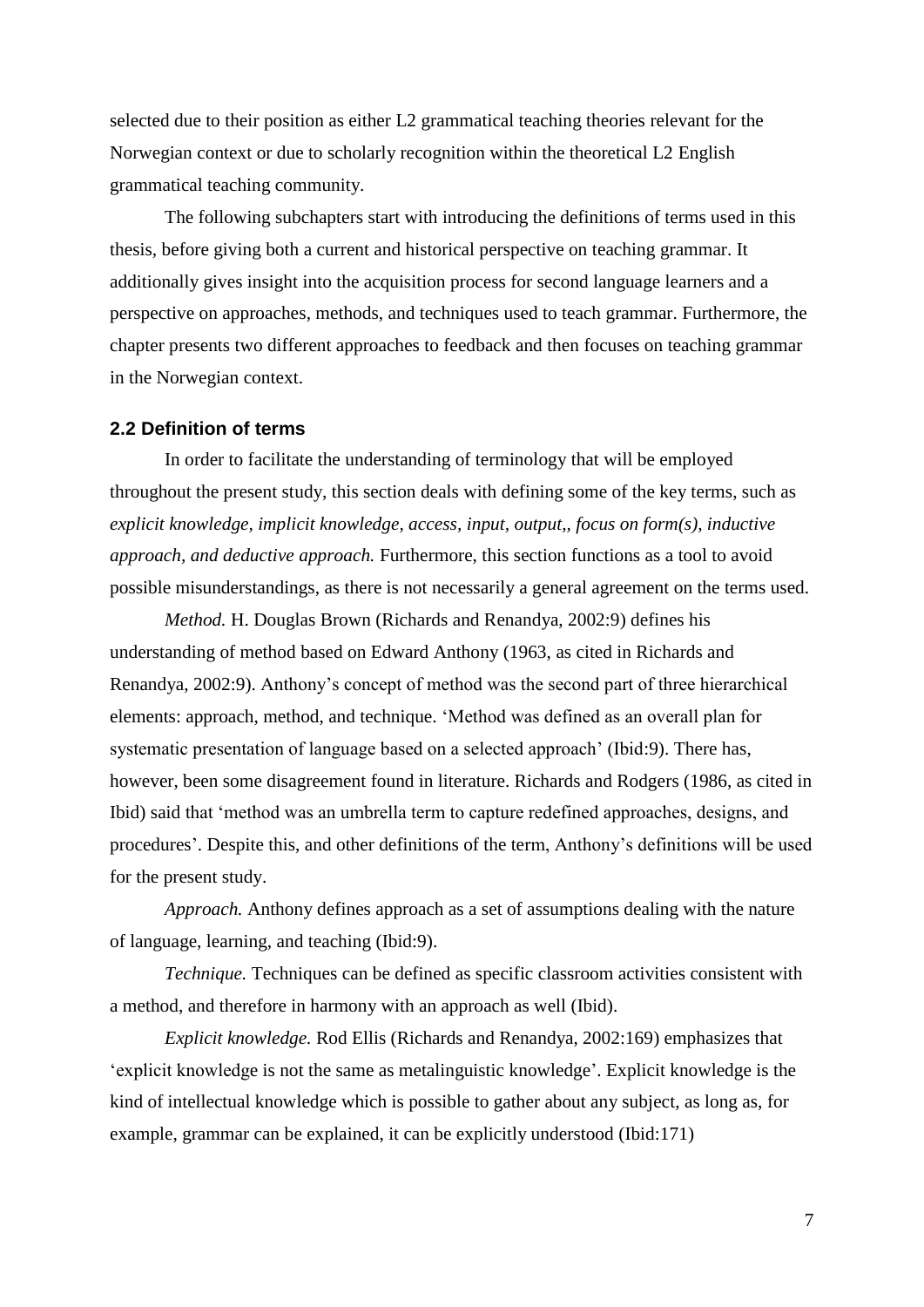selected due to their position as either L2 grammatical teaching theories relevant for the Norwegian context or due to scholarly recognition within the theoretical L2 English grammatical teaching community.

The following subchapters start with introducing the definitions of terms used in this thesis, before giving both a current and historical perspective on teaching grammar. It additionally gives insight into the acquisition process for second language learners and a perspective on approaches, methods, and techniques used to teach grammar. Furthermore, the chapter presents two different approaches to feedback and then focuses on teaching grammar in the Norwegian context.

### 2.2 Definition of terms

In order to facilitate the understanding of terminology that will be employed throughout the present study, this section deals with defining some of the key terms, such as *explicit knowledge, implicit knowledge, access, input, output,, focus on form(s), inductive approach, and deductive approach.* Furthermore, this section functions as a tool to avoid possible misunderstandings, as there is not necessarily a general agreement on the terms used.

*Method.* H. Douglas Brown (Richards and Renandya, 2002:9) defines his understanding of method based on Edward Anthony (1963, as cited in Richards and Renandya, 2002:9). Anthony's concept of method was the second part of three hierarchical elements: approach, method, and technique. 'Method was defined as an overall plan for systematic presentation of language based on a selected approach' (Ibid:9). There has, however, been some disagreement found in literature. Richards and Rodgers (1986, as cited in Ibid) said that 'method was an umbrella term to capture redefined approaches, designs, and procedures'. Despite this, and other definitions of the term, Anthony's definitions will be used for the present study.

*Approach.* Anthony defines approach as a set of assumptions dealing with the nature of language, learning, and teaching (Ibid:9).

*Technique.* Techniques can be defined as specific classroom activities consistent with a method, and therefore in harmony with an approach as well (Ibid).

*Explicit knowledge.* Rod Ellis (Richards and Renandya, 2002:169) emphasizes that 'explicit knowledge is not the same as metalinguistic knowledge'. Explicit knowledge is the kind of intellectual knowledge which is possible to gather about any subject, as long as, for example, grammar can be explained, it can be explicitly understood (Ibid:171)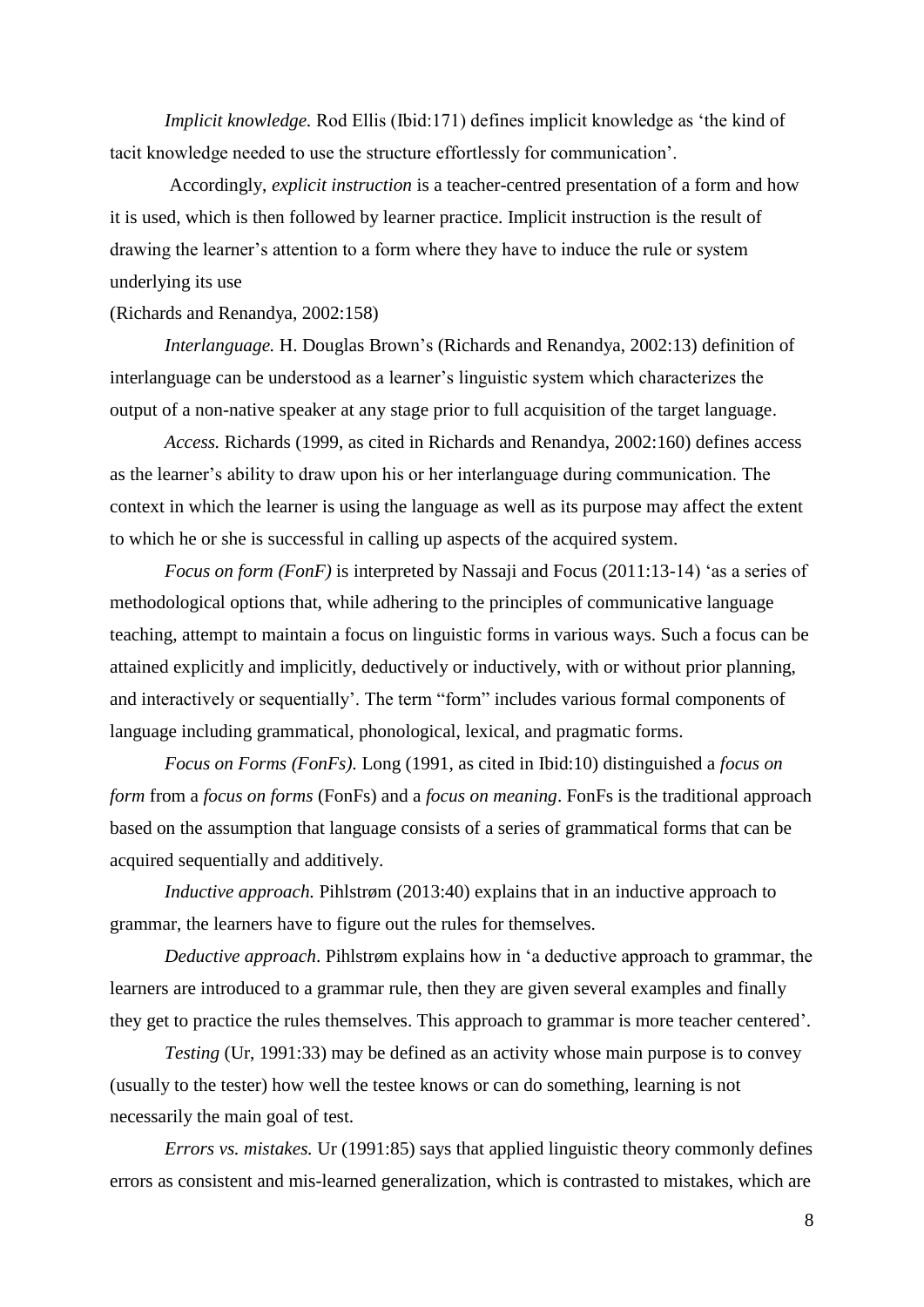*Implicit knowledge.* Rod Ellis (Ibid:171) defines implicit knowledge as 'the kind of tacit knowledge needed to use the structure effortlessly for communication'.

Accordingly, *explicit instruction* is a teacher-centred presentation of a form and how it is used, which is then followed by learner practice. Implicit instruction is the result of drawing the learner's attention to a form where they have to induce the rule or system underlying its use
(Richards and Renandya, 2002:158)

*Interlanguage.* H. Douglas Brown's (Richards and Renandya, 2002:13) definition of interlanguage can be understood as a learner's linguistic system which characterizes the output of a non-native speaker at any stage prior to full acquisition of the target language.

*Access.* Richards (1999, as cited in Richards and Renandya, 2002:160) defines access as the learner's ability to draw upon his or her interlanguage during communication. The context in which the learner is using the language as well as its purpose may affect the extent to which he or she is successful in calling up aspects of the acquired system.

*Focus on form (FonF)* is interpreted by Nassaji and Focus (2011:13-14) 'as a series of methodological options that, while adhering to the principles of communicative language teaching, attempt to maintain a focus on linguistic forms in various ways. Such a focus can be attained explicitly and implicitly, deductively or inductively, with or without prior planning, and interactively or sequentially'. The term "form" includes various formal components of language including grammatical, phonological, lexical, and pragmatic forms.

*Focus on Forms (FonFs).* Long (1991, as cited in Ibid:10) distinguished a *focus on form* from a *focus on forms* (FonFs) and a *focus on meaning*. FonFs is the traditional approach based on the assumption that language consists of a series of grammatical forms that can be acquired sequentially and additively.

*Inductive approach.* Pihlstrøm (2013:40) explains that in an inductive approach to grammar, the learners have to figure out the rules for themselves.

*Deductive approach*. Pihlstrøm explains how in 'a deductive approach to grammar, the learners are introduced to a grammar rule, then they are given several examples and finally they get to practice the rules themselves. This approach to grammar is more teacher centered'.

*Testing* (Ur, 1991:33) may be defined as an activity whose main purpose is to convey (usually to the tester) how well the testee knows or can do something, learning is not necessarily the main goal of test.

*Errors vs. mistakes.* Ur (1991:85) says that applied linguistic theory commonly defines errors as consistent and mis-learned generalization, which is contrasted to mistakes, which are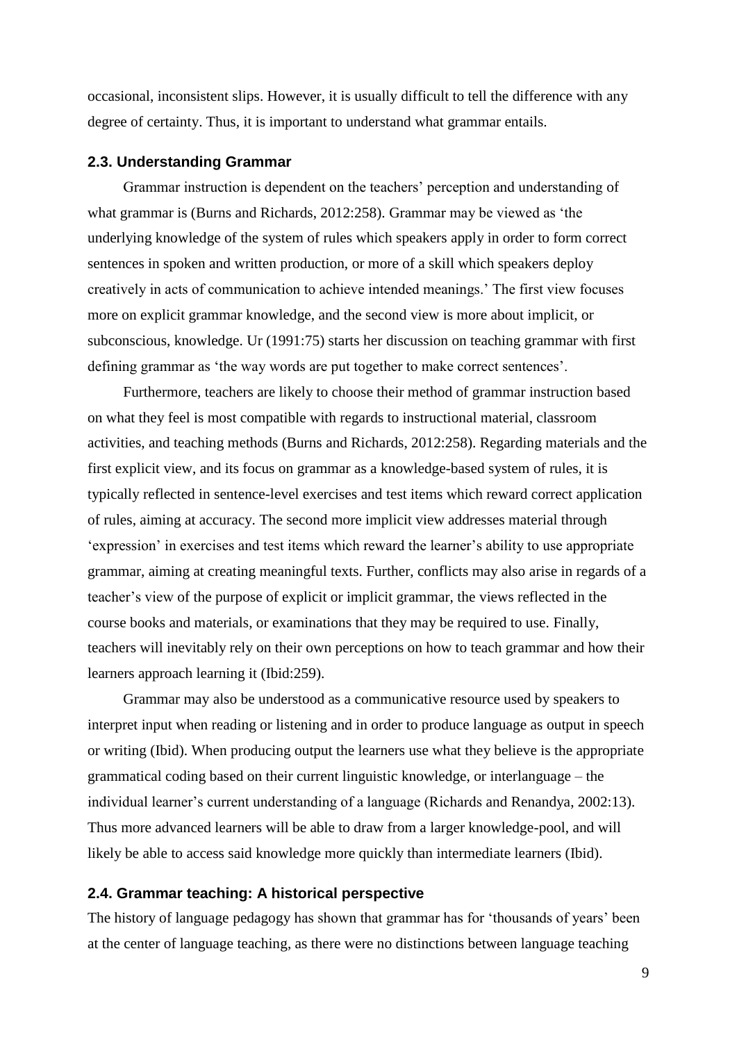occasional, inconsistent slips. However, it is usually difficult to tell the difference with any degree of certainty. Thus, it is important to understand what grammar entails.

### 2.3. Understanding Grammar

Grammar instruction is dependent on the teachers' perception and understanding of what grammar is (Burns and Richards, 2012:258). Grammar may be viewed as 'the underlying knowledge of the system of rules which speakers apply in order to form correct sentences in spoken and written production, or more of a skill which speakers deploy creatively in acts of communication to achieve intended meanings.' The first view focuses more on explicit grammar knowledge, and the second view is more about implicit, or subconscious, knowledge. Ur (1991:75) starts her discussion on teaching grammar with first defining grammar as 'the way words are put together to make correct sentences'.

Furthermore, teachers are likely to choose their method of grammar instruction based on what they feel is most compatible with regards to instructional material, classroom activities, and teaching methods (Burns and Richards, 2012:258). Regarding materials and the first explicit view, and its focus on grammar as a knowledge-based system of rules, it is typically reflected in sentence-level exercises and test items which reward correct application of rules, aiming at accuracy. The second more implicit view addresses material through 'expression' in exercises and test items which reward the learner's ability to use appropriate grammar, aiming at creating meaningful texts. Further, conflicts may also arise in regards of a teacher's view of the purpose of explicit or implicit grammar, the views reflected in the course books and materials, or examinations that they may be required to use. Finally, teachers will inevitably rely on their own perceptions on how to teach grammar and how their learners approach learning it (Ibid:259).

Grammar may also be understood as a communicative resource used by speakers to interpret input when reading or listening and in order to produce language as output in speech or writing (Ibid). When producing output the learners use what they believe is the appropriate grammatical coding based on their current linguistic knowledge, or interlanguage – the individual learner's current understanding of a language (Richards and Renandya, 2002:13). Thus more advanced learners will be able to draw from a larger knowledge-pool, and will likely be able to access said knowledge more quickly than intermediate learners (Ibid).

### 2.4. Grammar teaching: A historical perspective

The history of language pedagogy has shown that grammar has for 'thousands of years' been at the center of language teaching, as there were no distinctions between language teaching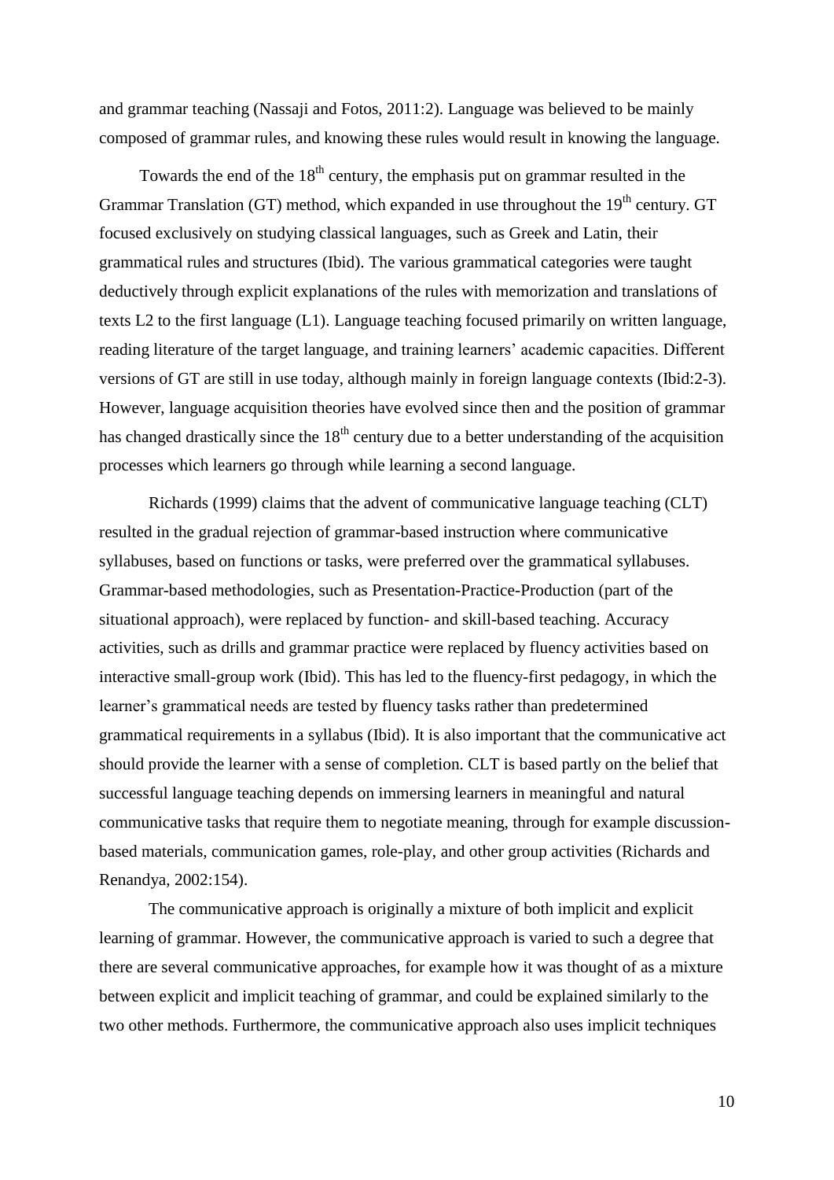and grammar teaching (Nassaji and Fotos, 2011:2). Language was believed to be mainly composed of grammar rules, and knowing these rules would result in knowing the language.

Towards the end of the 18th century, the emphasis put on grammar resulted in the Grammar Translation (GT) method, which expanded in use throughout the 19th century. GT focused exclusively on studying classical languages, such as Greek and Latin, their grammatical rules and structures (Ibid). The various grammatical categories were taught deductively through explicit explanations of the rules with memorization and translations of texts L2 to the first language (L1). Language teaching focused primarily on written language, reading literature of the target language, and training learners' academic capacities. Different versions of GT are still in use today, although mainly in foreign language contexts (Ibid:2-3). However, language acquisition theories have evolved since then and the position of grammar has changed drastically since the 18th century due to a better understanding of the acquisition processes which learners go through while learning a second language.

Richards (1999) claims that the advent of communicative language teaching (CLT) resulted in the gradual rejection of grammar-based instruction where communicative syllabuses, based on functions or tasks, were preferred over the grammatical syllabuses. Grammar-based methodologies, such as Presentation-Practice-Production (part of the situational approach), were replaced by function- and skill-based teaching. Accuracy activities, such as drills and grammar practice were replaced by fluency activities based on interactive small-group work (Ibid). This has led to the fluency-first pedagogy, in which the learner's grammatical needs are tested by fluency tasks rather than predetermined grammatical requirements in a syllabus (Ibid). It is also important that the communicative act should provide the learner with a sense of completion. CLT is based partly on the belief that successful language teaching depends on immersing learners in meaningful and natural communicative tasks that require them to negotiate meaning, through for example discussion-based materials, communication games, role-play, and other group activities (Richards and Renandya, 2002:154).

The communicative approach is originally a mixture of both implicit and explicit learning of grammar. However, the communicative approach is varied to such a degree that there are several communicative approaches, for example how it was thought of as a mixture between explicit and implicit teaching of grammar, and could be explained similarly to the two other methods. Furthermore, the communicative approach also uses implicit techniques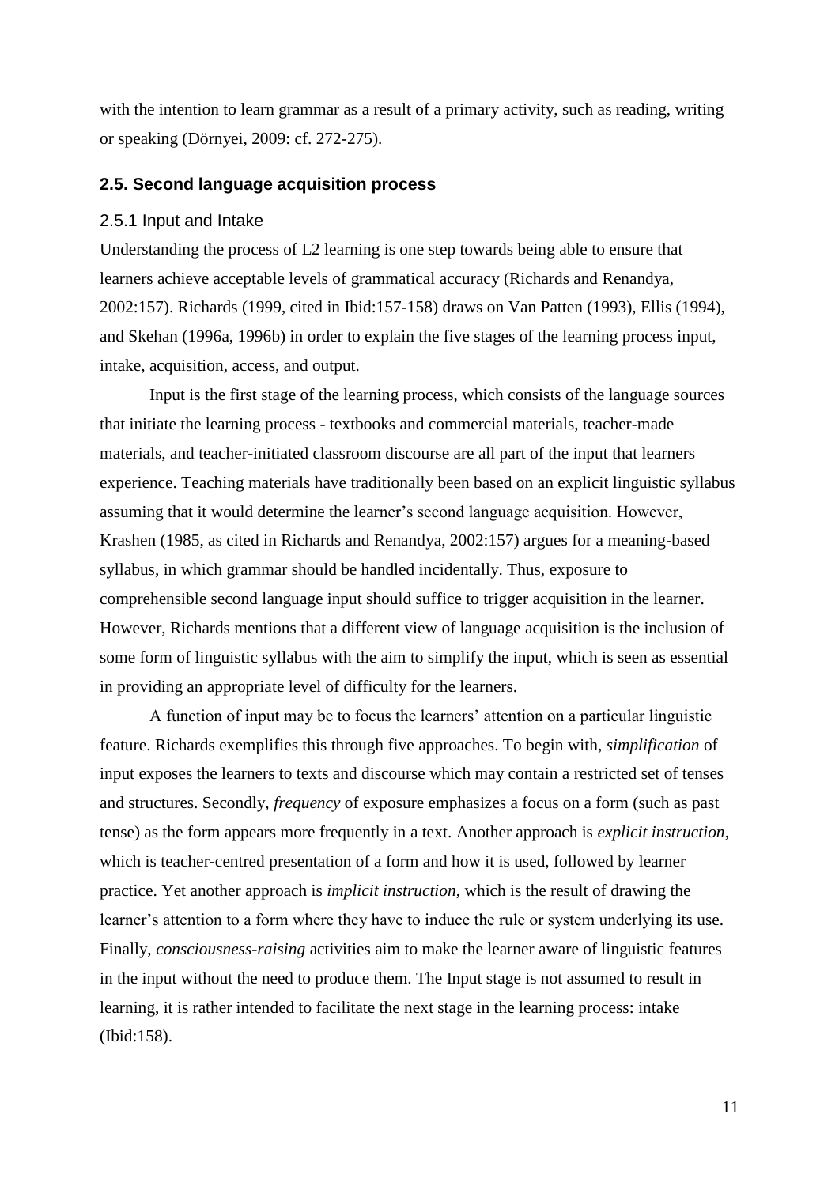with the intention to learn grammar as a result of a primary activity, such as reading, writing or speaking (Dörnyei, 2009: cf. 272-275).

## 2.5. Second language acquisition process

### 2.5.1 Input and Intake

Understanding the process of L2 learning is one step towards being able to ensure that learners achieve acceptable levels of grammatical accuracy (Richards and Renandya, 2002:157). Richards (1999, cited in Ibid:157-158) draws on Van Patten (1993), Ellis (1994), and Skehan (1996a, 1996b) in order to explain the five stages of the learning process input, intake, acquisition, access, and output.

Input is the first stage of the learning process, which consists of the language sources that initiate the learning process - textbooks and commercial materials, teacher-made materials, and teacher-initiated classroom discourse are all part of the input that learners experience. Teaching materials have traditionally been based on an explicit linguistic syllabus assuming that it would determine the learner's second language acquisition. However, Krashen (1985, as cited in Richards and Renandya, 2002:157) argues for a meaning-based syllabus, in which grammar should be handled incidentally. Thus, exposure to comprehensible second language input should suffice to trigger acquisition in the learner. However, Richards mentions that a different view of language acquisition is the inclusion of some form of linguistic syllabus with the aim to simplify the input, which is seen as essential in providing an appropriate level of difficulty for the learners.

A function of input may be to focus the learners' attention on a particular linguistic feature. Richards exemplifies this through five approaches. To begin with, *simplification* of input exposes the learners to texts and discourse which may contain a restricted set of tenses and structures. Secondly, *frequency* of exposure emphasizes a focus on a form (such as past tense) as the form appears more frequently in a text. Another approach is *explicit instruction*, which is teacher-centred presentation of a form and how it is used, followed by learner practice. Yet another approach is *implicit instruction*, which is the result of drawing the learner's attention to a form where they have to induce the rule or system underlying its use. Finally, *consciousness-raising* activities aim to make the learner aware of linguistic features in the input without the need to produce them. The Input stage is not assumed to result in learning, it is rather intended to facilitate the next stage in the learning process: intake (Ibid:158).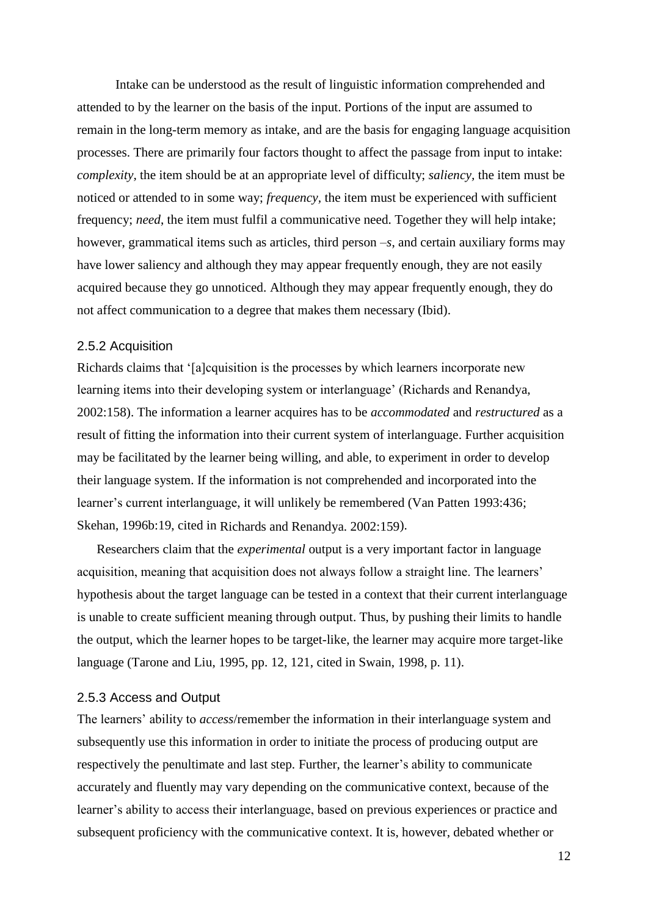Intake can be understood as the result of linguistic information comprehended and attended to by the learner on the basis of the input. Portions of the input are assumed to remain in the long-term memory as intake, and are the basis for engaging language acquisition processes. There are primarily four factors thought to affect the passage from input to intake: *complexity*, the item should be at an appropriate level of difficulty; *saliency*, the item must be noticed or attended to in some way; *frequency*, the item must be experienced with sufficient frequency; *need*, the item must fulfil a communicative need. Together they will help intake; however, grammatical items such as articles, third person *–s*, and certain auxiliary forms may have lower saliency and although they may appear frequently enough, they are not easily acquired because they go unnoticed. Although they may appear frequently enough, they do not affect communication to a degree that makes them necessary (Ibid).

### 2.5.2 Acquisition

Richards claims that '[a]cquisition is the processes by which learners incorporate new learning items into their developing system or interlanguage' (Richards and Renandya, 2002:158). The information a learner acquires has to be *accommodated* and *restructured* as a result of fitting the information into their current system of interlanguage. Further acquisition may be facilitated by the learner being willing, and able, to experiment in order to develop their language system. If the information is not comprehended and incorporated into the learner's current interlanguage, it will unlikely be remembered (Van Patten 1993:436; Skehan, 1996b:19, cited in Richards and Renandya. 2002:159).

Researchers claim that the *experimental* output is a very important factor in language acquisition, meaning that acquisition does not always follow a straight line. The learners' hypothesis about the target language can be tested in a context that their current interlanguage is unable to create sufficient meaning through output. Thus, by pushing their limits to handle the output, which the learner hopes to be target-like, the learner may acquire more target-like language (Tarone and Liu, 1995, pp. 12, 121, cited in Swain, 1998, p. 11).

### 2.5.3 Access and Output

The learners' ability to *access*/remember the information in their interlanguage system and subsequently use this information in order to initiate the process of producing output are respectively the penultimate and last step. Further, the learner's ability to communicate accurately and fluently may vary depending on the communicative context, because of the learner's ability to access their interlanguage, based on previous experiences or practice and subsequent proficiency with the communicative context. It is, however, debated whether or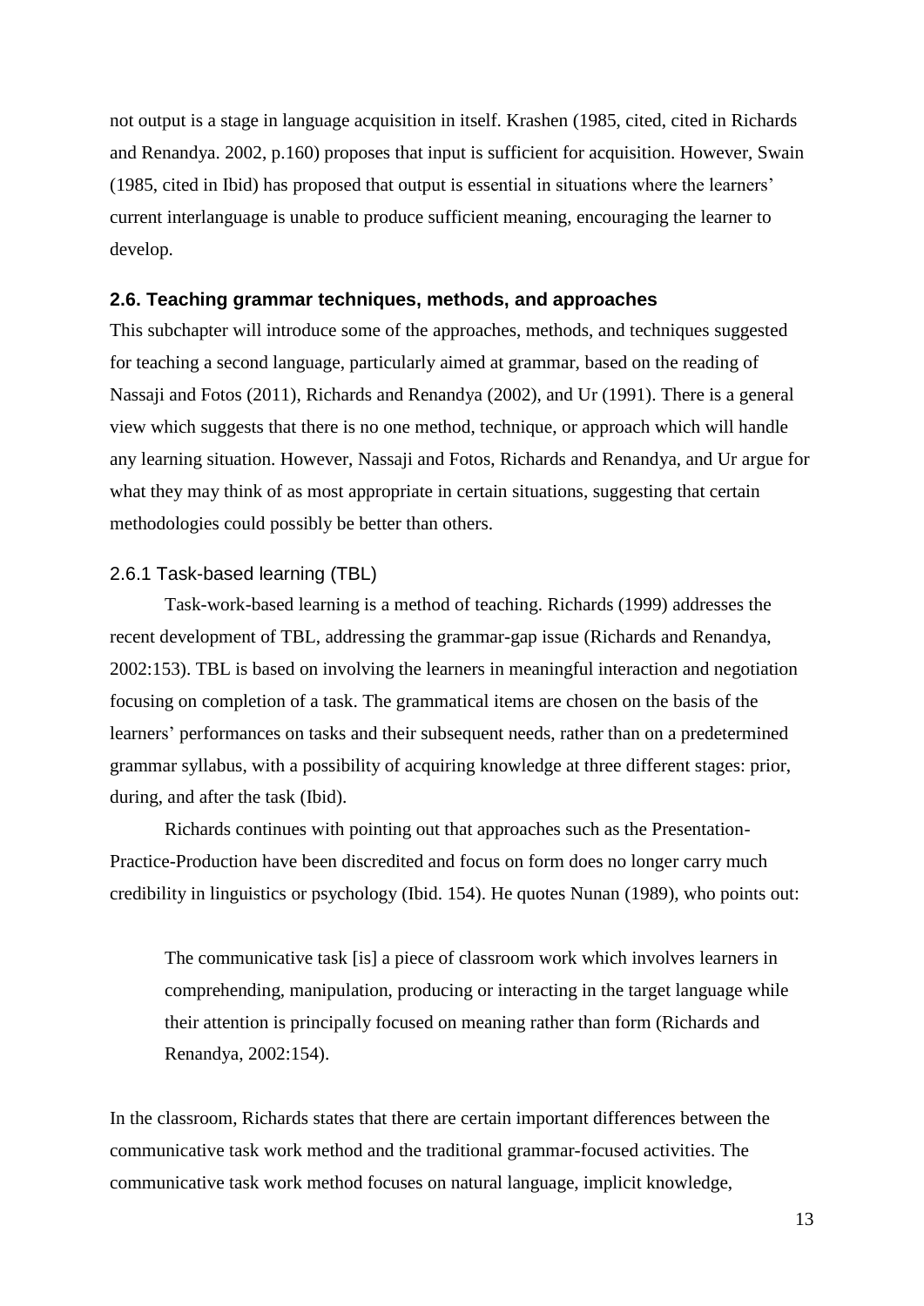not output is a stage in language acquisition in itself. Krashen (1985, cited, cited in Richards and Renandya. 2002, p.160) proposes that input is sufficient for acquisition. However, Swain (1985, cited in Ibid) has proposed that output is essential in situations where the learners' current interlanguage is unable to produce sufficient meaning, encouraging the learner to develop.

## 2.6. Teaching grammar techniques, methods, and approaches

This subchapter will introduce some of the approaches, methods, and techniques suggested for teaching a second language, particularly aimed at grammar, based on the reading of Nassaji and Fotos (2011), Richards and Renandya (2002), and Ur (1991). There is a general view which suggests that there is no one method, technique, or approach which will handle any learning situation. However, Nassaji and Fotos, Richards and Renandya, and Ur argue for what they may think of as most appropriate in certain situations, suggesting that certain methodologies could possibly be better than others.

### 2.6.1 Task-based learning (TBL)

Task-work-based learning is a method of teaching. Richards (1999) addresses the recent development of TBL, addressing the grammar-gap issue (Richards and Renandya, 2002:153). TBL is based on involving the learners in meaningful interaction and negotiation focusing on completion of a task. The grammatical items are chosen on the basis of the learners' performances on tasks and their subsequent needs, rather than on a predetermined grammar syllabus, with a possibility of acquiring knowledge at three different stages: prior, during, and after the task (Ibid).

Richards continues with pointing out that approaches such as the Presentation-Practice-Production have been discredited and focus on form does no longer carry much credibility in linguistics or psychology (Ibid. 154). He quotes Nunan (1989), who points out:

> The communicative task [is] a piece of classroom work which involves learners in comprehending, manipulation, producing or interacting in the target language while their attention is principally focused on meaning rather than form (Richards and Renandya, 2002:154).

In the classroom, Richards states that there are certain important differences between the communicative task work method and the traditional grammar-focused activities. The communicative task work method focuses on natural language, implicit knowledge,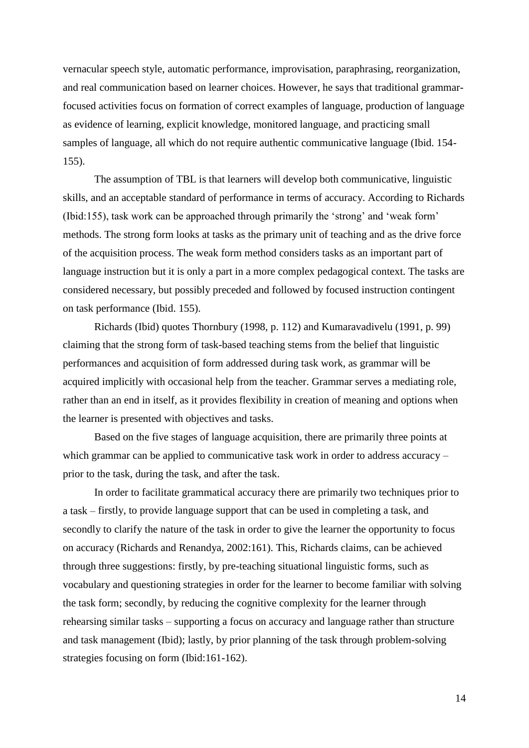vernacular speech style, automatic performance, improvisation, paraphrasing, reorganization, and real communication based on learner choices. However, he says that traditional grammar-focused activities focus on formation of correct examples of language, production of language as evidence of learning, explicit knowledge, monitored language, and practicing small samples of language, all which do not require authentic communicative language (Ibid. 154-155).

The assumption of TBL is that learners will develop both communicative, linguistic skills, and an acceptable standard of performance in terms of accuracy. According to Richards (Ibid:155), task work can be approached through primarily the 'strong' and 'weak form' methods. The strong form looks at tasks as the primary unit of teaching and as the drive force of the acquisition process. The weak form method considers tasks as an important part of language instruction but it is only a part in a more complex pedagogical context. The tasks are considered necessary, but possibly preceded and followed by focused instruction contingent on task performance (Ibid. 155).

Richards (Ibid) quotes Thornbury (1998, p. 112) and Kumaravadivelu (1991, p. 99) claiming that the strong form of task-based teaching stems from the belief that linguistic performances and acquisition of form addressed during task work, as grammar will be acquired implicitly with occasional help from the teacher. Grammar serves a mediating role, rather than an end in itself, as it provides flexibility in creation of meaning and options when the learner is presented with objectives and tasks.

Based on the five stages of language acquisition, there are primarily three points at which grammar can be applied to communicative task work in order to address accuracy – prior to the task, during the task, and after the task.

In order to facilitate grammatical accuracy there are primarily two techniques prior to a task – firstly, to provide language support that can be used in completing a task, and secondly to clarify the nature of the task in order to give the learner the opportunity to focus on accuracy (Richards and Renandya, 2002:161). This, Richards claims, can be achieved through three suggestions: firstly, by pre-teaching situational linguistic forms, such as vocabulary and questioning strategies in order for the learner to become familiar with solving the task form; secondly, by reducing the cognitive complexity for the learner through rehearsing similar tasks – supporting a focus on accuracy and language rather than structure and task management (Ibid); lastly, by prior planning of the task through problem-solving strategies focusing on form (Ibid:161-162).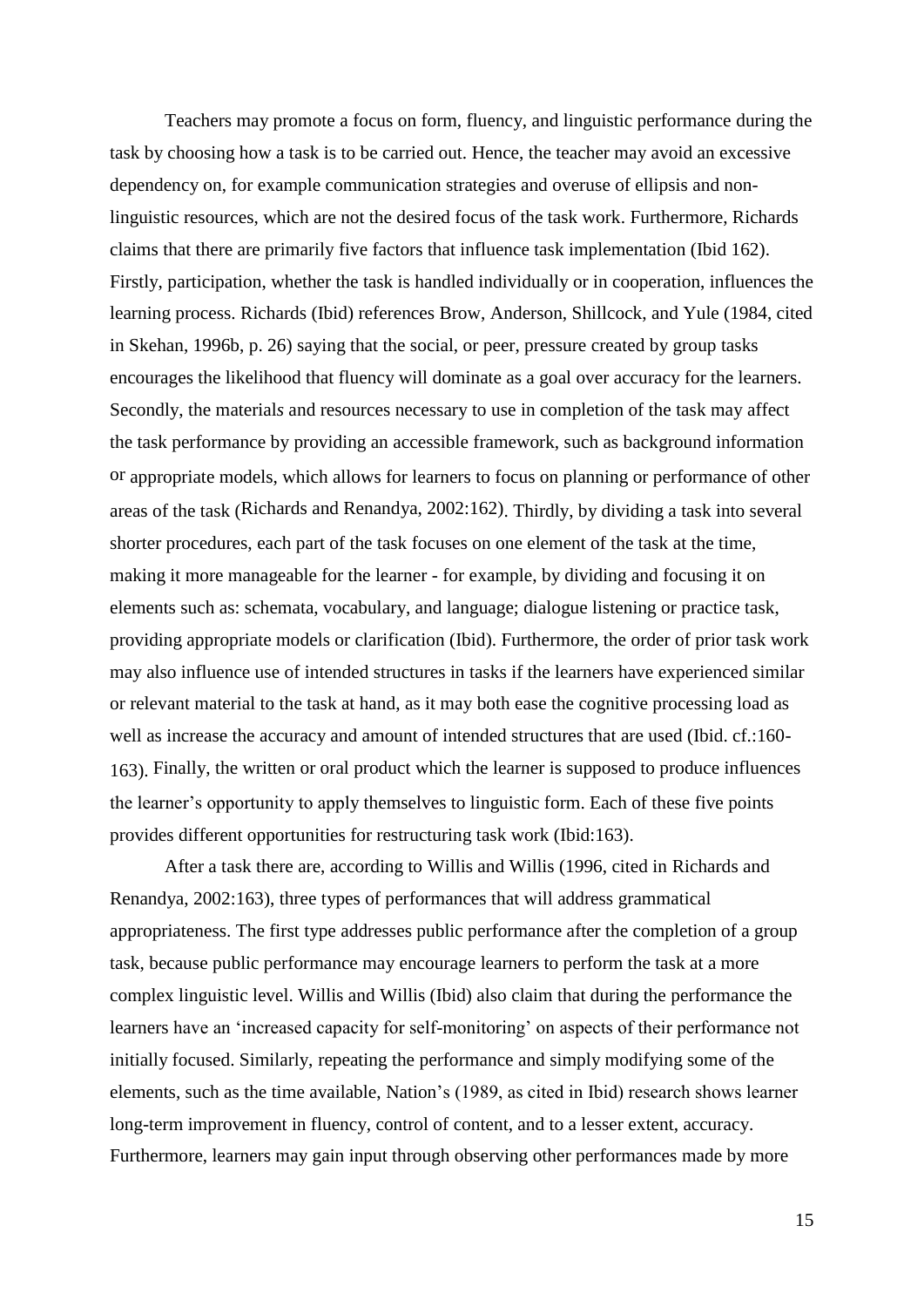Teachers may promote a focus on form, fluency, and linguistic performance during the task by choosing how a task is to be carried out. Hence, the teacher may avoid an excessive dependency on, for example communication strategies and overuse of ellipsis and non-linguistic resources, which are not the desired focus of the task work. Furthermore, Richards claims that there are primarily five factors that influence task implementation (Ibid 162). Firstly, participation, whether the task is handled individually or in cooperation, influences the learning process. Richards (Ibid) references Brow, Anderson, Shillcock, and Yule (1984, cited in Skehan, 1996b, p. 26) saying that the social, or peer, pressure created by group tasks encourages the likelihood that fluency will dominate as a goal over accuracy for the learners. Secondly, the materials and resources necessary to use in completion of the task may affect the task performance by providing an accessible framework, such as background information or appropriate models, which allows for learners to focus on planning or performance of other areas of the task (Richards and Renandya, 2002:162). Thirdly, by dividing a task into several shorter procedures, each part of the task focuses on one element of the task at the time, making it more manageable for the learner - for example, by dividing and focusing it on elements such as: schemata, vocabulary, and language; dialogue listening or practice task, providing appropriate models or clarification (Ibid). Furthermore, the order of prior task work may also influence use of intended structures in tasks if the learners have experienced similar or relevant material to the task at hand, as it may both ease the cognitive processing load as well as increase the accuracy and amount of intended structures that are used (Ibid. cf.:160-163). Finally, the written or oral product which the learner is supposed to produce influences the learner's opportunity to apply themselves to linguistic form. Each of these five points provides different opportunities for restructuring task work (Ibid:163).

After a task there are, according to Willis and Willis (1996, cited in Richards and Renandya, 2002:163), three types of performances that will address grammatical appropriateness. The first type addresses public performance after the completion of a group task, because public performance may encourage learners to perform the task at a more complex linguistic level. Willis and Willis (Ibid) also claim that during the performance the learners have an 'increased capacity for self-monitoring' on aspects of their performance not initially focused. Similarly, repeating the performance and simply modifying some of the elements, such as the time available, Nation's (1989, as cited in Ibid) research shows learner long-term improvement in fluency, control of content, and to a lesser extent, accuracy. Furthermore, learners may gain input through observing other performances made by more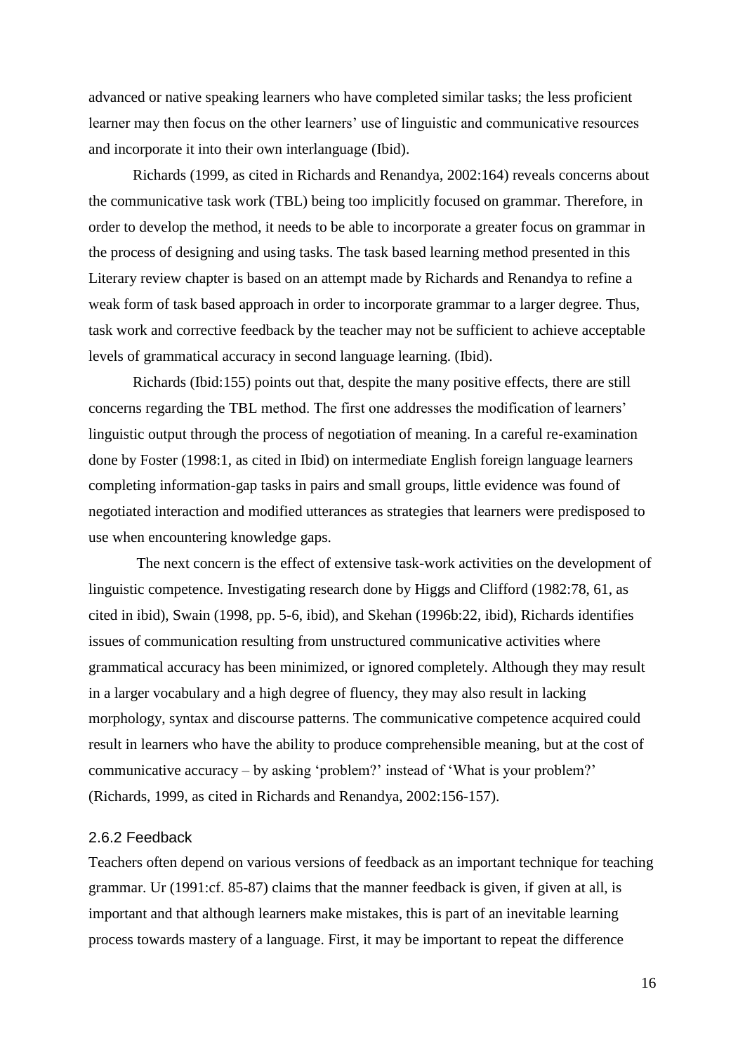advanced or native speaking learners who have completed similar tasks; the less proficient learner may then focus on the other learners' use of linguistic and communicative resources and incorporate it into their own interlanguage (Ibid).

Richards (1999, as cited in Richards and Renandya, 2002:164) reveals concerns about the communicative task work (TBL) being too implicitly focused on grammar. Therefore, in order to develop the method, it needs to be able to incorporate a greater focus on grammar in the process of designing and using tasks. The task based learning method presented in this Literary review chapter is based on an attempt made by Richards and Renandya to refine a weak form of task based approach in order to incorporate grammar to a larger degree. Thus, task work and corrective feedback by the teacher may not be sufficient to achieve acceptable levels of grammatical accuracy in second language learning. (Ibid).

Richards (Ibid:155) points out that, despite the many positive effects, there are still concerns regarding the TBL method. The first one addresses the modification of learners' linguistic output through the process of negotiation of meaning. In a careful re-examination done by Foster (1998:1, as cited in Ibid) on intermediate English foreign language learners completing information-gap tasks in pairs and small groups, little evidence was found of negotiated interaction and modified utterances as strategies that learners were predisposed to use when encountering knowledge gaps.

The next concern is the effect of extensive task-work activities on the development of linguistic competence. Investigating research done by Higgs and Clifford (1982:78, 61, as cited in ibid), Swain (1998, pp. 5-6, ibid), and Skehan (1996b:22, ibid), Richards identifies issues of communication resulting from unstructured communicative activities where grammatical accuracy has been minimized, or ignored completely. Although they may result in a larger vocabulary and a high degree of fluency, they may also result in lacking morphology, syntax and discourse patterns. The communicative competence acquired could result in learners who have the ability to produce comprehensible meaning, but at the cost of communicative accuracy – by asking 'problem?' instead of 'What is your problem?' (Richards, 1999, as cited in Richards and Renandya, 2002:156-157).

### 2.6.2 Feedback

Teachers often depend on various versions of feedback as an important technique for teaching grammar. Ur (1991:cf. 85-87) claims that the manner feedback is given, if given at all, is important and that although learners make mistakes, this is part of an inevitable learning process towards mastery of a language. First, it may be important to repeat the difference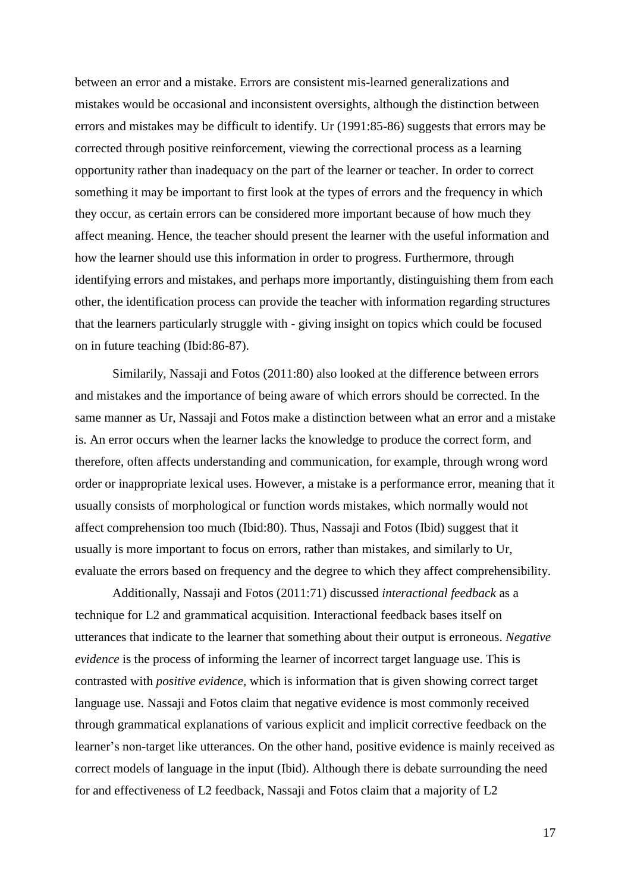between an error and a mistake. Errors are consistent mis-learned generalizations and mistakes would be occasional and inconsistent oversights, although the distinction between errors and mistakes may be difficult to identify. Ur (1991:85-86) suggests that errors may be corrected through positive reinforcement, viewing the correctional process as a learning opportunity rather than inadequacy on the part of the learner or teacher. In order to correct something it may be important to first look at the types of errors and the frequency in which they occur, as certain errors can be considered more important because of how much they affect meaning. Hence, the teacher should present the learner with the useful information and how the learner should use this information in order to progress. Furthermore, through identifying errors and mistakes, and perhaps more importantly, distinguishing them from each other, the identification process can provide the teacher with information regarding structures that the learners particularly struggle with - giving insight on topics which could be focused on in future teaching (Ibid:86-87).

Similarily, Nassaji and Fotos (2011:80) also looked at the difference between errors and mistakes and the importance of being aware of which errors should be corrected. In the same manner as Ur, Nassaji and Fotos make a distinction between what an error and a mistake is. An error occurs when the learner lacks the knowledge to produce the correct form, and therefore, often affects understanding and communication, for example, through wrong word order or inappropriate lexical uses. However, a mistake is a performance error, meaning that it usually consists of morphological or function words mistakes, which normally would not affect comprehension too much (Ibid:80). Thus, Nassaji and Fotos (Ibid) suggest that it usually is more important to focus on errors, rather than mistakes, and similarly to Ur, evaluate the errors based on frequency and the degree to which they affect comprehensibility.

Additionally, Nassaji and Fotos (2011:71) discussed *interactional feedback* as a technique for L2 and grammatical acquisition. Interactional feedback bases itself on utterances that indicate to the learner that something about their output is erroneous. *Negative evidence* is the process of informing the learner of incorrect target language use. This is contrasted with *positive evidence*, which is information that is given showing correct target language use. Nassaji and Fotos claim that negative evidence is most commonly received through grammatical explanations of various explicit and implicit corrective feedback on the learner's non-target like utterances. On the other hand, positive evidence is mainly received as correct models of language in the input (Ibid). Although there is debate surrounding the need for and effectiveness of L2 feedback, Nassaji and Fotos claim that a majority of L2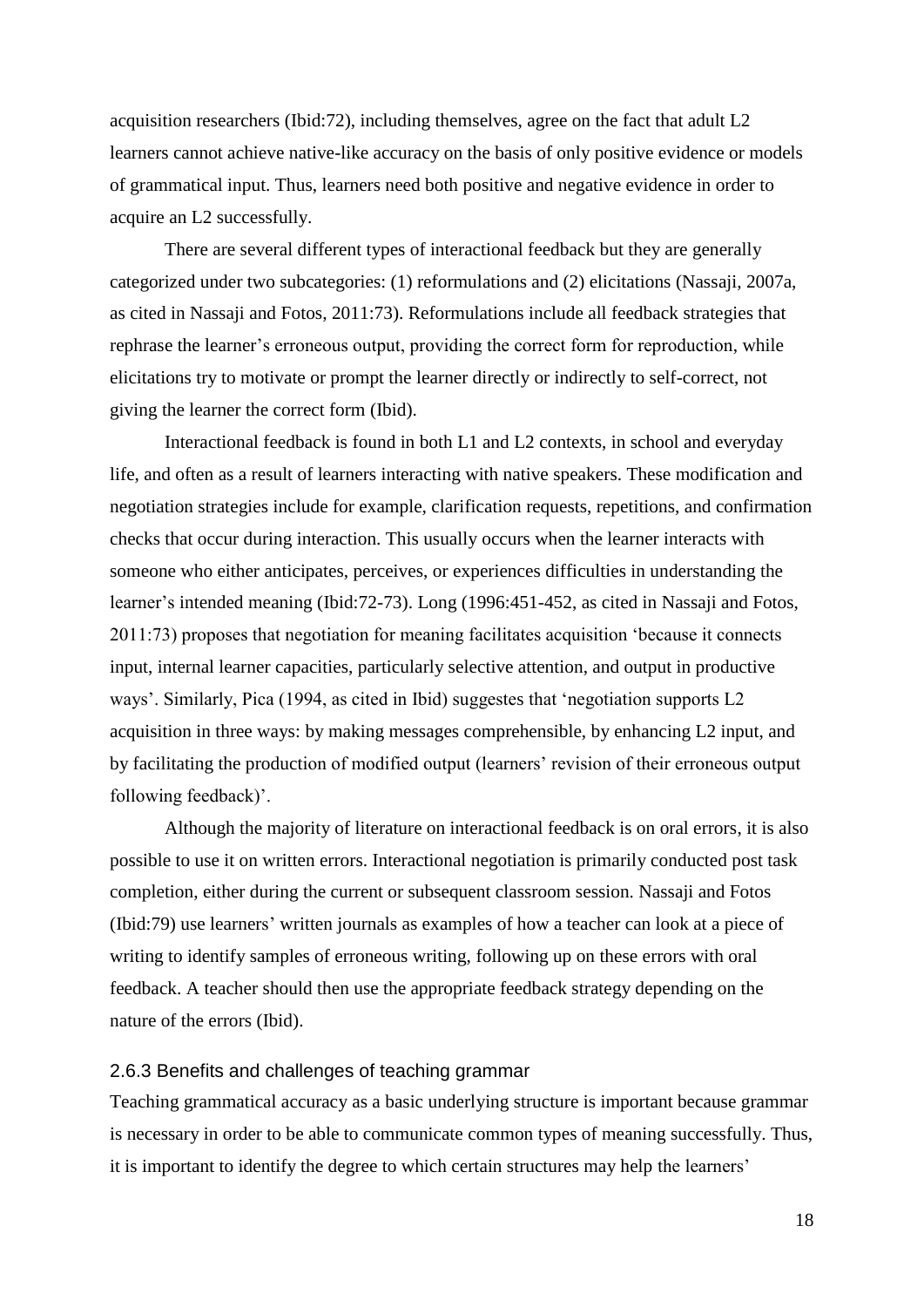acquisition researchers (Ibid:72), including themselves, agree on the fact that adult L2 learners cannot achieve native-like accuracy on the basis of only positive evidence or models of grammatical input. Thus, learners need both positive and negative evidence in order to acquire an L2 successfully.

There are several different types of interactional feedback but they are generally categorized under two subcategories: (1) reformulations and (2) elicitations (Nassaji, 2007a, as cited in Nassaji and Fotos, 2011:73). Reformulations include all feedback strategies that rephrase the learner's erroneous output, providing the correct form for reproduction, while elicitations try to motivate or prompt the learner directly or indirectly to self-correct, not giving the learner the correct form (Ibid).

Interactional feedback is found in both L1 and L2 contexts, in school and everyday life, and often as a result of learners interacting with native speakers. These modification and negotiation strategies include for example, clarification requests, repetitions, and confirmation checks that occur during interaction. This usually occurs when the learner interacts with someone who either anticipates, perceives, or experiences difficulties in understanding the learner's intended meaning (Ibid:72-73). Long (1996:451-452, as cited in Nassaji and Fotos, 2011:73) proposes that negotiation for meaning facilitates acquisition 'because it connects input, internal learner capacities, particularly selective attention, and output in productive ways'. Similarly, Pica (1994, as cited in Ibid) suggestes that 'negotiation supports L2 acquisition in three ways: by making messages comprehensible, by enhancing L2 input, and by facilitating the production of modified output (learners' revision of their erroneous output following feedback)'.

Although the majority of literature on interactional feedback is on oral errors, it is also possible to use it on written errors. Interactional negotiation is primarily conducted post task completion, either during the current or subsequent classroom session. Nassaji and Fotos (Ibid:79) use learners' written journals as examples of how a teacher can look at a piece of writing to identify samples of erroneous writing, following up on these errors with oral feedback. A teacher should then use the appropriate feedback strategy depending on the nature of the errors (Ibid).

### 2.6.3 Benefits and challenges of teaching grammar

Teaching grammatical accuracy as a basic underlying structure is important because grammar is necessary in order to be able to communicate common types of meaning successfully. Thus, it is important to identify the degree to which certain structures may help the learners'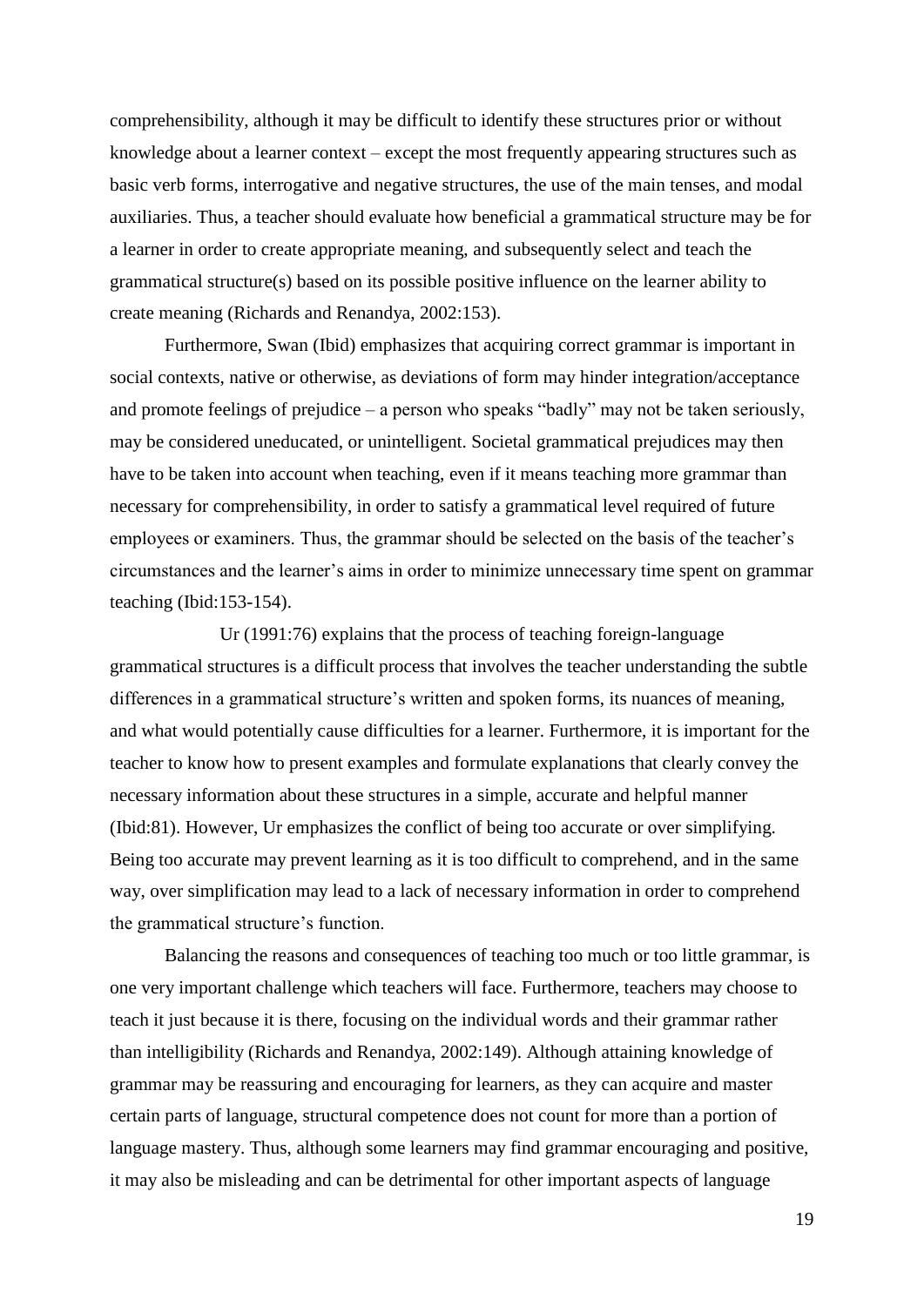comprehensibility, although it may be difficult to identify these structures prior or without knowledge about a learner context – except the most frequently appearing structures such as basic verb forms, interrogative and negative structures, the use of the main tenses, and modal auxiliaries. Thus, a teacher should evaluate how beneficial a grammatical structure may be for a learner in order to create appropriate meaning, and subsequently select and teach the grammatical structure(s) based on its possible positive influence on the learner ability to create meaning (Richards and Renandya, 2002:153).

Furthermore, Swan (Ibid) emphasizes that acquiring correct grammar is important in social contexts, native or otherwise, as deviations of form may hinder integration/acceptance and promote feelings of prejudice – a person who speaks "badly" may not be taken seriously, may be considered uneducated, or unintelligent. Societal grammatical prejudices may then have to be taken into account when teaching, even if it means teaching more grammar than necessary for comprehensibility, in order to satisfy a grammatical level required of future employees or examiners. Thus, the grammar should be selected on the basis of the teacher's circumstances and the learner's aims in order to minimize unnecessary time spent on grammar teaching (Ibid:153-154).

Ur (1991:76) explains that the process of teaching foreign-language grammatical structures is a difficult process that involves the teacher understanding the subtle differences in a grammatical structure's written and spoken forms, its nuances of meaning, and what would potentially cause difficulties for a learner. Furthermore, it is important for the teacher to know how to present examples and formulate explanations that clearly convey the necessary information about these structures in a simple, accurate and helpful manner (Ibid:81). However, Ur emphasizes the conflict of being too accurate or over simplifying. Being too accurate may prevent learning as it is too difficult to comprehend, and in the same way, over simplification may lead to a lack of necessary information in order to comprehend the grammatical structure's function.

Balancing the reasons and consequences of teaching too much or too little grammar, is one very important challenge which teachers will face. Furthermore, teachers may choose to teach it just because it is there, focusing on the individual words and their grammar rather than intelligibility (Richards and Renandya, 2002:149). Although attaining knowledge of grammar may be reassuring and encouraging for learners, as they can acquire and master certain parts of language, structural competence does not count for more than a portion of language mastery. Thus, although some learners may find grammar encouraging and positive, it may also be misleading and can be detrimental for other important aspects of language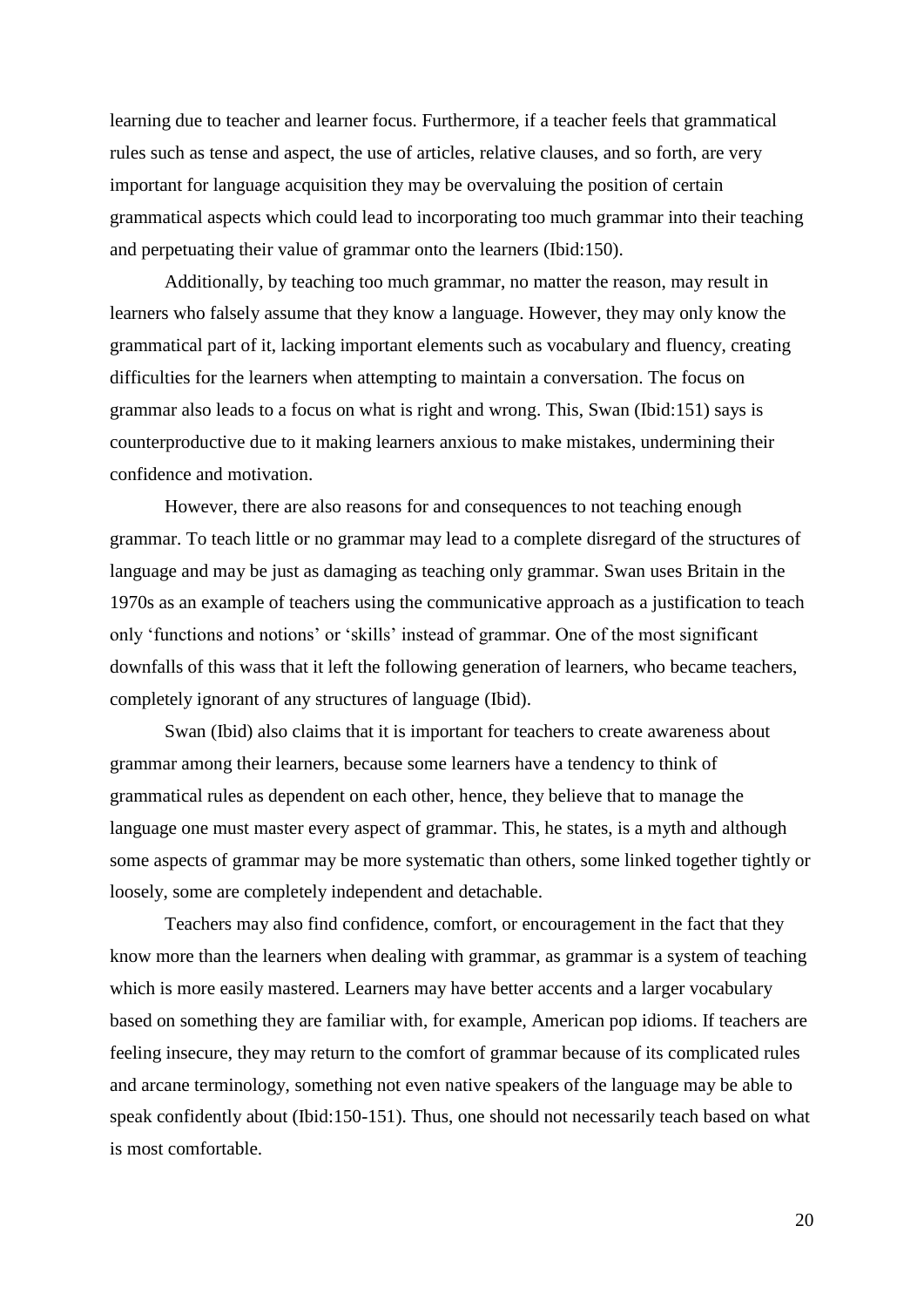learning due to teacher and learner focus. Furthermore, if a teacher feels that grammatical rules such as tense and aspect, the use of articles, relative clauses, and so forth, are very important for language acquisition they may be overvaluing the position of certain grammatical aspects which could lead to incorporating too much grammar into their teaching and perpetuating their value of grammar onto the learners (Ibid:150).

Additionally, by teaching too much grammar, no matter the reason, may result in learners who falsely assume that they know a language. However, they may only know the grammatical part of it, lacking important elements such as vocabulary and fluency, creating difficulties for the learners when attempting to maintain a conversation. The focus on grammar also leads to a focus on what is right and wrong. This, Swan (Ibid:151) says is counterproductive due to it making learners anxious to make mistakes, undermining their confidence and motivation.

However, there are also reasons for and consequences to not teaching enough grammar. To teach little or no grammar may lead to a complete disregard of the structures of language and may be just as damaging as teaching only grammar. Swan uses Britain in the 1970s as an example of teachers using the communicative approach as a justification to teach only 'functions and notions' or 'skills' instead of grammar. One of the most significant downfalls of this wass that it left the following generation of learners, who became teachers, completely ignorant of any structures of language (Ibid).

Swan (Ibid) also claims that it is important for teachers to create awareness about grammar among their learners, because some learners have a tendency to think of grammatical rules as dependent on each other, hence, they believe that to manage the language one must master every aspect of grammar. This, he states, is a myth and although some aspects of grammar may be more systematic than others, some linked together tightly or loosely, some are completely independent and detachable.

Teachers may also find confidence, comfort, or encouragement in the fact that they know more than the learners when dealing with grammar, as grammar is a system of teaching which is more easily mastered. Learners may have better accents and a larger vocabulary based on something they are familiar with, for example, American pop idioms. If teachers are feeling insecure, they may return to the comfort of grammar because of its complicated rules and arcane terminology, something not even native speakers of the language may be able to speak confidently about (Ibid:150-151). Thus, one should not necessarily teach based on what is most comfortable.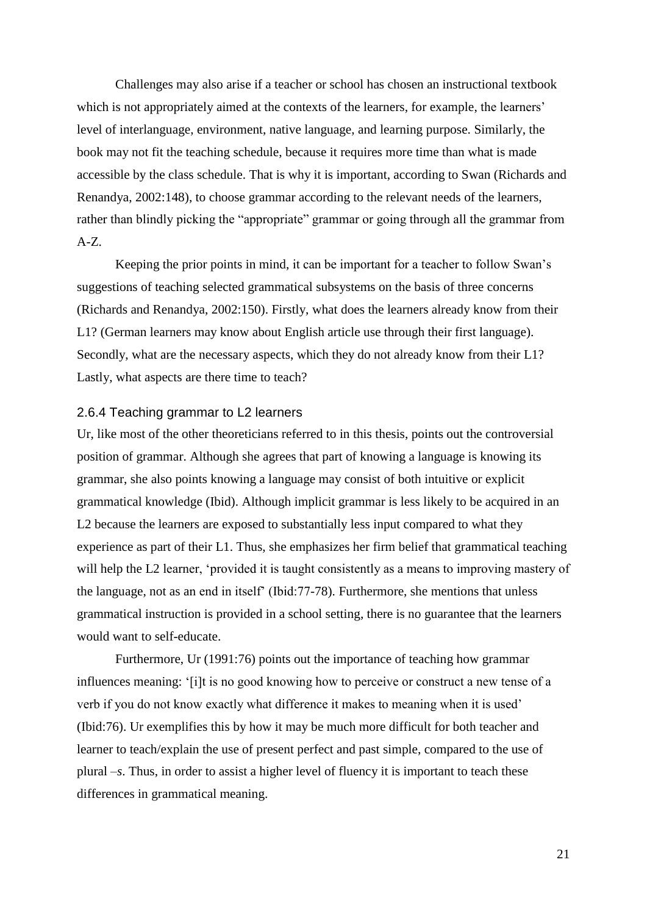Challenges may also arise if a teacher or school has chosen an instructional textbook which is not appropriately aimed at the contexts of the learners, for example, the learners' level of interlanguage, environment, native language, and learning purpose. Similarly, the book may not fit the teaching schedule, because it requires more time than what is made accessible by the class schedule. That is why it is important, according to Swan (Richards and Renandya, 2002:148), to choose grammar according to the relevant needs of the learners, rather than blindly picking the "appropriate" grammar or going through all the grammar from A-Z.

Keeping the prior points in mind, it can be important for a teacher to follow Swan's suggestions of teaching selected grammatical subsystems on the basis of three concerns (Richards and Renandya, 2002:150). Firstly, what does the learners already know from their L1? (German learners may know about English article use through their first language). Secondly, what are the necessary aspects, which they do not already know from their L1? Lastly, what aspects are there time to teach?

### 2.6.4 Teaching grammar to L2 learners

Ur, like most of the other theoreticians referred to in this thesis, points out the controversial position of grammar. Although she agrees that part of knowing a language is knowing its grammar, she also points knowing a language may consist of both intuitive or explicit grammatical knowledge (Ibid). Although implicit grammar is less likely to be acquired in an L2 because the learners are exposed to substantially less input compared to what they experience as part of their L1. Thus, she emphasizes her firm belief that grammatical teaching will help the L2 learner, 'provided it is taught consistently as a means to improving mastery of the language, not as an end in itself' (Ibid:77-78). Furthermore, she mentions that unless grammatical instruction is provided in a school setting, there is no guarantee that the learners would want to self-educate.

Furthermore, Ur (1991:76) points out the importance of teaching how grammar influences meaning: '[i]t is no good knowing how to perceive or construct a new tense of a verb if you do not know exactly what difference it makes to meaning when it is used' (Ibid:76). Ur exemplifies this by how it may be much more difficult for both teacher and learner to teach/explain the use of present perfect and past simple, compared to the use of plural *–s*. Thus, in order to assist a higher level of fluency it is important to teach these differences in grammatical meaning.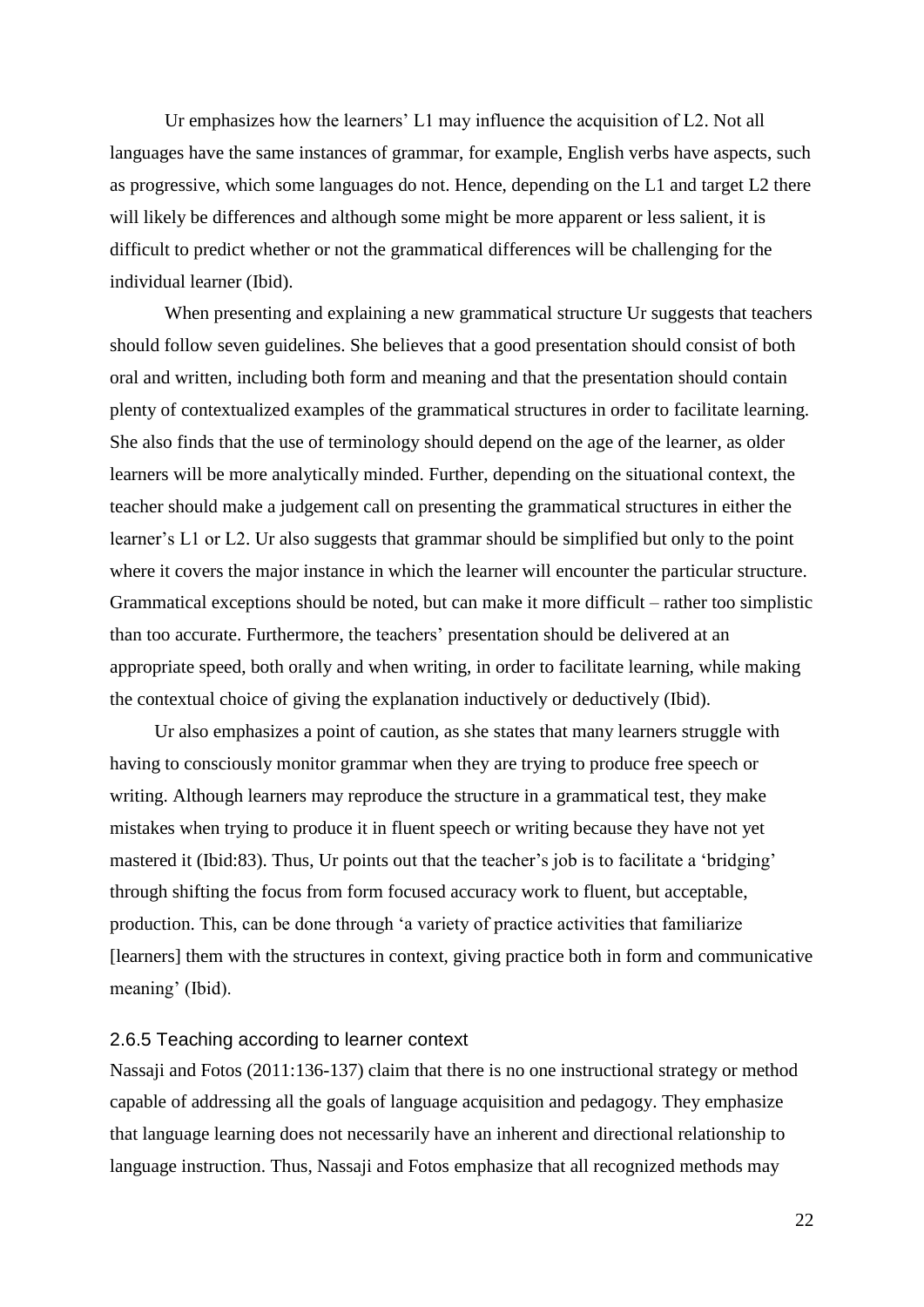Ur emphasizes how the learners' L1 may influence the acquisition of L2. Not all languages have the same instances of grammar, for example, English verbs have aspects, such as progressive, which some languages do not. Hence, depending on the L1 and target L2 there will likely be differences and although some might be more apparent or less salient, it is difficult to predict whether or not the grammatical differences will be challenging for the individual learner (Ibid).

When presenting and explaining a new grammatical structure Ur suggests that teachers should follow seven guidelines. She believes that a good presentation should consist of both oral and written, including both form and meaning and that the presentation should contain plenty of contextualized examples of the grammatical structures in order to facilitate learning. She also finds that the use of terminology should depend on the age of the learner, as older learners will be more analytically minded. Further, depending on the situational context, the teacher should make a judgement call on presenting the grammatical structures in either the learner's L1 or L2. Ur also suggests that grammar should be simplified but only to the point where it covers the major instance in which the learner will encounter the particular structure. Grammatical exceptions should be noted, but can make it more difficult – rather too simplistic than too accurate. Furthermore, the teachers' presentation should be delivered at an appropriate speed, both orally and when writing, in order to facilitate learning, while making the contextual choice of giving the explanation inductively or deductively (Ibid).

Ur also emphasizes a point of caution, as she states that many learners struggle with having to consciously monitor grammar when they are trying to produce free speech or writing. Although learners may reproduce the structure in a grammatical test, they make mistakes when trying to produce it in fluent speech or writing because they have not yet mastered it (Ibid:83). Thus, Ur points out that the teacher's job is to facilitate a 'bridging' through shifting the focus from form focused accuracy work to fluent, but acceptable, production. This, can be done through 'a variety of practice activities that familiarize [learners] them with the structures in context, giving practice both in form and communicative meaning' (Ibid).

### 2.6.5 Teaching according to learner context

Nassaji and Fotos (2011:136-137) claim that there is no one instructional strategy or method capable of addressing all the goals of language acquisition and pedagogy. They emphasize that language learning does not necessarily have an inherent and directional relationship to language instruction. Thus, Nassaji and Fotos emphasize that all recognized methods may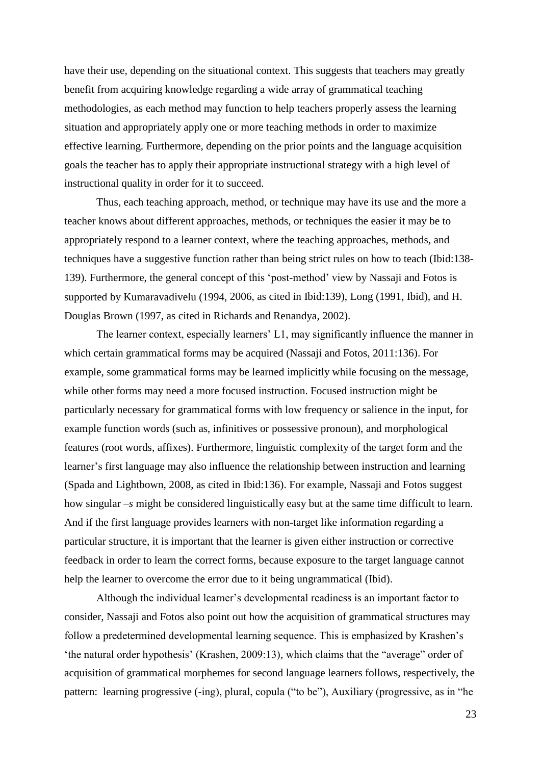have their use, depending on the situational context. This suggests that teachers may greatly benefit from acquiring knowledge regarding a wide array of grammatical teaching methodologies, as each method may function to help teachers properly assess the learning situation and appropriately apply one or more teaching methods in order to maximize effective learning. Furthermore, depending on the prior points and the language acquisition goals the teacher has to apply their appropriate instructional strategy with a high level of instructional quality in order for it to succeed.

Thus, each teaching approach, method, or technique may have its use and the more a teacher knows about different approaches, methods, or techniques the easier it may be to appropriately respond to a learner context, where the teaching approaches, methods, and techniques have a suggestive function rather than being strict rules on how to teach (Ibid:138-139). Furthermore, the general concept of this 'post-method' view by Nassaji and Fotos is supported by Kumaravadivelu (1994, 2006, as cited in Ibid:139), Long (1991, Ibid), and H. Douglas Brown (1997, as cited in Richards and Renandya, 2002).

The learner context, especially learners' L1, may significantly influence the manner in which certain grammatical forms may be acquired (Nassaji and Fotos, 2011:136). For example, some grammatical forms may be learned implicitly while focusing on the message, while other forms may need a more focused instruction. Focused instruction might be particularly necessary for grammatical forms with low frequency or salience in the input, for example function words (such as, infinitives or possessive pronoun), and morphological features (root words, affixes). Furthermore, linguistic complexity of the target form and the learner's first language may also influence the relationship between instruction and learning (Spada and Lightbown, 2008, as cited in Ibid:136). For example, Nassaji and Fotos suggest how singular *–s* might be considered linguistically easy but at the same time difficult to learn. And if the first language provides learners with non-target like information regarding a particular structure, it is important that the learner is given either instruction or corrective feedback in order to learn the correct forms, because exposure to the target language cannot help the learner to overcome the error due to it being ungrammatical (Ibid).

Although the individual learner's developmental readiness is an important factor to consider, Nassaji and Fotos also point out how the acquisition of grammatical structures may follow a predetermined developmental learning sequence. This is emphasized by Krashen's 'the natural order hypothesis' (Krashen, 2009:13), which claims that the "average" order of acquisition of grammatical morphemes for second language learners follows, respectively, the pattern: learning progressive (-ing), plural, copula ("to be"), Auxiliary (progressive, as in "he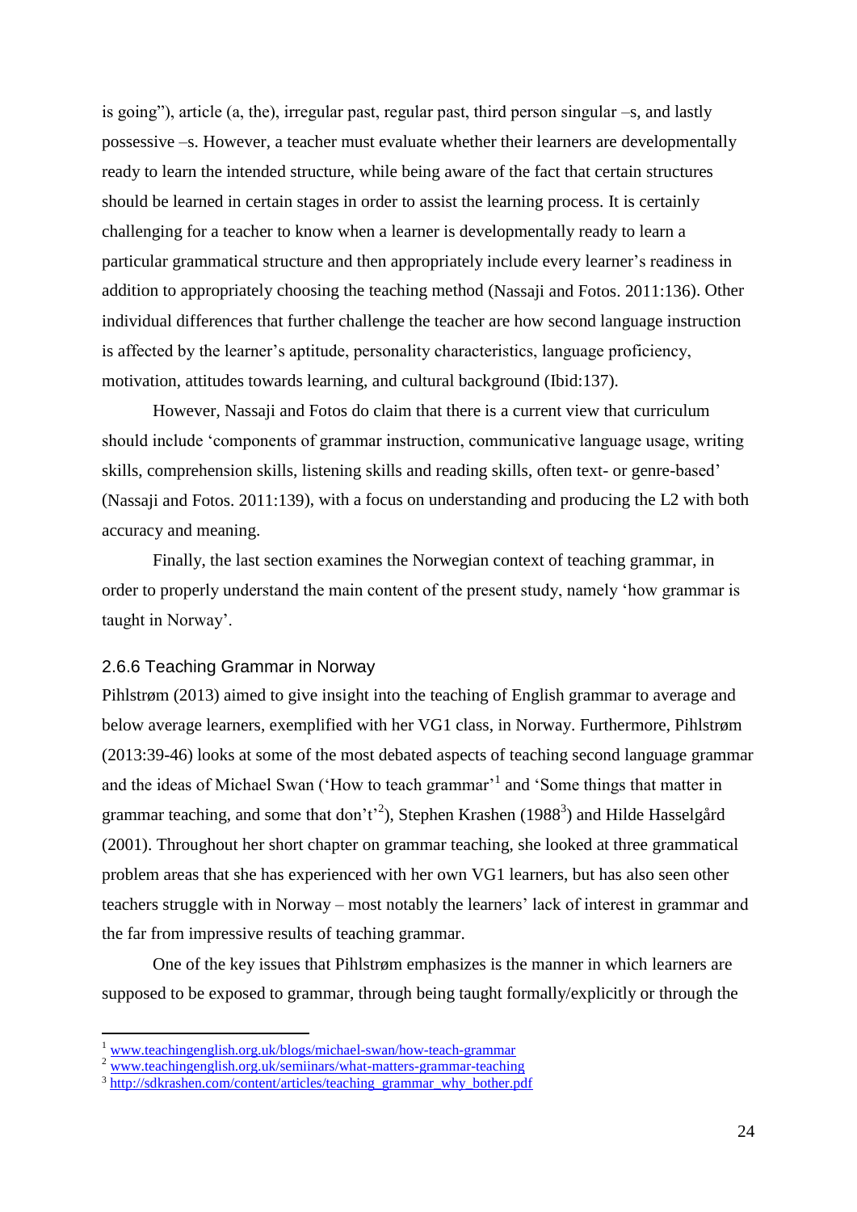is going"), article (a, the), irregular past, regular past, third person singular –s, and lastly possessive –s. However, a teacher must evaluate whether their learners are developmentally ready to learn the intended structure, while being aware of the fact that certain structures should be learned in certain stages in order to assist the learning process. It is certainly challenging for a teacher to know when a learner is developmentally ready to learn a particular grammatical structure and then appropriately include every learner's readiness in addition to appropriately choosing the teaching method (Nassaji and Fotos. 2011:136). Other individual differences that further challenge the teacher are how second language instruction is affected by the learner's aptitude, personality characteristics, language proficiency, motivation, attitudes towards learning, and cultural background (Ibid:137).

However, Nassaji and Fotos do claim that there is a current view that curriculum should include 'components of grammar instruction, communicative language usage, writing skills, comprehension skills, listening skills and reading skills, often text- or genre-based' (Nassaji and Fotos. 2011:139), with a focus on understanding and producing the L2 with both accuracy and meaning.

Finally, the last section examines the Norwegian context of teaching grammar, in order to properly understand the main content of the present study, namely 'how grammar is taught in Norway'.

### 2.6.6 Teaching Grammar in Norway

Pihlstrøm (2013) aimed to give insight into the teaching of English grammar to average and below average learners, exemplified with her VG1 class, in Norway. Furthermore, Pihlstrøm (2013:39-46) looks at some of the most debated aspects of teaching second language grammar and the ideas of Michael Swan ('How to teach grammar'[1] and 'Some things that matter in grammar teaching, and some that don't'[2]), Stephen Krashen (1988[3]) and Hilde Hasselgård (2001). Throughout her short chapter on grammar teaching, she looked at three grammatical problem areas that she has experienced with her own VG1 learners, but has also seen other teachers struggle with in Norway – most notably the learners' lack of interest in grammar and the far from impressive results of teaching grammar.

One of the key issues that Pihlstrøm emphasizes is the manner in which learners are supposed to be exposed to grammar, through being taught formally/explicitly or through the

---

[1] www.teachingenglish.org.uk/blogs/michael-swan/how-teach-grammar
[2] www.teachingenglish.org.uk/semiinars/what-matters-grammar-teaching
[3] http://sdkrashen.com/content/articles/teaching_grammar_why_bother.pdf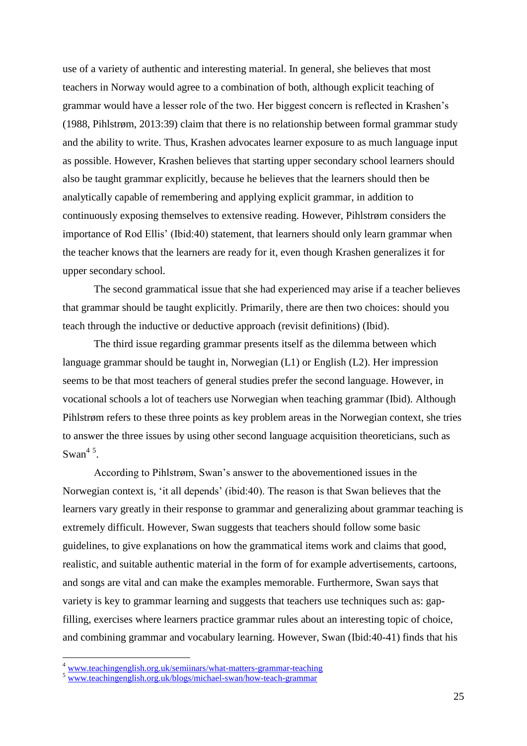use of a variety of authentic and interesting material. In general, she believes that most teachers in Norway would agree to a combination of both, although explicit teaching of grammar would have a lesser role of the two. Her biggest concern is reflected in Krashen's (1988, Pihlstrøm, 2013:39) claim that there is no relationship between formal grammar study and the ability to write. Thus, Krashen advocates learner exposure to as much language input as possible. However, Krashen believes that starting upper secondary school learners should also be taught grammar explicitly, because he believes that the learners should then be analytically capable of remembering and applying explicit grammar, in addition to continuously exposing themselves to extensive reading. However, Pihlstrøm considers the importance of Rod Ellis' (Ibid:40) statement, that learners should only learn grammar when the teacher knows that the learners are ready for it, even though Krashen generalizes it for upper secondary school.

The second grammatical issue that she had experienced may arise if a teacher believes that grammar should be taught explicitly. Primarily, there are then two choices: should you teach through the inductive or deductive approach (revisit definitions) (Ibid).

The third issue regarding grammar presents itself as the dilemma between which language grammar should be taught in, Norwegian (L1) or English (L2). Her impression seems to be that most teachers of general studies prefer the second language. However, in vocational schools a lot of teachers use Norwegian when teaching grammar (Ibid). Although Pihlstrøm refers to these three points as key problem areas in the Norwegian context, she tries to answer the three issues by using other second language acquisition theoreticians, such as Swan[4] [5].

According to Pihlstrøm, Swan's answer to the abovementioned issues in the Norwegian context is, 'it all depends' (ibid:40). The reason is that Swan believes that the learners vary greatly in their response to grammar and generalizing about grammar teaching is extremely difficult. However, Swan suggests that teachers should follow some basic guidelines, to give explanations on how the grammatical items work and claims that good, realistic, and suitable authentic material in the form of for example advertisements, cartoons, and songs are vital and can make the examples memorable. Furthermore, Swan says that variety is key to grammar learning and suggests that teachers use techniques such as: gap-filling, exercises where learners practice grammar rules about an interesting topic of choice, and combining grammar and vocabulary learning. However, Swan (Ibid:40-41) finds that his

---

[4] www.teachingenglish.org.uk/semiinars/what-matters-grammar-teaching

[5] www.teachingenglish.org.uk/blogs/michael-swan/how-teach-grammar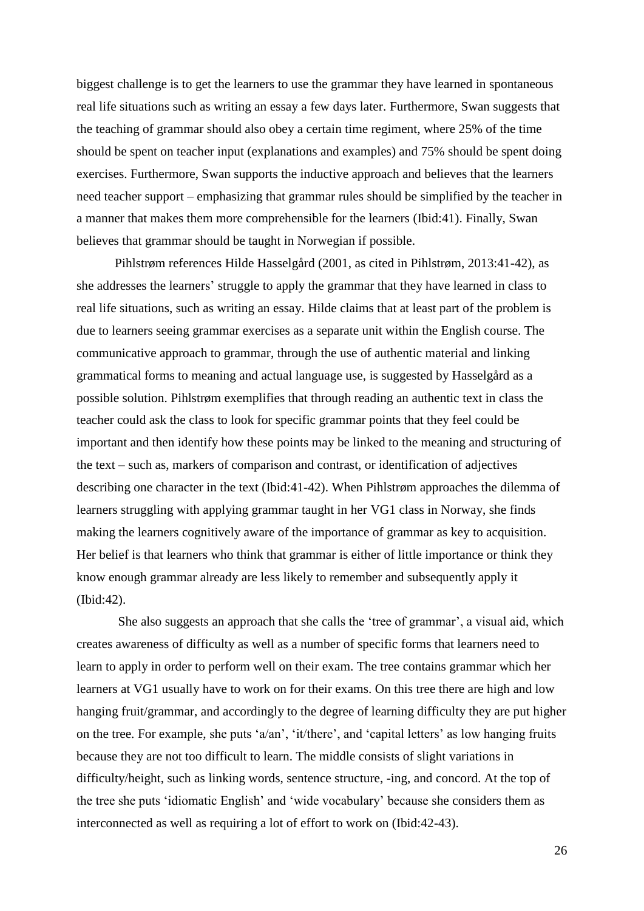biggest challenge is to get the learners to use the grammar they have learned in spontaneous real life situations such as writing an essay a few days later. Furthermore, Swan suggests that the teaching of grammar should also obey a certain time regiment, where 25% of the time should be spent on teacher input (explanations and examples) and 75% should be spent doing exercises. Furthermore, Swan supports the inductive approach and believes that the learners need teacher support – emphasizing that grammar rules should be simplified by the teacher in a manner that makes them more comprehensible for the learners (Ibid:41). Finally, Swan believes that grammar should be taught in Norwegian if possible.

Pihlstrøm references Hilde Hasselgård (2001, as cited in Pihlstrøm, 2013:41-42), as she addresses the learners' struggle to apply the grammar that they have learned in class to real life situations, such as writing an essay. Hilde claims that at least part of the problem is due to learners seeing grammar exercises as a separate unit within the English course. The communicative approach to grammar, through the use of authentic material and linking grammatical forms to meaning and actual language use, is suggested by Hasselgård as a possible solution. Pihlstrøm exemplifies that through reading an authentic text in class the teacher could ask the class to look for specific grammar points that they feel could be important and then identify how these points may be linked to the meaning and structuring of the text – such as, markers of comparison and contrast, or identification of adjectives describing one character in the text (Ibid:41-42). When Pihlstrøm approaches the dilemma of learners struggling with applying grammar taught in her VG1 class in Norway, she finds making the learners cognitively aware of the importance of grammar as key to acquisition. Her belief is that learners who think that grammar is either of little importance or think they know enough grammar already are less likely to remember and subsequently apply it (Ibid:42).

She also suggests an approach that she calls the 'tree of grammar', a visual aid, which creates awareness of difficulty as well as a number of specific forms that learners need to learn to apply in order to perform well on their exam. The tree contains grammar which her learners at VG1 usually have to work on for their exams. On this tree there are high and low hanging fruit/grammar, and accordingly to the degree of learning difficulty they are put higher on the tree. For example, she puts 'a/an', 'it/there', and 'capital letters' as low hanging fruits because they are not too difficult to learn. The middle consists of slight variations in difficulty/height, such as linking words, sentence structure, -ing, and concord. At the top of the tree she puts 'idiomatic English' and 'wide vocabulary' because she considers them as interconnected as well as requiring a lot of effort to work on (Ibid:42-43).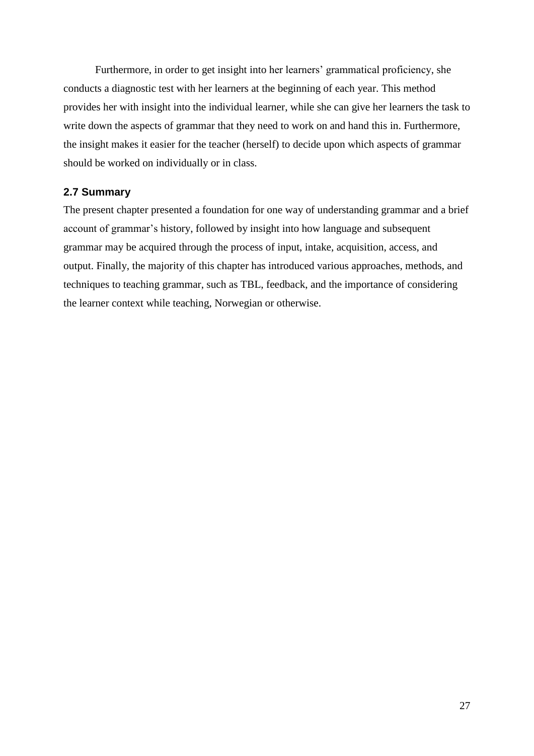Furthermore, in order to get insight into her learners' grammatical proficiency, she conducts a diagnostic test with her learners at the beginning of each year. This method provides her with insight into the individual learner, while she can give her learners the task to write down the aspects of grammar that they need to work on and hand this in. Furthermore, the insight makes it easier for the teacher (herself) to decide upon which aspects of grammar should be worked on individually or in class.

### 2.7 Summary

The present chapter presented a foundation for one way of understanding grammar and a brief account of grammar's history, followed by insight into how language and subsequent grammar may be acquired through the process of input, intake, acquisition, access, and output. Finally, the majority of this chapter has introduced various approaches, methods, and techniques to teaching grammar, such as TBL, feedback, and the importance of considering the learner context while teaching, Norwegian or otherwise.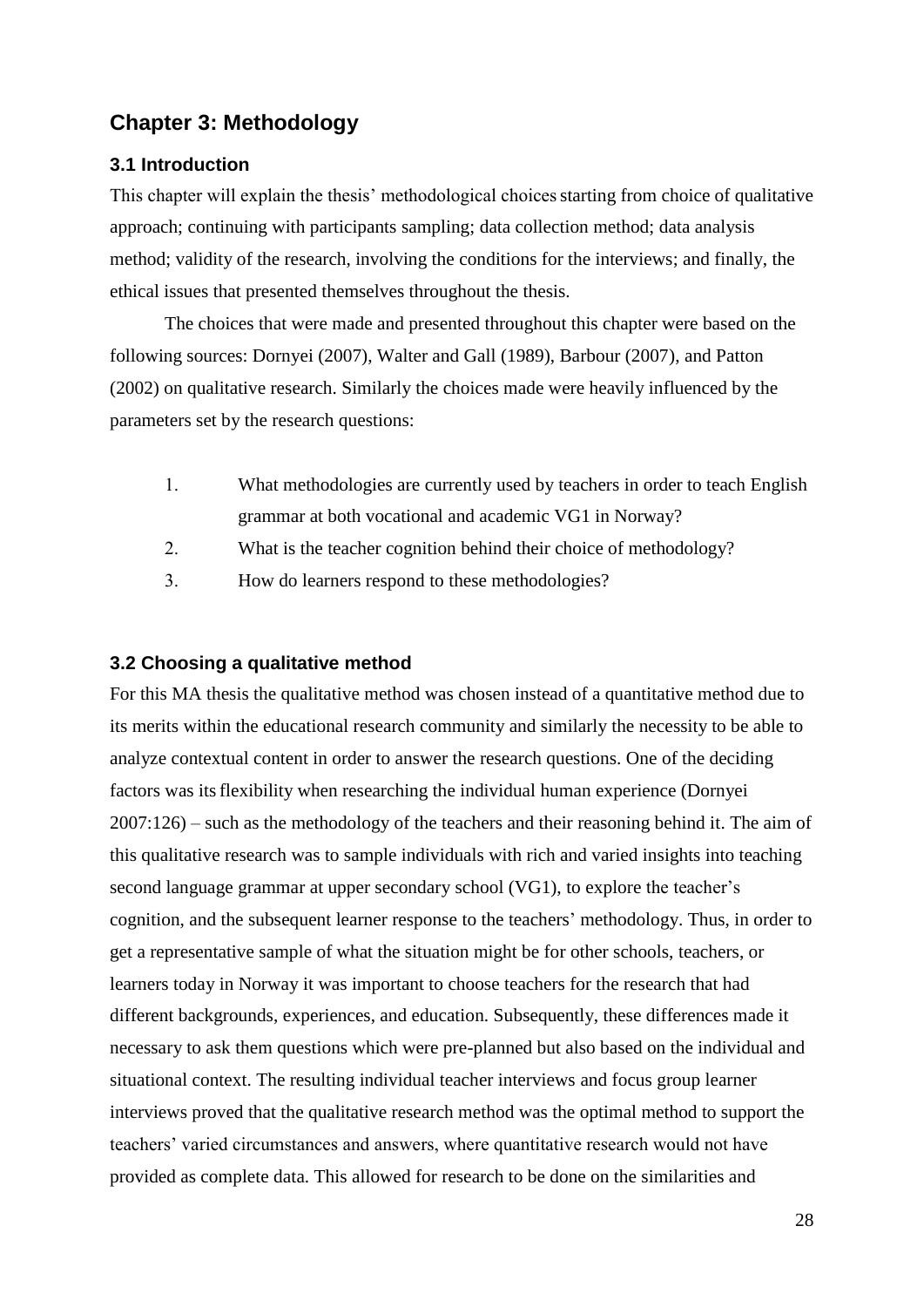## Chapter 3: Methodology

### 3.1 Introduction

This chapter will explain the thesis' methodological choices starting from choice of qualitative approach; continuing with participants sampling; data collection method; data analysis method; validity of the research, involving the conditions for the interviews; and finally, the ethical issues that presented themselves throughout the thesis.

The choices that were made and presented throughout this chapter were based on the following sources: Dornyei (2007), Walter and Gall (1989), Barbour (2007), and Patton (2002) on qualitative research. Similarly the choices made were heavily influenced by the parameters set by the research questions:

1. What methodologies are currently used by teachers in order to teach English grammar at both vocational and academic VG1 in Norway?
2. What is the teacher cognition behind their choice of methodology?
3. How do learners respond to these methodologies?

### 3.2 Choosing a qualitative method

For this MA thesis the qualitative method was chosen instead of a quantitative method due to its merits within the educational research community and similarly the necessity to be able to analyze contextual content in order to answer the research questions. One of the deciding factors was its flexibility when researching the individual human experience (Dornyei 2007:126) – such as the methodology of the teachers and their reasoning behind it. The aim of this qualitative research was to sample individuals with rich and varied insights into teaching second language grammar at upper secondary school (VG1), to explore the teacher's cognition, and the subsequent learner response to the teachers' methodology. Thus, in order to get a representative sample of what the situation might be for other schools, teachers, or learners today in Norway it was important to choose teachers for the research that had different backgrounds, experiences, and education. Subsequently, these differences made it necessary to ask them questions which were pre-planned but also based on the individual and situational context. The resulting individual teacher interviews and focus group learner interviews proved that the qualitative research method was the optimal method to support the teachers' varied circumstances and answers, where quantitative research would not have provided as complete data. This allowed for research to be done on the similarities and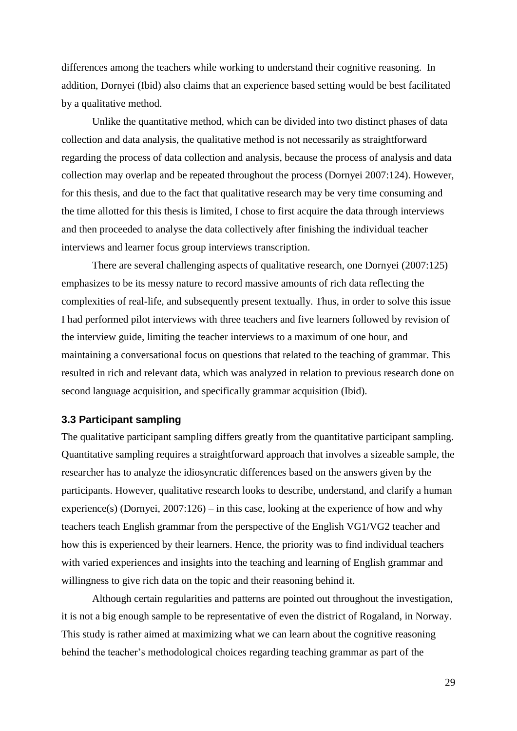differences among the teachers while working to understand their cognitive reasoning. In addition, Dornyei (Ibid) also claims that an experience based setting would be best facilitated by a qualitative method.

Unlike the quantitative method, which can be divided into two distinct phases of data collection and data analysis, the qualitative method is not necessarily as straightforward regarding the process of data collection and analysis, because the process of analysis and data collection may overlap and be repeated throughout the process (Dornyei 2007:124). However, for this thesis, and due to the fact that qualitative research may be very time consuming and the time allotted for this thesis is limited, I chose to first acquire the data through interviews and then proceeded to analyse the data collectively after finishing the individual teacher interviews and learner focus group interviews transcription.

There are several challenging aspects of qualitative research, one Dornyei (2007:125) emphasizes to be its messy nature to record massive amounts of rich data reflecting the complexities of real-life, and subsequently present textually. Thus, in order to solve this issue I had performed pilot interviews with three teachers and five learners followed by revision of the interview guide, limiting the teacher interviews to a maximum of one hour, and maintaining a conversational focus on questions that related to the teaching of grammar. This resulted in rich and relevant data, which was analyzed in relation to previous research done on second language acquisition, and specifically grammar acquisition (Ibid).

### 3.3 Participant sampling

The qualitative participant sampling differs greatly from the quantitative participant sampling. Quantitative sampling requires a straightforward approach that involves a sizeable sample, the researcher has to analyze the idiosyncratic differences based on the answers given by the participants. However, qualitative research looks to describe, understand, and clarify a human experience(s) (Dornyei, 2007:126) – in this case, looking at the experience of how and why teachers teach English grammar from the perspective of the English VG1/VG2 teacher and how this is experienced by their learners. Hence, the priority was to find individual teachers with varied experiences and insights into the teaching and learning of English grammar and willingness to give rich data on the topic and their reasoning behind it.

Although certain regularities and patterns are pointed out throughout the investigation, it is not a big enough sample to be representative of even the district of Rogaland, in Norway. This study is rather aimed at maximizing what we can learn about the cognitive reasoning behind the teacher's methodological choices regarding teaching grammar as part of the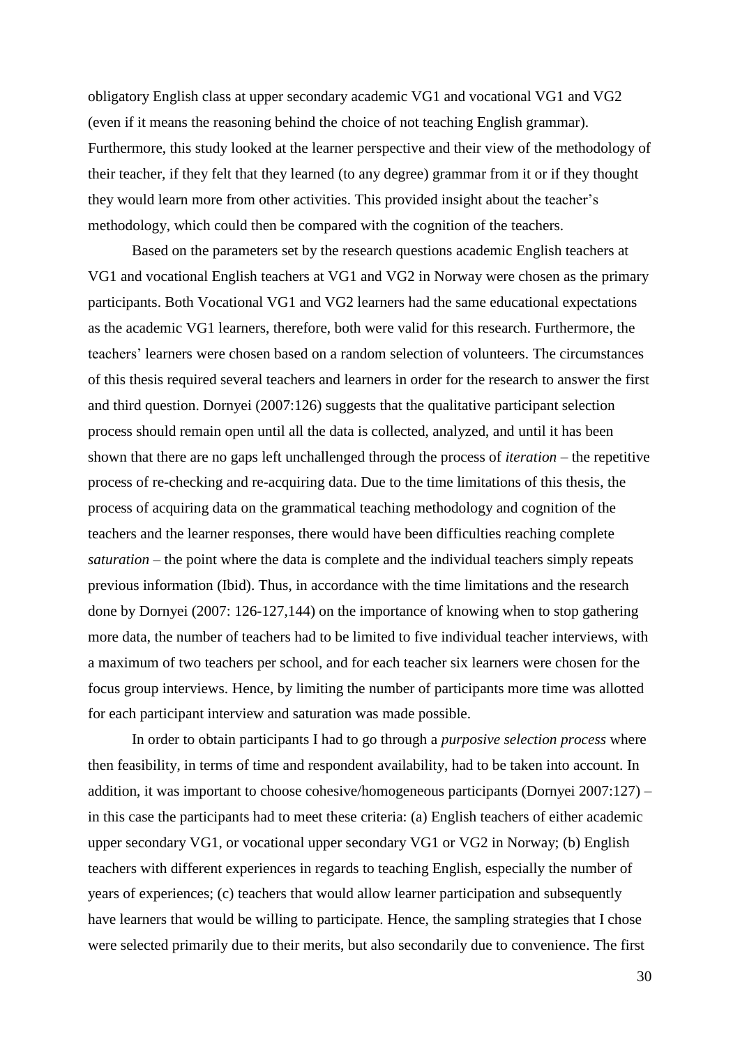obligatory English class at upper secondary academic VG1 and vocational VG1 and VG2 (even if it means the reasoning behind the choice of not teaching English grammar). Furthermore, this study looked at the learner perspective and their view of the methodology of their teacher, if they felt that they learned (to any degree) grammar from it or if they thought they would learn more from other activities. This provided insight about the teacher's methodology, which could then be compared with the cognition of the teachers.

Based on the parameters set by the research questions academic English teachers at VG1 and vocational English teachers at VG1 and VG2 in Norway were chosen as the primary participants. Both Vocational VG1 and VG2 learners had the same educational expectations as the academic VG1 learners, therefore, both were valid for this research. Furthermore, the teachers' learners were chosen based on a random selection of volunteers. The circumstances of this thesis required several teachers and learners in order for the research to answer the first and third question. Dornyei (2007:126) suggests that the qualitative participant selection process should remain open until all the data is collected, analyzed, and until it has been shown that there are no gaps left unchallenged through the process of *iteration* – the repetitive process of re-checking and re-acquiring data. Due to the time limitations of this thesis, the process of acquiring data on the grammatical teaching methodology and cognition of the teachers and the learner responses, there would have been difficulties reaching complete *saturation* – the point where the data is complete and the individual teachers simply repeats previous information (Ibid). Thus, in accordance with the time limitations and the research done by Dornyei (2007: 126-127,144) on the importance of knowing when to stop gathering more data, the number of teachers had to be limited to five individual teacher interviews, with a maximum of two teachers per school, and for each teacher six learners were chosen for the focus group interviews. Hence, by limiting the number of participants more time was allotted for each participant interview and saturation was made possible.

In order to obtain participants I had to go through a *purposive selection process* where then feasibility, in terms of time and respondent availability, had to be taken into account. In addition, it was important to choose cohesive/homogeneous participants (Dornyei 2007:127) – in this case the participants had to meet these criteria: (a) English teachers of either academic upper secondary VG1, or vocational upper secondary VG1 or VG2 in Norway; (b) English teachers with different experiences in regards to teaching English, especially the number of years of experiences; (c) teachers that would allow learner participation and subsequently have learners that would be willing to participate. Hence, the sampling strategies that I chose were selected primarily due to their merits, but also secondarily due to convenience. The first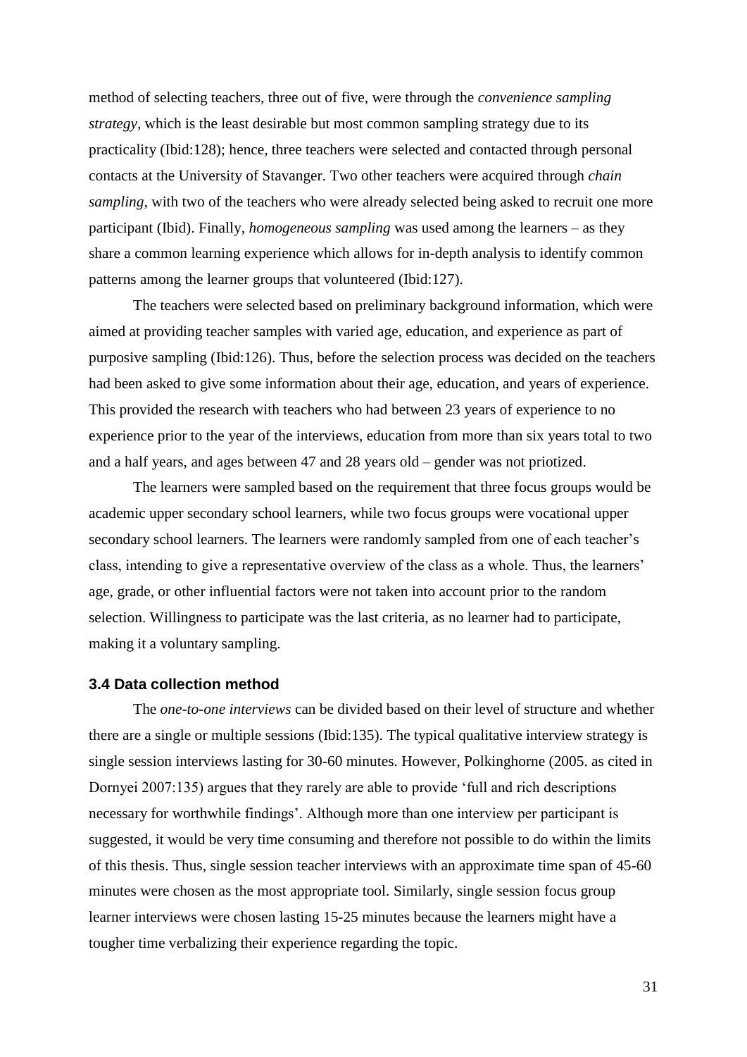method of selecting teachers, three out of five, were through the *convenience sampling strategy*, which is the least desirable but most common sampling strategy due to its practicality (Ibid:128); hence, three teachers were selected and contacted through personal contacts at the University of Stavanger. Two other teachers were acquired through *chain sampling*, with two of the teachers who were already selected being asked to recruit one more participant (Ibid). Finally, *homogeneous sampling* was used among the learners – as they share a common learning experience which allows for in-depth analysis to identify common patterns among the learner groups that volunteered (Ibid:127).

The teachers were selected based on preliminary background information, which were aimed at providing teacher samples with varied age, education, and experience as part of purposive sampling (Ibid:126). Thus, before the selection process was decided on the teachers had been asked to give some information about their age, education, and years of experience. This provided the research with teachers who had between 23 years of experience to no experience prior to the year of the interviews, education from more than six years total to two and a half years, and ages between 47 and 28 years old – gender was not priotized.

The learners were sampled based on the requirement that three focus groups would be academic upper secondary school learners, while two focus groups were vocational upper secondary school learners. The learners were randomly sampled from one of each teacher's class, intending to give a representative overview of the class as a whole. Thus, the learners' age, grade, or other influential factors were not taken into account prior to the random selection. Willingness to participate was the last criteria, as no learner had to participate, making it a voluntary sampling.

### 3.4 Data collection method

The *one-to-one interviews* can be divided based on their level of structure and whether there are a single or multiple sessions (Ibid:135). The typical qualitative interview strategy is single session interviews lasting for 30-60 minutes. However, Polkinghorne (2005. as cited in Dornyei 2007:135) argues that they rarely are able to provide 'full and rich descriptions necessary for worthwhile findings'. Although more than one interview per participant is suggested, it would be very time consuming and therefore not possible to do within the limits of this thesis. Thus, single session teacher interviews with an approximate time span of 45-60 minutes were chosen as the most appropriate tool. Similarly, single session focus group learner interviews were chosen lasting 15-25 minutes because the learners might have a tougher time verbalizing their experience regarding the topic.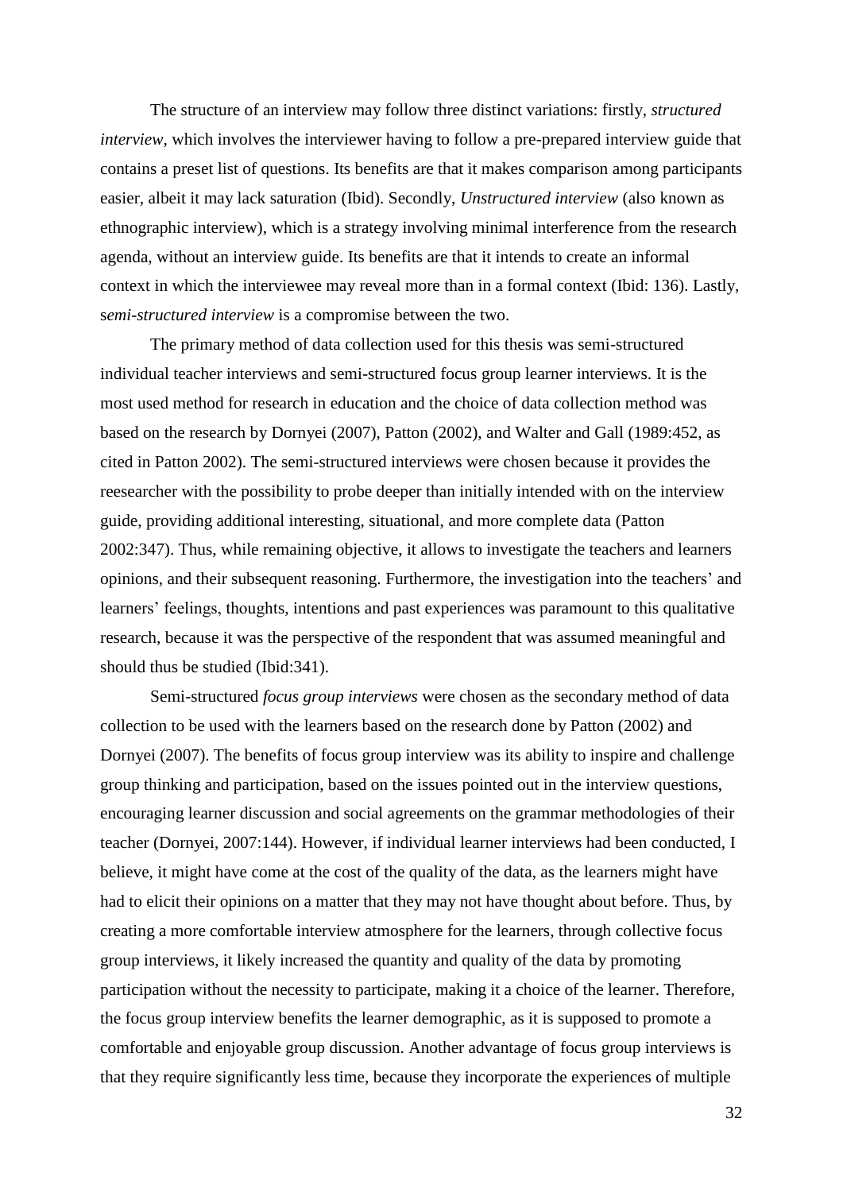The structure of an interview may follow three distinct variations: firstly, *structured interview*, which involves the interviewer having to follow a pre-prepared interview guide that contains a preset list of questions. Its benefits are that it makes comparison among participants easier, albeit it may lack saturation (Ibid). Secondly, *Unstructured interview* (also known as ethnographic interview), which is a strategy involving minimal interference from the research agenda, without an interview guide. Its benefits are that it intends to create an informal context in which the interviewee may reveal more than in a formal context (Ibid: 136). Lastly, s*emi-structured interview* is a compromise between the two.

The primary method of data collection used for this thesis was semi-structured individual teacher interviews and semi-structured focus group learner interviews. It is the most used method for research in education and the choice of data collection method was based on the research by Dornyei (2007), Patton (2002), and Walter and Gall (1989:452, as cited in Patton 2002). The semi-structured interviews were chosen because it provides the reesearcher with the possibility to probe deeper than initially intended with on the interview guide, providing additional interesting, situational, and more complete data (Patton 2002:347). Thus, while remaining objective, it allows to investigate the teachers and learners opinions, and their subsequent reasoning. Furthermore, the investigation into the teachers' and learners' feelings, thoughts, intentions and past experiences was paramount to this qualitative research, because it was the perspective of the respondent that was assumed meaningful and should thus be studied (Ibid:341).

Semi-structured *focus group interviews* were chosen as the secondary method of data collection to be used with the learners based on the research done by Patton (2002) and Dornyei (2007). The benefits of focus group interview was its ability to inspire and challenge group thinking and participation, based on the issues pointed out in the interview questions, encouraging learner discussion and social agreements on the grammar methodologies of their teacher (Dornyei, 2007:144). However, if individual learner interviews had been conducted, I believe, it might have come at the cost of the quality of the data, as the learners might have had to elicit their opinions on a matter that they may not have thought about before. Thus, by creating a more comfortable interview atmosphere for the learners, through collective focus group interviews, it likely increased the quantity and quality of the data by promoting participation without the necessity to participate, making it a choice of the learner. Therefore, the focus group interview benefits the learner demographic, as it is supposed to promote a comfortable and enjoyable group discussion. Another advantage of focus group interviews is that they require significantly less time, because they incorporate the experiences of multiple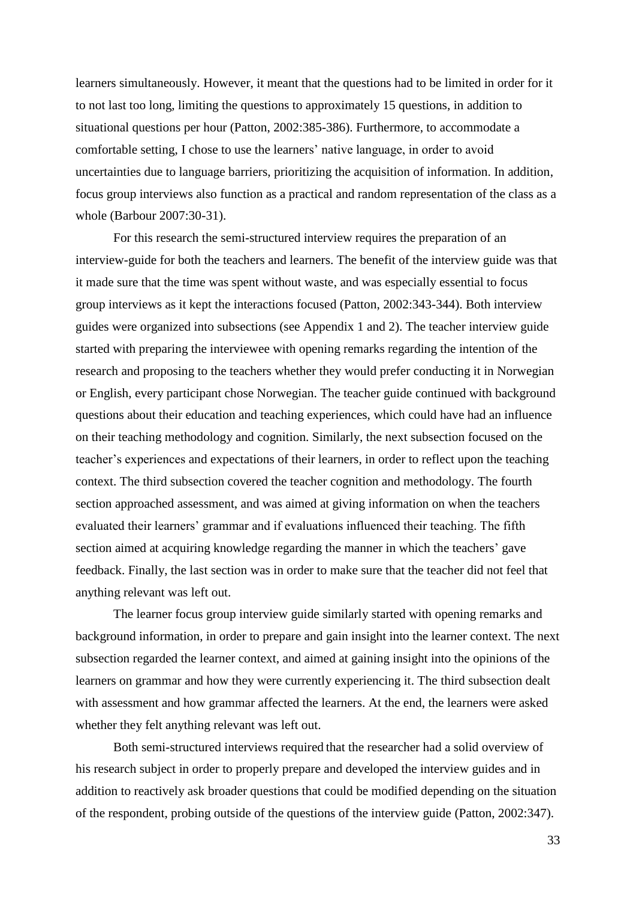learners simultaneously. However, it meant that the questions had to be limited in order for it to not last too long, limiting the questions to approximately 15 questions, in addition to situational questions per hour (Patton, 2002:385-386). Furthermore, to accommodate a comfortable setting, I chose to use the learners' native language, in order to avoid uncertainties due to language barriers, prioritizing the acquisition of information. In addition, focus group interviews also function as a practical and random representation of the class as a whole (Barbour 2007:30-31).

For this research the semi-structured interview requires the preparation of an interview-guide for both the teachers and learners. The benefit of the interview guide was that it made sure that the time was spent without waste, and was especially essential to focus group interviews as it kept the interactions focused (Patton, 2002:343-344). Both interview guides were organized into subsections (see Appendix 1 and 2). The teacher interview guide started with preparing the interviewee with opening remarks regarding the intention of the research and proposing to the teachers whether they would prefer conducting it in Norwegian or English, every participant chose Norwegian. The teacher guide continued with background questions about their education and teaching experiences, which could have had an influence on their teaching methodology and cognition. Similarly, the next subsection focused on the teacher's experiences and expectations of their learners, in order to reflect upon the teaching context. The third subsection covered the teacher cognition and methodology. The fourth section approached assessment, and was aimed at giving information on when the teachers evaluated their learners' grammar and if evaluations influenced their teaching. The fifth section aimed at acquiring knowledge regarding the manner in which the teachers' gave feedback. Finally, the last section was in order to make sure that the teacher did not feel that anything relevant was left out.

The learner focus group interview guide similarly started with opening remarks and background information, in order to prepare and gain insight into the learner context. The next subsection regarded the learner context, and aimed at gaining insight into the opinions of the learners on grammar and how they were currently experiencing it. The third subsection dealt with assessment and how grammar affected the learners. At the end, the learners were asked whether they felt anything relevant was left out.

Both semi-structured interviews required that the researcher had a solid overview of his research subject in order to properly prepare and developed the interview guides and in addition to reactively ask broader questions that could be modified depending on the situation of the respondent, probing outside of the questions of the interview guide (Patton, 2002:347).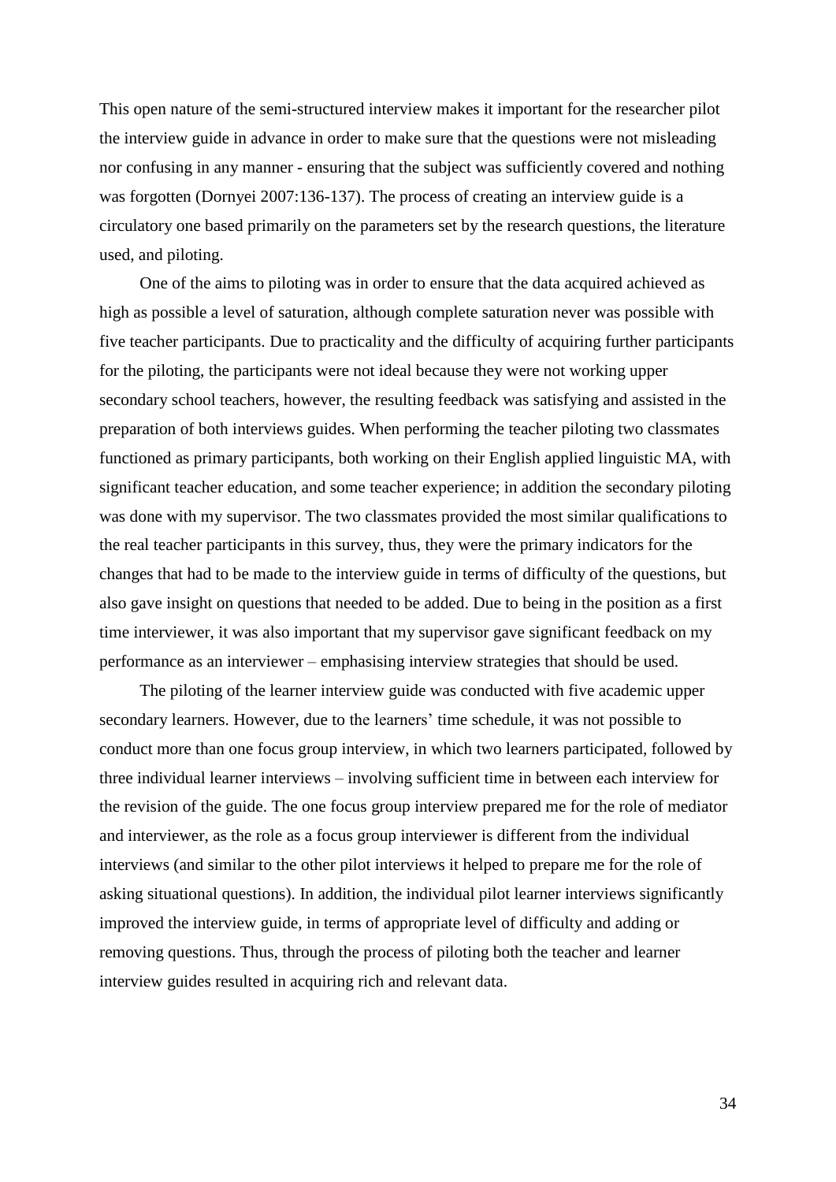This open nature of the semi-structured interview makes it important for the researcher pilot the interview guide in advance in order to make sure that the questions were not misleading nor confusing in any manner - ensuring that the subject was sufficiently covered and nothing was forgotten (Dornyei 2007:136-137). The process of creating an interview guide is a circulatory one based primarily on the parameters set by the research questions, the literature used, and piloting.

One of the aims to piloting was in order to ensure that the data acquired achieved as high as possible a level of saturation, although complete saturation never was possible with five teacher participants. Due to practicality and the difficulty of acquiring further participants for the piloting, the participants were not ideal because they were not working upper secondary school teachers, however, the resulting feedback was satisfying and assisted in the preparation of both interviews guides. When performing the teacher piloting two classmates functioned as primary participants, both working on their English applied linguistic MA, with significant teacher education, and some teacher experience; in addition the secondary piloting was done with my supervisor. The two classmates provided the most similar qualifications to the real teacher participants in this survey, thus, they were the primary indicators for the changes that had to be made to the interview guide in terms of difficulty of the questions, but also gave insight on questions that needed to be added. Due to being in the position as a first time interviewer, it was also important that my supervisor gave significant feedback on my performance as an interviewer – emphasising interview strategies that should be used.

The piloting of the learner interview guide was conducted with five academic upper secondary learners. However, due to the learners' time schedule, it was not possible to conduct more than one focus group interview, in which two learners participated, followed by three individual learner interviews – involving sufficient time in between each interview for the revision of the guide. The one focus group interview prepared me for the role of mediator and interviewer, as the role as a focus group interviewer is different from the individual interviews (and similar to the other pilot interviews it helped to prepare me for the role of asking situational questions). In addition, the individual pilot learner interviews significantly improved the interview guide, in terms of appropriate level of difficulty and adding or removing questions. Thus, through the process of piloting both the teacher and learner interview guides resulted in acquiring rich and relevant data.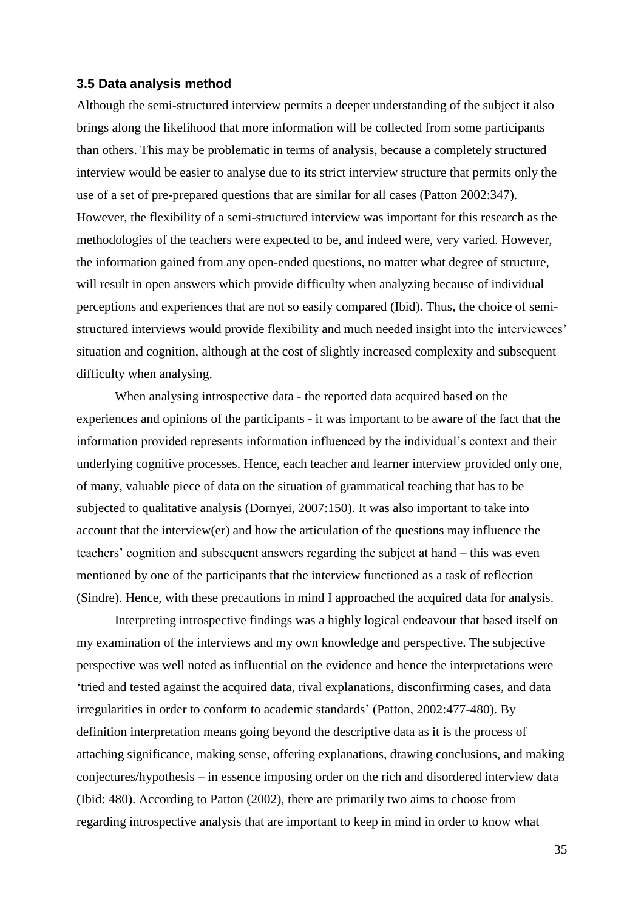### 3.5 Data analysis method

Although the semi-structured interview permits a deeper understanding of the subject it also brings along the likelihood that more information will be collected from some participants than others. This may be problematic in terms of analysis, because a completely structured interview would be easier to analyse due to its strict interview structure that permits only the use of a set of pre-prepared questions that are similar for all cases (Patton 2002:347). However, the flexibility of a semi-structured interview was important for this research as the methodologies of the teachers were expected to be, and indeed were, very varied. However, the information gained from any open-ended questions, no matter what degree of structure, will result in open answers which provide difficulty when analyzing because of individual perceptions and experiences that are not so easily compared (Ibid). Thus, the choice of semi-structured interviews would provide flexibility and much needed insight into the interviewees' situation and cognition, although at the cost of slightly increased complexity and subsequent difficulty when analysing.

When analysing introspective data - the reported data acquired based on the experiences and opinions of the participants - it was important to be aware of the fact that the information provided represents information influenced by the individual's context and their underlying cognitive processes. Hence, each teacher and learner interview provided only one, of many, valuable piece of data on the situation of grammatical teaching that has to be subjected to qualitative analysis (Dornyei, 2007:150). It was also important to take into account that the interview(er) and how the articulation of the questions may influence the teachers' cognition and subsequent answers regarding the subject at hand – this was even mentioned by one of the participants that the interview functioned as a task of reflection (Sindre). Hence, with these precautions in mind I approached the acquired data for analysis.

Interpreting introspective findings was a highly logical endeavour that based itself on my examination of the interviews and my own knowledge and perspective. The subjective perspective was well noted as influential on the evidence and hence the interpretations were 'tried and tested against the acquired data, rival explanations, disconfirming cases, and data irregularities in order to conform to academic standards' (Patton, 2002:477-480). By definition interpretation means going beyond the descriptive data as it is the process of attaching significance, making sense, offering explanations, drawing conclusions, and making conjectures/hypothesis – in essence imposing order on the rich and disordered interview data (Ibid: 480). According to Patton (2002), there are primarily two aims to choose from regarding introspective analysis that are important to keep in mind in order to know what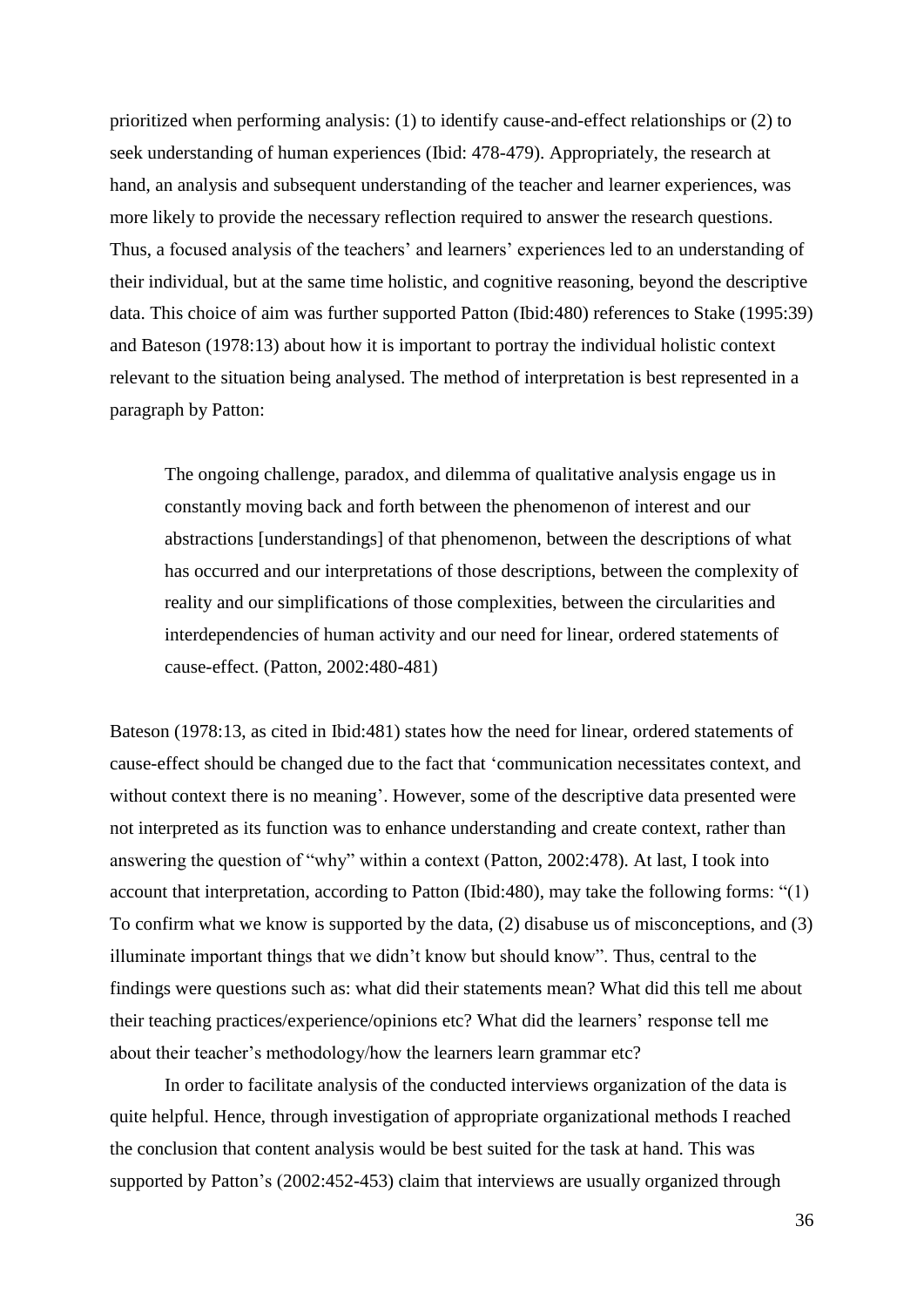prioritized when performing analysis: (1) to identify cause-and-effect relationships or (2) to seek understanding of human experiences (Ibid: 478-479). Appropriately, the research at hand, an analysis and subsequent understanding of the teacher and learner experiences, was more likely to provide the necessary reflection required to answer the research questions. Thus, a focused analysis of the teachers' and learners' experiences led to an understanding of their individual, but at the same time holistic, and cognitive reasoning, beyond the descriptive data. This choice of aim was further supported Patton (Ibid:480) references to Stake (1995:39) and Bateson (1978:13) about how it is important to portray the individual holistic context relevant to the situation being analysed. The method of interpretation is best represented in a paragraph by Patton:

> The ongoing challenge, paradox, and dilemma of qualitative analysis engage us in constantly moving back and forth between the phenomenon of interest and our abstractions [understandings] of that phenomenon, between the descriptions of what has occurred and our interpretations of those descriptions, between the complexity of reality and our simplifications of those complexities, between the circularities and interdependencies of human activity and our need for linear, ordered statements of cause-effect. (Patton, 2002:480-481)

Bateson (1978:13, as cited in Ibid:481) states how the need for linear, ordered statements of cause-effect should be changed due to the fact that 'communication necessitates context, and without context there is no meaning'. However, some of the descriptive data presented were not interpreted as its function was to enhance understanding and create context, rather than answering the question of "why" within a context (Patton, 2002:478). At last, I took into account that interpretation, according to Patton (Ibid:480), may take the following forms: "(1) To confirm what we know is supported by the data, (2) disabuse us of misconceptions, and (3) illuminate important things that we didn't know but should know". Thus, central to the findings were questions such as: what did their statements mean? What did this tell me about their teaching practices/experience/opinions etc? What did the learners' response tell me about their teacher's methodology/how the learners learn grammar etc?

In order to facilitate analysis of the conducted interviews organization of the data is quite helpful. Hence, through investigation of appropriate organizational methods I reached the conclusion that content analysis would be best suited for the task at hand. This was supported by Patton's (2002:452-453) claim that interviews are usually organized through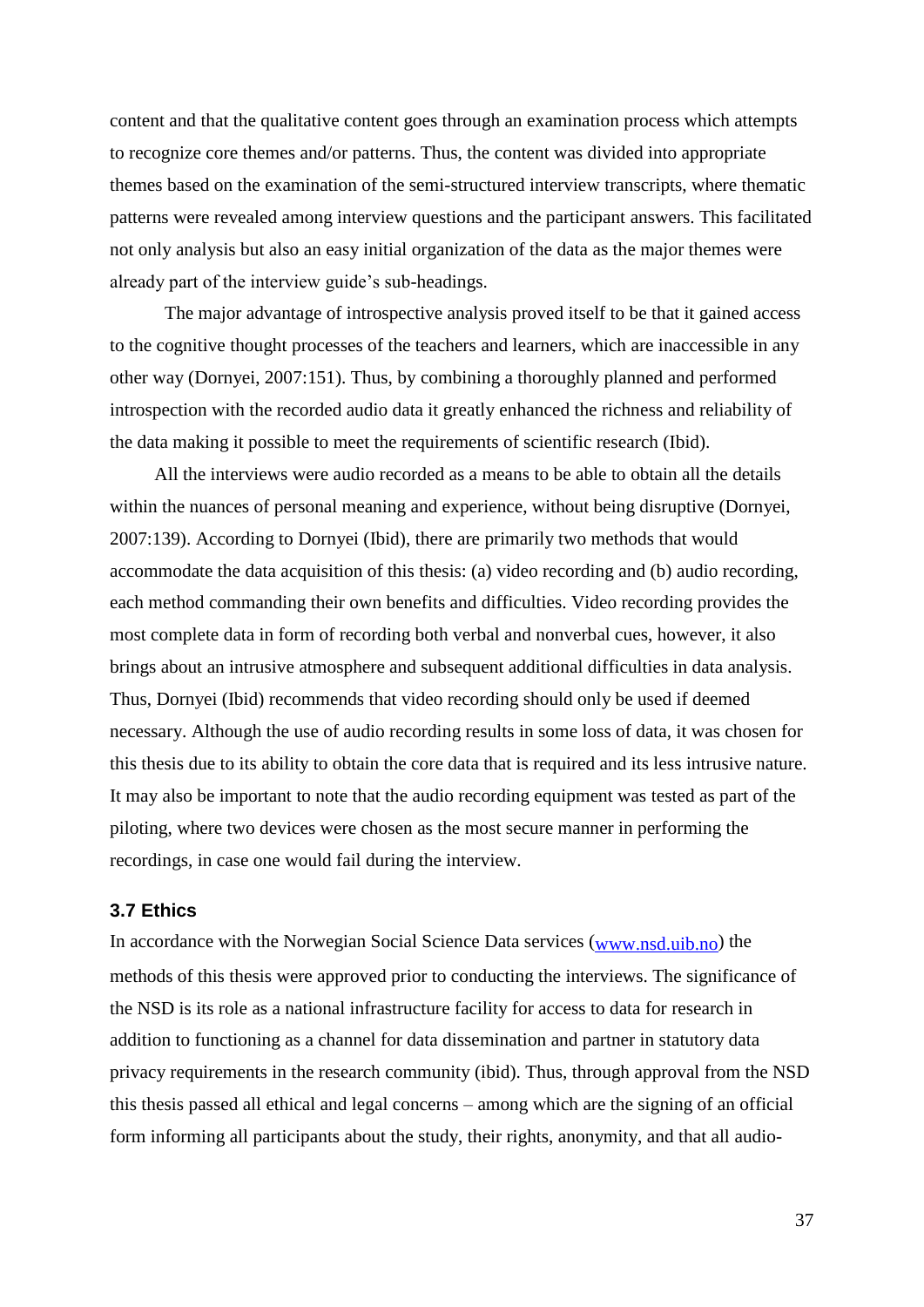content and that the qualitative content goes through an examination process which attempts to recognize core themes and/or patterns. Thus, the content was divided into appropriate themes based on the examination of the semi-structured interview transcripts, where thematic patterns were revealed among interview questions and the participant answers. This facilitated not only analysis but also an easy initial organization of the data as the major themes were already part of the interview guide's sub-headings.

The major advantage of introspective analysis proved itself to be that it gained access to the cognitive thought processes of the teachers and learners, which are inaccessible in any other way (Dornyei, 2007:151). Thus, by combining a thoroughly planned and performed introspection with the recorded audio data it greatly enhanced the richness and reliability of the data making it possible to meet the requirements of scientific research (Ibid).

All the interviews were audio recorded as a means to be able to obtain all the details within the nuances of personal meaning and experience, without being disruptive (Dornyei, 2007:139). According to Dornyei (Ibid), there are primarily two methods that would accommodate the data acquisition of this thesis: (a) video recording and (b) audio recording, each method commanding their own benefits and difficulties. Video recording provides the most complete data in form of recording both verbal and nonverbal cues, however, it also brings about an intrusive atmosphere and subsequent additional difficulties in data analysis. Thus, Dornyei (Ibid) recommends that video recording should only be used if deemed necessary. Although the use of audio recording results in some loss of data, it was chosen for this thesis due to its ability to obtain the core data that is required and its less intrusive nature. It may also be important to note that the audio recording equipment was tested as part of the piloting, where two devices were chosen as the most secure manner in performing the recordings, in case one would fail during the interview.

### 3.7 Ethics

In accordance with the Norwegian Social Science Data services (www.nsd.uib.no) the methods of this thesis were approved prior to conducting the interviews. The significance of the NSD is its role as a national infrastructure facility for access to data for research in addition to functioning as a channel for data dissemination and partner in statutory data privacy requirements in the research community (ibid). Thus, through approval from the NSD this thesis passed all ethical and legal concerns – among which are the signing of an official form informing all participants about the study, their rights, anonymity, and that all audio-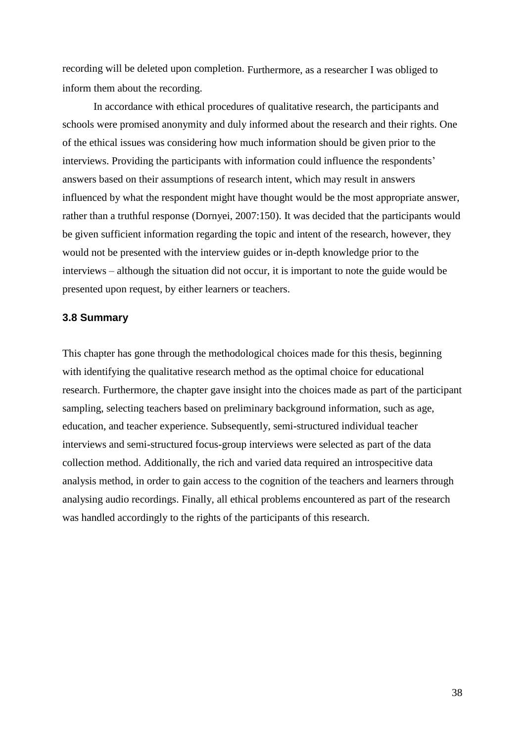recording will be deleted upon completion. Furthermore, as a researcher I was obliged to inform them about the recording.

In accordance with ethical procedures of qualitative research, the participants and schools were promised anonymity and duly informed about the research and their rights. One of the ethical issues was considering how much information should be given prior to the interviews. Providing the participants with information could influence the respondents' answers based on their assumptions of research intent, which may result in answers influenced by what the respondent might have thought would be the most appropriate answer, rather than a truthful response (Dornyei, 2007:150). It was decided that the participants would be given sufficient information regarding the topic and intent of the research, however, they would not be presented with the interview guides or in-depth knowledge prior to the interviews – although the situation did not occur, it is important to note the guide would be presented upon request, by either learners or teachers.

### 3.8 Summary

This chapter has gone through the methodological choices made for this thesis, beginning with identifying the qualitative research method as the optimal choice for educational research. Furthermore, the chapter gave insight into the choices made as part of the participant sampling, selecting teachers based on preliminary background information, such as age, education, and teacher experience. Subsequently, semi-structured individual teacher interviews and semi-structured focus-group interviews were selected as part of the data collection method. Additionally, the rich and varied data required an introspecitive data analysis method, in order to gain access to the cognition of the teachers and learners through analysing audio recordings. Finally, all ethical problems encountered as part of the research was handled accordingly to the rights of the participants of this research.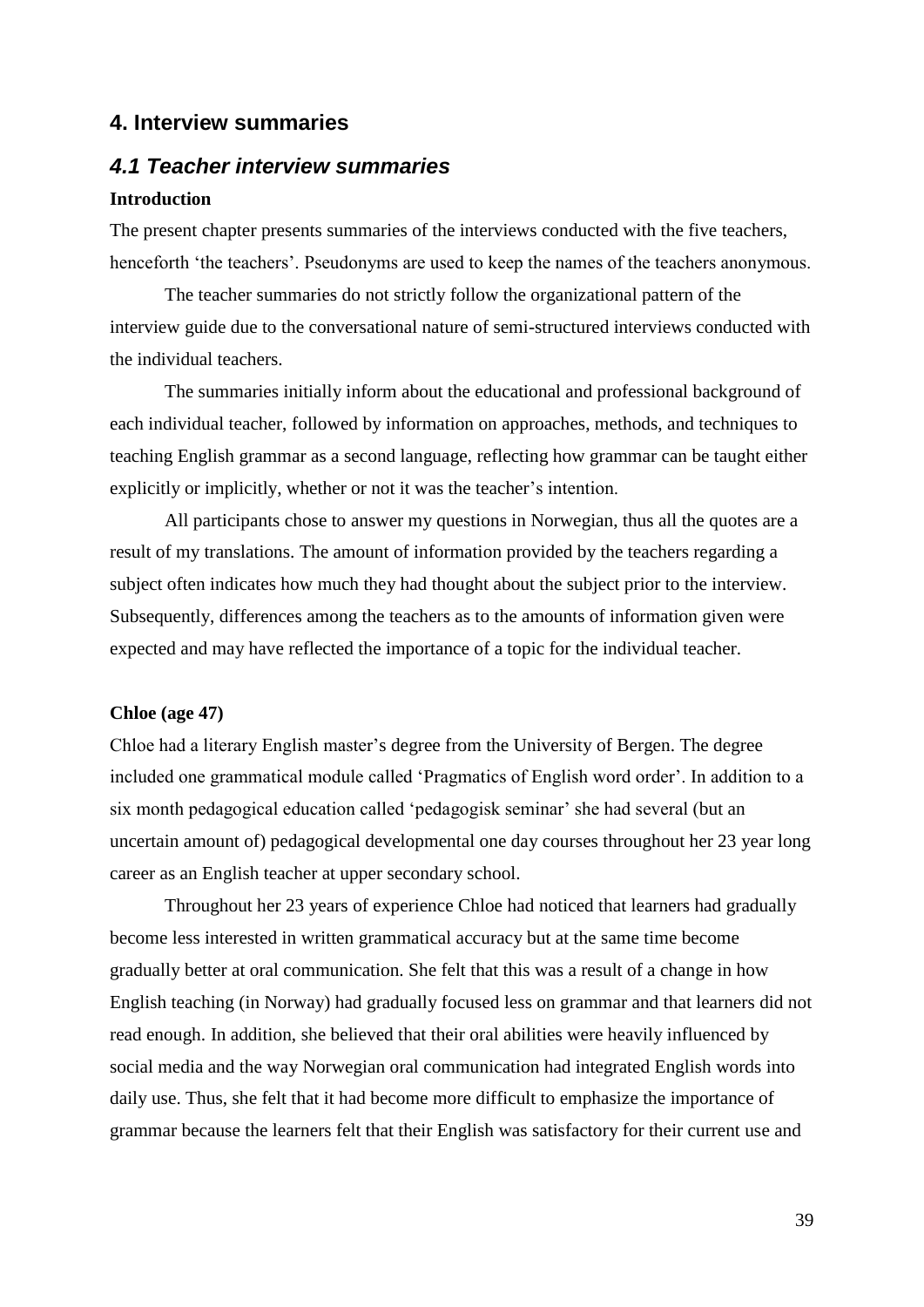## 4. Interview summaries

### *4.1 Teacher interview summaries*

**Introduction**

The present chapter presents summaries of the interviews conducted with the five teachers, henceforth 'the teachers'. Pseudonyms are used to keep the names of the teachers anonymous.

The teacher summaries do not strictly follow the organizational pattern of the interview guide due to the conversational nature of semi-structured interviews conducted with the individual teachers.

The summaries initially inform about the educational and professional background of each individual teacher, followed by information on approaches, methods, and techniques to teaching English grammar as a second language, reflecting how grammar can be taught either explicitly or implicitly, whether or not it was the teacher's intention.

All participants chose to answer my questions in Norwegian, thus all the quotes are a result of my translations. The amount of information provided by the teachers regarding a subject often indicates how much they had thought about the subject prior to the interview. Subsequently, differences among the teachers as to the amounts of information given were expected and may have reflected the importance of a topic for the individual teacher.

**Chloe (age 47)**

Chloe had a literary English master's degree from the University of Bergen. The degree included one grammatical module called 'Pragmatics of English word order'. In addition to a six month pedagogical education called 'pedagogisk seminar' she had several (but an uncertain amount of) pedagogical developmental one day courses throughout her 23 year long career as an English teacher at upper secondary school.

Throughout her 23 years of experience Chloe had noticed that learners had gradually become less interested in written grammatical accuracy but at the same time become gradually better at oral communication. She felt that this was a result of a change in how English teaching (in Norway) had gradually focused less on grammar and that learners did not read enough. In addition, she believed that their oral abilities were heavily influenced by social media and the way Norwegian oral communication had integrated English words into daily use. Thus, she felt that it had become more difficult to emphasize the importance of grammar because the learners felt that their English was satisfactory for their current use and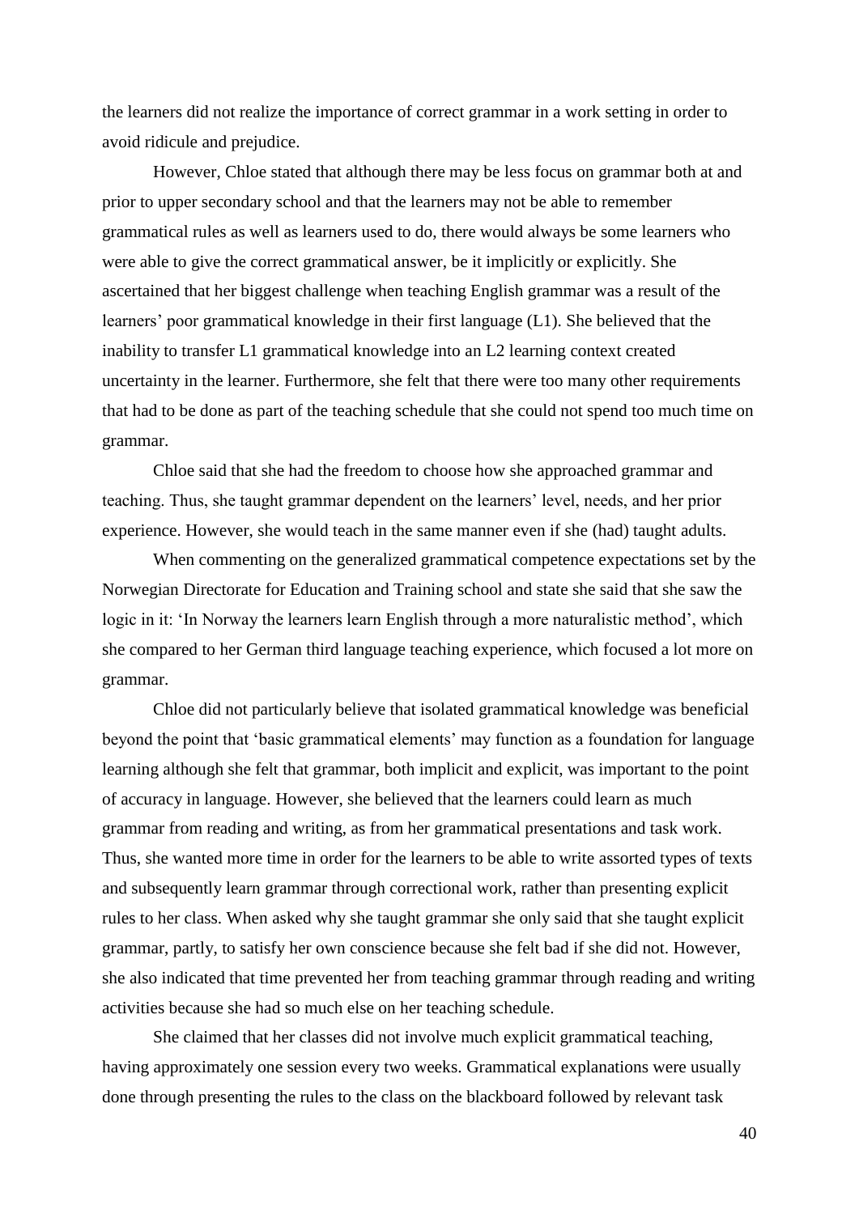the learners did not realize the importance of correct grammar in a work setting in order to avoid ridicule and prejudice.

However, Chloe stated that although there may be less focus on grammar both at and prior to upper secondary school and that the learners may not be able to remember grammatical rules as well as learners used to do, there would always be some learners who were able to give the correct grammatical answer, be it implicitly or explicitly. She ascertained that her biggest challenge when teaching English grammar was a result of the learners' poor grammatical knowledge in their first language (L1). She believed that the inability to transfer L1 grammatical knowledge into an L2 learning context created uncertainty in the learner. Furthermore, she felt that there were too many other requirements that had to be done as part of the teaching schedule that she could not spend too much time on grammar.

Chloe said that she had the freedom to choose how she approached grammar and teaching. Thus, she taught grammar dependent on the learners' level, needs, and her prior experience. However, she would teach in the same manner even if she (had) taught adults.

When commenting on the generalized grammatical competence expectations set by the Norwegian Directorate for Education and Training school and state she said that she saw the logic in it: 'In Norway the learners learn English through a more naturalistic method', which she compared to her German third language teaching experience, which focused a lot more on grammar.

Chloe did not particularly believe that isolated grammatical knowledge was beneficial beyond the point that 'basic grammatical elements' may function as a foundation for language learning although she felt that grammar, both implicit and explicit, was important to the point of accuracy in language. However, she believed that the learners could learn as much grammar from reading and writing, as from her grammatical presentations and task work. Thus, she wanted more time in order for the learners to be able to write assorted types of texts and subsequently learn grammar through correctional work, rather than presenting explicit rules to her class. When asked why she taught grammar she only said that she taught explicit grammar, partly, to satisfy her own conscience because she felt bad if she did not. However, she also indicated that time prevented her from teaching grammar through reading and writing activities because she had so much else on her teaching schedule.

She claimed that her classes did not involve much explicit grammatical teaching, having approximately one session every two weeks. Grammatical explanations were usually done through presenting the rules to the class on the blackboard followed by relevant task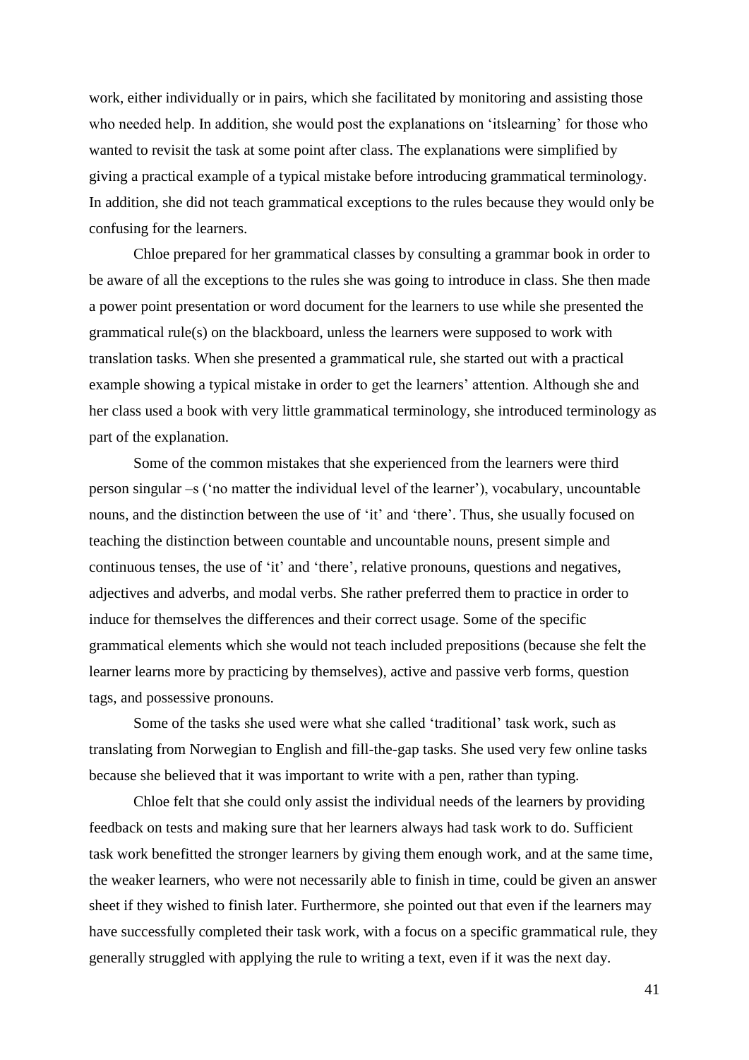work, either individually or in pairs, which she facilitated by monitoring and assisting those who needed help. In addition, she would post the explanations on 'itslearning' for those who wanted to revisit the task at some point after class. The explanations were simplified by giving a practical example of a typical mistake before introducing grammatical terminology. In addition, she did not teach grammatical exceptions to the rules because they would only be confusing for the learners.

Chloe prepared for her grammatical classes by consulting a grammar book in order to be aware of all the exceptions to the rules she was going to introduce in class. She then made a power point presentation or word document for the learners to use while she presented the grammatical rule(s) on the blackboard, unless the learners were supposed to work with translation tasks. When she presented a grammatical rule, she started out with a practical example showing a typical mistake in order to get the learners' attention. Although she and her class used a book with very little grammatical terminology, she introduced terminology as part of the explanation.

Some of the common mistakes that she experienced from the learners were third person singular –s ('no matter the individual level of the learner'), vocabulary, uncountable nouns, and the distinction between the use of 'it' and 'there'. Thus, she usually focused on teaching the distinction between countable and uncountable nouns, present simple and continuous tenses, the use of 'it' and 'there', relative pronouns, questions and negatives, adjectives and adverbs, and modal verbs. She rather preferred them to practice in order to induce for themselves the differences and their correct usage. Some of the specific grammatical elements which she would not teach included prepositions (because she felt the learner learns more by practicing by themselves), active and passive verb forms, question tags, and possessive pronouns.

Some of the tasks she used were what she called 'traditional' task work, such as translating from Norwegian to English and fill-the-gap tasks. She used very few online tasks because she believed that it was important to write with a pen, rather than typing.

Chloe felt that she could only assist the individual needs of the learners by providing feedback on tests and making sure that her learners always had task work to do. Sufficient task work benefitted the stronger learners by giving them enough work, and at the same time, the weaker learners, who were not necessarily able to finish in time, could be given an answer sheet if they wished to finish later. Furthermore, she pointed out that even if the learners may have successfully completed their task work, with a focus on a specific grammatical rule, they generally struggled with applying the rule to writing a text, even if it was the next day.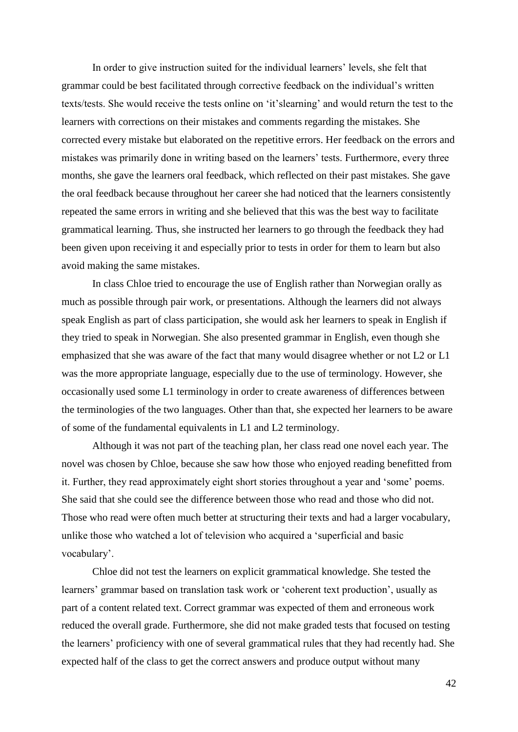In order to give instruction suited for the individual learners' levels, she felt that grammar could be best facilitated through corrective feedback on the individual's written texts/tests. She would receive the tests online on 'it'slearning' and would return the test to the learners with corrections on their mistakes and comments regarding the mistakes. She corrected every mistake but elaborated on the repetitive errors. Her feedback on the errors and mistakes was primarily done in writing based on the learners' tests. Furthermore, every three months, she gave the learners oral feedback, which reflected on their past mistakes. She gave the oral feedback because throughout her career she had noticed that the learners consistently repeated the same errors in writing and she believed that this was the best way to facilitate grammatical learning. Thus, she instructed her learners to go through the feedback they had been given upon receiving it and especially prior to tests in order for them to learn but also avoid making the same mistakes.

In class Chloe tried to encourage the use of English rather than Norwegian orally as much as possible through pair work, or presentations. Although the learners did not always speak English as part of class participation, she would ask her learners to speak in English if they tried to speak in Norwegian. She also presented grammar in English, even though she emphasized that she was aware of the fact that many would disagree whether or not L2 or L1 was the more appropriate language, especially due to the use of terminology. However, she occasionally used some L1 terminology in order to create awareness of differences between the terminologies of the two languages. Other than that, she expected her learners to be aware of some of the fundamental equivalents in L1 and L2 terminology.

Although it was not part of the teaching plan, her class read one novel each year. The novel was chosen by Chloe, because she saw how those who enjoyed reading benefitted from it. Further, they read approximately eight short stories throughout a year and 'some' poems. She said that she could see the difference between those who read and those who did not. Those who read were often much better at structuring their texts and had a larger vocabulary, unlike those who watched a lot of television who acquired a 'superficial and basic vocabulary'.

Chloe did not test the learners on explicit grammatical knowledge. She tested the learners' grammar based on translation task work or 'coherent text production', usually as part of a content related text. Correct grammar was expected of them and erroneous work reduced the overall grade. Furthermore, she did not make graded tests that focused on testing the learners' proficiency with one of several grammatical rules that they had recently had. She expected half of the class to get the correct answers and produce output without many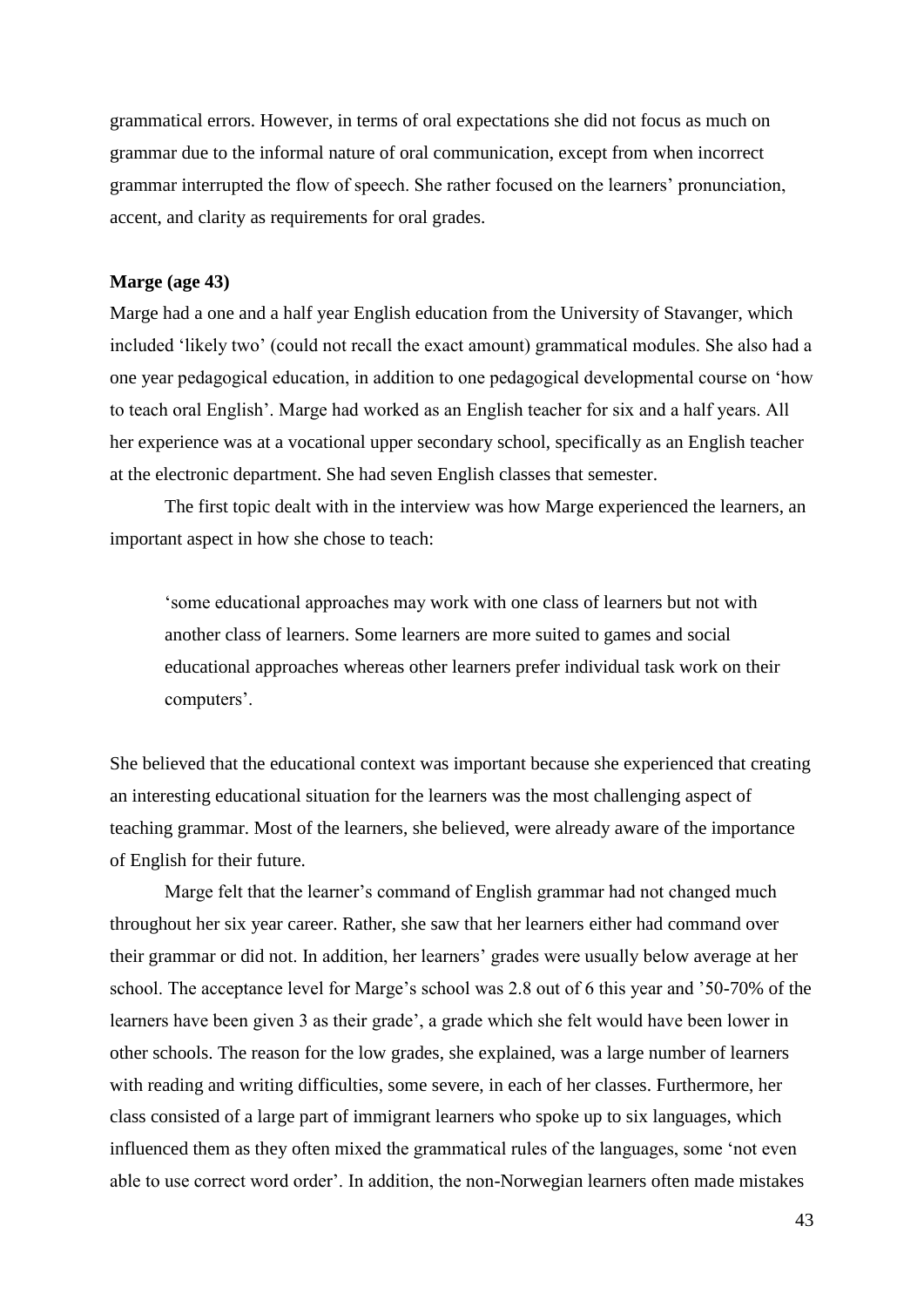grammatical errors. However, in terms of oral expectations she did not focus as much on grammar due to the informal nature of oral communication, except from when incorrect grammar interrupted the flow of speech. She rather focused on the learners' pronunciation, accent, and clarity as requirements for oral grades.

**Marge (age 43)**

Marge had a one and a half year English education from the University of Stavanger, which included 'likely two' (could not recall the exact amount) grammatical modules. She also had a one year pedagogical education, in addition to one pedagogical developmental course on 'how to teach oral English'. Marge had worked as an English teacher for six and a half years. All her experience was at a vocational upper secondary school, specifically as an English teacher at the electronic department. She had seven English classes that semester.

The first topic dealt with in the interview was how Marge experienced the learners, an important aspect in how she chose to teach:

> 'some educational approaches may work with one class of learners but not with another class of learners. Some learners are more suited to games and social educational approaches whereas other learners prefer individual task work on their computers'.

She believed that the educational context was important because she experienced that creating an interesting educational situation for the learners was the most challenging aspect of teaching grammar. Most of the learners, she believed, were already aware of the importance of English for their future.

Marge felt that the learner's command of English grammar had not changed much throughout her six year career. Rather, she saw that her learners either had command over their grammar or did not. In addition, her learners' grades were usually below average at her school. The acceptance level for Marge's school was 2.8 out of 6 this year and '50-70% of the learners have been given 3 as their grade', a grade which she felt would have been lower in other schools. The reason for the low grades, she explained, was a large number of learners with reading and writing difficulties, some severe, in each of her classes. Furthermore, her class consisted of a large part of immigrant learners who spoke up to six languages, which influenced them as they often mixed the grammatical rules of the languages, some 'not even able to use correct word order'. In addition, the non-Norwegian learners often made mistakes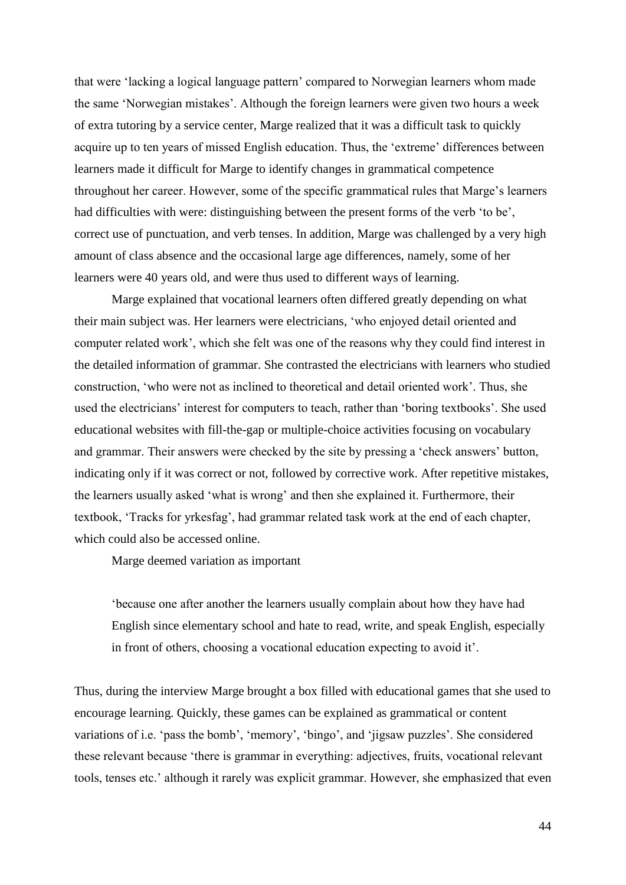that were 'lacking a logical language pattern' compared to Norwegian learners whom made the same 'Norwegian mistakes'. Although the foreign learners were given two hours a week of extra tutoring by a service center, Marge realized that it was a difficult task to quickly acquire up to ten years of missed English education. Thus, the 'extreme' differences between learners made it difficult for Marge to identify changes in grammatical competence throughout her career. However, some of the specific grammatical rules that Marge's learners had difficulties with were: distinguishing between the present forms of the verb 'to be', correct use of punctuation, and verb tenses. In addition, Marge was challenged by a very high amount of class absence and the occasional large age differences, namely, some of her learners were 40 years old, and were thus used to different ways of learning.

Marge explained that vocational learners often differed greatly depending on what their main subject was. Her learners were electricians, 'who enjoyed detail oriented and computer related work', which she felt was one of the reasons why they could find interest in the detailed information of grammar. She contrasted the electricians with learners who studied construction, 'who were not as inclined to theoretical and detail oriented work'. Thus, she used the electricians' interest for computers to teach, rather than 'boring textbooks'. She used educational websites with fill-the-gap or multiple-choice activities focusing on vocabulary and grammar. Their answers were checked by the site by pressing a 'check answers' button, indicating only if it was correct or not, followed by corrective work. After repetitive mistakes, the learners usually asked 'what is wrong' and then she explained it. Furthermore, their textbook, 'Tracks for yrkesfag', had grammar related task work at the end of each chapter, which could also be accessed online.

Marge deemed variation as important

> 'because one after another the learners usually complain about how they have had English since elementary school and hate to read, write, and speak English, especially in front of others, choosing a vocational education expecting to avoid it'.

Thus, during the interview Marge brought a box filled with educational games that she used to encourage learning. Quickly, these games can be explained as grammatical or content variations of i.e. 'pass the bomb', 'memory', 'bingo', and 'jigsaw puzzles'. She considered these relevant because 'there is grammar in everything: adjectives, fruits, vocational relevant tools, tenses etc.' although it rarely was explicit grammar. However, she emphasized that even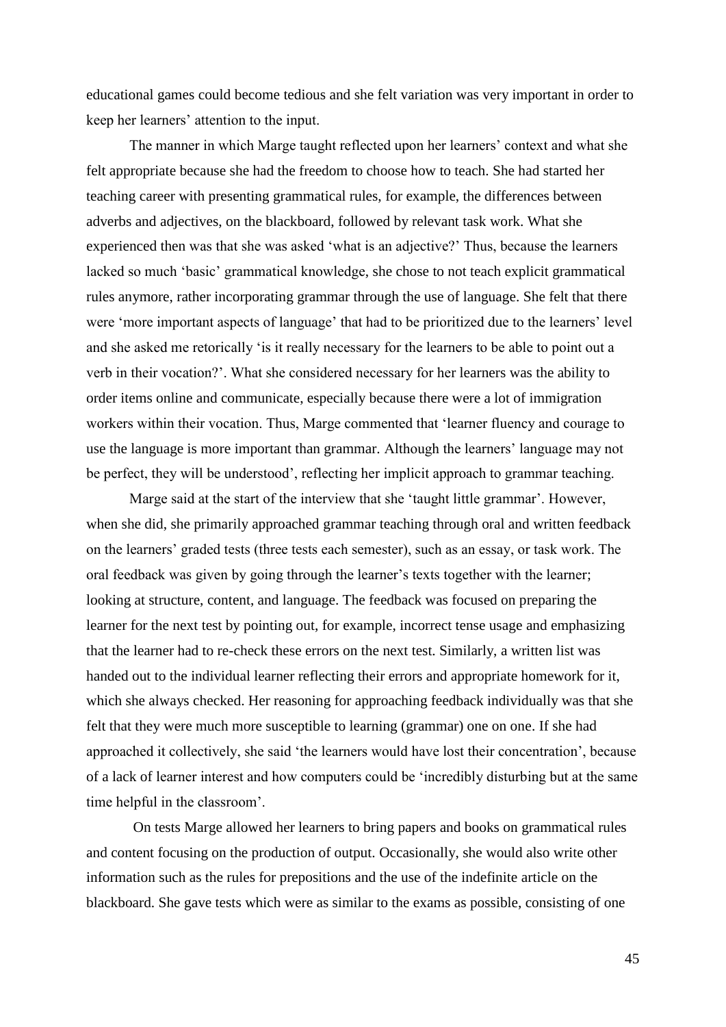educational games could become tedious and she felt variation was very important in order to keep her learners' attention to the input.

The manner in which Marge taught reflected upon her learners' context and what she felt appropriate because she had the freedom to choose how to teach. She had started her teaching career with presenting grammatical rules, for example, the differences between adverbs and adjectives, on the blackboard, followed by relevant task work. What she experienced then was that she was asked 'what is an adjective?' Thus, because the learners lacked so much 'basic' grammatical knowledge, she chose to not teach explicit grammatical rules anymore, rather incorporating grammar through the use of language. She felt that there were 'more important aspects of language' that had to be prioritized due to the learners' level and she asked me retorically 'is it really necessary for the learners to be able to point out a verb in their vocation?'. What she considered necessary for her learners was the ability to order items online and communicate, especially because there were a lot of immigration workers within their vocation. Thus, Marge commented that 'learner fluency and courage to use the language is more important than grammar. Although the learners' language may not be perfect, they will be understood', reflecting her implicit approach to grammar teaching.

Marge said at the start of the interview that she 'taught little grammar'. However, when she did, she primarily approached grammar teaching through oral and written feedback on the learners' graded tests (three tests each semester), such as an essay, or task work. The oral feedback was given by going through the learner's texts together with the learner; looking at structure, content, and language. The feedback was focused on preparing the learner for the next test by pointing out, for example, incorrect tense usage and emphasizing that the learner had to re-check these errors on the next test. Similarly, a written list was handed out to the individual learner reflecting their errors and appropriate homework for it, which she always checked. Her reasoning for approaching feedback individually was that she felt that they were much more susceptible to learning (grammar) one on one. If she had approached it collectively, she said 'the learners would have lost their concentration', because of a lack of learner interest and how computers could be 'incredibly disturbing but at the same time helpful in the classroom'.

On tests Marge allowed her learners to bring papers and books on grammatical rules and content focusing on the production of output. Occasionally, she would also write other information such as the rules for prepositions and the use of the indefinite article on the blackboard. She gave tests which were as similar to the exams as possible, consisting of one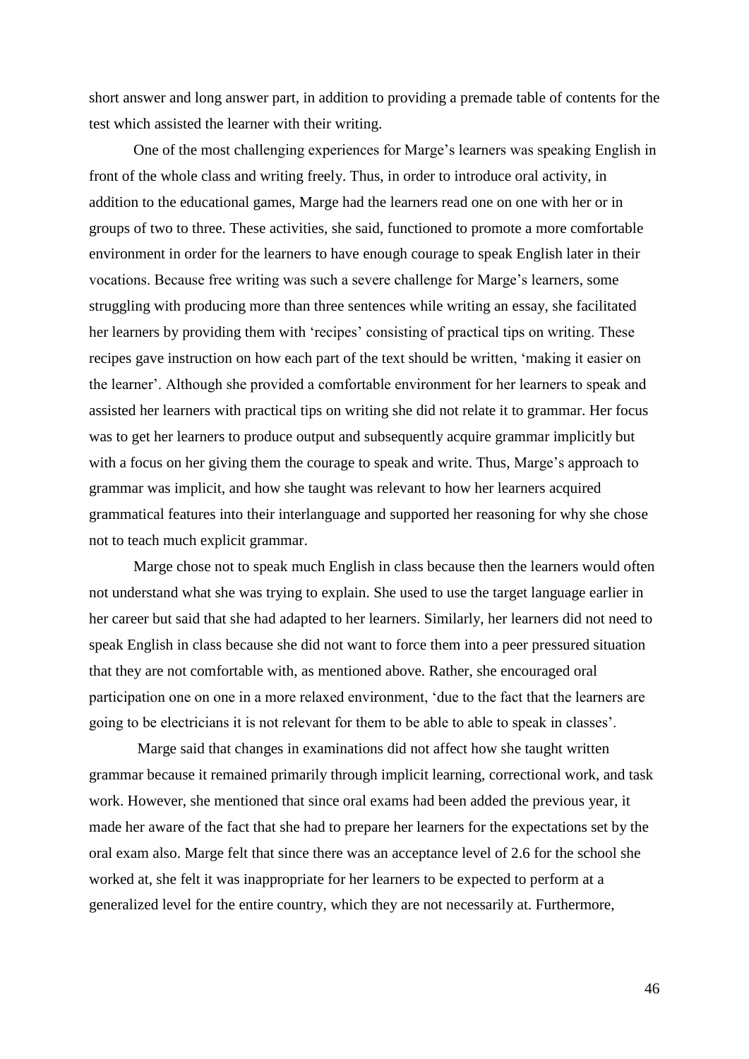short answer and long answer part, in addition to providing a premade table of contents for the test which assisted the learner with their writing.

One of the most challenging experiences for Marge's learners was speaking English in front of the whole class and writing freely. Thus, in order to introduce oral activity, in addition to the educational games, Marge had the learners read one on one with her or in groups of two to three. These activities, she said, functioned to promote a more comfortable environment in order for the learners to have enough courage to speak English later in their vocations. Because free writing was such a severe challenge for Marge's learners, some struggling with producing more than three sentences while writing an essay, she facilitated her learners by providing them with 'recipes' consisting of practical tips on writing. These recipes gave instruction on how each part of the text should be written, 'making it easier on the learner'. Although she provided a comfortable environment for her learners to speak and assisted her learners with practical tips on writing she did not relate it to grammar. Her focus was to get her learners to produce output and subsequently acquire grammar implicitly but with a focus on her giving them the courage to speak and write. Thus, Marge's approach to grammar was implicit, and how she taught was relevant to how her learners acquired grammatical features into their interlanguage and supported her reasoning for why she chose not to teach much explicit grammar.

Marge chose not to speak much English in class because then the learners would often not understand what she was trying to explain. She used to use the target language earlier in her career but said that she had adapted to her learners. Similarly, her learners did not need to speak English in class because she did not want to force them into a peer pressured situation that they are not comfortable with, as mentioned above. Rather, she encouraged oral participation one on one in a more relaxed environment, 'due to the fact that the learners are going to be electricians it is not relevant for them to be able to able to speak in classes'.

Marge said that changes in examinations did not affect how she taught written grammar because it remained primarily through implicit learning, correctional work, and task work. However, she mentioned that since oral exams had been added the previous year, it made her aware of the fact that she had to prepare her learners for the expectations set by the oral exam also. Marge felt that since there was an acceptance level of 2.6 for the school she worked at, she felt it was inappropriate for her learners to be expected to perform at a generalized level for the entire country, which they are not necessarily at. Furthermore,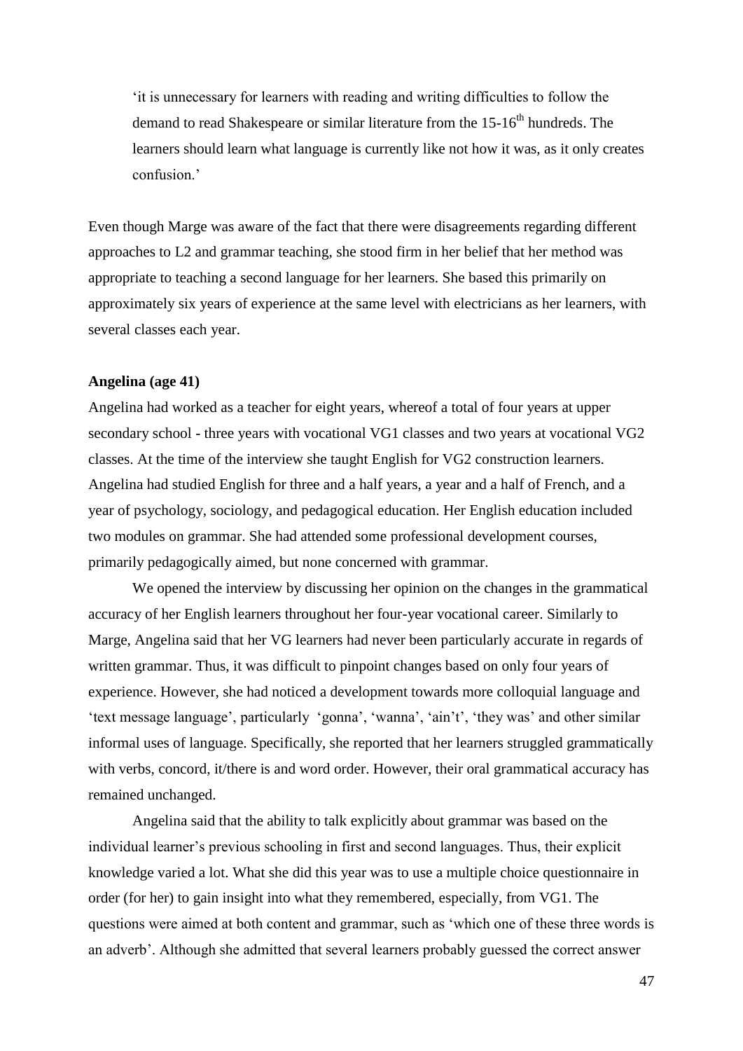> 'it is unnecessary for learners with reading and writing difficulties to follow the demand to read Shakespeare or similar literature from the 15-16th hundreds. The learners should learn what language is currently like not how it was, as it only creates confusion.'

Even though Marge was aware of the fact that there were disagreements regarding different approaches to L2 and grammar teaching, she stood firm in her belief that her method was appropriate to teaching a second language for her learners. She based this primarily on approximately six years of experience at the same level with electricians as her learners, with several classes each year.

**Angelina (age 41)**

Angelina had worked as a teacher for eight years, whereof a total of four years at upper secondary school - three years with vocational VG1 classes and two years at vocational VG2 classes. At the time of the interview she taught English for VG2 construction learners. Angelina had studied English for three and a half years, a year and a half of French, and a year of psychology, sociology, and pedagogical education. Her English education included two modules on grammar. She had attended some professional development courses, primarily pedagogically aimed, but none concerned with grammar.

We opened the interview by discussing her opinion on the changes in the grammatical accuracy of her English learners throughout her four-year vocational career. Similarly to Marge, Angelina said that her VG learners had never been particularly accurate in regards of written grammar. Thus, it was difficult to pinpoint changes based on only four years of experience. However, she had noticed a development towards more colloquial language and 'text message language', particularly 'gonna', 'wanna', 'ain't', 'they was' and other similar informal uses of language. Specifically, she reported that her learners struggled grammatically with verbs, concord, it/there is and word order. However, their oral grammatical accuracy has remained unchanged.

Angelina said that the ability to talk explicitly about grammar was based on the individual learner's previous schooling in first and second languages. Thus, their explicit knowledge varied a lot. What she did this year was to use a multiple choice questionnaire in order (for her) to gain insight into what they remembered, especially, from VG1. The questions were aimed at both content and grammar, such as 'which one of these three words is an adverb'. Although she admitted that several learners probably guessed the correct answer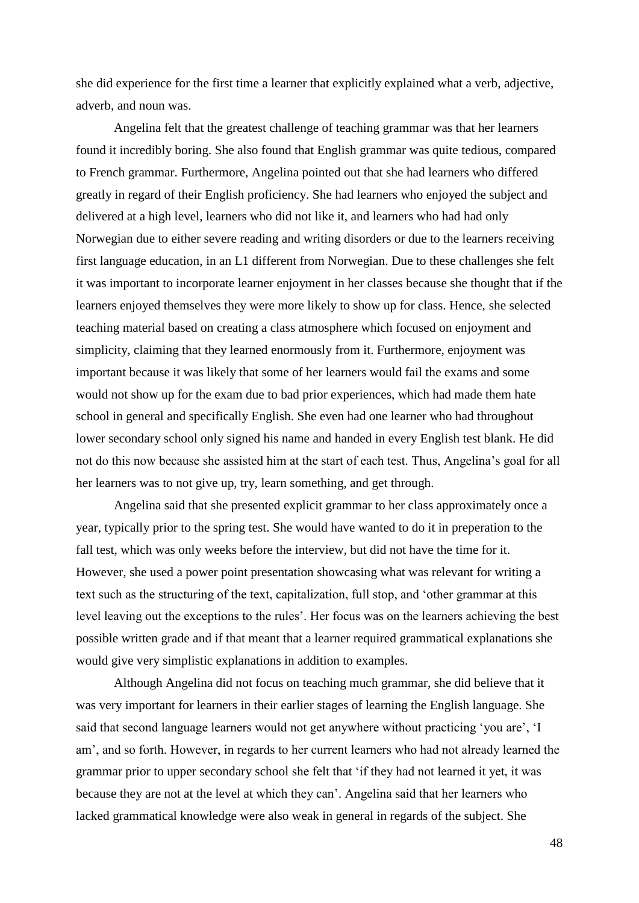she did experience for the first time a learner that explicitly explained what a verb, adjective, adverb, and noun was.

Angelina felt that the greatest challenge of teaching grammar was that her learners found it incredibly boring. She also found that English grammar was quite tedious, compared to French grammar. Furthermore, Angelina pointed out that she had learners who differed greatly in regard of their English proficiency. She had learners who enjoyed the subject and delivered at a high level, learners who did not like it, and learners who had had only Norwegian due to either severe reading and writing disorders or due to the learners receiving first language education, in an L1 different from Norwegian. Due to these challenges she felt it was important to incorporate learner enjoyment in her classes because she thought that if the learners enjoyed themselves they were more likely to show up for class. Hence, she selected teaching material based on creating a class atmosphere which focused on enjoyment and simplicity, claiming that they learned enormously from it. Furthermore, enjoyment was important because it was likely that some of her learners would fail the exams and some would not show up for the exam due to bad prior experiences, which had made them hate school in general and specifically English. She even had one learner who had throughout lower secondary school only signed his name and handed in every English test blank. He did not do this now because she assisted him at the start of each test. Thus, Angelina's goal for all her learners was to not give up, try, learn something, and get through.

Angelina said that she presented explicit grammar to her class approximately once a year, typically prior to the spring test. She would have wanted to do it in preperation to the fall test, which was only weeks before the interview, but did not have the time for it. However, she used a power point presentation showcasing what was relevant for writing a text such as the structuring of the text, capitalization, full stop, and 'other grammar at this level leaving out the exceptions to the rules'. Her focus was on the learners achieving the best possible written grade and if that meant that a learner required grammatical explanations she would give very simplistic explanations in addition to examples.

Although Angelina did not focus on teaching much grammar, she did believe that it was very important for learners in their earlier stages of learning the English language. She said that second language learners would not get anywhere without practicing 'you are', 'I am', and so forth. However, in regards to her current learners who had not already learned the grammar prior to upper secondary school she felt that 'if they had not learned it yet, it was because they are not at the level at which they can'. Angelina said that her learners who lacked grammatical knowledge were also weak in general in regards of the subject. She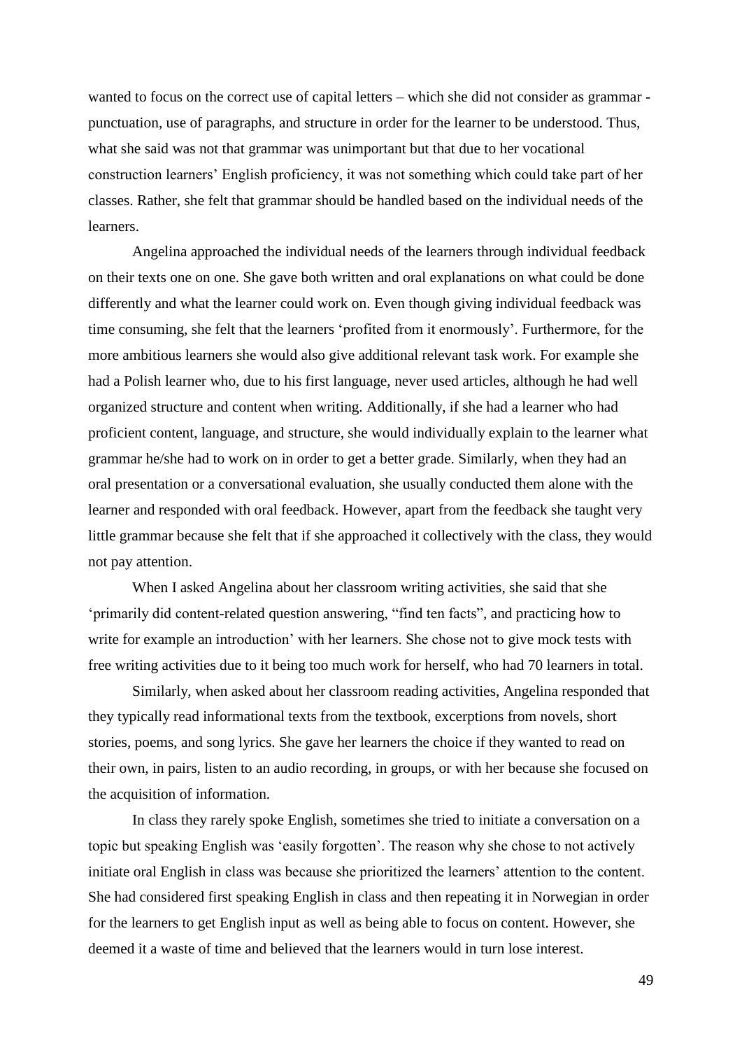wanted to focus on the correct use of capital letters – which she did not consider as grammar - punctuation, use of paragraphs, and structure in order for the learner to be understood. Thus, what she said was not that grammar was unimportant but that due to her vocational construction learners' English proficiency, it was not something which could take part of her classes. Rather, she felt that grammar should be handled based on the individual needs of the learners.

Angelina approached the individual needs of the learners through individual feedback on their texts one on one. She gave both written and oral explanations on what could be done differently and what the learner could work on. Even though giving individual feedback was time consuming, she felt that the learners 'profited from it enormously'. Furthermore, for the more ambitious learners she would also give additional relevant task work. For example she had a Polish learner who, due to his first language, never used articles, although he had well organized structure and content when writing. Additionally, if she had a learner who had proficient content, language, and structure, she would individually explain to the learner what grammar he/she had to work on in order to get a better grade. Similarly, when they had an oral presentation or a conversational evaluation, she usually conducted them alone with the learner and responded with oral feedback. However, apart from the feedback she taught very little grammar because she felt that if she approached it collectively with the class, they would not pay attention.

When I asked Angelina about her classroom writing activities, she said that she 'primarily did content-related question answering, "find ten facts", and practicing how to write for example an introduction' with her learners. She chose not to give mock tests with free writing activities due to it being too much work for herself, who had 70 learners in total.

Similarly, when asked about her classroom reading activities, Angelina responded that they typically read informational texts from the textbook, excerptions from novels, short stories, poems, and song lyrics. She gave her learners the choice if they wanted to read on their own, in pairs, listen to an audio recording, in groups, or with her because she focused on the acquisition of information.

In class they rarely spoke English, sometimes she tried to initiate a conversation on a topic but speaking English was 'easily forgotten'. The reason why she chose to not actively initiate oral English in class was because she prioritized the learners' attention to the content. She had considered first speaking English in class and then repeating it in Norwegian in order for the learners to get English input as well as being able to focus on content. However, she deemed it a waste of time and believed that the learners would in turn lose interest.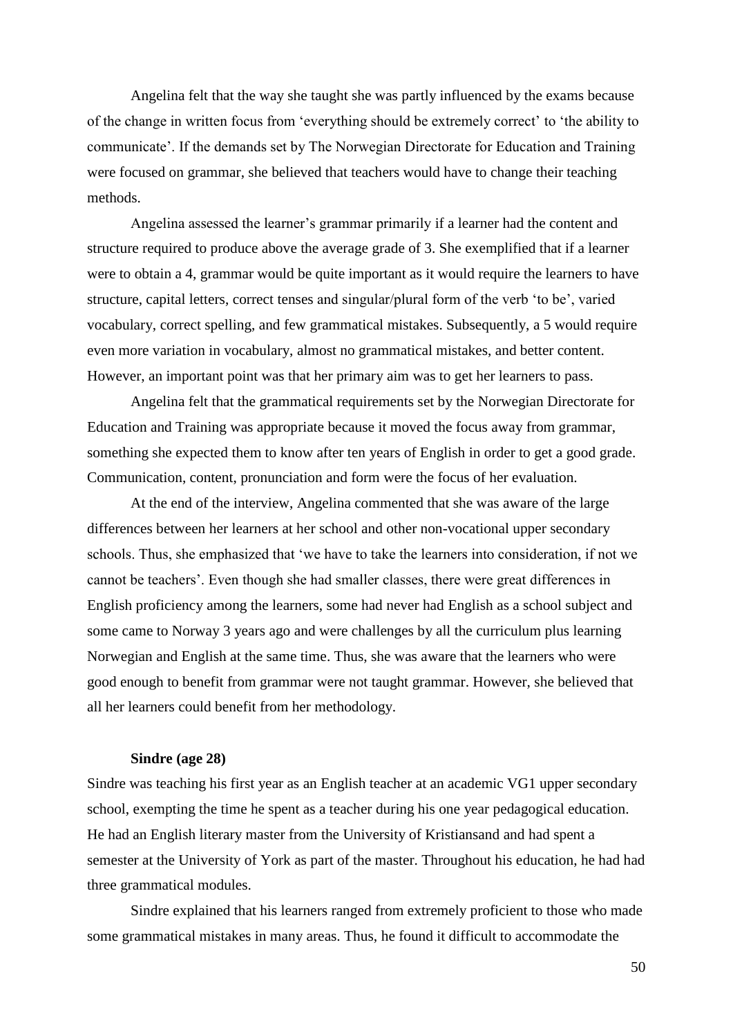Angelina felt that the way she taught she was partly influenced by the exams because of the change in written focus from 'everything should be extremely correct' to 'the ability to communicate'. If the demands set by The Norwegian Directorate for Education and Training were focused on grammar, she believed that teachers would have to change their teaching methods.

Angelina assessed the learner's grammar primarily if a learner had the content and structure required to produce above the average grade of 3. She exemplified that if a learner were to obtain a 4, grammar would be quite important as it would require the learners to have structure, capital letters, correct tenses and singular/plural form of the verb 'to be', varied vocabulary, correct spelling, and few grammatical mistakes. Subsequently, a 5 would require even more variation in vocabulary, almost no grammatical mistakes, and better content. However, an important point was that her primary aim was to get her learners to pass.

Angelina felt that the grammatical requirements set by the Norwegian Directorate for Education and Training was appropriate because it moved the focus away from grammar, something she expected them to know after ten years of English in order to get a good grade. Communication, content, pronunciation and form were the focus of her evaluation.

At the end of the interview, Angelina commented that she was aware of the large differences between her learners at her school and other non-vocational upper secondary schools. Thus, she emphasized that 'we have to take the learners into consideration, if not we cannot be teachers'. Even though she had smaller classes, there were great differences in English proficiency among the learners, some had never had English as a school subject and some came to Norway 3 years ago and were challenges by all the curriculum plus learning Norwegian and English at the same time. Thus, she was aware that the learners who were good enough to benefit from grammar were not taught grammar. However, she believed that all her learners could benefit from her methodology.

**Sindre (age 28)**

Sindre was teaching his first year as an English teacher at an academic VG1 upper secondary school, exempting the time he spent as a teacher during his one year pedagogical education. He had an English literary master from the University of Kristiansand and had spent a semester at the University of York as part of the master. Throughout his education, he had had three grammatical modules.

Sindre explained that his learners ranged from extremely proficient to those who made some grammatical mistakes in many areas. Thus, he found it difficult to accommodate the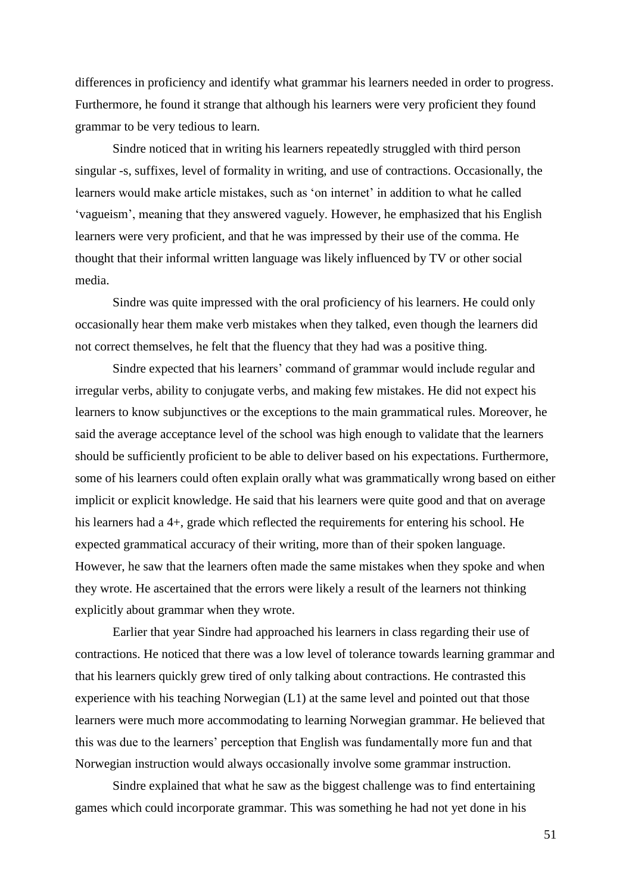differences in proficiency and identify what grammar his learners needed in order to progress. Furthermore, he found it strange that although his learners were very proficient they found grammar to be very tedious to learn.

Sindre noticed that in writing his learners repeatedly struggled with third person singular -s, suffixes, level of formality in writing, and use of contractions. Occasionally, the learners would make article mistakes, such as 'on internet' in addition to what he called 'vagueism', meaning that they answered vaguely. However, he emphasized that his English learners were very proficient, and that he was impressed by their use of the comma. He thought that their informal written language was likely influenced by TV or other social media.

Sindre was quite impressed with the oral proficiency of his learners. He could only occasionally hear them make verb mistakes when they talked, even though the learners did not correct themselves, he felt that the fluency that they had was a positive thing.

Sindre expected that his learners' command of grammar would include regular and irregular verbs, ability to conjugate verbs, and making few mistakes. He did not expect his learners to know subjunctives or the exceptions to the main grammatical rules. Moreover, he said the average acceptance level of the school was high enough to validate that the learners should be sufficiently proficient to be able to deliver based on his expectations. Furthermore, some of his learners could often explain orally what was grammatically wrong based on either implicit or explicit knowledge. He said that his learners were quite good and that on average his learners had a 4+, grade which reflected the requirements for entering his school. He expected grammatical accuracy of their writing, more than of their spoken language. However, he saw that the learners often made the same mistakes when they spoke and when they wrote. He ascertained that the errors were likely a result of the learners not thinking explicitly about grammar when they wrote.

Earlier that year Sindre had approached his learners in class regarding their use of contractions. He noticed that there was a low level of tolerance towards learning grammar and that his learners quickly grew tired of only talking about contractions. He contrasted this experience with his teaching Norwegian (L1) at the same level and pointed out that those learners were much more accommodating to learning Norwegian grammar. He believed that this was due to the learners' perception that English was fundamentally more fun and that Norwegian instruction would always occasionally involve some grammar instruction.

Sindre explained that what he saw as the biggest challenge was to find entertaining games which could incorporate grammar. This was something he had not yet done in his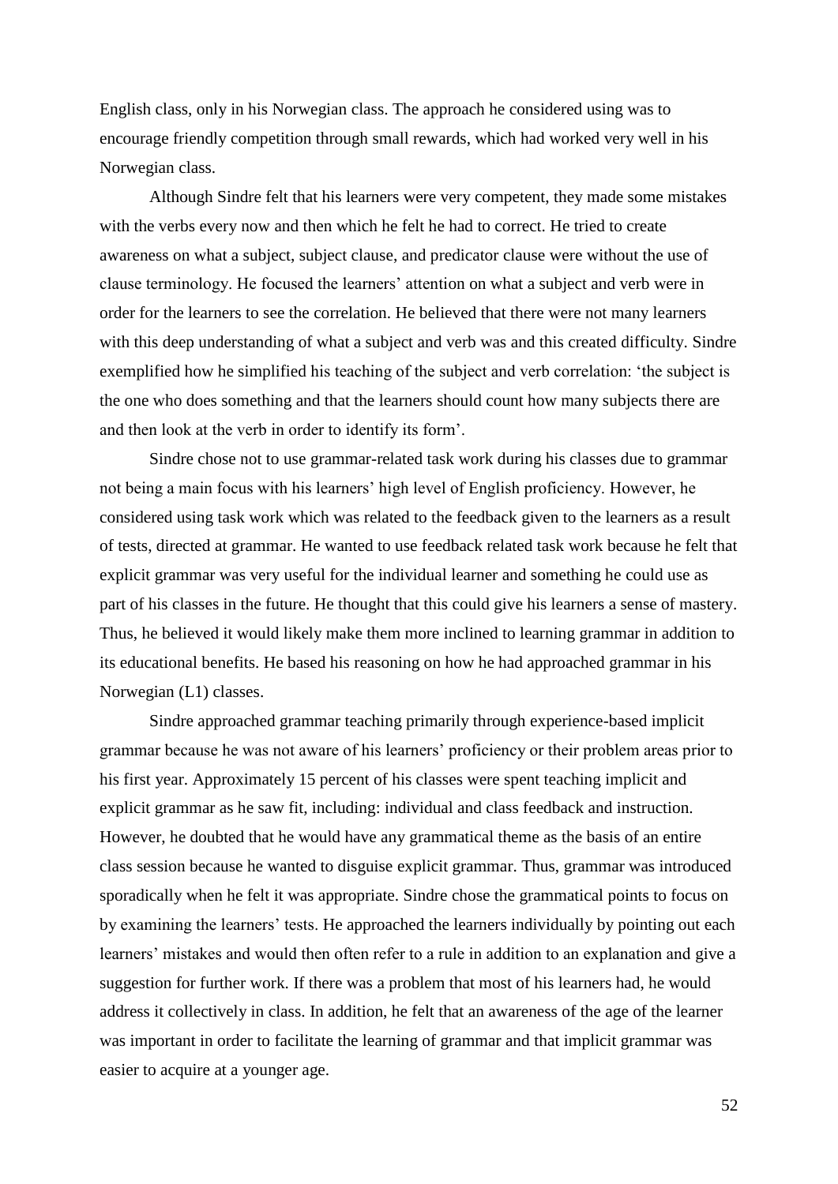English class, only in his Norwegian class. The approach he considered using was to encourage friendly competition through small rewards, which had worked very well in his Norwegian class.

Although Sindre felt that his learners were very competent, they made some mistakes with the verbs every now and then which he felt he had to correct. He tried to create awareness on what a subject, subject clause, and predicator clause were without the use of clause terminology. He focused the learners' attention on what a subject and verb were in order for the learners to see the correlation. He believed that there were not many learners with this deep understanding of what a subject and verb was and this created difficulty. Sindre exemplified how he simplified his teaching of the subject and verb correlation: 'the subject is the one who does something and that the learners should count how many subjects there are and then look at the verb in order to identify its form'.

Sindre chose not to use grammar-related task work during his classes due to grammar not being a main focus with his learners' high level of English proficiency. However, he considered using task work which was related to the feedback given to the learners as a result of tests, directed at grammar. He wanted to use feedback related task work because he felt that explicit grammar was very useful for the individual learner and something he could use as part of his classes in the future. He thought that this could give his learners a sense of mastery. Thus, he believed it would likely make them more inclined to learning grammar in addition to its educational benefits. He based his reasoning on how he had approached grammar in his Norwegian (L1) classes.

Sindre approached grammar teaching primarily through experience-based implicit grammar because he was not aware of his learners' proficiency or their problem areas prior to his first year. Approximately 15 percent of his classes were spent teaching implicit and explicit grammar as he saw fit, including: individual and class feedback and instruction. However, he doubted that he would have any grammatical theme as the basis of an entire class session because he wanted to disguise explicit grammar. Thus, grammar was introduced sporadically when he felt it was appropriate. Sindre chose the grammatical points to focus on by examining the learners' tests. He approached the learners individually by pointing out each learners' mistakes and would then often refer to a rule in addition to an explanation and give a suggestion for further work. If there was a problem that most of his learners had, he would address it collectively in class. In addition, he felt that an awareness of the age of the learner was important in order to facilitate the learning of grammar and that implicit grammar was easier to acquire at a younger age.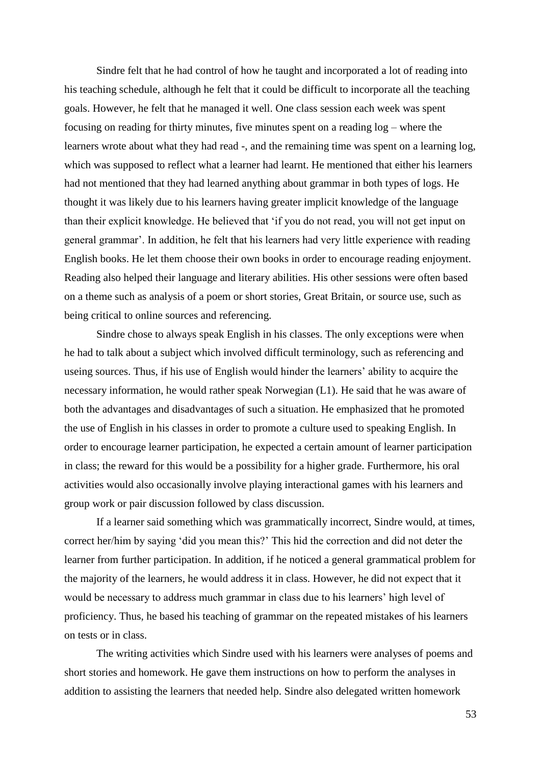Sindre felt that he had control of how he taught and incorporated a lot of reading into his teaching schedule, although he felt that it could be difficult to incorporate all the teaching goals. However, he felt that he managed it well. One class session each week was spent focusing on reading for thirty minutes, five minutes spent on a reading log – where the learners wrote about what they had read -, and the remaining time was spent on a learning log, which was supposed to reflect what a learner had learnt. He mentioned that either his learners had not mentioned that they had learned anything about grammar in both types of logs. He thought it was likely due to his learners having greater implicit knowledge of the language than their explicit knowledge. He believed that 'if you do not read, you will not get input on general grammar'. In addition, he felt that his learners had very little experience with reading English books. He let them choose their own books in order to encourage reading enjoyment. Reading also helped their language and literary abilities. His other sessions were often based on a theme such as analysis of a poem or short stories, Great Britain, or source use, such as being critical to online sources and referencing.

Sindre chose to always speak English in his classes. The only exceptions were when he had to talk about a subject which involved difficult terminology, such as referencing and useing sources. Thus, if his use of English would hinder the learners' ability to acquire the necessary information, he would rather speak Norwegian (L1). He said that he was aware of both the advantages and disadvantages of such a situation. He emphasized that he promoted the use of English in his classes in order to promote a culture used to speaking English. In order to encourage learner participation, he expected a certain amount of learner participation in class; the reward for this would be a possibility for a higher grade. Furthermore, his oral activities would also occasionally involve playing interactional games with his learners and group work or pair discussion followed by class discussion.

If a learner said something which was grammatically incorrect, Sindre would, at times, correct her/him by saying 'did you mean this?' This hid the correction and did not deter the learner from further participation. In addition, if he noticed a general grammatical problem for the majority of the learners, he would address it in class. However, he did not expect that it would be necessary to address much grammar in class due to his learners' high level of proficiency. Thus, he based his teaching of grammar on the repeated mistakes of his learners on tests or in class.

The writing activities which Sindre used with his learners were analyses of poems and short stories and homework. He gave them instructions on how to perform the analyses in addition to assisting the learners that needed help. Sindre also delegated written homework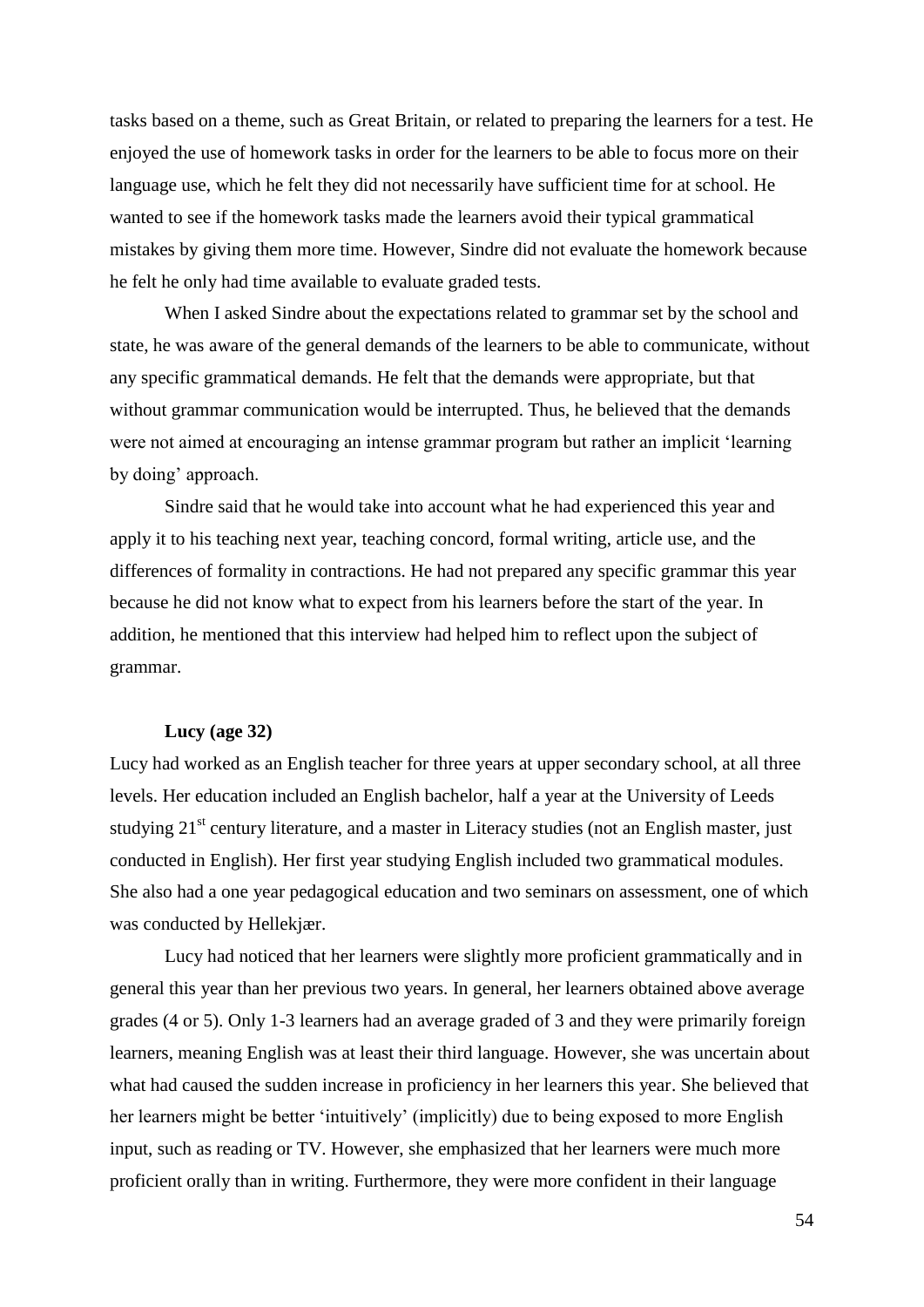tasks based on a theme, such as Great Britain, or related to preparing the learners for a test. He enjoyed the use of homework tasks in order for the learners to be able to focus more on their language use, which he felt they did not necessarily have sufficient time for at school. He wanted to see if the homework tasks made the learners avoid their typical grammatical mistakes by giving them more time. However, Sindre did not evaluate the homework because he felt he only had time available to evaluate graded tests.

When I asked Sindre about the expectations related to grammar set by the school and state, he was aware of the general demands of the learners to be able to communicate, without any specific grammatical demands. He felt that the demands were appropriate, but that without grammar communication would be interrupted. Thus, he believed that the demands were not aimed at encouraging an intense grammar program but rather an implicit 'learning by doing' approach.

Sindre said that he would take into account what he had experienced this year and apply it to his teaching next year, teaching concord, formal writing, article use, and the differences of formality in contractions. He had not prepared any specific grammar this year because he did not know what to expect from his learners before the start of the year. In addition, he mentioned that this interview had helped him to reflect upon the subject of grammar.

**Lucy (age 32)**

Lucy had worked as an English teacher for three years at upper secondary school, at all three levels. Her education included an English bachelor, half a year at the University of Leeds studying 21st century literature, and a master in Literacy studies (not an English master, just conducted in English). Her first year studying English included two grammatical modules. She also had a one year pedagogical education and two seminars on assessment, one of which was conducted by Hellekjær.

Lucy had noticed that her learners were slightly more proficient grammatically and in general this year than her previous two years. In general, her learners obtained above average grades (4 or 5). Only 1-3 learners had an average graded of 3 and they were primarily foreign learners, meaning English was at least their third language. However, she was uncertain about what had caused the sudden increase in proficiency in her learners this year. She believed that her learners might be better 'intuitively' (implicitly) due to being exposed to more English input, such as reading or TV. However, she emphasized that her learners were much more proficient orally than in writing. Furthermore, they were more confident in their language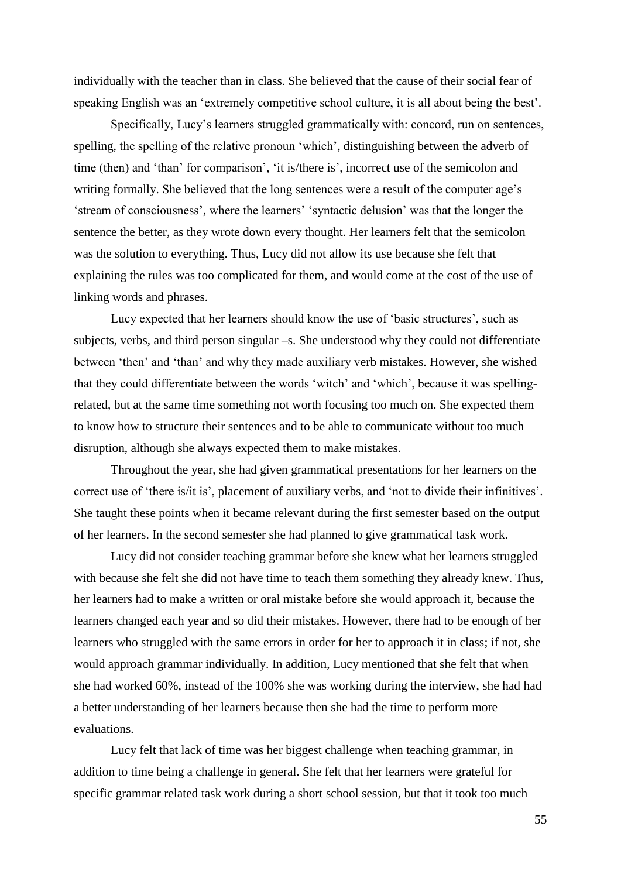individually with the teacher than in class. She believed that the cause of their social fear of speaking English was an 'extremely competitive school culture, it is all about being the best'.

Specifically, Lucy's learners struggled grammatically with: concord, run on sentences, spelling, the spelling of the relative pronoun 'which', distinguishing between the adverb of time (then) and 'than' for comparison', 'it is/there is', incorrect use of the semicolon and writing formally. She believed that the long sentences were a result of the computer age's 'stream of consciousness', where the learners' 'syntactic delusion' was that the longer the sentence the better, as they wrote down every thought. Her learners felt that the semicolon was the solution to everything. Thus, Lucy did not allow its use because she felt that explaining the rules was too complicated for them, and would come at the cost of the use of linking words and phrases.

Lucy expected that her learners should know the use of 'basic structures', such as subjects, verbs, and third person singular –s. She understood why they could not differentiate between 'then' and 'than' and why they made auxiliary verb mistakes. However, she wished that they could differentiate between the words 'witch' and 'which', because it was spelling-related, but at the same time something not worth focusing too much on. She expected them to know how to structure their sentences and to be able to communicate without too much disruption, although she always expected them to make mistakes.

Throughout the year, she had given grammatical presentations for her learners on the correct use of 'there is/it is', placement of auxiliary verbs, and 'not to divide their infinitives'. She taught these points when it became relevant during the first semester based on the output of her learners. In the second semester she had planned to give grammatical task work.

Lucy did not consider teaching grammar before she knew what her learners struggled with because she felt she did not have time to teach them something they already knew. Thus, her learners had to make a written or oral mistake before she would approach it, because the learners changed each year and so did their mistakes. However, there had to be enough of her learners who struggled with the same errors in order for her to approach it in class; if not, she would approach grammar individually. In addition, Lucy mentioned that she felt that when she had worked 60%, instead of the 100% she was working during the interview, she had had a better understanding of her learners because then she had the time to perform more evaluations.

Lucy felt that lack of time was her biggest challenge when teaching grammar, in addition to time being a challenge in general. She felt that her learners were grateful for specific grammar related task work during a short school session, but that it took too much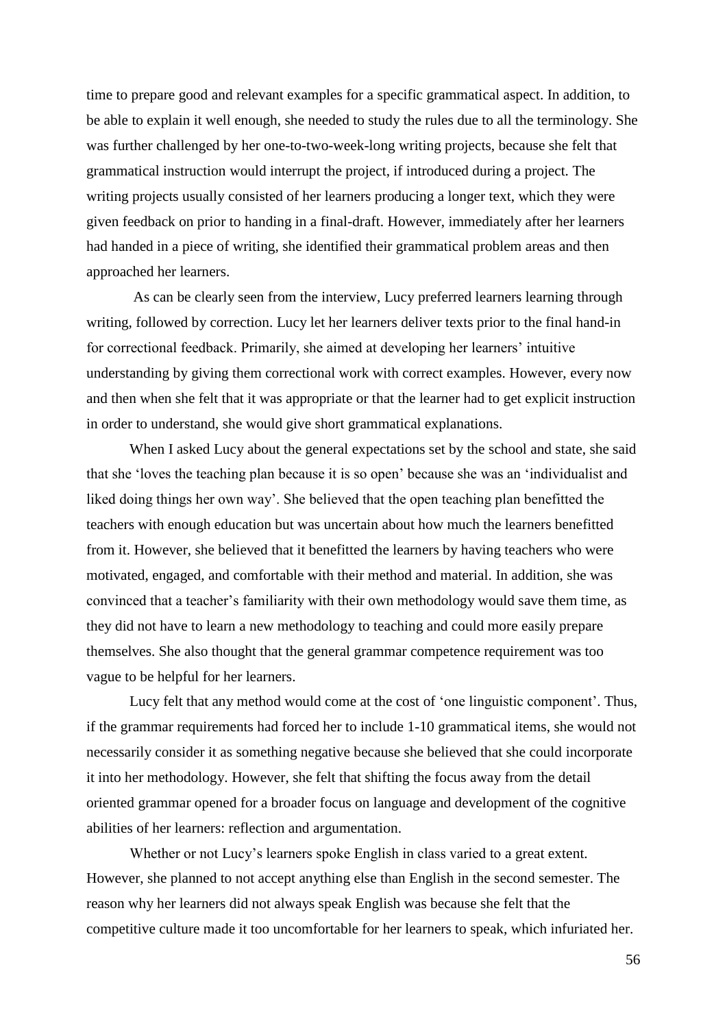time to prepare good and relevant examples for a specific grammatical aspect. In addition, to be able to explain it well enough, she needed to study the rules due to all the terminology. She was further challenged by her one-to-two-week-long writing projects, because she felt that grammatical instruction would interrupt the project, if introduced during a project. The writing projects usually consisted of her learners producing a longer text, which they were given feedback on prior to handing in a final-draft. However, immediately after her learners had handed in a piece of writing, she identified their grammatical problem areas and then approached her learners.

As can be clearly seen from the interview, Lucy preferred learners learning through writing, followed by correction. Lucy let her learners deliver texts prior to the final hand-in for correctional feedback. Primarily, she aimed at developing her learners' intuitive understanding by giving them correctional work with correct examples. However, every now and then when she felt that it was appropriate or that the learner had to get explicit instruction in order to understand, she would give short grammatical explanations.

When I asked Lucy about the general expectations set by the school and state, she said that she 'loves the teaching plan because it is so open' because she was an 'individualist and liked doing things her own way'. She believed that the open teaching plan benefitted the teachers with enough education but was uncertain about how much the learners benefitted from it. However, she believed that it benefitted the learners by having teachers who were motivated, engaged, and comfortable with their method and material. In addition, she was convinced that a teacher's familiarity with their own methodology would save them time, as they did not have to learn a new methodology to teaching and could more easily prepare themselves. She also thought that the general grammar competence requirement was too vague to be helpful for her learners.

Lucy felt that any method would come at the cost of 'one linguistic component'. Thus, if the grammar requirements had forced her to include 1-10 grammatical items, she would not necessarily consider it as something negative because she believed that she could incorporate it into her methodology. However, she felt that shifting the focus away from the detail oriented grammar opened for a broader focus on language and development of the cognitive abilities of her learners: reflection and argumentation.

Whether or not Lucy's learners spoke English in class varied to a great extent. However, she planned to not accept anything else than English in the second semester. The reason why her learners did not always speak English was because she felt that the competitive culture made it too uncomfortable for her learners to speak, which infuriated her.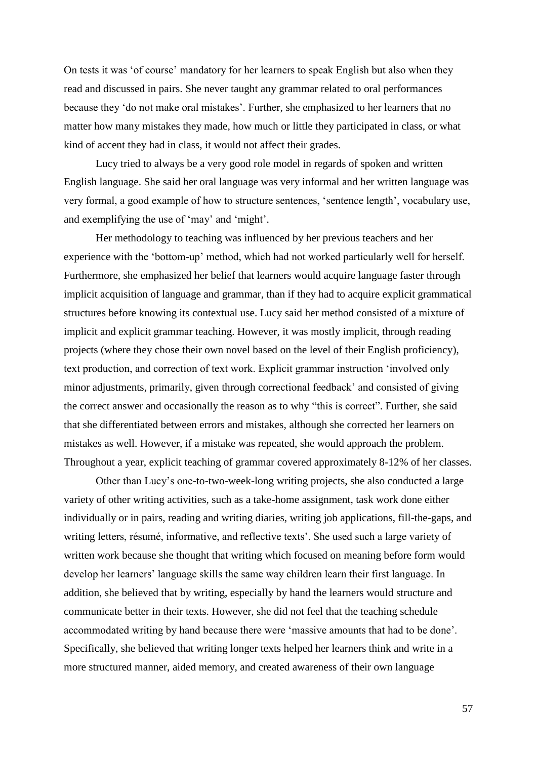On tests it was 'of course' mandatory for her learners to speak English but also when they read and discussed in pairs. She never taught any grammar related to oral performances because they 'do not make oral mistakes'. Further, she emphasized to her learners that no matter how many mistakes they made, how much or little they participated in class, or what kind of accent they had in class, it would not affect their grades.

Lucy tried to always be a very good role model in regards of spoken and written English language. She said her oral language was very informal and her written language was very formal, a good example of how to structure sentences, 'sentence length', vocabulary use, and exemplifying the use of 'may' and 'might'.

Her methodology to teaching was influenced by her previous teachers and her experience with the 'bottom-up' method, which had not worked particularly well for herself. Furthermore, she emphasized her belief that learners would acquire language faster through implicit acquisition of language and grammar, than if they had to acquire explicit grammatical structures before knowing its contextual use. Lucy said her method consisted of a mixture of implicit and explicit grammar teaching. However, it was mostly implicit, through reading projects (where they chose their own novel based on the level of their English proficiency), text production, and correction of text work. Explicit grammar instruction 'involved only minor adjustments, primarily, given through correctional feedback' and consisted of giving the correct answer and occasionally the reason as to why "this is correct". Further, she said that she differentiated between errors and mistakes, although she corrected her learners on mistakes as well. However, if a mistake was repeated, she would approach the problem. Throughout a year, explicit teaching of grammar covered approximately 8-12% of her classes.

Other than Lucy's one-to-two-week-long writing projects, she also conducted a large variety of other writing activities, such as a take-home assignment, task work done either individually or in pairs, reading and writing diaries, writing job applications, fill-the-gaps, and writing letters, résumé, informative, and reflective texts'. She used such a large variety of written work because she thought that writing which focused on meaning before form would develop her learners' language skills the same way children learn their first language. In addition, she believed that by writing, especially by hand the learners would structure and communicate better in their texts. However, she did not feel that the teaching schedule accommodated writing by hand because there were 'massive amounts that had to be done'. Specifically, she believed that writing longer texts helped her learners think and write in a more structured manner, aided memory, and created awareness of their own language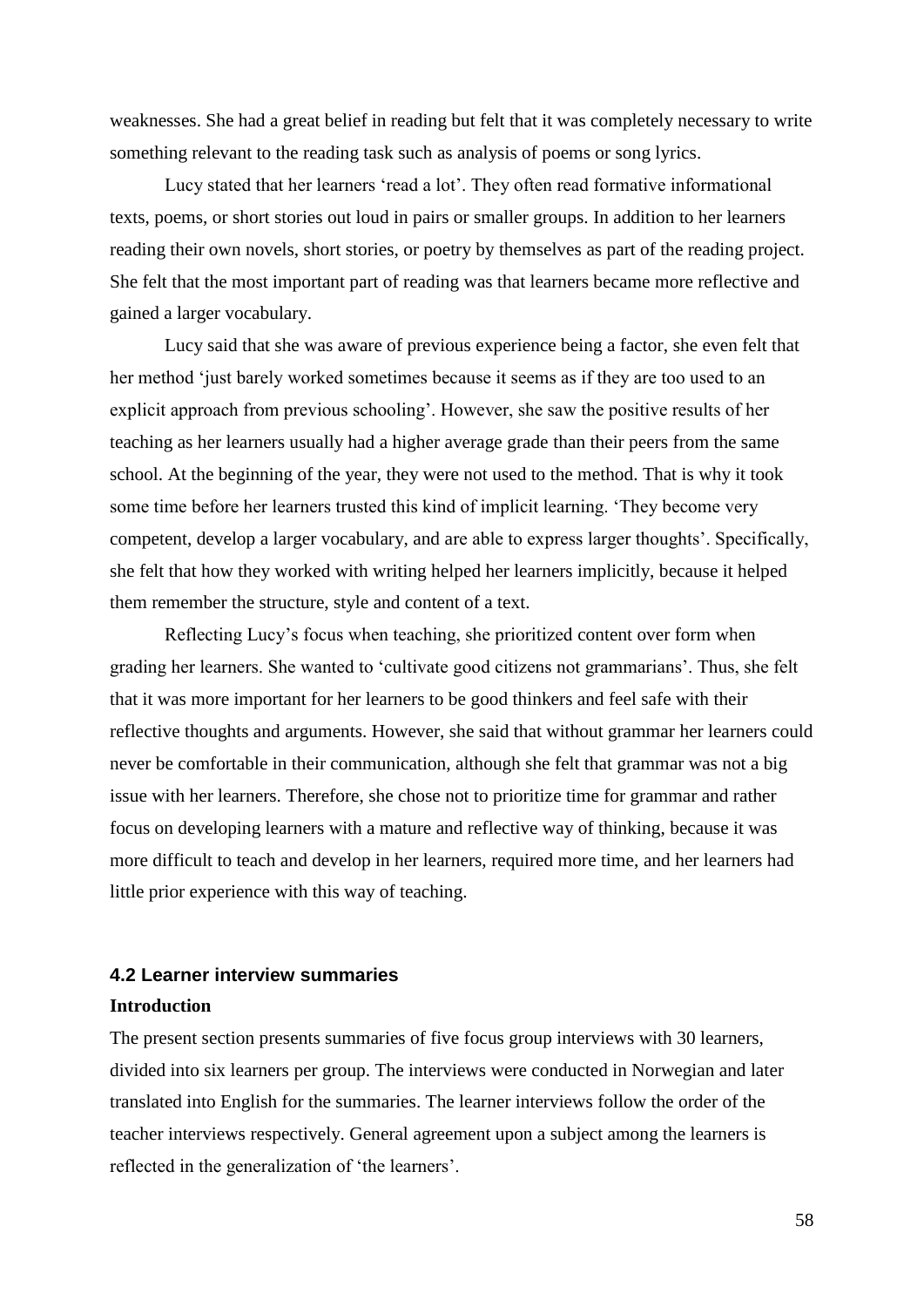weaknesses. She had a great belief in reading but felt that it was completely necessary to write something relevant to the reading task such as analysis of poems or song lyrics.

Lucy stated that her learners 'read a lot'. They often read formative informational texts, poems, or short stories out loud in pairs or smaller groups. In addition to her learners reading their own novels, short stories, or poetry by themselves as part of the reading project. She felt that the most important part of reading was that learners became more reflective and gained a larger vocabulary.

Lucy said that she was aware of previous experience being a factor, she even felt that her method 'just barely worked sometimes because it seems as if they are too used to an explicit approach from previous schooling'. However, she saw the positive results of her teaching as her learners usually had a higher average grade than their peers from the same school. At the beginning of the year, they were not used to the method. That is why it took some time before her learners trusted this kind of implicit learning. 'They become very competent, develop a larger vocabulary, and are able to express larger thoughts'. Specifically, she felt that how they worked with writing helped her learners implicitly, because it helped them remember the structure, style and content of a text.

Reflecting Lucy's focus when teaching, she prioritized content over form when grading her learners. She wanted to 'cultivate good citizens not grammarians'. Thus, she felt that it was more important for her learners to be good thinkers and feel safe with their reflective thoughts and arguments. However, she said that without grammar her learners could never be comfortable in their communication, although she felt that grammar was not a big issue with her learners. Therefore, she chose not to prioritize time for grammar and rather focus on developing learners with a mature and reflective way of thinking, because it was more difficult to teach and develop in her learners, required more time, and her learners had little prior experience with this way of teaching.

### 4.2 Learner interview summaries

**Introduction**

The present section presents summaries of five focus group interviews with 30 learners, divided into six learners per group. The interviews were conducted in Norwegian and later translated into English for the summaries. The learner interviews follow the order of the teacher interviews respectively. General agreement upon a subject among the learners is reflected in the generalization of 'the learners'.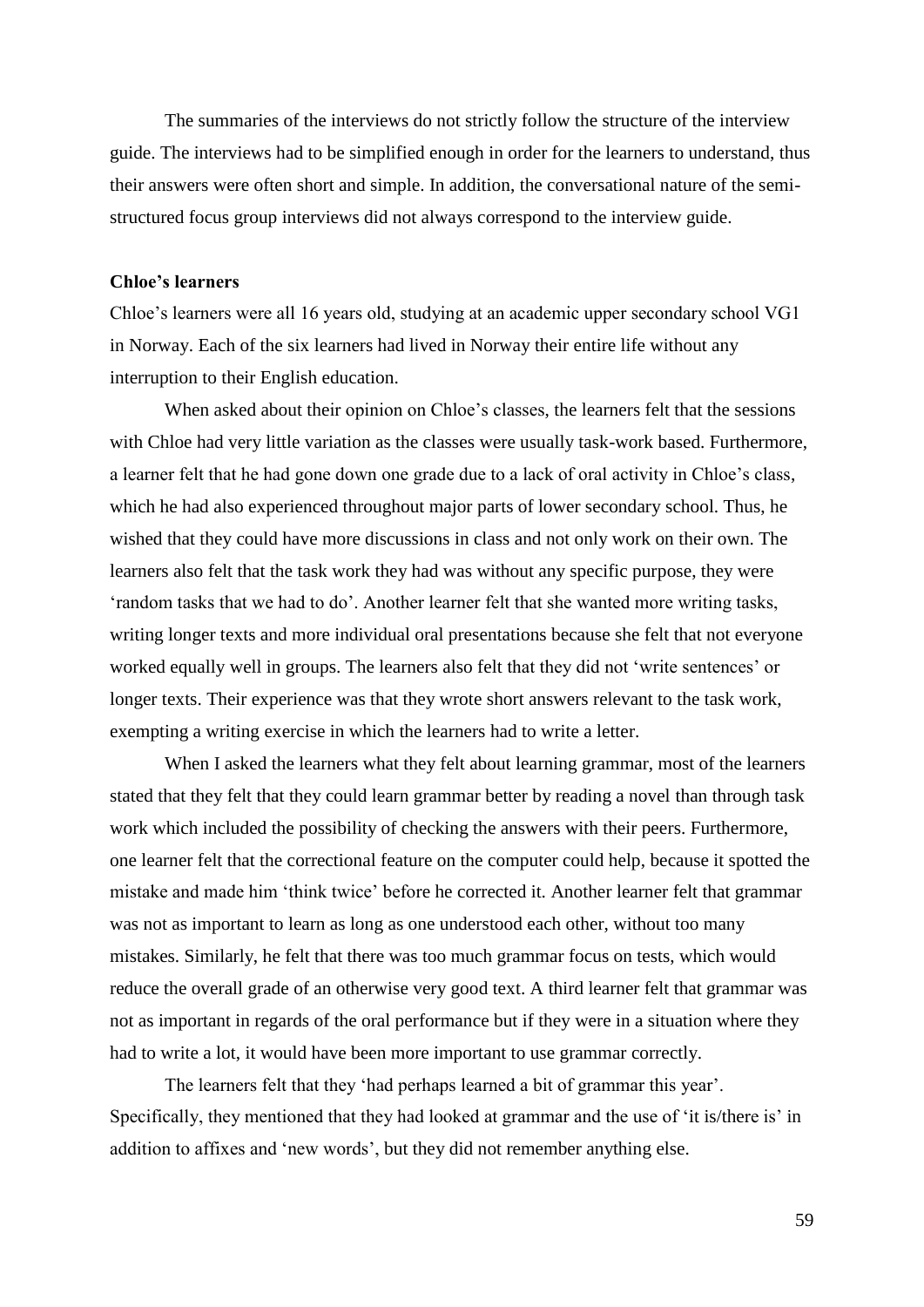The summaries of the interviews do not strictly follow the structure of the interview guide. The interviews had to be simplified enough in order for the learners to understand, thus their answers were often short and simple. In addition, the conversational nature of the semi-structured focus group interviews did not always correspond to the interview guide.

**Chloe's learners**

Chloe's learners were all 16 years old, studying at an academic upper secondary school VG1 in Norway. Each of the six learners had lived in Norway their entire life without any interruption to their English education.

When asked about their opinion on Chloe's classes, the learners felt that the sessions with Chloe had very little variation as the classes were usually task-work based. Furthermore, a learner felt that he had gone down one grade due to a lack of oral activity in Chloe's class, which he had also experienced throughout major parts of lower secondary school. Thus, he wished that they could have more discussions in class and not only work on their own. The learners also felt that the task work they had was without any specific purpose, they were 'random tasks that we had to do'. Another learner felt that she wanted more writing tasks, writing longer texts and more individual oral presentations because she felt that not everyone worked equally well in groups. The learners also felt that they did not 'write sentences' or longer texts. Their experience was that they wrote short answers relevant to the task work, exempting a writing exercise in which the learners had to write a letter.

When I asked the learners what they felt about learning grammar, most of the learners stated that they felt that they could learn grammar better by reading a novel than through task work which included the possibility of checking the answers with their peers. Furthermore, one learner felt that the correctional feature on the computer could help, because it spotted the mistake and made him 'think twice' before he corrected it. Another learner felt that grammar was not as important to learn as long as one understood each other, without too many mistakes. Similarly, he felt that there was too much grammar focus on tests, which would reduce the overall grade of an otherwise very good text. A third learner felt that grammar was not as important in regards of the oral performance but if they were in a situation where they had to write a lot, it would have been more important to use grammar correctly.

The learners felt that they 'had perhaps learned a bit of grammar this year'. Specifically, they mentioned that they had looked at grammar and the use of 'it is/there is' in addition to affixes and 'new words', but they did not remember anything else.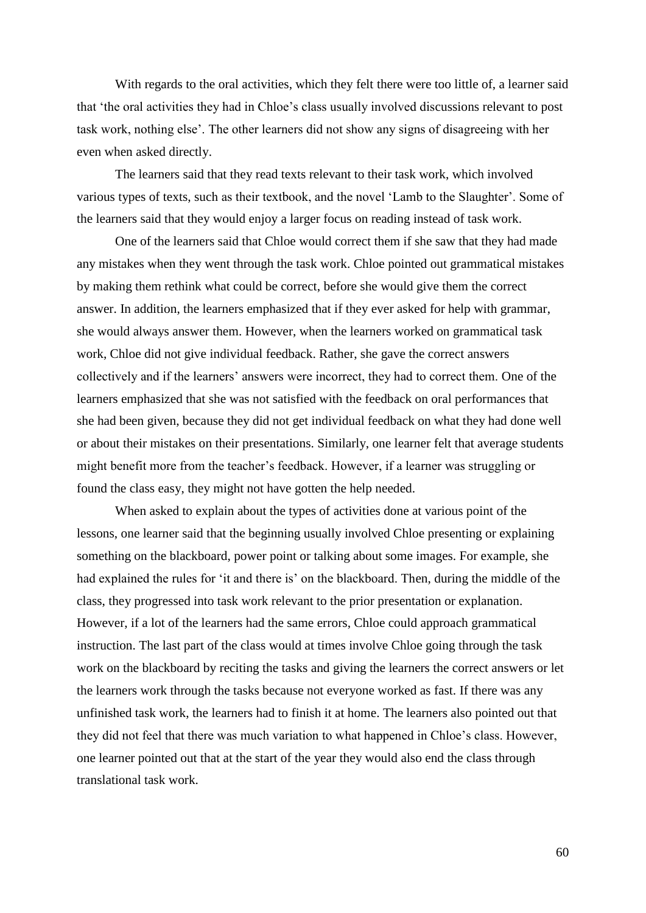With regards to the oral activities, which they felt there were too little of, a learner said that 'the oral activities they had in Chloe's class usually involved discussions relevant to post task work, nothing else'. The other learners did not show any signs of disagreeing with her even when asked directly.

The learners said that they read texts relevant to their task work, which involved various types of texts, such as their textbook, and the novel 'Lamb to the Slaughter'. Some of the learners said that they would enjoy a larger focus on reading instead of task work.

One of the learners said that Chloe would correct them if she saw that they had made any mistakes when they went through the task work. Chloe pointed out grammatical mistakes by making them rethink what could be correct, before she would give them the correct answer. In addition, the learners emphasized that if they ever asked for help with grammar, she would always answer them. However, when the learners worked on grammatical task work, Chloe did not give individual feedback. Rather, she gave the correct answers collectively and if the learners' answers were incorrect, they had to correct them. One of the learners emphasized that she was not satisfied with the feedback on oral performances that she had been given, because they did not get individual feedback on what they had done well or about their mistakes on their presentations. Similarly, one learner felt that average students might benefit more from the teacher's feedback. However, if a learner was struggling or found the class easy, they might not have gotten the help needed.

When asked to explain about the types of activities done at various point of the lessons, one learner said that the beginning usually involved Chloe presenting or explaining something on the blackboard, power point or talking about some images. For example, she had explained the rules for 'it and there is' on the blackboard. Then, during the middle of the class, they progressed into task work relevant to the prior presentation or explanation. However, if a lot of the learners had the same errors, Chloe could approach grammatical instruction. The last part of the class would at times involve Chloe going through the task work on the blackboard by reciting the tasks and giving the learners the correct answers or let the learners work through the tasks because not everyone worked as fast. If there was any unfinished task work, the learners had to finish it at home. The learners also pointed out that they did not feel that there was much variation to what happened in Chloe's class. However, one learner pointed out that at the start of the year they would also end the class through translational task work.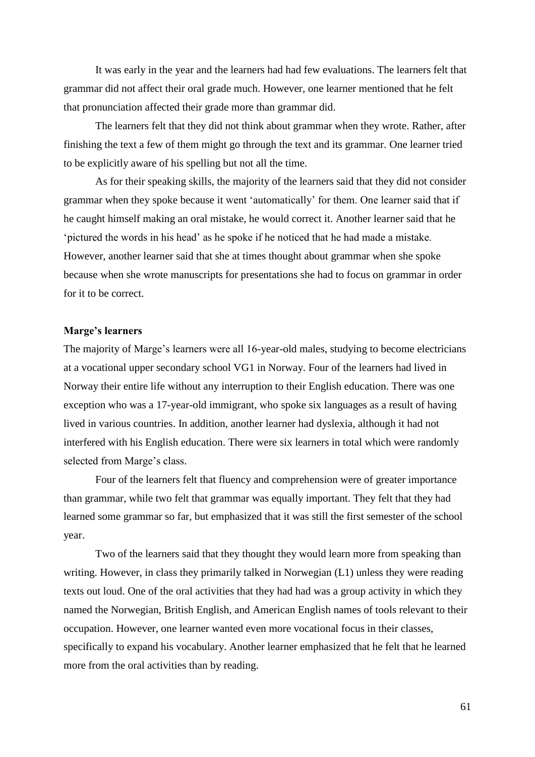It was early in the year and the learners had had few evaluations. The learners felt that grammar did not affect their oral grade much. However, one learner mentioned that he felt that pronunciation affected their grade more than grammar did.

The learners felt that they did not think about grammar when they wrote. Rather, after finishing the text a few of them might go through the text and its grammar. One learner tried to be explicitly aware of his spelling but not all the time.

As for their speaking skills, the majority of the learners said that they did not consider grammar when they spoke because it went 'automatically' for them. One learner said that if he caught himself making an oral mistake, he would correct it. Another learner said that he 'pictured the words in his head' as he spoke if he noticed that he had made a mistake. However, another learner said that she at times thought about grammar when she spoke because when she wrote manuscripts for presentations she had to focus on grammar in order for it to be correct.

**Marge's learners**

The majority of Marge's learners were all 16-year-old males, studying to become electricians at a vocational upper secondary school VG1 in Norway. Four of the learners had lived in Norway their entire life without any interruption to their English education. There was one exception who was a 17-year-old immigrant, who spoke six languages as a result of having lived in various countries. In addition, another learner had dyslexia, although it had not interfered with his English education. There were six learners in total which were randomly selected from Marge's class.

Four of the learners felt that fluency and comprehension were of greater importance than grammar, while two felt that grammar was equally important. They felt that they had learned some grammar so far, but emphasized that it was still the first semester of the school year.

Two of the learners said that they thought they would learn more from speaking than writing. However, in class they primarily talked in Norwegian (L1) unless they were reading texts out loud. One of the oral activities that they had had was a group activity in which they named the Norwegian, British English, and American English names of tools relevant to their occupation. However, one learner wanted even more vocational focus in their classes, specifically to expand his vocabulary. Another learner emphasized that he felt that he learned more from the oral activities than by reading.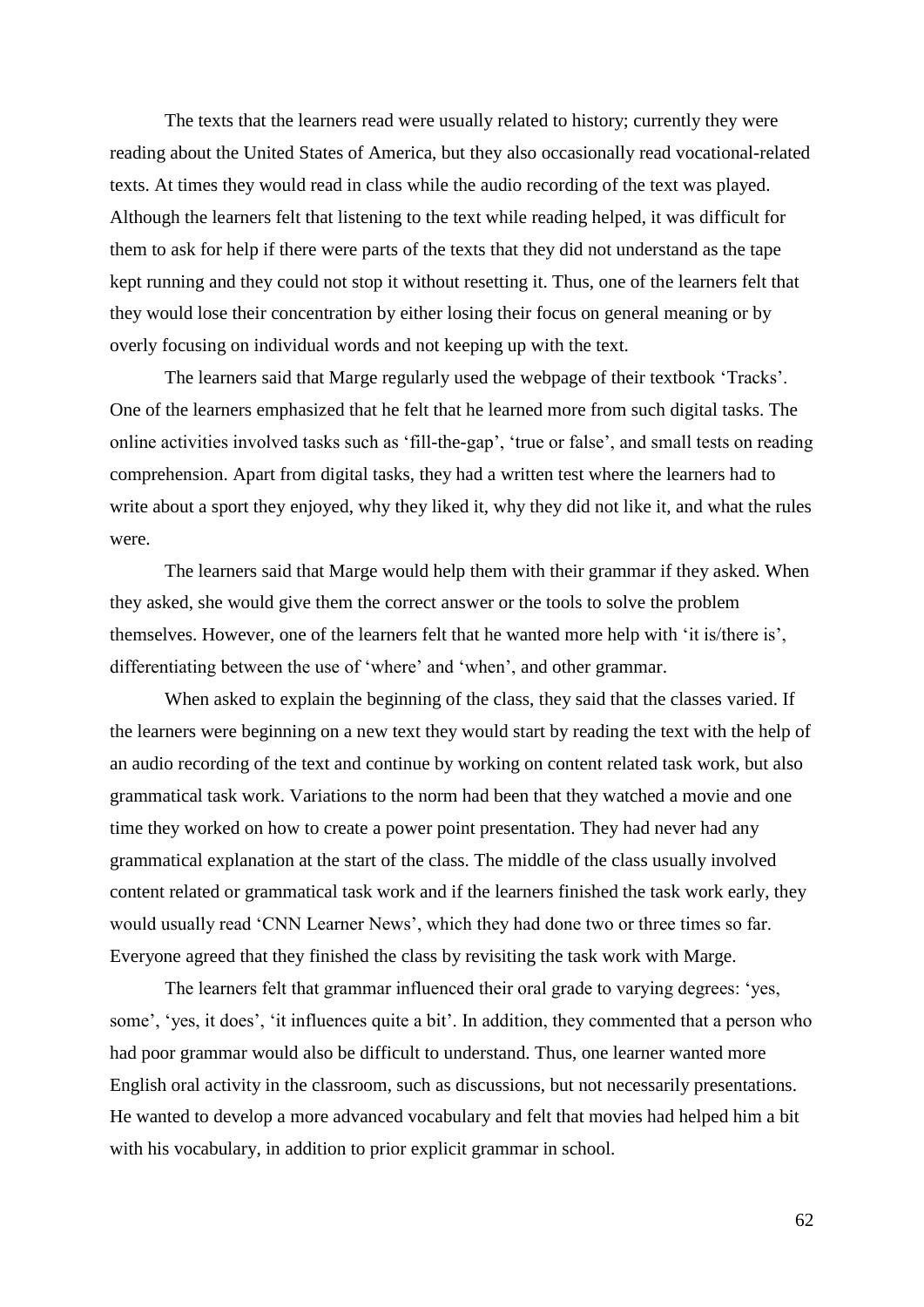The texts that the learners read were usually related to history; currently they were reading about the United States of America, but they also occasionally read vocational-related texts. At times they would read in class while the audio recording of the text was played. Although the learners felt that listening to the text while reading helped, it was difficult for them to ask for help if there were parts of the texts that they did not understand as the tape kept running and they could not stop it without resetting it. Thus, one of the learners felt that they would lose their concentration by either losing their focus on general meaning or by overly focusing on individual words and not keeping up with the text.

The learners said that Marge regularly used the webpage of their textbook 'Tracks'. One of the learners emphasized that he felt that he learned more from such digital tasks. The online activities involved tasks such as 'fill-the-gap', 'true or false', and small tests on reading comprehension. Apart from digital tasks, they had a written test where the learners had to write about a sport they enjoyed, why they liked it, why they did not like it, and what the rules were.

The learners said that Marge would help them with their grammar if they asked. When they asked, she would give them the correct answer or the tools to solve the problem themselves. However, one of the learners felt that he wanted more help with 'it is/there is', differentiating between the use of 'where' and 'when', and other grammar.

When asked to explain the beginning of the class, they said that the classes varied. If the learners were beginning on a new text they would start by reading the text with the help of an audio recording of the text and continue by working on content related task work, but also grammatical task work. Variations to the norm had been that they watched a movie and one time they worked on how to create a power point presentation. They had never had any grammatical explanation at the start of the class. The middle of the class usually involved content related or grammatical task work and if the learners finished the task work early, they would usually read 'CNN Learner News', which they had done two or three times so far. Everyone agreed that they finished the class by revisiting the task work with Marge.

The learners felt that grammar influenced their oral grade to varying degrees: 'yes, some', 'yes, it does', 'it influences quite a bit'. In addition, they commented that a person who had poor grammar would also be difficult to understand. Thus, one learner wanted more English oral activity in the classroom, such as discussions, but not necessarily presentations. He wanted to develop a more advanced vocabulary and felt that movies had helped him a bit with his vocabulary, in addition to prior explicit grammar in school.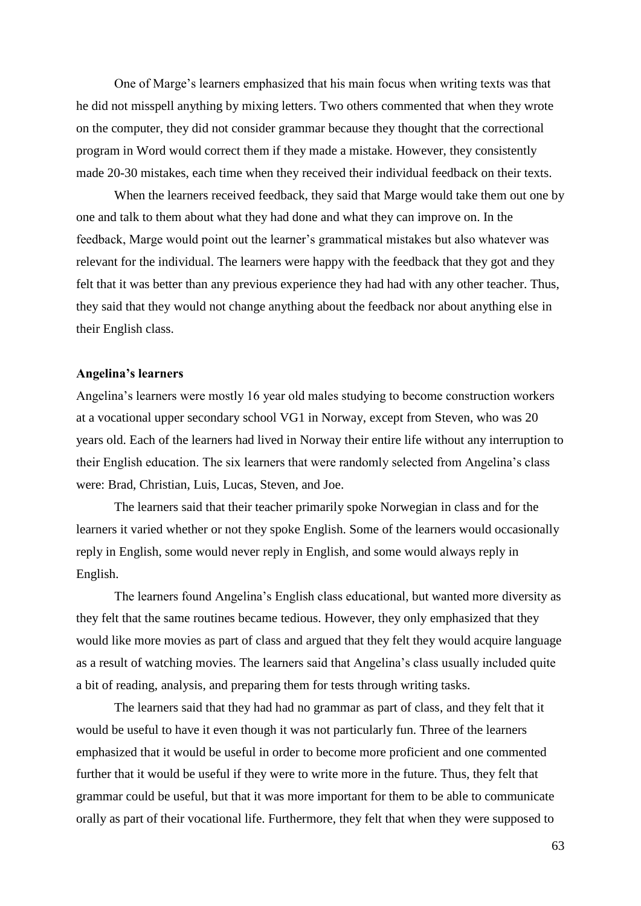One of Marge's learners emphasized that his main focus when writing texts was that he did not misspell anything by mixing letters. Two others commented that when they wrote on the computer, they did not consider grammar because they thought that the correctional program in Word would correct them if they made a mistake. However, they consistently made 20-30 mistakes, each time when they received their individual feedback on their texts.

When the learners received feedback, they said that Marge would take them out one by one and talk to them about what they had done and what they can improve on. In the feedback, Marge would point out the learner's grammatical mistakes but also whatever was relevant for the individual. The learners were happy with the feedback that they got and they felt that it was better than any previous experience they had had with any other teacher. Thus, they said that they would not change anything about the feedback nor about anything else in their English class.

**Angelina's learners**

Angelina's learners were mostly 16 year old males studying to become construction workers at a vocational upper secondary school VG1 in Norway, except from Steven, who was 20 years old. Each of the learners had lived in Norway their entire life without any interruption to their English education. The six learners that were randomly selected from Angelina's class were: Brad, Christian, Luis, Lucas, Steven, and Joe.

The learners said that their teacher primarily spoke Norwegian in class and for the learners it varied whether or not they spoke English. Some of the learners would occasionally reply in English, some would never reply in English, and some would always reply in English.

The learners found Angelina's English class educational, but wanted more diversity as they felt that the same routines became tedious. However, they only emphasized that they would like more movies as part of class and argued that they felt they would acquire language as a result of watching movies. The learners said that Angelina's class usually included quite a bit of reading, analysis, and preparing them for tests through writing tasks.

The learners said that they had had no grammar as part of class, and they felt that it would be useful to have it even though it was not particularly fun. Three of the learners emphasized that it would be useful in order to become more proficient and one commented further that it would be useful if they were to write more in the future. Thus, they felt that grammar could be useful, but that it was more important for them to be able to communicate orally as part of their vocational life. Furthermore, they felt that when they were supposed to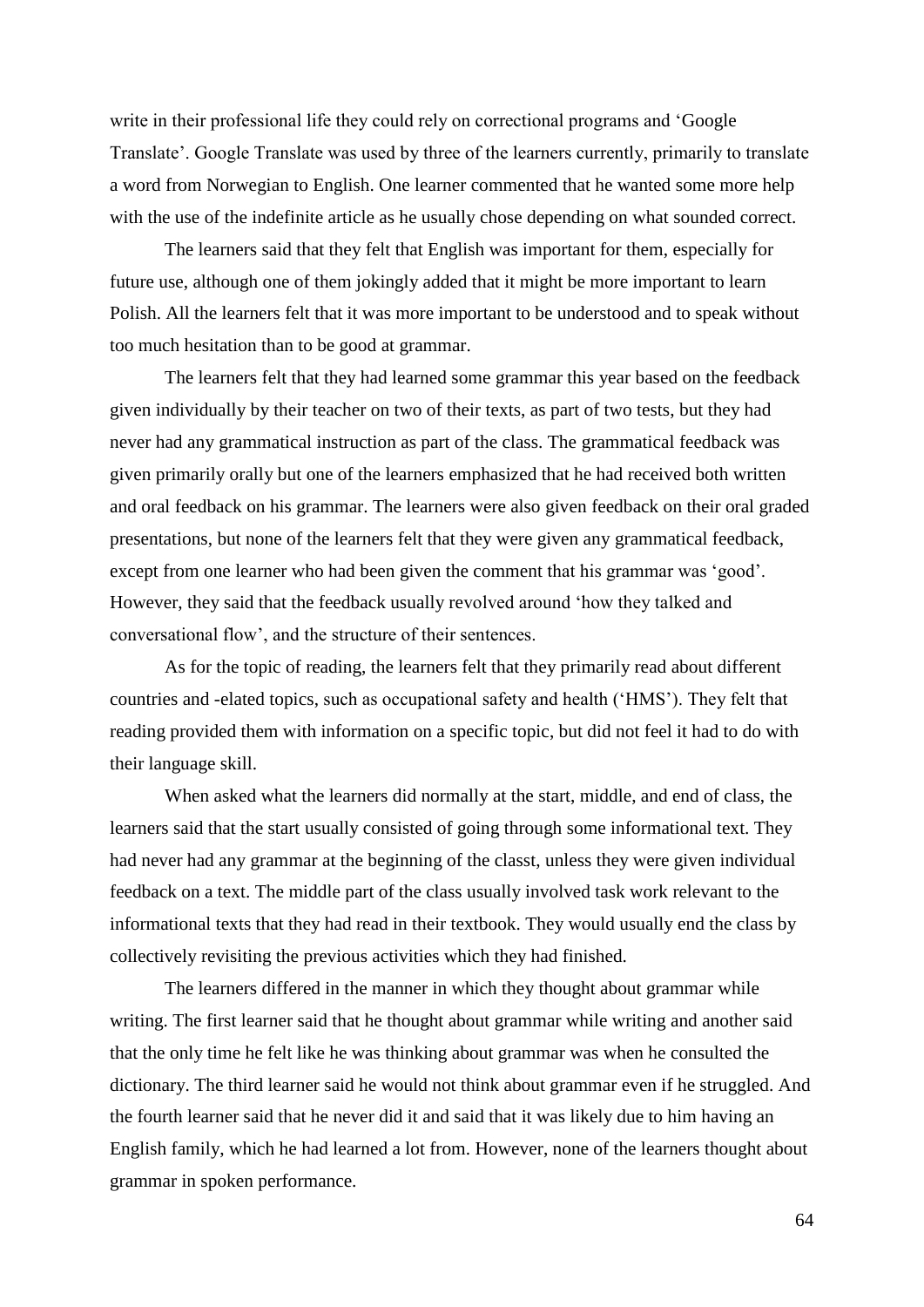write in their professional life they could rely on correctional programs and 'Google Translate'. Google Translate was used by three of the learners currently, primarily to translate a word from Norwegian to English. One learner commented that he wanted some more help with the use of the indefinite article as he usually chose depending on what sounded correct.

The learners said that they felt that English was important for them, especially for future use, although one of them jokingly added that it might be more important to learn Polish. All the learners felt that it was more important to be understood and to speak without too much hesitation than to be good at grammar.

The learners felt that they had learned some grammar this year based on the feedback given individually by their teacher on two of their texts, as part of two tests, but they had never had any grammatical instruction as part of the class. The grammatical feedback was given primarily orally but one of the learners emphasized that he had received both written and oral feedback on his grammar. The learners were also given feedback on their oral graded presentations, but none of the learners felt that they were given any grammatical feedback, except from one learner who had been given the comment that his grammar was 'good'. However, they said that the feedback usually revolved around 'how they talked and conversational flow', and the structure of their sentences.

As for the topic of reading, the learners felt that they primarily read about different countries and -elated topics, such as occupational safety and health ('HMS'). They felt that reading provided them with information on a specific topic, but did not feel it had to do with their language skill.

When asked what the learners did normally at the start, middle, and end of class, the learners said that the start usually consisted of going through some informational text. They had never had any grammar at the beginning of the classt, unless they were given individual feedback on a text. The middle part of the class usually involved task work relevant to the informational texts that they had read in their textbook. They would usually end the class by collectively revisiting the previous activities which they had finished.

The learners differed in the manner in which they thought about grammar while writing. The first learner said that he thought about grammar while writing and another said that the only time he felt like he was thinking about grammar was when he consulted the dictionary. The third learner said he would not think about grammar even if he struggled. And the fourth learner said that he never did it and said that it was likely due to him having an English family, which he had learned a lot from. However, none of the learners thought about grammar in spoken performance.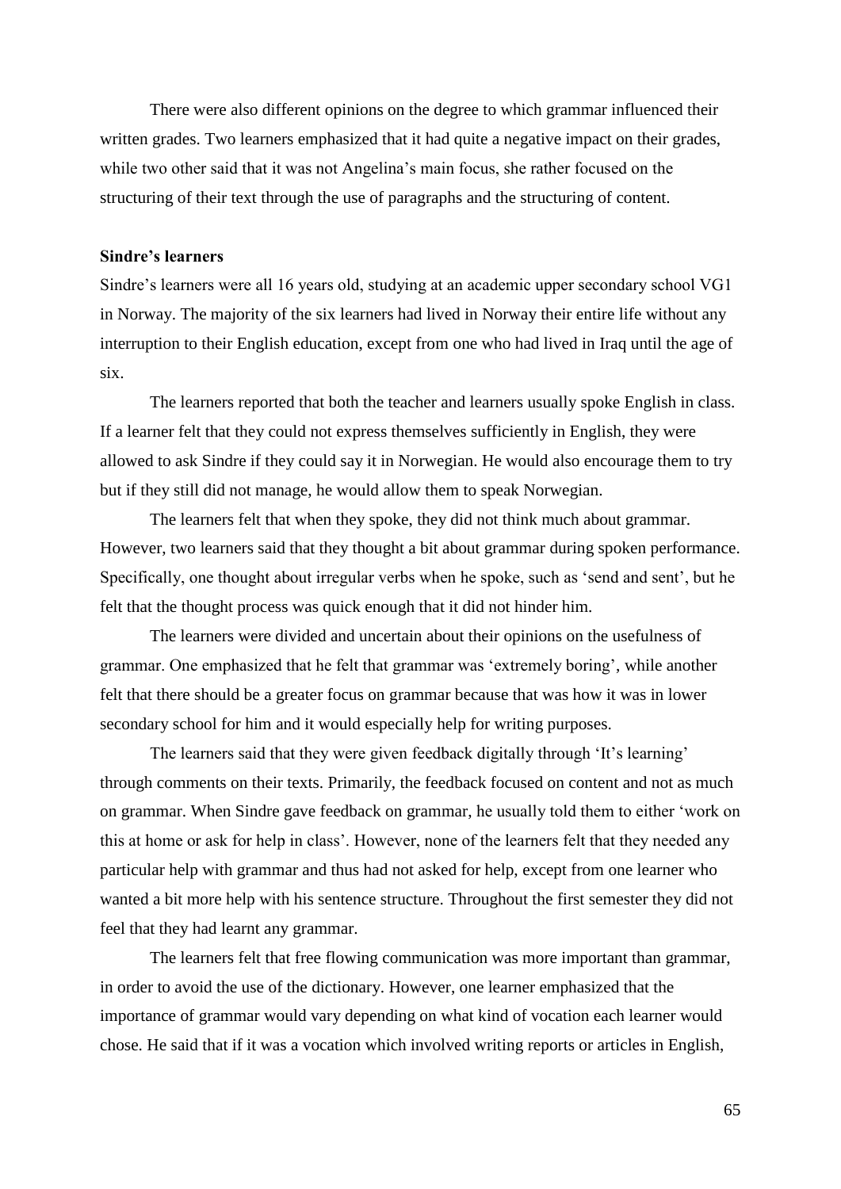There were also different opinions on the degree to which grammar influenced their written grades. Two learners emphasized that it had quite a negative impact on their grades, while two other said that it was not Angelina's main focus, she rather focused on the structuring of their text through the use of paragraphs and the structuring of content.

**Sindre's learners**

Sindre's learners were all 16 years old, studying at an academic upper secondary school VG1 in Norway. The majority of the six learners had lived in Norway their entire life without any interruption to their English education, except from one who had lived in Iraq until the age of six.

The learners reported that both the teacher and learners usually spoke English in class. If a learner felt that they could not express themselves sufficiently in English, they were allowed to ask Sindre if they could say it in Norwegian. He would also encourage them to try but if they still did not manage, he would allow them to speak Norwegian.

The learners felt that when they spoke, they did not think much about grammar. However, two learners said that they thought a bit about grammar during spoken performance. Specifically, one thought about irregular verbs when he spoke, such as 'send and sent', but he felt that the thought process was quick enough that it did not hinder him.

The learners were divided and uncertain about their opinions on the usefulness of grammar. One emphasized that he felt that grammar was 'extremely boring', while another felt that there should be a greater focus on grammar because that was how it was in lower secondary school for him and it would especially help for writing purposes.

The learners said that they were given feedback digitally through 'It's learning' through comments on their texts. Primarily, the feedback focused on content and not as much on grammar. When Sindre gave feedback on grammar, he usually told them to either 'work on this at home or ask for help in class'. However, none of the learners felt that they needed any particular help with grammar and thus had not asked for help, except from one learner who wanted a bit more help with his sentence structure. Throughout the first semester they did not feel that they had learnt any grammar.

The learners felt that free flowing communication was more important than grammar, in order to avoid the use of the dictionary. However, one learner emphasized that the importance of grammar would vary depending on what kind of vocation each learner would chose. He said that if it was a vocation which involved writing reports or articles in English,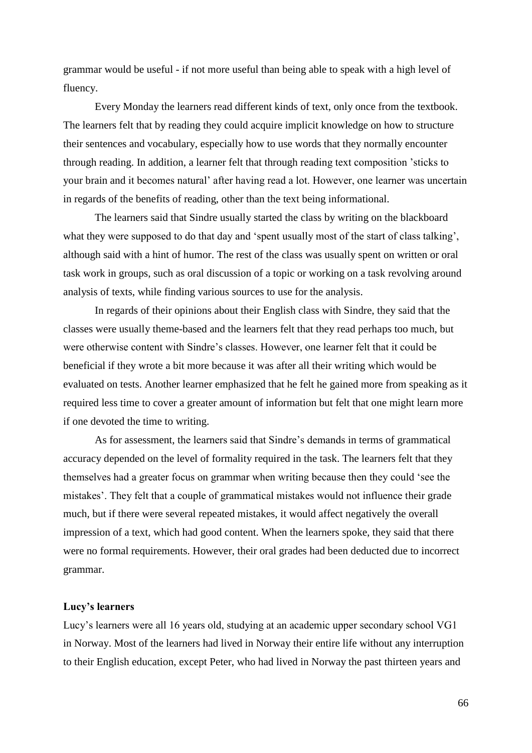grammar would be useful - if not more useful than being able to speak with a high level of fluency.

Every Monday the learners read different kinds of text, only once from the textbook. The learners felt that by reading they could acquire implicit knowledge on how to structure their sentences and vocabulary, especially how to use words that they normally encounter through reading. In addition, a learner felt that through reading text composition 'sticks to your brain and it becomes natural' after having read a lot. However, one learner was uncertain in regards of the benefits of reading, other than the text being informational.

The learners said that Sindre usually started the class by writing on the blackboard what they were supposed to do that day and 'spent usually most of the start of class talking', although said with a hint of humor. The rest of the class was usually spent on written or oral task work in groups, such as oral discussion of a topic or working on a task revolving around analysis of texts, while finding various sources to use for the analysis.

In regards of their opinions about their English class with Sindre, they said that the classes were usually theme-based and the learners felt that they read perhaps too much, but were otherwise content with Sindre's classes. However, one learner felt that it could be beneficial if they wrote a bit more because it was after all their writing which would be evaluated on tests. Another learner emphasized that he felt he gained more from speaking as it required less time to cover a greater amount of information but felt that one might learn more if one devoted the time to writing.

As for assessment, the learners said that Sindre's demands in terms of grammatical accuracy depended on the level of formality required in the task. The learners felt that they themselves had a greater focus on grammar when writing because then they could 'see the mistakes'. They felt that a couple of grammatical mistakes would not influence their grade much, but if there were several repeated mistakes, it would affect negatively the overall impression of a text, which had good content. When the learners spoke, they said that there were no formal requirements. However, their oral grades had been deducted due to incorrect grammar.

**Lucy's learners**

Lucy's learners were all 16 years old, studying at an academic upper secondary school VG1 in Norway. Most of the learners had lived in Norway their entire life without any interruption to their English education, except Peter, who had lived in Norway the past thirteen years and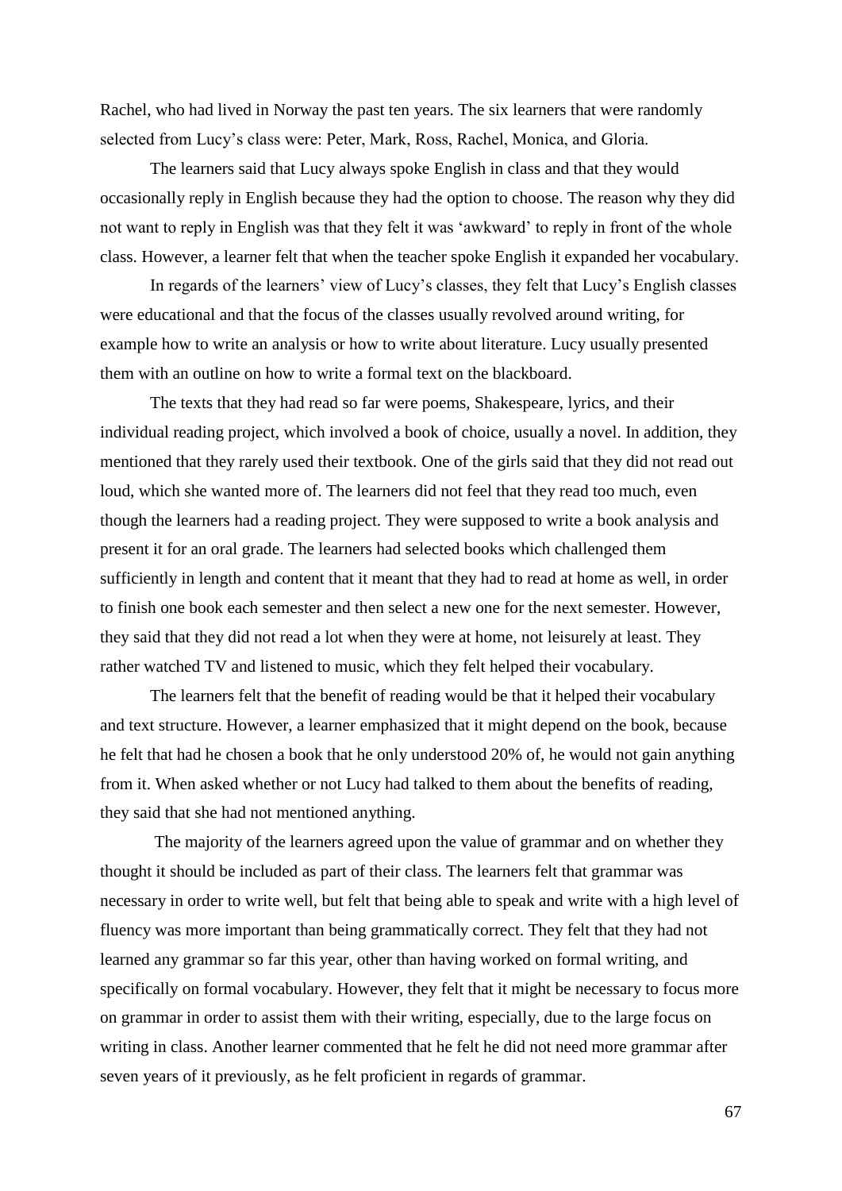Rachel, who had lived in Norway the past ten years. The six learners that were randomly selected from Lucy's class were: Peter, Mark, Ross, Rachel, Monica, and Gloria.

The learners said that Lucy always spoke English in class and that they would occasionally reply in English because they had the option to choose. The reason why they did not want to reply in English was that they felt it was 'awkward' to reply in front of the whole class. However, a learner felt that when the teacher spoke English it expanded her vocabulary.

In regards of the learners' view of Lucy's classes, they felt that Lucy's English classes were educational and that the focus of the classes usually revolved around writing, for example how to write an analysis or how to write about literature. Lucy usually presented them with an outline on how to write a formal text on the blackboard.

The texts that they had read so far were poems, Shakespeare, lyrics, and their individual reading project, which involved a book of choice, usually a novel. In addition, they mentioned that they rarely used their textbook. One of the girls said that they did not read out loud, which she wanted more of. The learners did not feel that they read too much, even though the learners had a reading project. They were supposed to write a book analysis and present it for an oral grade. The learners had selected books which challenged them sufficiently in length and content that it meant that they had to read at home as well, in order to finish one book each semester and then select a new one for the next semester. However, they said that they did not read a lot when they were at home, not leisurely at least. They rather watched TV and listened to music, which they felt helped their vocabulary.

The learners felt that the benefit of reading would be that it helped their vocabulary and text structure. However, a learner emphasized that it might depend on the book, because he felt that had he chosen a book that he only understood 20% of, he would not gain anything from it. When asked whether or not Lucy had talked to them about the benefits of reading, they said that she had not mentioned anything.

The majority of the learners agreed upon the value of grammar and on whether they thought it should be included as part of their class. The learners felt that grammar was necessary in order to write well, but felt that being able to speak and write with a high level of fluency was more important than being grammatically correct. They felt that they had not learned any grammar so far this year, other than having worked on formal writing, and specifically on formal vocabulary. However, they felt that it might be necessary to focus more on grammar in order to assist them with their writing, especially, due to the large focus on writing in class. Another learner commented that he felt he did not need more grammar after seven years of it previously, as he felt proficient in regards of grammar.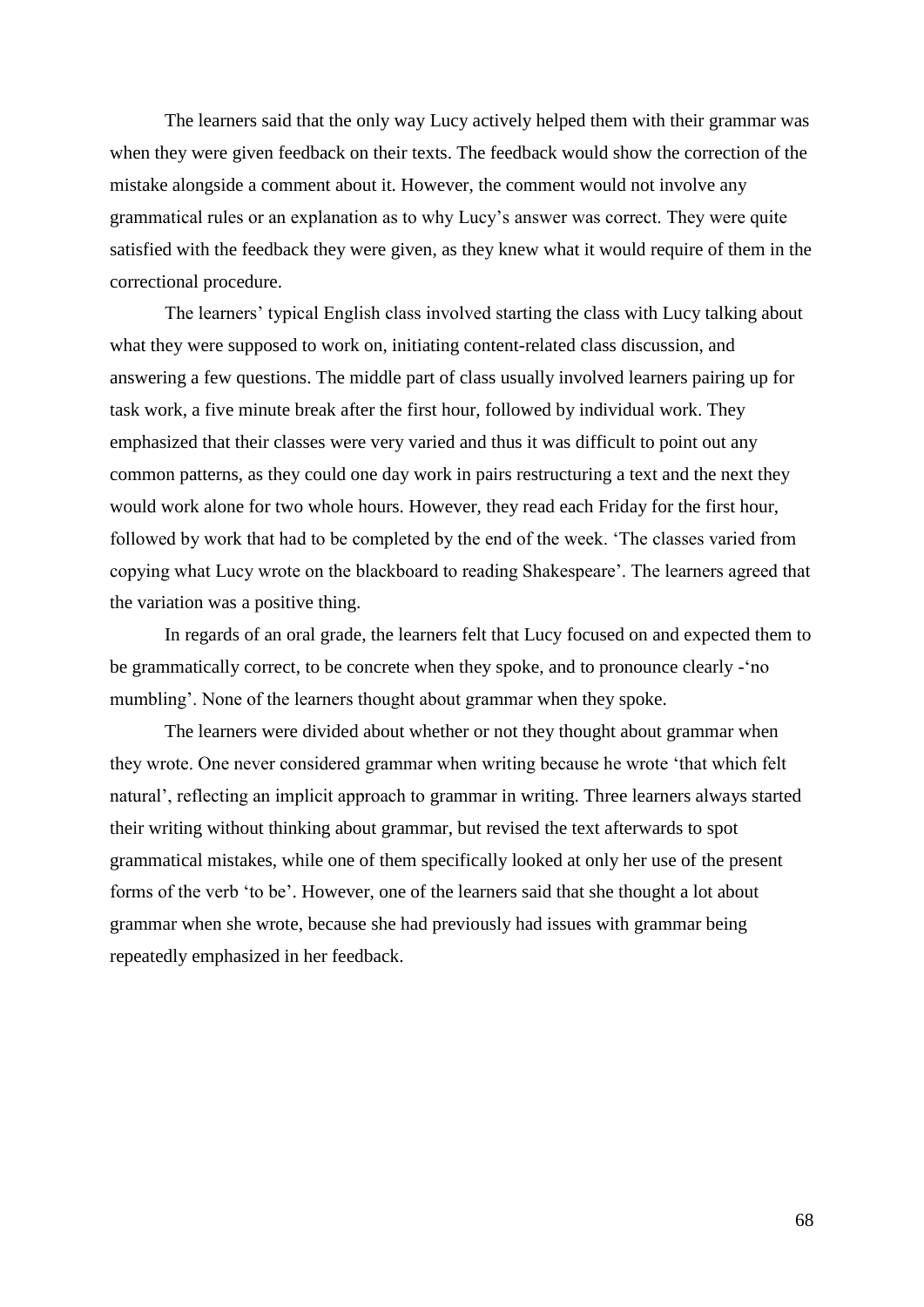The learners said that the only way Lucy actively helped them with their grammar was when they were given feedback on their texts. The feedback would show the correction of the mistake alongside a comment about it. However, the comment would not involve any grammatical rules or an explanation as to why Lucy's answer was correct. They were quite satisfied with the feedback they were given, as they knew what it would require of them in the correctional procedure.

The learners' typical English class involved starting the class with Lucy talking about what they were supposed to work on, initiating content-related class discussion, and answering a few questions. The middle part of class usually involved learners pairing up for task work, a five minute break after the first hour, followed by individual work. They emphasized that their classes were very varied and thus it was difficult to point out any common patterns, as they could one day work in pairs restructuring a text and the next they would work alone for two whole hours. However, they read each Friday for the first hour, followed by work that had to be completed by the end of the week. 'The classes varied from copying what Lucy wrote on the blackboard to reading Shakespeare'. The learners agreed that the variation was a positive thing.

In regards of an oral grade, the learners felt that Lucy focused on and expected them to be grammatically correct, to be concrete when they spoke, and to pronounce clearly -'no mumbling'. None of the learners thought about grammar when they spoke.

The learners were divided about whether or not they thought about grammar when they wrote. One never considered grammar when writing because he wrote 'that which felt natural', reflecting an implicit approach to grammar in writing. Three learners always started their writing without thinking about grammar, but revised the text afterwards to spot grammatical mistakes, while one of them specifically looked at only her use of the present forms of the verb 'to be'. However, one of the learners said that she thought a lot about grammar when she wrote, because she had previously had issues with grammar being repeatedly emphasized in her feedback.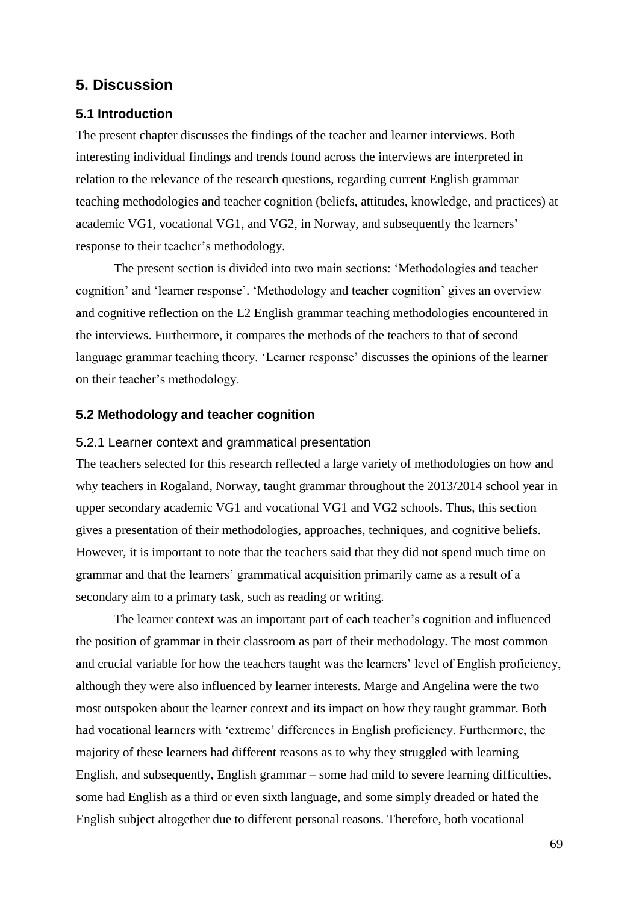# 5. Discussion

## 5.1 Introduction

The present chapter discusses the findings of the teacher and learner interviews. Both interesting individual findings and trends found across the interviews are interpreted in relation to the relevance of the research questions, regarding current English grammar teaching methodologies and teacher cognition (beliefs, attitudes, knowledge, and practices) at academic VG1, vocational VG1, and VG2, in Norway, and subsequently the learners' response to their teacher's methodology.

The present section is divided into two main sections: 'Methodologies and teacher cognition' and 'learner response'. 'Methodology and teacher cognition' gives an overview and cognitive reflection on the L2 English grammar teaching methodologies encountered in the interviews. Furthermore, it compares the methods of the teachers to that of second language grammar teaching theory. 'Learner response' discusses the opinions of the learner on their teacher's methodology.

## 5.2 Methodology and teacher cognition

### 5.2.1 Learner context and grammatical presentation

The teachers selected for this research reflected a large variety of methodologies on how and why teachers in Rogaland, Norway, taught grammar throughout the 2013/2014 school year in upper secondary academic VG1 and vocational VG1 and VG2 schools. Thus, this section gives a presentation of their methodologies, approaches, techniques, and cognitive beliefs. However, it is important to note that the teachers said that they did not spend much time on grammar and that the learners' grammatical acquisition primarily came as a result of a secondary aim to a primary task, such as reading or writing.

The learner context was an important part of each teacher's cognition and influenced the position of grammar in their classroom as part of their methodology. The most common and crucial variable for how the teachers taught was the learners' level of English proficiency, although they were also influenced by learner interests. Marge and Angelina were the two most outspoken about the learner context and its impact on how they taught grammar. Both had vocational learners with 'extreme' differences in English proficiency. Furthermore, the majority of these learners had different reasons as to why they struggled with learning English, and subsequently, English grammar – some had mild to severe learning difficulties, some had English as a third or even sixth language, and some simply dreaded or hated the English subject altogether due to different personal reasons. Therefore, both vocational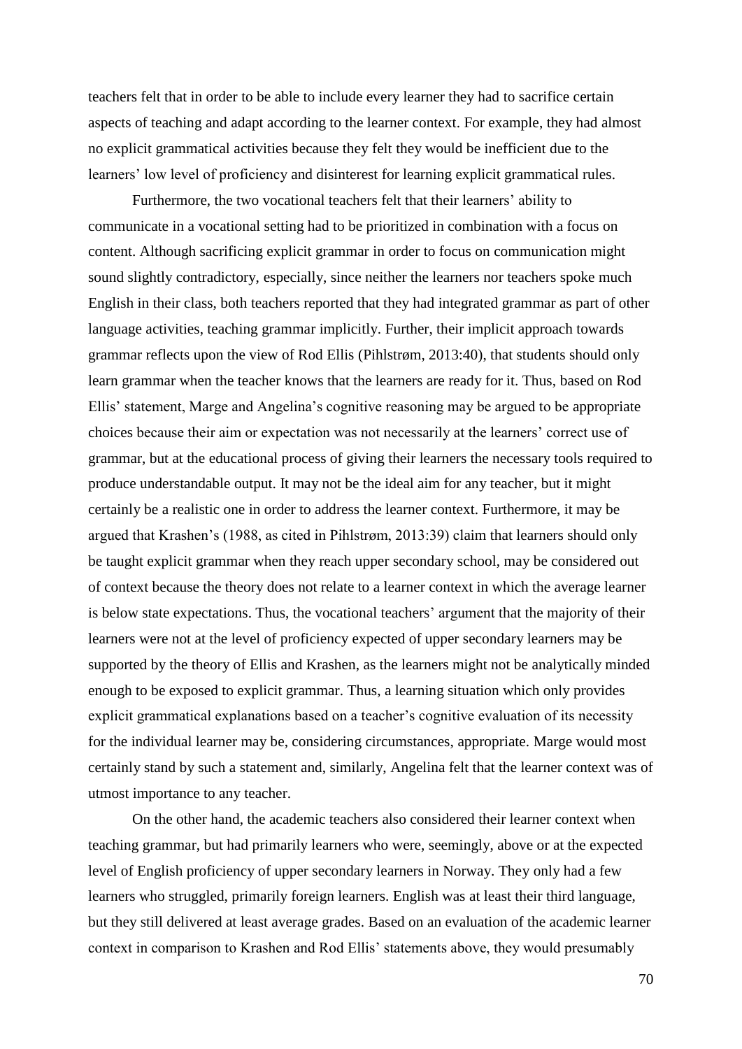teachers felt that in order to be able to include every learner they had to sacrifice certain aspects of teaching and adapt according to the learner context. For example, they had almost no explicit grammatical activities because they felt they would be inefficient due to the learners' low level of proficiency and disinterest for learning explicit grammatical rules.

Furthermore, the two vocational teachers felt that their learners' ability to communicate in a vocational setting had to be prioritized in combination with a focus on content. Although sacrificing explicit grammar in order to focus on communication might sound slightly contradictory, especially, since neither the learners nor teachers spoke much English in their class, both teachers reported that they had integrated grammar as part of other language activities, teaching grammar implicitly. Further, their implicit approach towards grammar reflects upon the view of Rod Ellis (Pihlstrøm, 2013:40), that students should only learn grammar when the teacher knows that the learners are ready for it. Thus, based on Rod Ellis' statement, Marge and Angelina's cognitive reasoning may be argued to be appropriate choices because their aim or expectation was not necessarily at the learners' correct use of grammar, but at the educational process of giving their learners the necessary tools required to produce understandable output. It may not be the ideal aim for any teacher, but it might certainly be a realistic one in order to address the learner context. Furthermore, it may be argued that Krashen's (1988, as cited in Pihlstrøm, 2013:39) claim that learners should only be taught explicit grammar when they reach upper secondary school, may be considered out of context because the theory does not relate to a learner context in which the average learner is below state expectations. Thus, the vocational teachers' argument that the majority of their learners were not at the level of proficiency expected of upper secondary learners may be supported by the theory of Ellis and Krashen, as the learners might not be analytically minded enough to be exposed to explicit grammar. Thus, a learning situation which only provides explicit grammatical explanations based on a teacher's cognitive evaluation of its necessity for the individual learner may be, considering circumstances, appropriate. Marge would most certainly stand by such a statement and, similarly, Angelina felt that the learner context was of utmost importance to any teacher.

On the other hand, the academic teachers also considered their learner context when teaching grammar, but had primarily learners who were, seemingly, above or at the expected level of English proficiency of upper secondary learners in Norway. They only had a few learners who struggled, primarily foreign learners. English was at least their third language, but they still delivered at least average grades. Based on an evaluation of the academic learner context in comparison to Krashen and Rod Ellis' statements above, they would presumably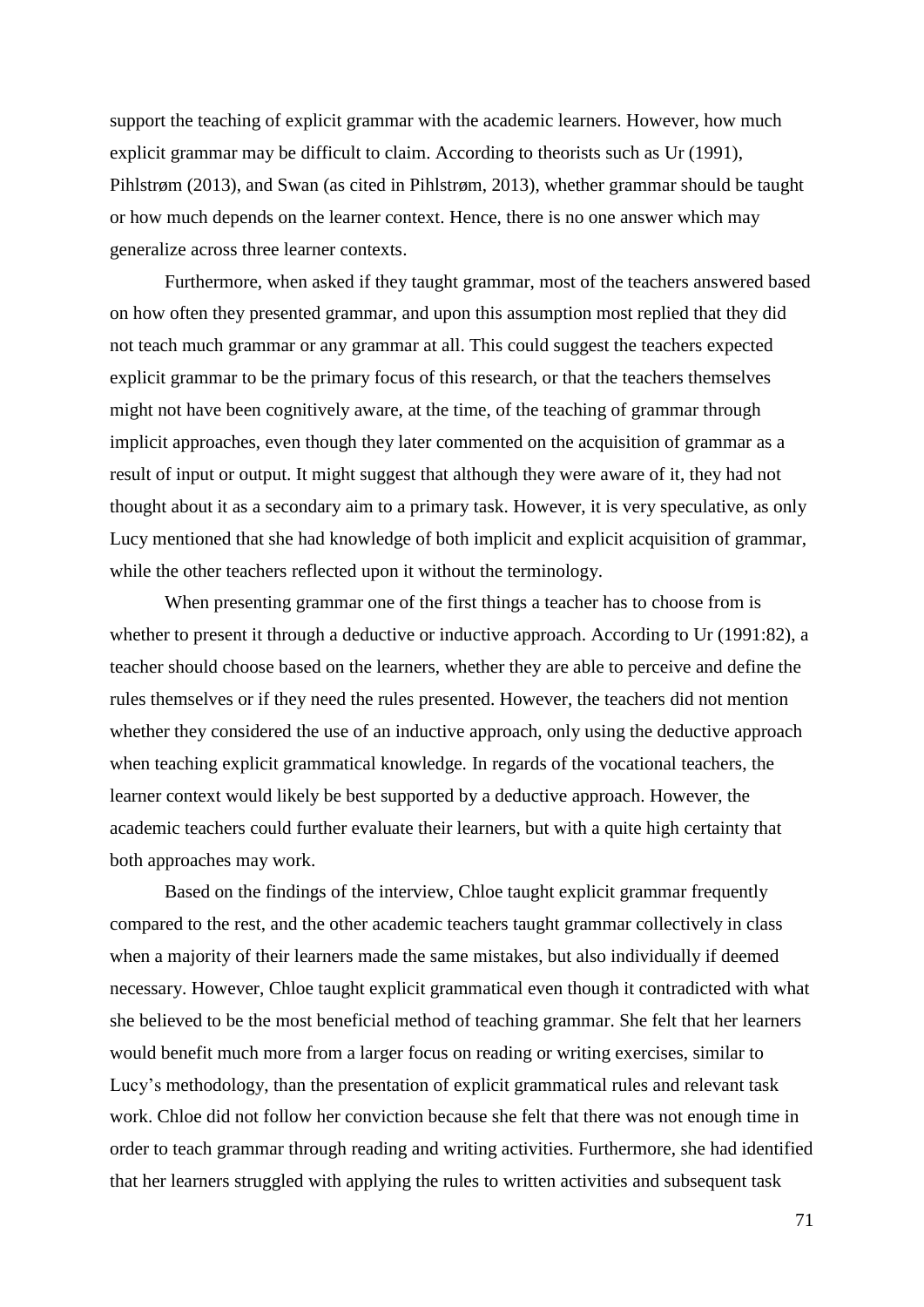support the teaching of explicit grammar with the academic learners. However, how much explicit grammar may be difficult to claim. According to theorists such as Ur (1991), Pihlstrøm (2013), and Swan (as cited in Pihlstrøm, 2013), whether grammar should be taught or how much depends on the learner context. Hence, there is no one answer which may generalize across three learner contexts.

Furthermore, when asked if they taught grammar, most of the teachers answered based on how often they presented grammar, and upon this assumption most replied that they did not teach much grammar or any grammar at all. This could suggest the teachers expected explicit grammar to be the primary focus of this research, or that the teachers themselves might not have been cognitively aware, at the time, of the teaching of grammar through implicit approaches, even though they later commented on the acquisition of grammar as a result of input or output. It might suggest that although they were aware of it, they had not thought about it as a secondary aim to a primary task. However, it is very speculative, as only Lucy mentioned that she had knowledge of both implicit and explicit acquisition of grammar, while the other teachers reflected upon it without the terminology.

When presenting grammar one of the first things a teacher has to choose from is whether to present it through a deductive or inductive approach. According to Ur (1991:82), a teacher should choose based on the learners, whether they are able to perceive and define the rules themselves or if they need the rules presented. However, the teachers did not mention whether they considered the use of an inductive approach, only using the deductive approach when teaching explicit grammatical knowledge. In regards of the vocational teachers, the learner context would likely be best supported by a deductive approach. However, the academic teachers could further evaluate their learners, but with a quite high certainty that both approaches may work.

Based on the findings of the interview, Chloe taught explicit grammar frequently compared to the rest, and the other academic teachers taught grammar collectively in class when a majority of their learners made the same mistakes, but also individually if deemed necessary. However, Chloe taught explicit grammatical even though it contradicted with what she believed to be the most beneficial method of teaching grammar. She felt that her learners would benefit much more from a larger focus on reading or writing exercises, similar to Lucy's methodology, than the presentation of explicit grammatical rules and relevant task work. Chloe did not follow her conviction because she felt that there was not enough time in order to teach grammar through reading and writing activities. Furthermore, she had identified that her learners struggled with applying the rules to written activities and subsequent task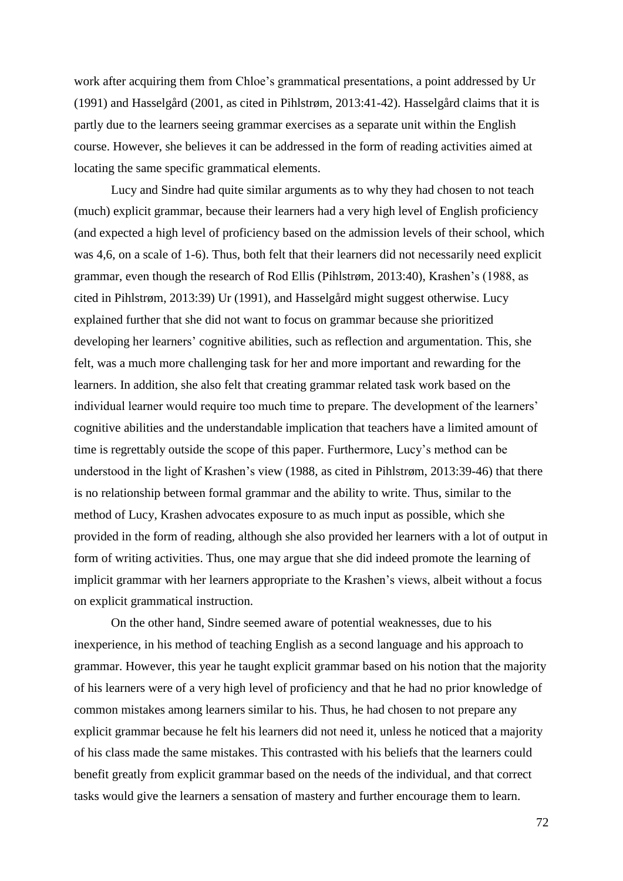work after acquiring them from Chloe's grammatical presentations, a point addressed by Ur (1991) and Hasselgård (2001, as cited in Pihlstrøm, 2013:41-42). Hasselgård claims that it is partly due to the learners seeing grammar exercises as a separate unit within the English course. However, she believes it can be addressed in the form of reading activities aimed at locating the same specific grammatical elements.

Lucy and Sindre had quite similar arguments as to why they had chosen to not teach (much) explicit grammar, because their learners had a very high level of English proficiency (and expected a high level of proficiency based on the admission levels of their school, which was 4,6, on a scale of 1-6). Thus, both felt that their learners did not necessarily need explicit grammar, even though the research of Rod Ellis (Pihlstrøm, 2013:40), Krashen's (1988, as cited in Pihlstrøm, 2013:39) Ur (1991), and Hasselgård might suggest otherwise. Lucy explained further that she did not want to focus on grammar because she prioritized developing her learners' cognitive abilities, such as reflection and argumentation. This, she felt, was a much more challenging task for her and more important and rewarding for the learners. In addition, she also felt that creating grammar related task work based on the individual learner would require too much time to prepare. The development of the learners' cognitive abilities and the understandable implication that teachers have a limited amount of time is regrettably outside the scope of this paper. Furthermore, Lucy's method can be understood in the light of Krashen's view (1988, as cited in Pihlstrøm, 2013:39-46) that there is no relationship between formal grammar and the ability to write. Thus, similar to the method of Lucy, Krashen advocates exposure to as much input as possible, which she provided in the form of reading, although she also provided her learners with a lot of output in form of writing activities. Thus, one may argue that she did indeed promote the learning of implicit grammar with her learners appropriate to the Krashen's views, albeit without a focus on explicit grammatical instruction.

On the other hand, Sindre seemed aware of potential weaknesses, due to his inexperience, in his method of teaching English as a second language and his approach to grammar. However, this year he taught explicit grammar based on his notion that the majority of his learners were of a very high level of proficiency and that he had no prior knowledge of common mistakes among learners similar to his. Thus, he had chosen to not prepare any explicit grammar because he felt his learners did not need it, unless he noticed that a majority of his class made the same mistakes. This contrasted with his beliefs that the learners could benefit greatly from explicit grammar based on the needs of the individual, and that correct tasks would give the learners a sensation of mastery and further encourage them to learn.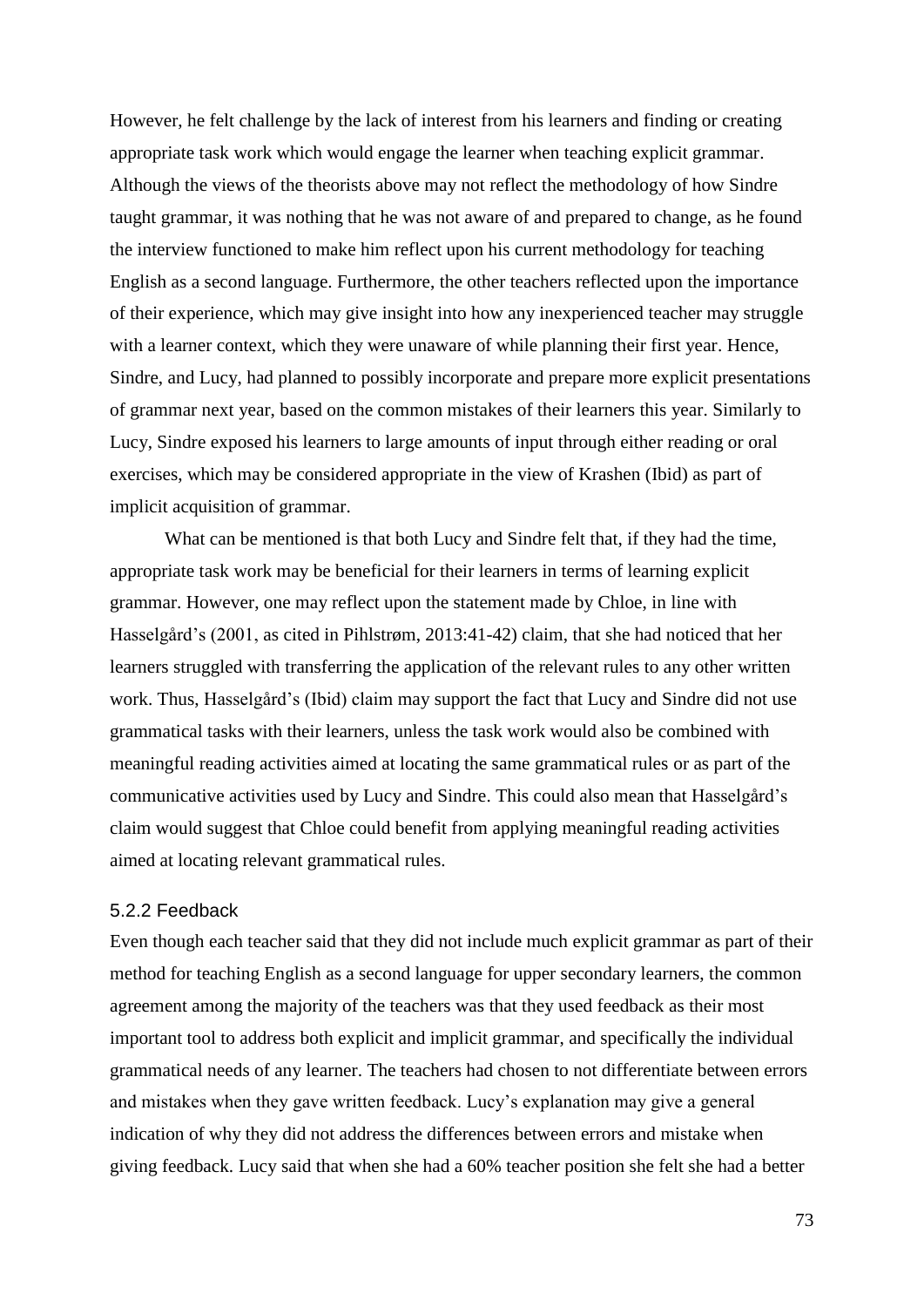However, he felt challenge by the lack of interest from his learners and finding or creating appropriate task work which would engage the learner when teaching explicit grammar. Although the views of the theorists above may not reflect the methodology of how Sindre taught grammar, it was nothing that he was not aware of and prepared to change, as he found the interview functioned to make him reflect upon his current methodology for teaching English as a second language. Furthermore, the other teachers reflected upon the importance of their experience, which may give insight into how any inexperienced teacher may struggle with a learner context, which they were unaware of while planning their first year. Hence, Sindre, and Lucy, had planned to possibly incorporate and prepare more explicit presentations of grammar next year, based on the common mistakes of their learners this year. Similarly to Lucy, Sindre exposed his learners to large amounts of input through either reading or oral exercises, which may be considered appropriate in the view of Krashen (Ibid) as part of implicit acquisition of grammar.

What can be mentioned is that both Lucy and Sindre felt that, if they had the time, appropriate task work may be beneficial for their learners in terms of learning explicit grammar. However, one may reflect upon the statement made by Chloe, in line with Hasselgård's (2001, as cited in Pihlstrøm, 2013:41-42) claim, that she had noticed that her learners struggled with transferring the application of the relevant rules to any other written work. Thus, Hasselgård's (Ibid) claim may support the fact that Lucy and Sindre did not use grammatical tasks with their learners, unless the task work would also be combined with meaningful reading activities aimed at locating the same grammatical rules or as part of the communicative activities used by Lucy and Sindre. This could also mean that Hasselgård's claim would suggest that Chloe could benefit from applying meaningful reading activities aimed at locating relevant grammatical rules.

### 5.2.2 Feedback

Even though each teacher said that they did not include much explicit grammar as part of their method for teaching English as a second language for upper secondary learners, the common agreement among the majority of the teachers was that they used feedback as their most important tool to address both explicit and implicit grammar, and specifically the individual grammatical needs of any learner. The teachers had chosen to not differentiate between errors and mistakes when they gave written feedback. Lucy's explanation may give a general indication of why they did not address the differences between errors and mistake when giving feedback. Lucy said that when she had a 60% teacher position she felt she had a better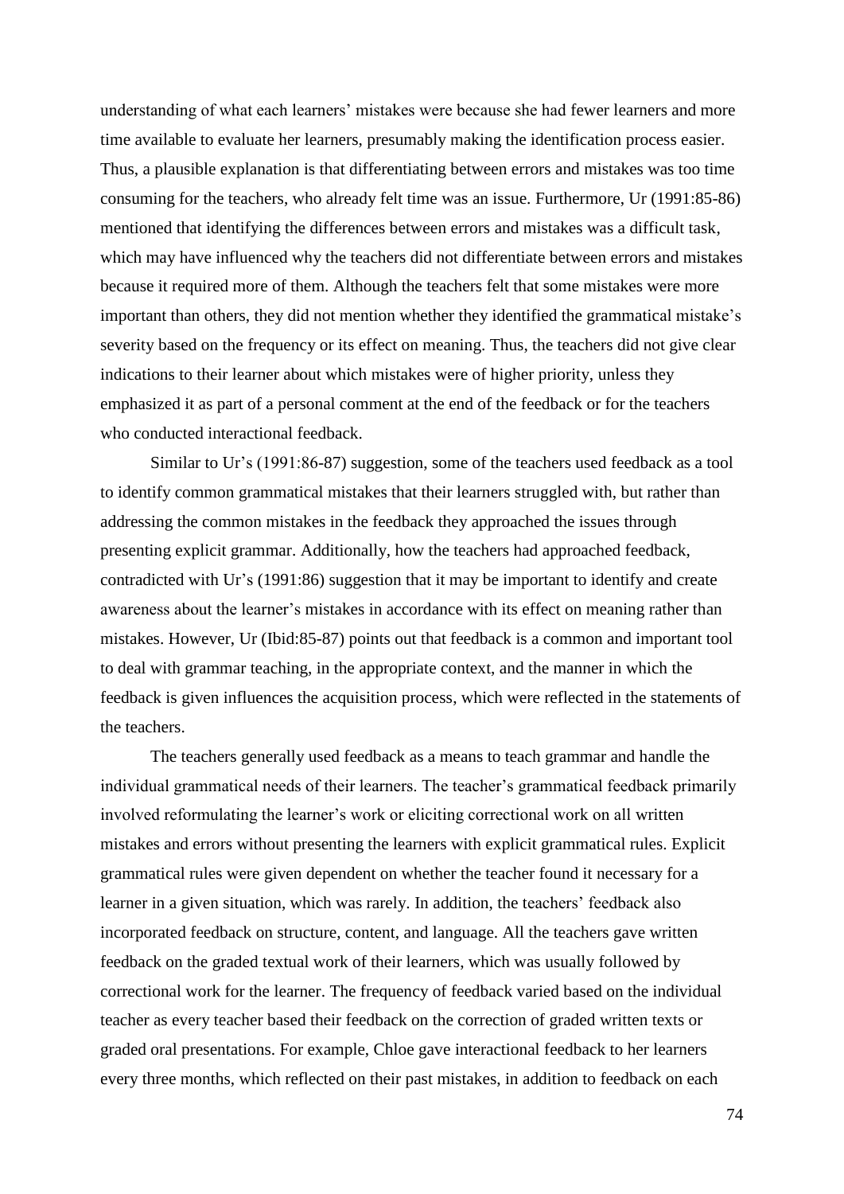understanding of what each learners' mistakes were because she had fewer learners and more time available to evaluate her learners, presumably making the identification process easier. Thus, a plausible explanation is that differentiating between errors and mistakes was too time consuming for the teachers, who already felt time was an issue. Furthermore, Ur (1991:85-86) mentioned that identifying the differences between errors and mistakes was a difficult task, which may have influenced why the teachers did not differentiate between errors and mistakes because it required more of them. Although the teachers felt that some mistakes were more important than others, they did not mention whether they identified the grammatical mistake's severity based on the frequency or its effect on meaning. Thus, the teachers did not give clear indications to their learner about which mistakes were of higher priority, unless they emphasized it as part of a personal comment at the end of the feedback or for the teachers who conducted interactional feedback.

Similar to Ur's (1991:86-87) suggestion, some of the teachers used feedback as a tool to identify common grammatical mistakes that their learners struggled with, but rather than addressing the common mistakes in the feedback they approached the issues through presenting explicit grammar. Additionally, how the teachers had approached feedback, contradicted with Ur's (1991:86) suggestion that it may be important to identify and create awareness about the learner's mistakes in accordance with its effect on meaning rather than mistakes. However, Ur (Ibid:85-87) points out that feedback is a common and important tool to deal with grammar teaching, in the appropriate context, and the manner in which the feedback is given influences the acquisition process, which were reflected in the statements of the teachers.

The teachers generally used feedback as a means to teach grammar and handle the individual grammatical needs of their learners. The teacher's grammatical feedback primarily involved reformulating the learner's work or eliciting correctional work on all written mistakes and errors without presenting the learners with explicit grammatical rules. Explicit grammatical rules were given dependent on whether the teacher found it necessary for a learner in a given situation, which was rarely. In addition, the teachers' feedback also incorporated feedback on structure, content, and language. All the teachers gave written feedback on the graded textual work of their learners, which was usually followed by correctional work for the learner. The frequency of feedback varied based on the individual teacher as every teacher based their feedback on the correction of graded written texts or graded oral presentations. For example, Chloe gave interactional feedback to her learners every three months, which reflected on their past mistakes, in addition to feedback on each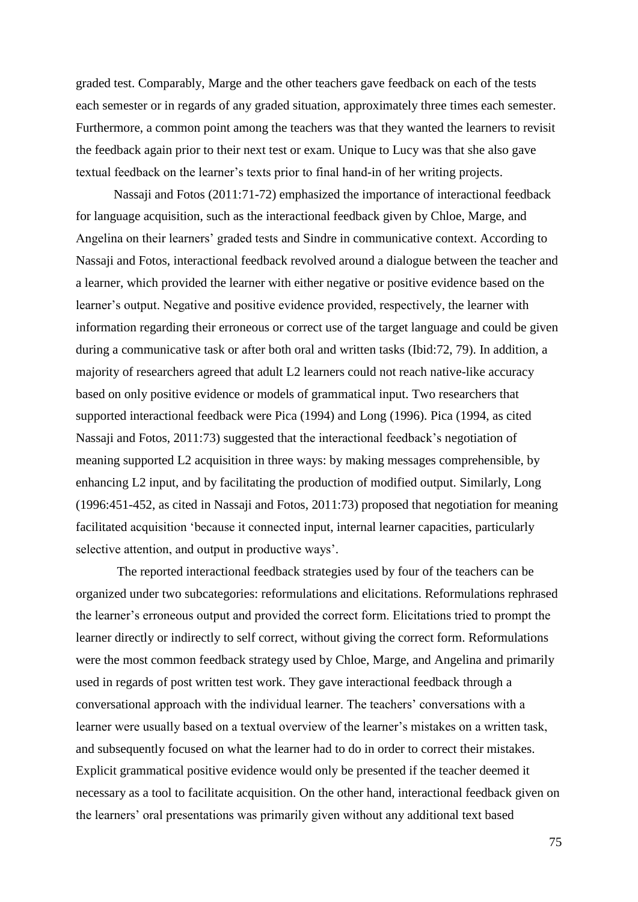graded test. Comparably, Marge and the other teachers gave feedback on each of the tests each semester or in regards of any graded situation, approximately three times each semester. Furthermore, a common point among the teachers was that they wanted the learners to revisit the feedback again prior to their next test or exam. Unique to Lucy was that she also gave textual feedback on the learner's texts prior to final hand-in of her writing projects.

Nassaji and Fotos (2011:71-72) emphasized the importance of interactional feedback for language acquisition, such as the interactional feedback given by Chloe, Marge, and Angelina on their learners' graded tests and Sindre in communicative context. According to Nassaji and Fotos, interactional feedback revolved around a dialogue between the teacher and a learner, which provided the learner with either negative or positive evidence based on the learner's output. Negative and positive evidence provided, respectively, the learner with information regarding their erroneous or correct use of the target language and could be given during a communicative task or after both oral and written tasks (Ibid:72, 79). In addition, a majority of researchers agreed that adult L2 learners could not reach native-like accuracy based on only positive evidence or models of grammatical input. Two researchers that supported interactional feedback were Pica (1994) and Long (1996). Pica (1994, as cited Nassaji and Fotos, 2011:73) suggested that the interactional feedback's negotiation of meaning supported L2 acquisition in three ways: by making messages comprehensible, by enhancing L2 input, and by facilitating the production of modified output. Similarly, Long (1996:451-452, as cited in Nassaji and Fotos, 2011:73) proposed that negotiation for meaning facilitated acquisition 'because it connected input, internal learner capacities, particularly selective attention, and output in productive ways'.

The reported interactional feedback strategies used by four of the teachers can be organized under two subcategories: reformulations and elicitations. Reformulations rephrased the learner's erroneous output and provided the correct form. Elicitations tried to prompt the learner directly or indirectly to self correct, without giving the correct form. Reformulations were the most common feedback strategy used by Chloe, Marge, and Angelina and primarily used in regards of post written test work. They gave interactional feedback through a conversational approach with the individual learner. The teachers' conversations with a learner were usually based on a textual overview of the learner's mistakes on a written task, and subsequently focused on what the learner had to do in order to correct their mistakes. Explicit grammatical positive evidence would only be presented if the teacher deemed it necessary as a tool to facilitate acquisition. On the other hand, interactional feedback given on the learners' oral presentations was primarily given without any additional text based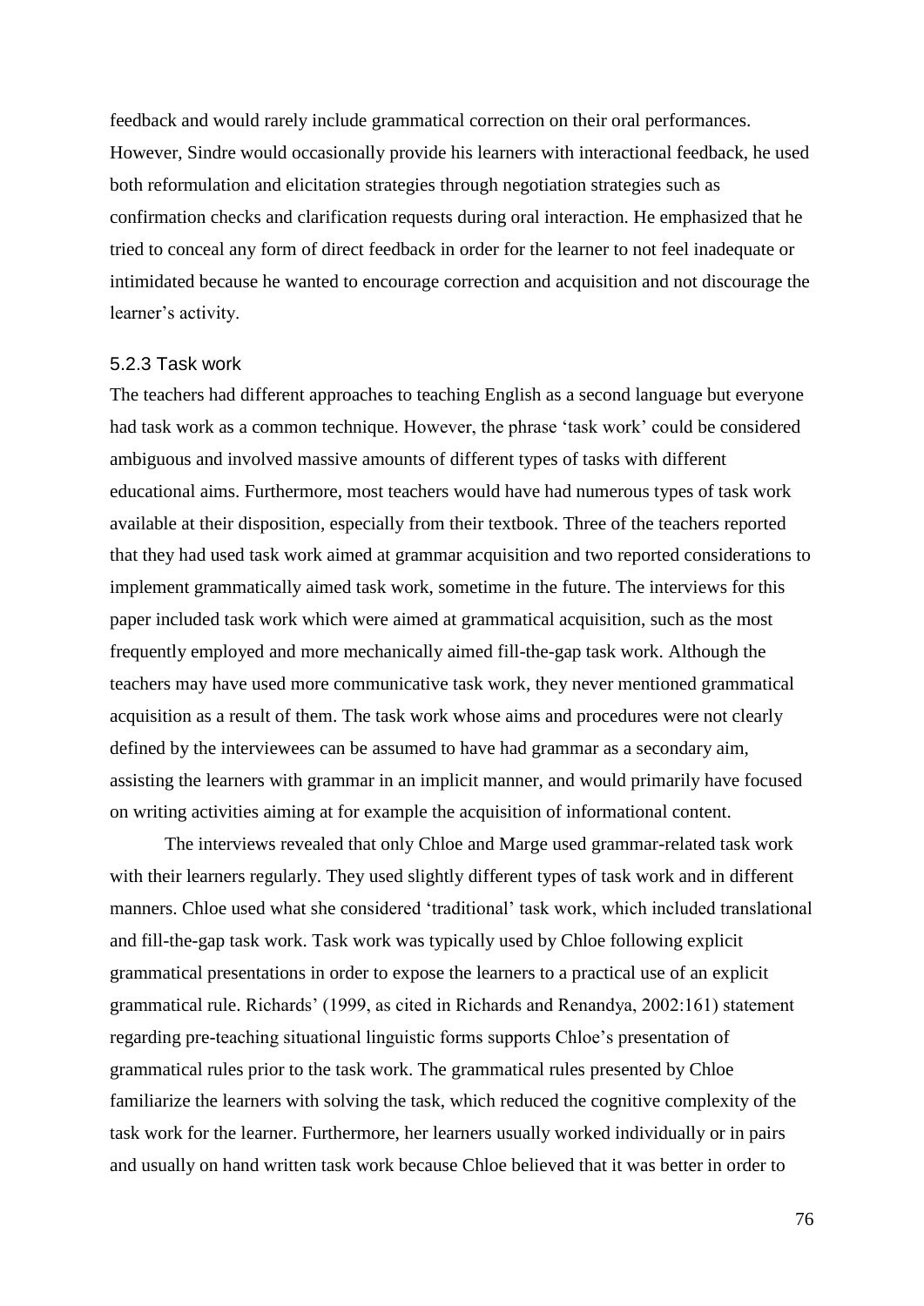feedback and would rarely include grammatical correction on their oral performances. However, Sindre would occasionally provide his learners with interactional feedback, he used both reformulation and elicitation strategies through negotiation strategies such as confirmation checks and clarification requests during oral interaction. He emphasized that he tried to conceal any form of direct feedback in order for the learner to not feel inadequate or intimidated because he wanted to encourage correction and acquisition and not discourage the learner's activity.

### 5.2.3 Task work

The teachers had different approaches to teaching English as a second language but everyone had task work as a common technique. However, the phrase 'task work' could be considered ambiguous and involved massive amounts of different types of tasks with different educational aims. Furthermore, most teachers would have had numerous types of task work available at their disposition, especially from their textbook. Three of the teachers reported that they had used task work aimed at grammar acquisition and two reported considerations to implement grammatically aimed task work, sometime in the future. The interviews for this paper included task work which were aimed at grammatical acquisition, such as the most frequently employed and more mechanically aimed fill-the-gap task work. Although the teachers may have used more communicative task work, they never mentioned grammatical acquisition as a result of them. The task work whose aims and procedures were not clearly defined by the interviewees can be assumed to have had grammar as a secondary aim, assisting the learners with grammar in an implicit manner, and would primarily have focused on writing activities aiming at for example the acquisition of informational content.

The interviews revealed that only Chloe and Marge used grammar-related task work with their learners regularly. They used slightly different types of task work and in different manners. Chloe used what she considered 'traditional' task work, which included translational and fill-the-gap task work. Task work was typically used by Chloe following explicit grammatical presentations in order to expose the learners to a practical use of an explicit grammatical rule. Richards' (1999, as cited in Richards and Renandya, 2002:161) statement regarding pre-teaching situational linguistic forms supports Chloe's presentation of grammatical rules prior to the task work. The grammatical rules presented by Chloe familiarize the learners with solving the task, which reduced the cognitive complexity of the task work for the learner. Furthermore, her learners usually worked individually or in pairs and usually on hand written task work because Chloe believed that it was better in order to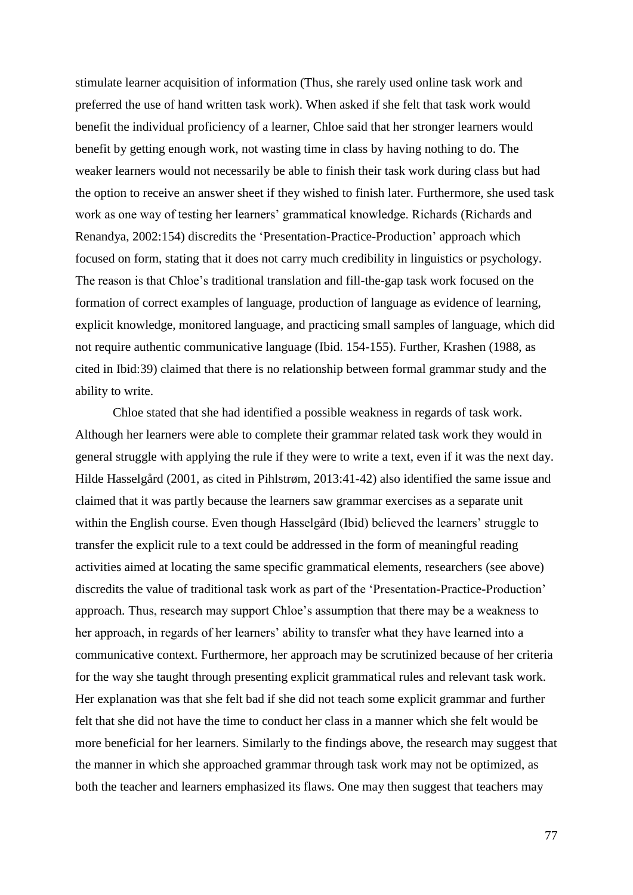stimulate learner acquisition of information (Thus, she rarely used online task work and preferred the use of hand written task work). When asked if she felt that task work would benefit the individual proficiency of a learner, Chloe said that her stronger learners would benefit by getting enough work, not wasting time in class by having nothing to do. The weaker learners would not necessarily be able to finish their task work during class but had the option to receive an answer sheet if they wished to finish later. Furthermore, she used task work as one way of testing her learners' grammatical knowledge. Richards (Richards and Renandya, 2002:154) discredits the 'Presentation-Practice-Production' approach which focused on form, stating that it does not carry much credibility in linguistics or psychology. The reason is that Chloe's traditional translation and fill-the-gap task work focused on the formation of correct examples of language, production of language as evidence of learning, explicit knowledge, monitored language, and practicing small samples of language, which did not require authentic communicative language (Ibid. 154-155). Further, Krashen (1988, as cited in Ibid:39) claimed that there is no relationship between formal grammar study and the ability to write.

Chloe stated that she had identified a possible weakness in regards of task work. Although her learners were able to complete their grammar related task work they would in general struggle with applying the rule if they were to write a text, even if it was the next day. Hilde Hasselgård (2001, as cited in Pihlstrøm, 2013:41-42) also identified the same issue and claimed that it was partly because the learners saw grammar exercises as a separate unit within the English course. Even though Hasselgård (Ibid) believed the learners' struggle to transfer the explicit rule to a text could be addressed in the form of meaningful reading activities aimed at locating the same specific grammatical elements, researchers (see above) discredits the value of traditional task work as part of the 'Presentation-Practice-Production' approach. Thus, research may support Chloe's assumption that there may be a weakness to her approach, in regards of her learners' ability to transfer what they have learned into a communicative context. Furthermore, her approach may be scrutinized because of her criteria for the way she taught through presenting explicit grammatical rules and relevant task work. Her explanation was that she felt bad if she did not teach some explicit grammar and further felt that she did not have the time to conduct her class in a manner which she felt would be more beneficial for her learners. Similarly to the findings above, the research may suggest that the manner in which she approached grammar through task work may not be optimized, as both the teacher and learners emphasized its flaws. One may then suggest that teachers may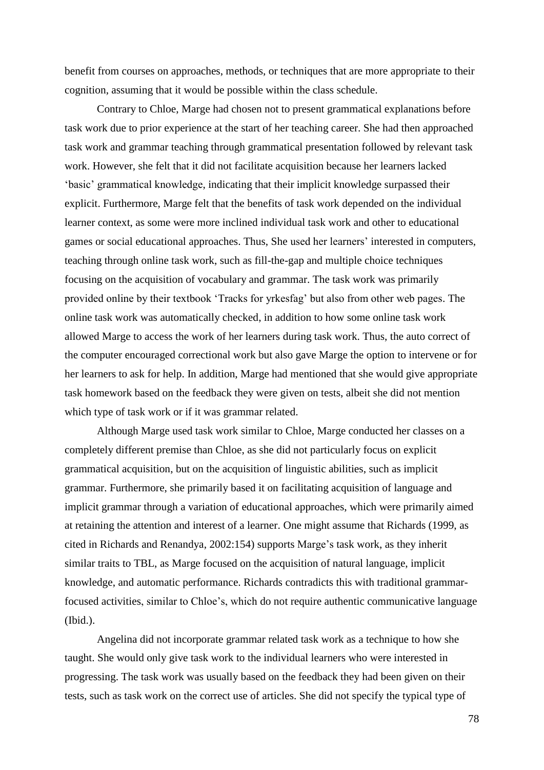benefit from courses on approaches, methods, or techniques that are more appropriate to their cognition, assuming that it would be possible within the class schedule.

Contrary to Chloe, Marge had chosen not to present grammatical explanations before task work due to prior experience at the start of her teaching career. She had then approached task work and grammar teaching through grammatical presentation followed by relevant task work. However, she felt that it did not facilitate acquisition because her learners lacked 'basic' grammatical knowledge, indicating that their implicit knowledge surpassed their explicit. Furthermore, Marge felt that the benefits of task work depended on the individual learner context, as some were more inclined individual task work and other to educational games or social educational approaches. Thus, She used her learners' interested in computers, teaching through online task work, such as fill-the-gap and multiple choice techniques focusing on the acquisition of vocabulary and grammar. The task work was primarily provided online by their textbook 'Tracks for yrkesfag' but also from other web pages. The online task work was automatically checked, in addition to how some online task work allowed Marge to access the work of her learners during task work. Thus, the auto correct of the computer encouraged correctional work but also gave Marge the option to intervene or for her learners to ask for help. In addition, Marge had mentioned that she would give appropriate task homework based on the feedback they were given on tests, albeit she did not mention which type of task work or if it was grammar related.

Although Marge used task work similar to Chloe, Marge conducted her classes on a completely different premise than Chloe, as she did not particularly focus on explicit grammatical acquisition, but on the acquisition of linguistic abilities, such as implicit grammar. Furthermore, she primarily based it on facilitating acquisition of language and implicit grammar through a variation of educational approaches, which were primarily aimed at retaining the attention and interest of a learner. One might assume that Richards (1999, as cited in Richards and Renandya, 2002:154) supports Marge's task work, as they inherit similar traits to TBL, as Marge focused on the acquisition of natural language, implicit knowledge, and automatic performance. Richards contradicts this with traditional grammar-focused activities, similar to Chloe's, which do not require authentic communicative language (Ibid.).

Angelina did not incorporate grammar related task work as a technique to how she taught. She would only give task work to the individual learners who were interested in progressing. The task work was usually based on the feedback they had been given on their tests, such as task work on the correct use of articles. She did not specify the typical type of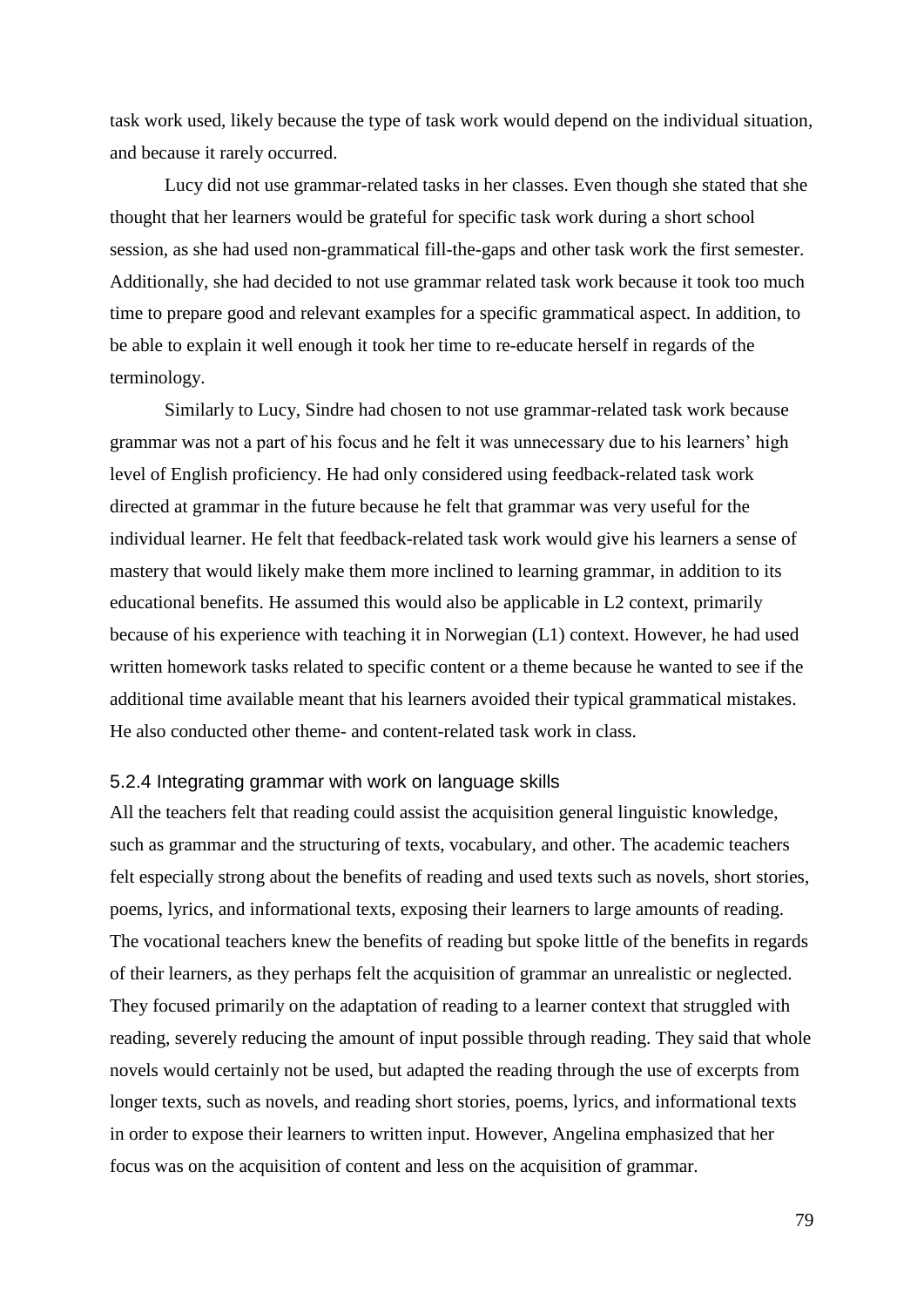task work used, likely because the type of task work would depend on the individual situation, and because it rarely occurred.

Lucy did not use grammar-related tasks in her classes. Even though she stated that she thought that her learners would be grateful for specific task work during a short school session, as she had used non-grammatical fill-the-gaps and other task work the first semester. Additionally, she had decided to not use grammar related task work because it took too much time to prepare good and relevant examples for a specific grammatical aspect. In addition, to be able to explain it well enough it took her time to re-educate herself in regards of the terminology.

Similarly to Lucy, Sindre had chosen to not use grammar-related task work because grammar was not a part of his focus and he felt it was unnecessary due to his learners' high level of English proficiency. He had only considered using feedback-related task work directed at grammar in the future because he felt that grammar was very useful for the individual learner. He felt that feedback-related task work would give his learners a sense of mastery that would likely make them more inclined to learning grammar, in addition to its educational benefits. He assumed this would also be applicable in L2 context, primarily because of his experience with teaching it in Norwegian (L1) context. However, he had used written homework tasks related to specific content or a theme because he wanted to see if the additional time available meant that his learners avoided their typical grammatical mistakes. He also conducted other theme- and content-related task work in class.

### 5.2.4 Integrating grammar with work on language skills

All the teachers felt that reading could assist the acquisition general linguistic knowledge, such as grammar and the structuring of texts, vocabulary, and other. The academic teachers felt especially strong about the benefits of reading and used texts such as novels, short stories, poems, lyrics, and informational texts, exposing their learners to large amounts of reading. The vocational teachers knew the benefits of reading but spoke little of the benefits in regards of their learners, as they perhaps felt the acquisition of grammar an unrealistic or neglected. They focused primarily on the adaptation of reading to a learner context that struggled with reading, severely reducing the amount of input possible through reading. They said that whole novels would certainly not be used, but adapted the reading through the use of excerpts from longer texts, such as novels, and reading short stories, poems, lyrics, and informational texts in order to expose their learners to written input. However, Angelina emphasized that her focus was on the acquisition of content and less on the acquisition of grammar.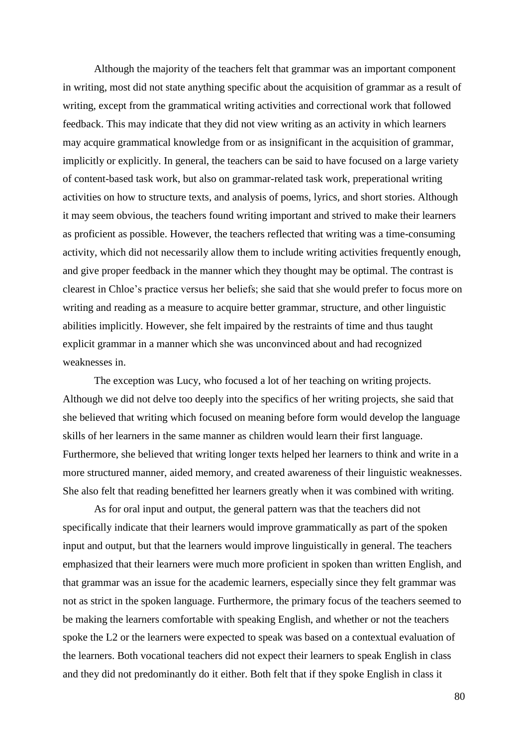Although the majority of the teachers felt that grammar was an important component in writing, most did not state anything specific about the acquisition of grammar as a result of writing, except from the grammatical writing activities and correctional work that followed feedback. This may indicate that they did not view writing as an activity in which learners may acquire grammatical knowledge from or as insignificant in the acquisition of grammar, implicitly or explicitly. In general, the teachers can be said to have focused on a large variety of content-based task work, but also on grammar-related task work, preperational writing activities on how to structure texts, and analysis of poems, lyrics, and short stories. Although it may seem obvious, the teachers found writing important and strived to make their learners as proficient as possible. However, the teachers reflected that writing was a time-consuming activity, which did not necessarily allow them to include writing activities frequently enough, and give proper feedback in the manner which they thought may be optimal. The contrast is clearest in Chloe's practice versus her beliefs; she said that she would prefer to focus more on writing and reading as a measure to acquire better grammar, structure, and other linguistic abilities implicitly. However, she felt impaired by the restraints of time and thus taught explicit grammar in a manner which she was unconvinced about and had recognized weaknesses in.

The exception was Lucy, who focused a lot of her teaching on writing projects. Although we did not delve too deeply into the specifics of her writing projects, she said that she believed that writing which focused on meaning before form would develop the language skills of her learners in the same manner as children would learn their first language. Furthermore, she believed that writing longer texts helped her learners to think and write in a more structured manner, aided memory, and created awareness of their linguistic weaknesses. She also felt that reading benefitted her learners greatly when it was combined with writing.

As for oral input and output, the general pattern was that the teachers did not specifically indicate that their learners would improve grammatically as part of the spoken input and output, but that the learners would improve linguistically in general. The teachers emphasized that their learners were much more proficient in spoken than written English, and that grammar was an issue for the academic learners, especially since they felt grammar was not as strict in the spoken language. Furthermore, the primary focus of the teachers seemed to be making the learners comfortable with speaking English, and whether or not the teachers spoke the L2 or the learners were expected to speak was based on a contextual evaluation of the learners. Both vocational teachers did not expect their learners to speak English in class and they did not predominantly do it either. Both felt that if they spoke English in class it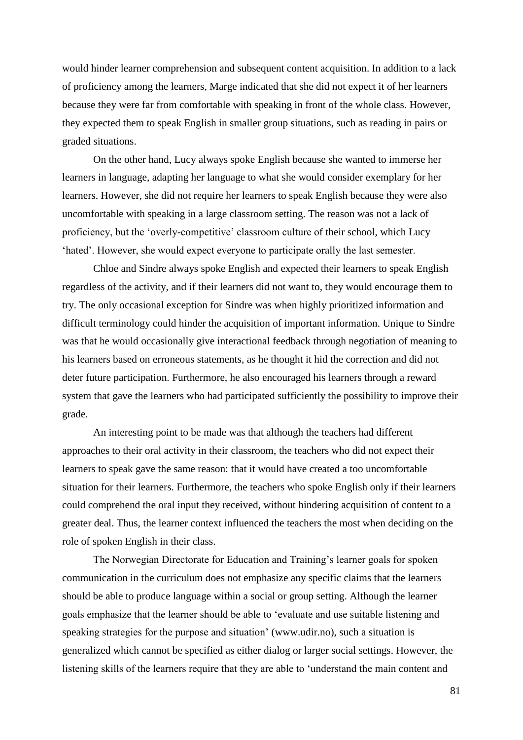would hinder learner comprehension and subsequent content acquisition. In addition to a lack of proficiency among the learners, Marge indicated that she did not expect it of her learners because they were far from comfortable with speaking in front of the whole class. However, they expected them to speak English in smaller group situations, such as reading in pairs or graded situations.

On the other hand, Lucy always spoke English because she wanted to immerse her learners in language, adapting her language to what she would consider exemplary for her learners. However, she did not require her learners to speak English because they were also uncomfortable with speaking in a large classroom setting. The reason was not a lack of proficiency, but the 'overly-competitive' classroom culture of their school, which Lucy 'hated'. However, she would expect everyone to participate orally the last semester.

Chloe and Sindre always spoke English and expected their learners to speak English regardless of the activity, and if their learners did not want to, they would encourage them to try. The only occasional exception for Sindre was when highly prioritized information and difficult terminology could hinder the acquisition of important information. Unique to Sindre was that he would occasionally give interactional feedback through negotiation of meaning to his learners based on erroneous statements, as he thought it hid the correction and did not deter future participation. Furthermore, he also encouraged his learners through a reward system that gave the learners who had participated sufficiently the possibility to improve their grade.

An interesting point to be made was that although the teachers had different approaches to their oral activity in their classroom, the teachers who did not expect their learners to speak gave the same reason: that it would have created a too uncomfortable situation for their learners. Furthermore, the teachers who spoke English only if their learners could comprehend the oral input they received, without hindering acquisition of content to a greater deal. Thus, the learner context influenced the teachers the most when deciding on the role of spoken English in their class.

The Norwegian Directorate for Education and Training's learner goals for spoken communication in the curriculum does not emphasize any specific claims that the learners should be able to produce language within a social or group setting. Although the learner goals emphasize that the learner should be able to 'evaluate and use suitable listening and speaking strategies for the purpose and situation' (www.udir.no), such a situation is generalized which cannot be specified as either dialog or larger social settings. However, the listening skills of the learners require that they are able to 'understand the main content and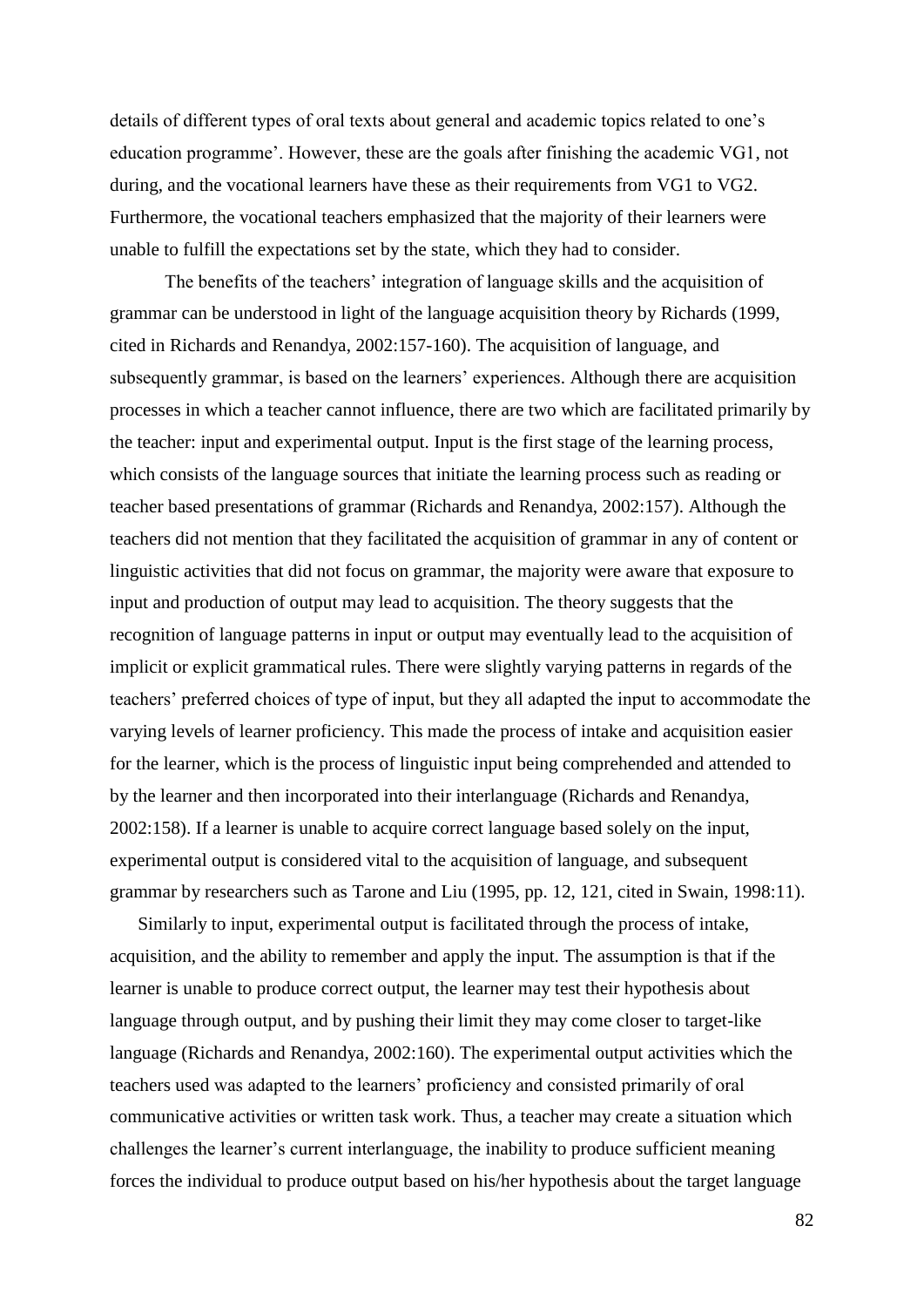details of different types of oral texts about general and academic topics related to one's education programme'. However, these are the goals after finishing the academic VG1, not during, and the vocational learners have these as their requirements from VG1 to VG2. Furthermore, the vocational teachers emphasized that the majority of their learners were unable to fulfill the expectations set by the state, which they had to consider.

The benefits of the teachers' integration of language skills and the acquisition of grammar can be understood in light of the language acquisition theory by Richards (1999, cited in Richards and Renandya, 2002:157-160). The acquisition of language, and subsequently grammar, is based on the learners' experiences. Although there are acquisition processes in which a teacher cannot influence, there are two which are facilitated primarily by the teacher: input and experimental output. Input is the first stage of the learning process, which consists of the language sources that initiate the learning process such as reading or teacher based presentations of grammar (Richards and Renandya, 2002:157). Although the teachers did not mention that they facilitated the acquisition of grammar in any of content or linguistic activities that did not focus on grammar, the majority were aware that exposure to input and production of output may lead to acquisition. The theory suggests that the recognition of language patterns in input or output may eventually lead to the acquisition of implicit or explicit grammatical rules. There were slightly varying patterns in regards of the teachers' preferred choices of type of input, but they all adapted the input to accommodate the varying levels of learner proficiency. This made the process of intake and acquisition easier for the learner, which is the process of linguistic input being comprehended and attended to by the learner and then incorporated into their interlanguage (Richards and Renandya, 2002:158). If a learner is unable to acquire correct language based solely on the input, experimental output is considered vital to the acquisition of language, and subsequent grammar by researchers such as Tarone and Liu (1995, pp. 12, 121, cited in Swain, 1998:11).

Similarly to input, experimental output is facilitated through the process of intake, acquisition, and the ability to remember and apply the input. The assumption is that if the learner is unable to produce correct output, the learner may test their hypothesis about language through output, and by pushing their limit they may come closer to target-like language (Richards and Renandya, 2002:160). The experimental output activities which the teachers used was adapted to the learners' proficiency and consisted primarily of oral communicative activities or written task work. Thus, a teacher may create a situation which challenges the learner's current interlanguage, the inability to produce sufficient meaning forces the individual to produce output based on his/her hypothesis about the target language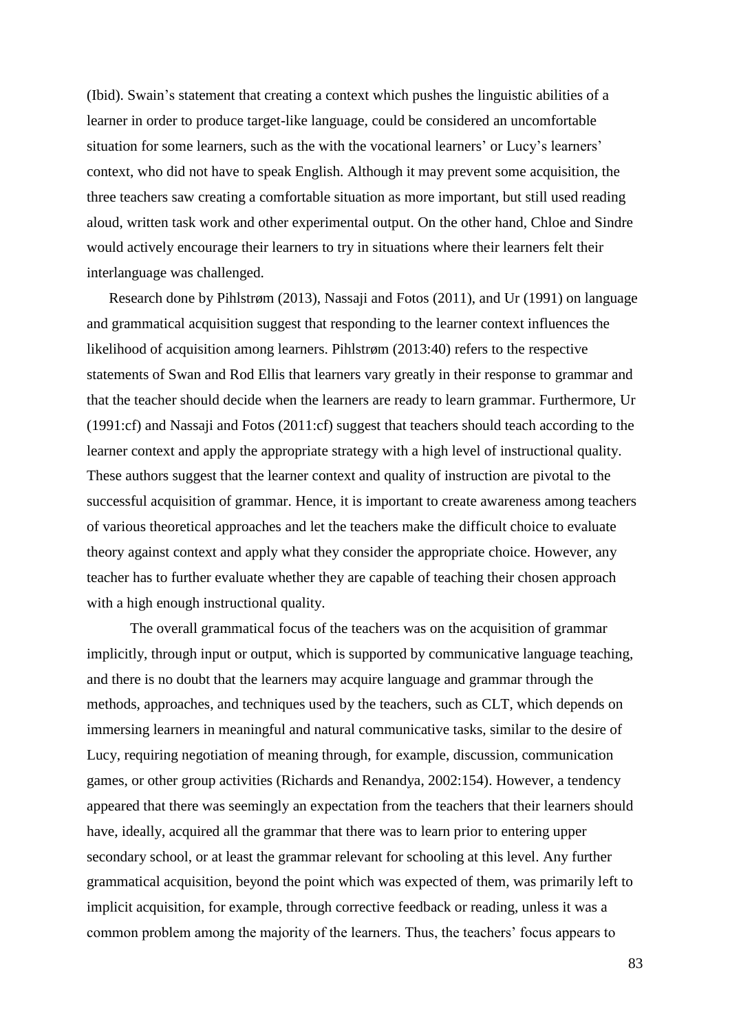(Ibid). Swain's statement that creating a context which pushes the linguistic abilities of a learner in order to produce target-like language, could be considered an uncomfortable situation for some learners, such as the with the vocational learners' or Lucy's learners' context, who did not have to speak English. Although it may prevent some acquisition, the three teachers saw creating a comfortable situation as more important, but still used reading aloud, written task work and other experimental output. On the other hand, Chloe and Sindre would actively encourage their learners to try in situations where their learners felt their interlanguage was challenged.

Research done by Pihlstrøm (2013), Nassaji and Fotos (2011), and Ur (1991) on language and grammatical acquisition suggest that responding to the learner context influences the likelihood of acquisition among learners. Pihlstrøm (2013:40) refers to the respective statements of Swan and Rod Ellis that learners vary greatly in their response to grammar and that the teacher should decide when the learners are ready to learn grammar. Furthermore, Ur (1991:cf) and Nassaji and Fotos (2011:cf) suggest that teachers should teach according to the learner context and apply the appropriate strategy with a high level of instructional quality. These authors suggest that the learner context and quality of instruction are pivotal to the successful acquisition of grammar. Hence, it is important to create awareness among teachers of various theoretical approaches and let the teachers make the difficult choice to evaluate theory against context and apply what they consider the appropriate choice. However, any teacher has to further evaluate whether they are capable of teaching their chosen approach with a high enough instructional quality.

The overall grammatical focus of the teachers was on the acquisition of grammar implicitly, through input or output, which is supported by communicative language teaching, and there is no doubt that the learners may acquire language and grammar through the methods, approaches, and techniques used by the teachers, such as CLT, which depends on immersing learners in meaningful and natural communicative tasks, similar to the desire of Lucy, requiring negotiation of meaning through, for example, discussion, communication games, or other group activities (Richards and Renandya, 2002:154). However, a tendency appeared that there was seemingly an expectation from the teachers that their learners should have, ideally, acquired all the grammar that there was to learn prior to entering upper secondary school, or at least the grammar relevant for schooling at this level. Any further grammatical acquisition, beyond the point which was expected of them, was primarily left to implicit acquisition, for example, through corrective feedback or reading, unless it was a common problem among the majority of the learners. Thus, the teachers' focus appears to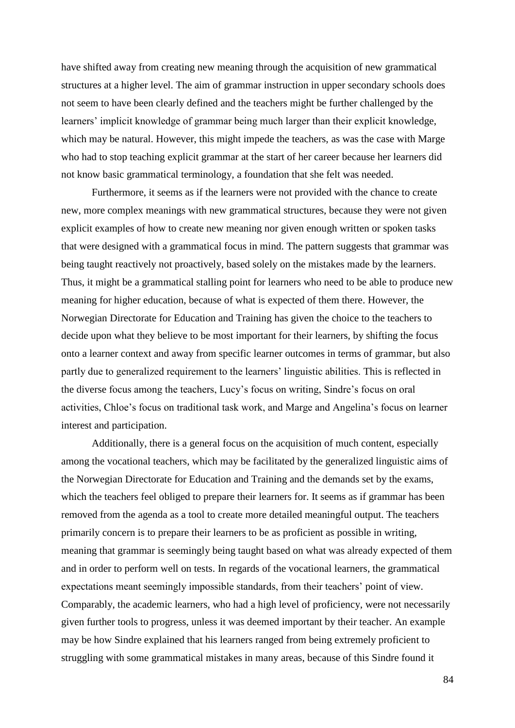have shifted away from creating new meaning through the acquisition of new grammatical structures at a higher level. The aim of grammar instruction in upper secondary schools does not seem to have been clearly defined and the teachers might be further challenged by the learners' implicit knowledge of grammar being much larger than their explicit knowledge, which may be natural. However, this might impede the teachers, as was the case with Marge who had to stop teaching explicit grammar at the start of her career because her learners did not know basic grammatical terminology, a foundation that she felt was needed.

Furthermore, it seems as if the learners were not provided with the chance to create new, more complex meanings with new grammatical structures, because they were not given explicit examples of how to create new meaning nor given enough written or spoken tasks that were designed with a grammatical focus in mind. The pattern suggests that grammar was being taught reactively not proactively, based solely on the mistakes made by the learners. Thus, it might be a grammatical stalling point for learners who need to be able to produce new meaning for higher education, because of what is expected of them there. However, the Norwegian Directorate for Education and Training has given the choice to the teachers to decide upon what they believe to be most important for their learners, by shifting the focus onto a learner context and away from specific learner outcomes in terms of grammar, but also partly due to generalized requirement to the learners' linguistic abilities. This is reflected in the diverse focus among the teachers, Lucy's focus on writing, Sindre's focus on oral activities, Chloe's focus on traditional task work, and Marge and Angelina's focus on learner interest and participation.

Additionally, there is a general focus on the acquisition of much content, especially among the vocational teachers, which may be facilitated by the generalized linguistic aims of the Norwegian Directorate for Education and Training and the demands set by the exams, which the teachers feel obliged to prepare their learners for. It seems as if grammar has been removed from the agenda as a tool to create more detailed meaningful output. The teachers primarily concern is to prepare their learners to be as proficient as possible in writing, meaning that grammar is seemingly being taught based on what was already expected of them and in order to perform well on tests. In regards of the vocational learners, the grammatical expectations meant seemingly impossible standards, from their teachers' point of view. Comparably, the academic learners, who had a high level of proficiency, were not necessarily given further tools to progress, unless it was deemed important by their teacher. An example may be how Sindre explained that his learners ranged from being extremely proficient to struggling with some grammatical mistakes in many areas, because of this Sindre found it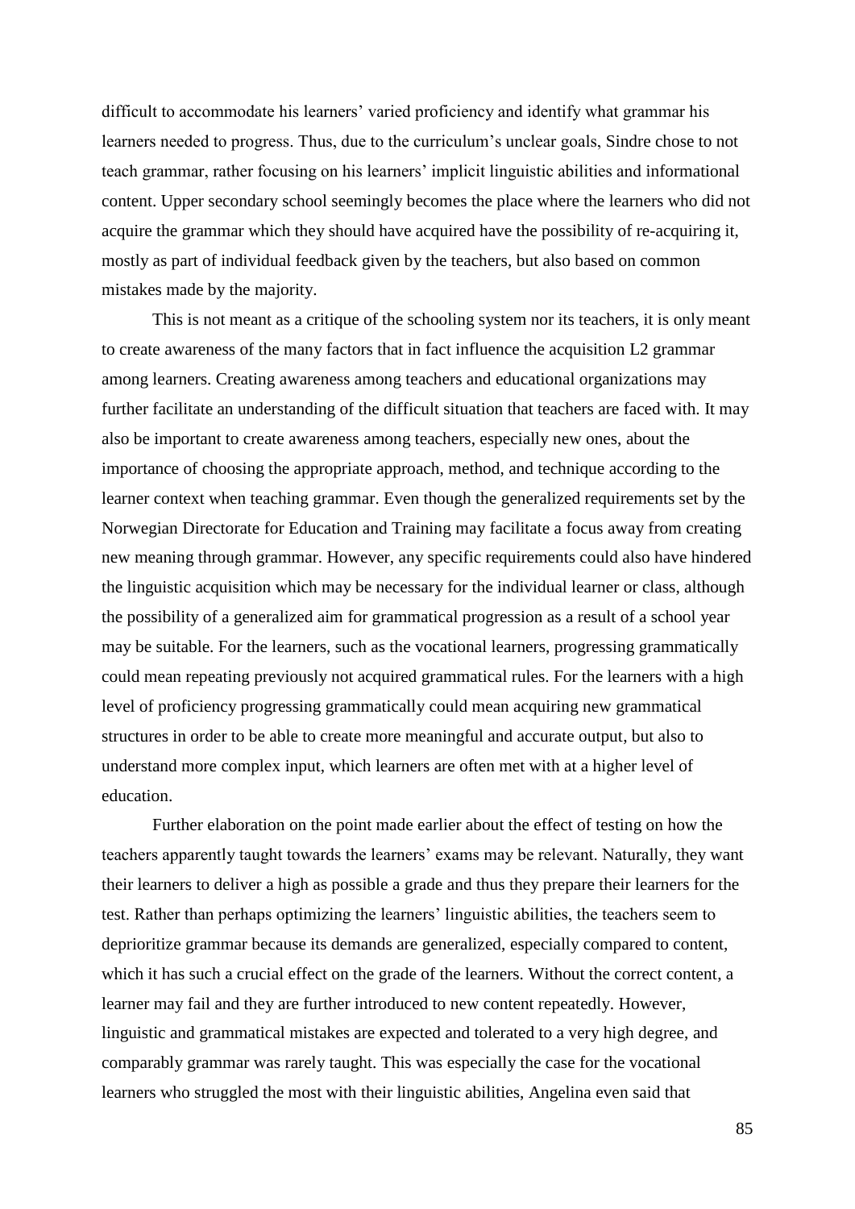difficult to accommodate his learners' varied proficiency and identify what grammar his learners needed to progress. Thus, due to the curriculum's unclear goals, Sindre chose to not teach grammar, rather focusing on his learners' implicit linguistic abilities and informational content. Upper secondary school seemingly becomes the place where the learners who did not acquire the grammar which they should have acquired have the possibility of re-acquiring it, mostly as part of individual feedback given by the teachers, but also based on common mistakes made by the majority.

This is not meant as a critique of the schooling system nor its teachers, it is only meant to create awareness of the many factors that in fact influence the acquisition L2 grammar among learners. Creating awareness among teachers and educational organizations may further facilitate an understanding of the difficult situation that teachers are faced with. It may also be important to create awareness among teachers, especially new ones, about the importance of choosing the appropriate approach, method, and technique according to the learner context when teaching grammar. Even though the generalized requirements set by the Norwegian Directorate for Education and Training may facilitate a focus away from creating new meaning through grammar. However, any specific requirements could also have hindered the linguistic acquisition which may be necessary for the individual learner or class, although the possibility of a generalized aim for grammatical progression as a result of a school year may be suitable. For the learners, such as the vocational learners, progressing grammatically could mean repeating previously not acquired grammatical rules. For the learners with a high level of proficiency progressing grammatically could mean acquiring new grammatical structures in order to be able to create more meaningful and accurate output, but also to understand more complex input, which learners are often met with at a higher level of education.

Further elaboration on the point made earlier about the effect of testing on how the teachers apparently taught towards the learners' exams may be relevant. Naturally, they want their learners to deliver a high as possible a grade and thus they prepare their learners for the test. Rather than perhaps optimizing the learners' linguistic abilities, the teachers seem to deprioritize grammar because its demands are generalized, especially compared to content, which it has such a crucial effect on the grade of the learners. Without the correct content, a learner may fail and they are further introduced to new content repeatedly. However, linguistic and grammatical mistakes are expected and tolerated to a very high degree, and comparably grammar was rarely taught. This was especially the case for the vocational learners who struggled the most with their linguistic abilities, Angelina even said that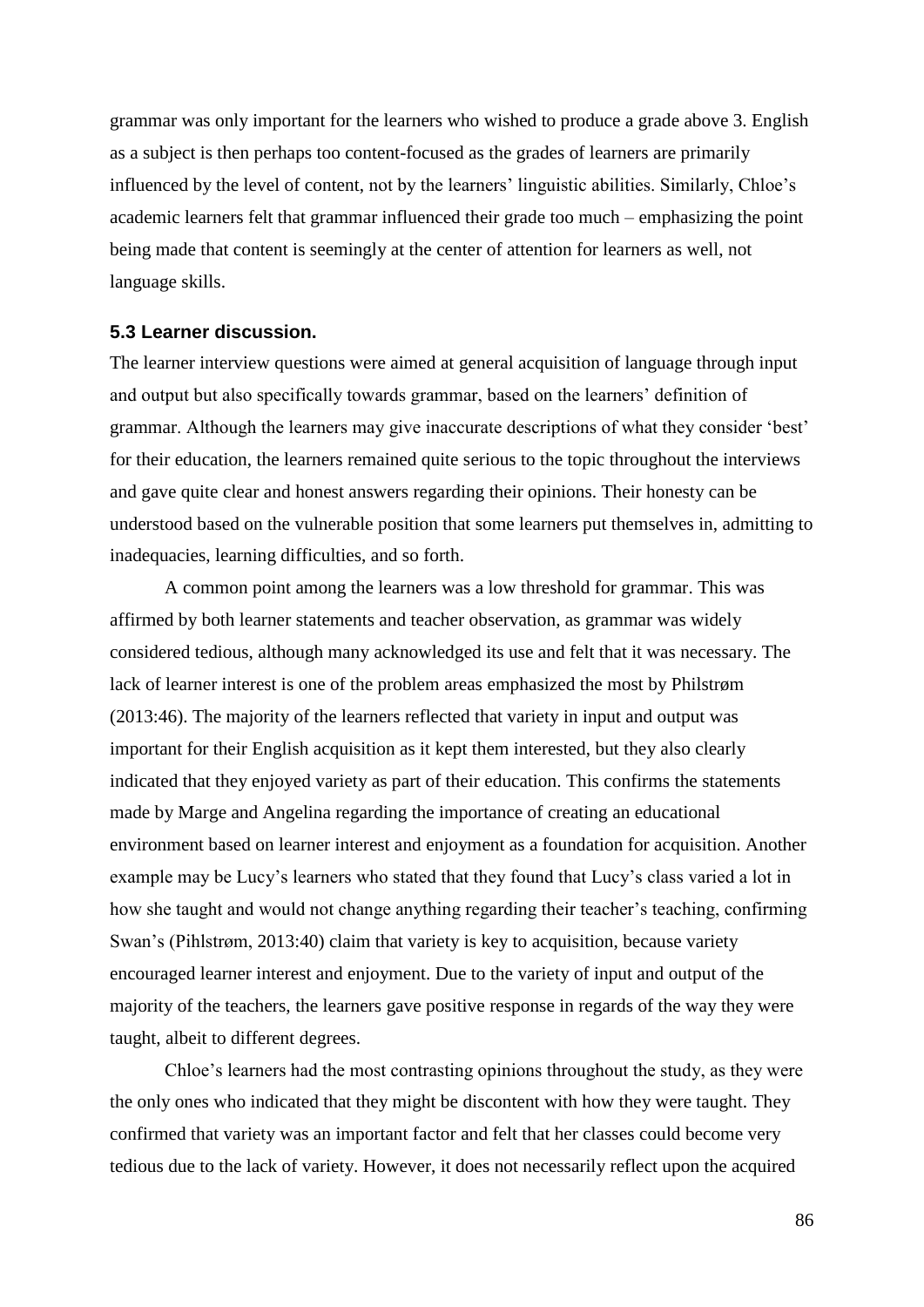grammar was only important for the learners who wished to produce a grade above 3. English as a subject is then perhaps too content-focused as the grades of learners are primarily influenced by the level of content, not by the learners' linguistic abilities. Similarly, Chloe's academic learners felt that grammar influenced their grade too much – emphasizing the point being made that content is seemingly at the center of attention for learners as well, not language skills.

### 5.3 Learner discussion.

The learner interview questions were aimed at general acquisition of language through input and output but also specifically towards grammar, based on the learners' definition of grammar. Although the learners may give inaccurate descriptions of what they consider 'best' for their education, the learners remained quite serious to the topic throughout the interviews and gave quite clear and honest answers regarding their opinions. Their honesty can be understood based on the vulnerable position that some learners put themselves in, admitting to inadequacies, learning difficulties, and so forth.

A common point among the learners was a low threshold for grammar. This was affirmed by both learner statements and teacher observation, as grammar was widely considered tedious, although many acknowledged its use and felt that it was necessary. The lack of learner interest is one of the problem areas emphasized the most by Philstrøm (2013:46). The majority of the learners reflected that variety in input and output was important for their English acquisition as it kept them interested, but they also clearly indicated that they enjoyed variety as part of their education. This confirms the statements made by Marge and Angelina regarding the importance of creating an educational environment based on learner interest and enjoyment as a foundation for acquisition. Another example may be Lucy's learners who stated that they found that Lucy's class varied a lot in how she taught and would not change anything regarding their teacher's teaching, confirming Swan's (Pihlstrøm, 2013:40) claim that variety is key to acquisition, because variety encouraged learner interest and enjoyment. Due to the variety of input and output of the majority of the teachers, the learners gave positive response in regards of the way they were taught, albeit to different degrees.

Chloe's learners had the most contrasting opinions throughout the study, as they were the only ones who indicated that they might be discontent with how they were taught. They confirmed that variety was an important factor and felt that her classes could become very tedious due to the lack of variety. However, it does not necessarily reflect upon the acquired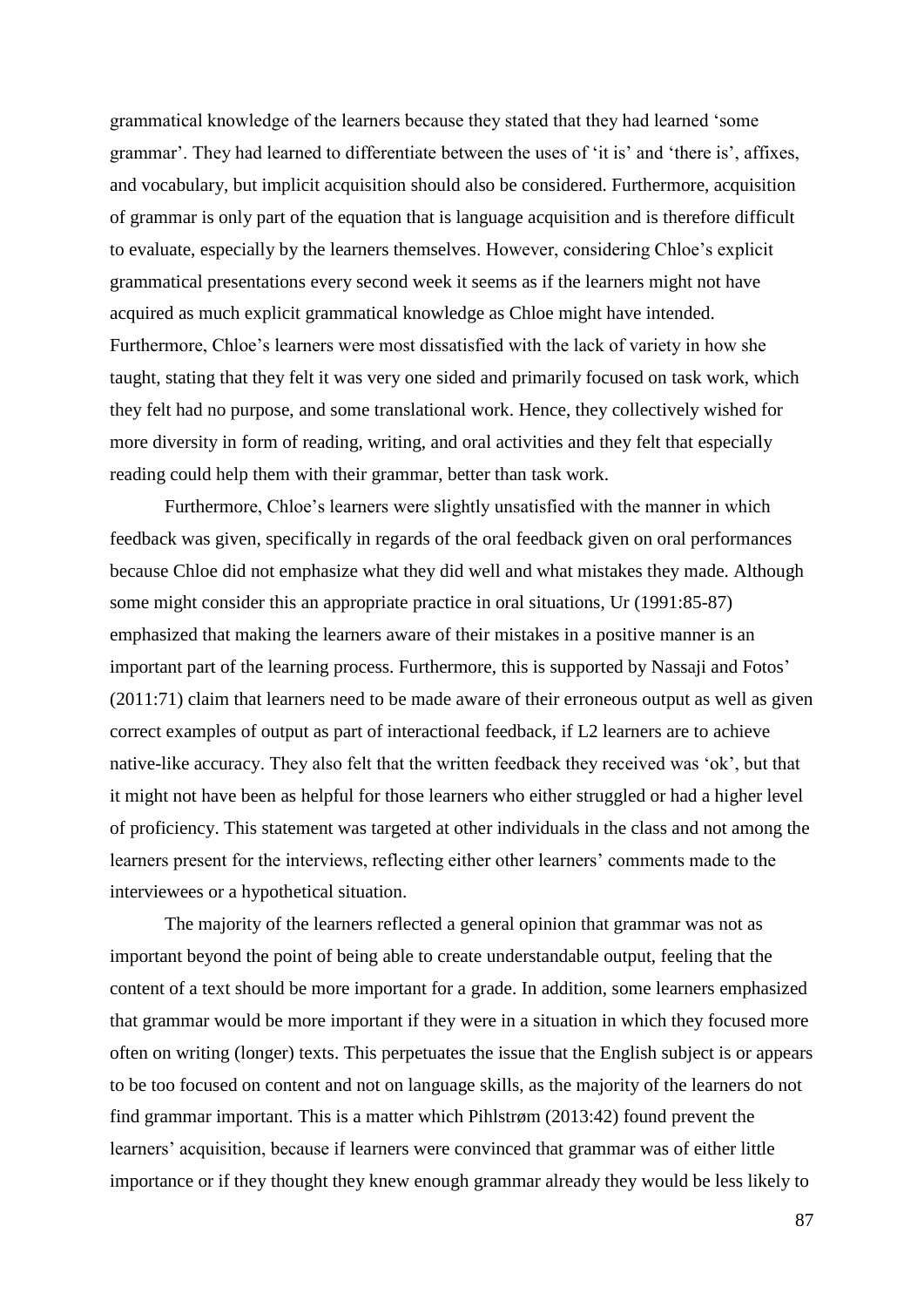grammatical knowledge of the learners because they stated that they had learned 'some grammar'. They had learned to differentiate between the uses of 'it is' and 'there is', affixes, and vocabulary, but implicit acquisition should also be considered. Furthermore, acquisition of grammar is only part of the equation that is language acquisition and is therefore difficult to evaluate, especially by the learners themselves. However, considering Chloe's explicit grammatical presentations every second week it seems as if the learners might not have acquired as much explicit grammatical knowledge as Chloe might have intended. Furthermore, Chloe's learners were most dissatisfied with the lack of variety in how she taught, stating that they felt it was very one sided and primarily focused on task work, which they felt had no purpose, and some translational work. Hence, they collectively wished for more diversity in form of reading, writing, and oral activities and they felt that especially reading could help them with their grammar, better than task work.

Furthermore, Chloe's learners were slightly unsatisfied with the manner in which feedback was given, specifically in regards of the oral feedback given on oral performances because Chloe did not emphasize what they did well and what mistakes they made. Although some might consider this an appropriate practice in oral situations, Ur (1991:85-87) emphasized that making the learners aware of their mistakes in a positive manner is an important part of the learning process. Furthermore, this is supported by Nassaji and Fotos' (2011:71) claim that learners need to be made aware of their erroneous output as well as given correct examples of output as part of interactional feedback, if L2 learners are to achieve native-like accuracy. They also felt that the written feedback they received was 'ok', but that it might not have been as helpful for those learners who either struggled or had a higher level of proficiency. This statement was targeted at other individuals in the class and not among the learners present for the interviews, reflecting either other learners' comments made to the interviewees or a hypothetical situation.

The majority of the learners reflected a general opinion that grammar was not as important beyond the point of being able to create understandable output, feeling that the content of a text should be more important for a grade. In addition, some learners emphasized that grammar would be more important if they were in a situation in which they focused more often on writing (longer) texts. This perpetuates the issue that the English subject is or appears to be too focused on content and not on language skills, as the majority of the learners do not find grammar important. This is a matter which Pihlstrøm (2013:42) found prevent the learners' acquisition, because if learners were convinced that grammar was of either little importance or if they thought they knew enough grammar already they would be less likely to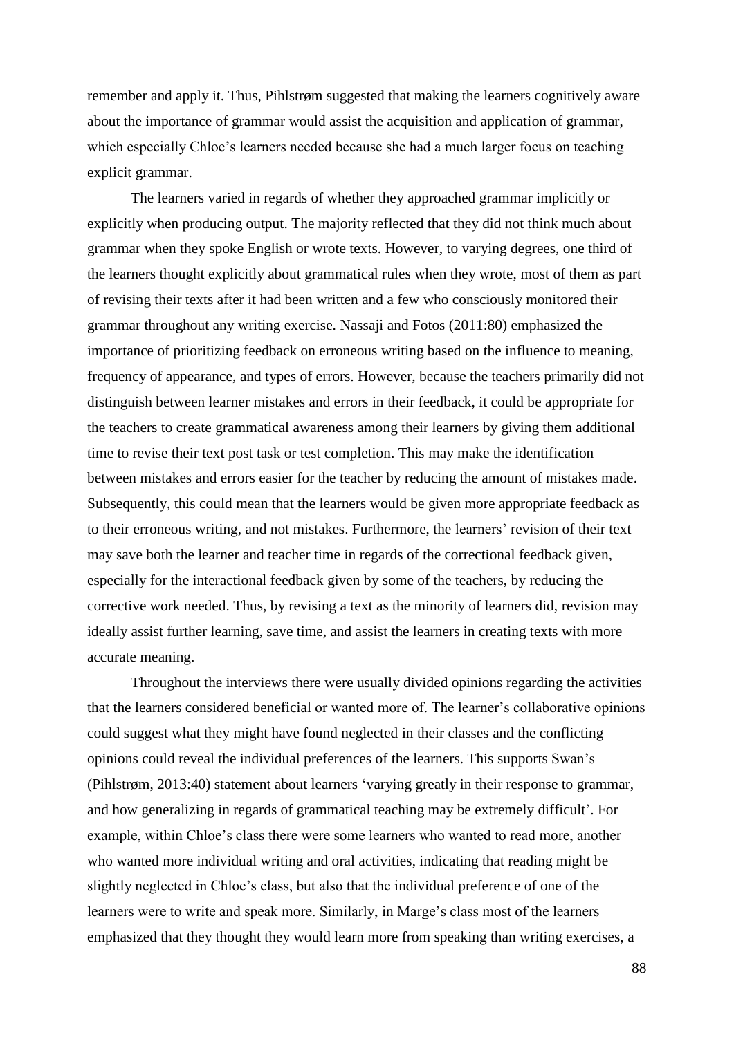remember and apply it. Thus, Pihlstrøm suggested that making the learners cognitively aware about the importance of grammar would assist the acquisition and application of grammar, which especially Chloe's learners needed because she had a much larger focus on teaching explicit grammar.

The learners varied in regards of whether they approached grammar implicitly or explicitly when producing output. The majority reflected that they did not think much about grammar when they spoke English or wrote texts. However, to varying degrees, one third of the learners thought explicitly about grammatical rules when they wrote, most of them as part of revising their texts after it had been written and a few who consciously monitored their grammar throughout any writing exercise. Nassaji and Fotos (2011:80) emphasized the importance of prioritizing feedback on erroneous writing based on the influence to meaning, frequency of appearance, and types of errors. However, because the teachers primarily did not distinguish between learner mistakes and errors in their feedback, it could be appropriate for the teachers to create grammatical awareness among their learners by giving them additional time to revise their text post task or test completion. This may make the identification between mistakes and errors easier for the teacher by reducing the amount of mistakes made. Subsequently, this could mean that the learners would be given more appropriate feedback as to their erroneous writing, and not mistakes. Furthermore, the learners' revision of their text may save both the learner and teacher time in regards of the correctional feedback given, especially for the interactional feedback given by some of the teachers, by reducing the corrective work needed. Thus, by revising a text as the minority of learners did, revision may ideally assist further learning, save time, and assist the learners in creating texts with more accurate meaning.

Throughout the interviews there were usually divided opinions regarding the activities that the learners considered beneficial or wanted more of. The learner's collaborative opinions could suggest what they might have found neglected in their classes and the conflicting opinions could reveal the individual preferences of the learners. This supports Swan's (Pihlstrøm, 2013:40) statement about learners 'varying greatly in their response to grammar, and how generalizing in regards of grammatical teaching may be extremely difficult'. For example, within Chloe's class there were some learners who wanted to read more, another who wanted more individual writing and oral activities, indicating that reading might be slightly neglected in Chloe's class, but also that the individual preference of one of the learners were to write and speak more. Similarly, in Marge's class most of the learners emphasized that they thought they would learn more from speaking than writing exercises, a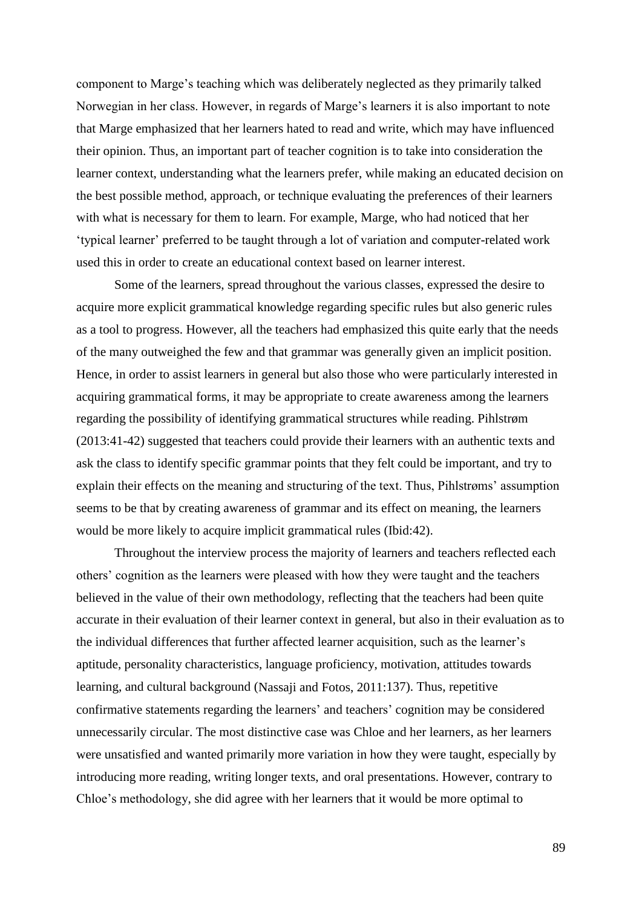component to Marge's teaching which was deliberately neglected as they primarily talked Norwegian in her class. However, in regards of Marge's learners it is also important to note that Marge emphasized that her learners hated to read and write, which may have influenced their opinion. Thus, an important part of teacher cognition is to take into consideration the learner context, understanding what the learners prefer, while making an educated decision on the best possible method, approach, or technique evaluating the preferences of their learners with what is necessary for them to learn. For example, Marge, who had noticed that her 'typical learner' preferred to be taught through a lot of variation and computer-related work used this in order to create an educational context based on learner interest.

Some of the learners, spread throughout the various classes, expressed the desire to acquire more explicit grammatical knowledge regarding specific rules but also generic rules as a tool to progress. However, all the teachers had emphasized this quite early that the needs of the many outweighed the few and that grammar was generally given an implicit position. Hence, in order to assist learners in general but also those who were particularly interested in acquiring grammatical forms, it may be appropriate to create awareness among the learners regarding the possibility of identifying grammatical structures while reading. Pihlstrøm (2013:41-42) suggested that teachers could provide their learners with an authentic texts and ask the class to identify specific grammar points that they felt could be important, and try to explain their effects on the meaning and structuring of the text. Thus, Pihlstrøms' assumption seems to be that by creating awareness of grammar and its effect on meaning, the learners would be more likely to acquire implicit grammatical rules (Ibid:42).

Throughout the interview process the majority of learners and teachers reflected each others' cognition as the learners were pleased with how they were taught and the teachers believed in the value of their own methodology, reflecting that the teachers had been quite accurate in their evaluation of their learner context in general, but also in their evaluation as to the individual differences that further affected learner acquisition, such as the learner's aptitude, personality characteristics, language proficiency, motivation, attitudes towards learning, and cultural background (Nassaji and Fotos, 2011:137). Thus, repetitive confirmative statements regarding the learners' and teachers' cognition may be considered unnecessarily circular. The most distinctive case was Chloe and her learners, as her learners were unsatisfied and wanted primarily more variation in how they were taught, especially by introducing more reading, writing longer texts, and oral presentations. However, contrary to Chloe's methodology, she did agree with her learners that it would be more optimal to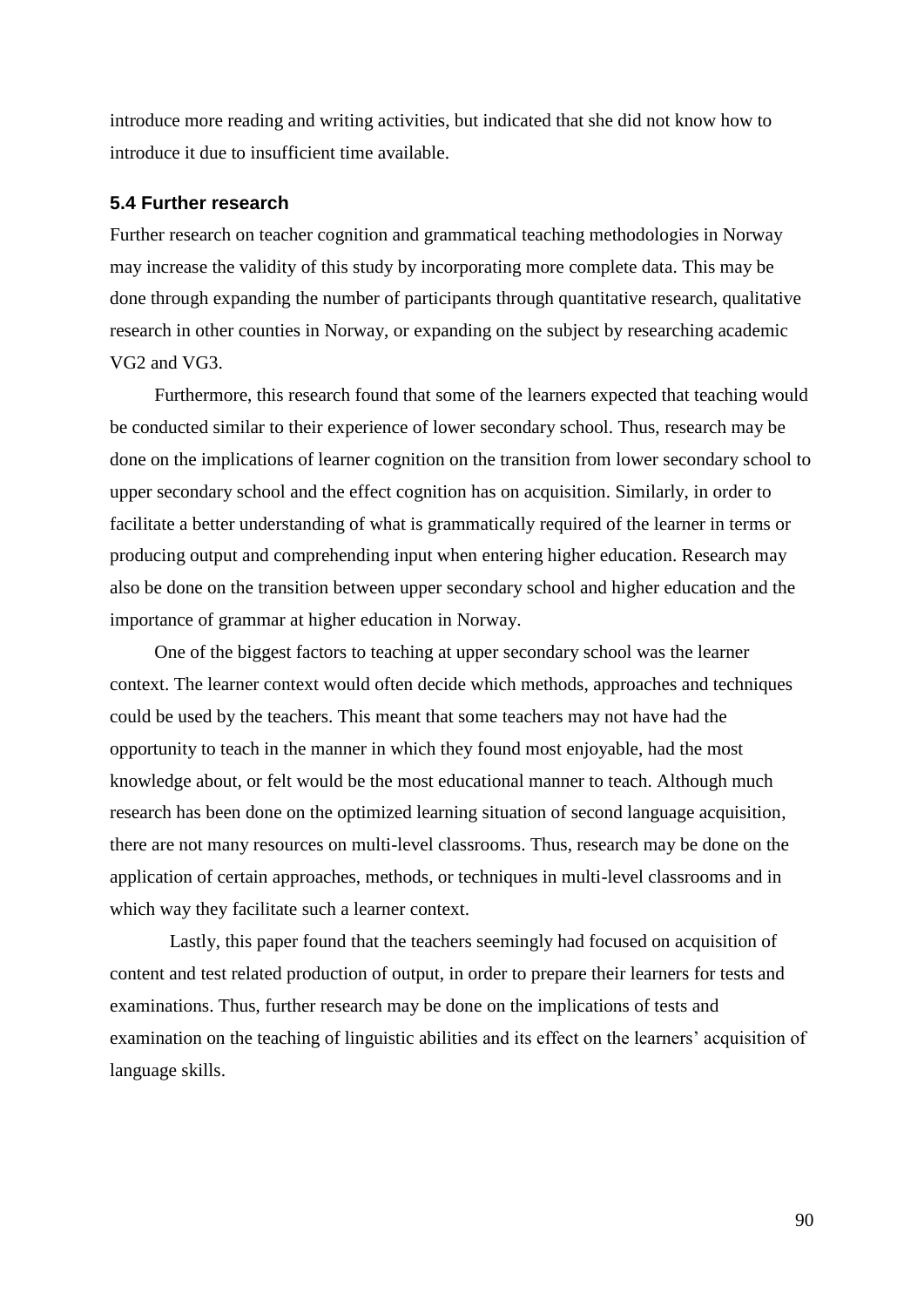introduce more reading and writing activities, but indicated that she did not know how to introduce it due to insufficient time available.

### 5.4 Further research

Further research on teacher cognition and grammatical teaching methodologies in Norway may increase the validity of this study by incorporating more complete data. This may be done through expanding the number of participants through quantitative research, qualitative research in other counties in Norway, or expanding on the subject by researching academic VG2 and VG3.

Furthermore, this research found that some of the learners expected that teaching would be conducted similar to their experience of lower secondary school. Thus, research may be done on the implications of learner cognition on the transition from lower secondary school to upper secondary school and the effect cognition has on acquisition. Similarly, in order to facilitate a better understanding of what is grammatically required of the learner in terms or producing output and comprehending input when entering higher education. Research may also be done on the transition between upper secondary school and higher education and the importance of grammar at higher education in Norway.

One of the biggest factors to teaching at upper secondary school was the learner context. The learner context would often decide which methods, approaches and techniques could be used by the teachers. This meant that some teachers may not have had the opportunity to teach in the manner in which they found most enjoyable, had the most knowledge about, or felt would be the most educational manner to teach. Although much research has been done on the optimized learning situation of second language acquisition, there are not many resources on multi-level classrooms. Thus, research may be done on the application of certain approaches, methods, or techniques in multi-level classrooms and in which way they facilitate such a learner context.

Lastly, this paper found that the teachers seemingly had focused on acquisition of content and test related production of output, in order to prepare their learners for tests and examinations. Thus, further research may be done on the implications of tests and examination on the teaching of linguistic abilities and its effect on the learners' acquisition of language skills.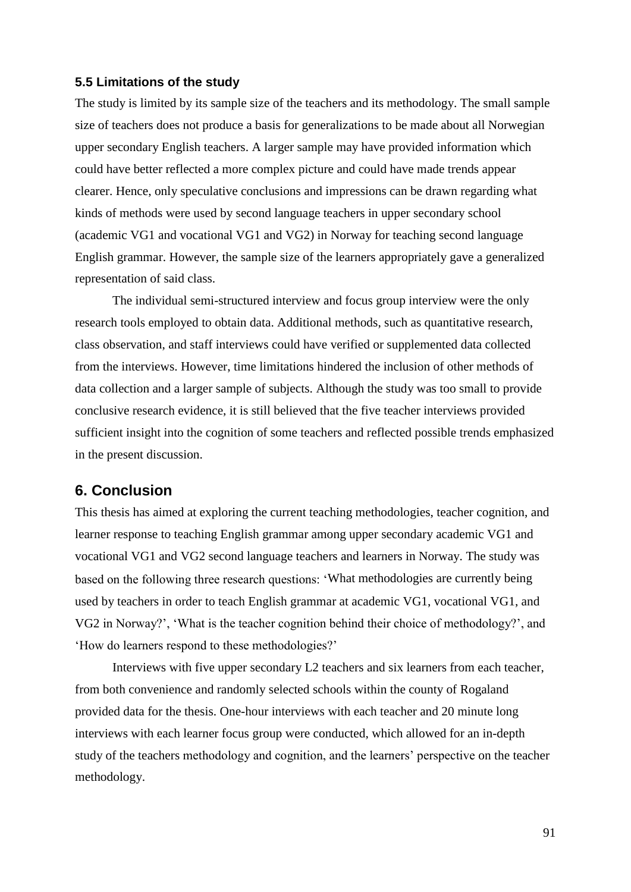### 5.5 Limitations of the study

The study is limited by its sample size of the teachers and its methodology. The small sample size of teachers does not produce a basis for generalizations to be made about all Norwegian upper secondary English teachers. A larger sample may have provided information which could have better reflected a more complex picture and could have made trends appear clearer. Hence, only speculative conclusions and impressions can be drawn regarding what kinds of methods were used by second language teachers in upper secondary school (academic VG1 and vocational VG1 and VG2) in Norway for teaching second language English grammar. However, the sample size of the learners appropriately gave a generalized representation of said class.

The individual semi-structured interview and focus group interview were the only research tools employed to obtain data. Additional methods, such as quantitative research, class observation, and staff interviews could have verified or supplemented data collected from the interviews. However, time limitations hindered the inclusion of other methods of data collection and a larger sample of subjects. Although the study was too small to provide conclusive research evidence, it is still believed that the five teacher interviews provided sufficient insight into the cognition of some teachers and reflected possible trends emphasized in the present discussion.

## 6. Conclusion

This thesis has aimed at exploring the current teaching methodologies, teacher cognition, and learner response to teaching English grammar among upper secondary academic VG1 and vocational VG1 and VG2 second language teachers and learners in Norway. The study was based on the following three research questions: 'What methodologies are currently being used by teachers in order to teach English grammar at academic VG1, vocational VG1, and VG2 in Norway?', 'What is the teacher cognition behind their choice of methodology?', and 'How do learners respond to these methodologies?'

Interviews with five upper secondary L2 teachers and six learners from each teacher, from both convenience and randomly selected schools within the county of Rogaland provided data for the thesis. One-hour interviews with each teacher and 20 minute long interviews with each learner focus group were conducted, which allowed for an in-depth study of the teachers methodology and cognition, and the learners' perspective on the teacher methodology.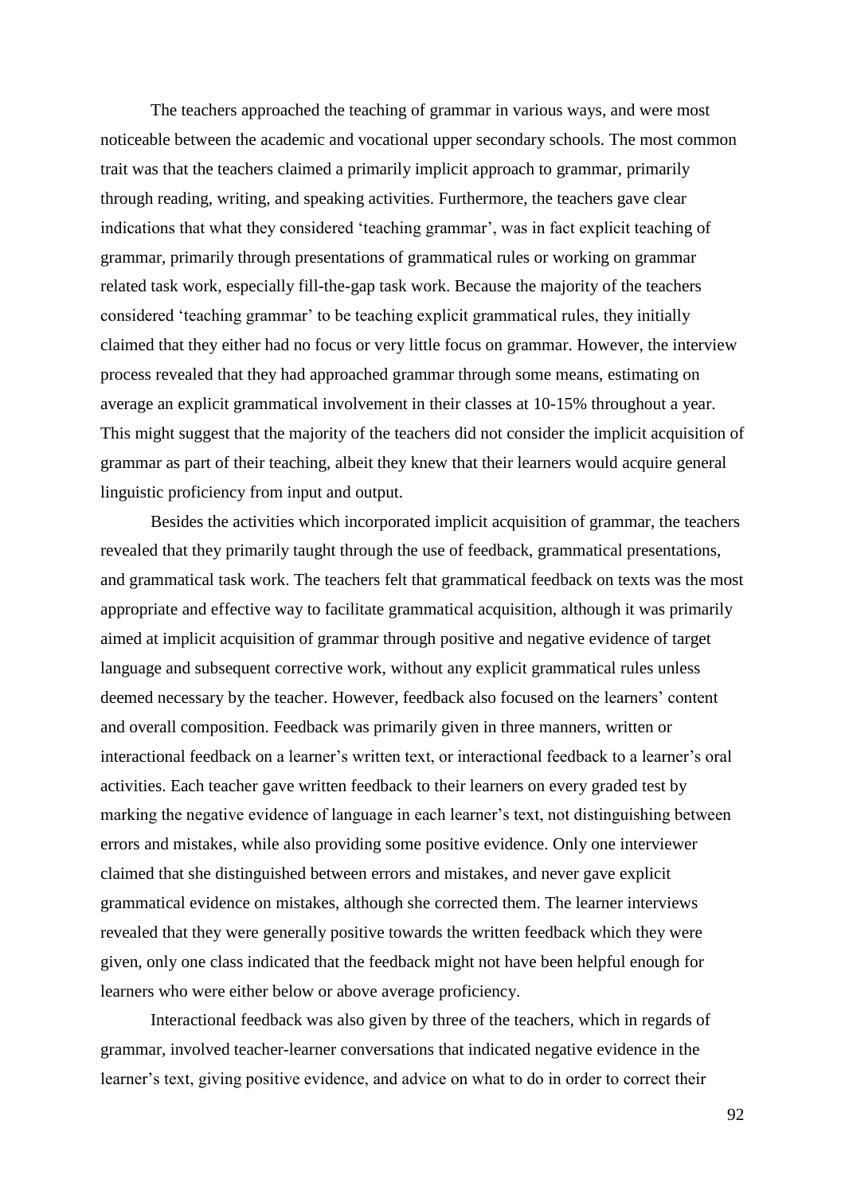The teachers approached the teaching of grammar in various ways, and were most noticeable between the academic and vocational upper secondary schools. The most common trait was that the teachers claimed a primarily implicit approach to grammar, primarily through reading, writing, and speaking activities. Furthermore, the teachers gave clear indications that what they considered 'teaching grammar', was in fact explicit teaching of grammar, primarily through presentations of grammatical rules or working on grammar related task work, especially fill-the-gap task work. Because the majority of the teachers considered 'teaching grammar' to be teaching explicit grammatical rules, they initially claimed that they either had no focus or very little focus on grammar. However, the interview process revealed that they had approached grammar through some means, estimating on average an explicit grammatical involvement in their classes at 10-15% throughout a year. This might suggest that the majority of the teachers did not consider the implicit acquisition of grammar as part of their teaching, albeit they knew that their learners would acquire general linguistic proficiency from input and output.

Besides the activities which incorporated implicit acquisition of grammar, the teachers revealed that they primarily taught through the use of feedback, grammatical presentations, and grammatical task work. The teachers felt that grammatical feedback on texts was the most appropriate and effective way to facilitate grammatical acquisition, although it was primarily aimed at implicit acquisition of grammar through positive and negative evidence of target language and subsequent corrective work, without any explicit grammatical rules unless deemed necessary by the teacher. However, feedback also focused on the learners' content and overall composition. Feedback was primarily given in three manners, written or interactional feedback on a learner's written text, or interactional feedback to a learner's oral activities. Each teacher gave written feedback to their learners on every graded test by marking the negative evidence of language in each learner's text, not distinguishing between errors and mistakes, while also providing some positive evidence. Only one interviewer claimed that she distinguished between errors and mistakes, and never gave explicit grammatical evidence on mistakes, although she corrected them. The learner interviews revealed that they were generally positive towards the written feedback which they were given, only one class indicated that the feedback might not have been helpful enough for learners who were either below or above average proficiency.

Interactional feedback was also given by three of the teachers, which in regards of grammar, involved teacher-learner conversations that indicated negative evidence in the learner's text, giving positive evidence, and advice on what to do in order to correct their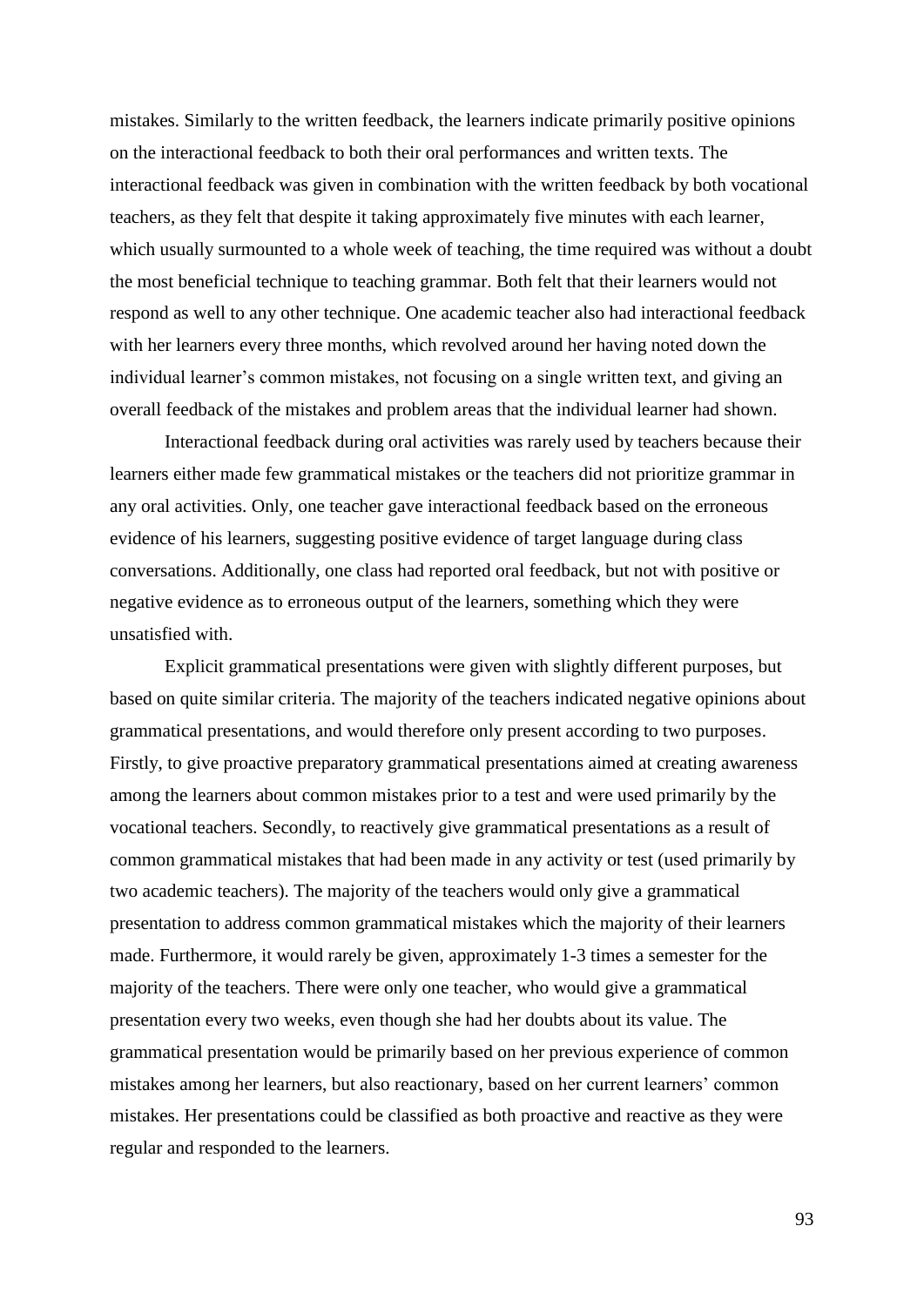mistakes. Similarly to the written feedback, the learners indicate primarily positive opinions on the interactional feedback to both their oral performances and written texts. The interactional feedback was given in combination with the written feedback by both vocational teachers, as they felt that despite it taking approximately five minutes with each learner, which usually surmounted to a whole week of teaching, the time required was without a doubt the most beneficial technique to teaching grammar. Both felt that their learners would not respond as well to any other technique. One academic teacher also had interactional feedback with her learners every three months, which revolved around her having noted down the individual learner's common mistakes, not focusing on a single written text, and giving an overall feedback of the mistakes and problem areas that the individual learner had shown.

Interactional feedback during oral activities was rarely used by teachers because their learners either made few grammatical mistakes or the teachers did not prioritize grammar in any oral activities. Only, one teacher gave interactional feedback based on the erroneous evidence of his learners, suggesting positive evidence of target language during class conversations. Additionally, one class had reported oral feedback, but not with positive or negative evidence as to erroneous output of the learners, something which they were unsatisfied with.

Explicit grammatical presentations were given with slightly different purposes, but based on quite similar criteria. The majority of the teachers indicated negative opinions about grammatical presentations, and would therefore only present according to two purposes. Firstly, to give proactive preparatory grammatical presentations aimed at creating awareness among the learners about common mistakes prior to a test and were used primarily by the vocational teachers. Secondly, to reactively give grammatical presentations as a result of common grammatical mistakes that had been made in any activity or test (used primarily by two academic teachers). The majority of the teachers would only give a grammatical presentation to address common grammatical mistakes which the majority of their learners made. Furthermore, it would rarely be given, approximately 1-3 times a semester for the majority of the teachers. There were only one teacher, who would give a grammatical presentation every two weeks, even though she had her doubts about its value. The grammatical presentation would be primarily based on her previous experience of common mistakes among her learners, but also reactionary, based on her current learners' common mistakes. Her presentations could be classified as both proactive and reactive as they were regular and responded to the learners.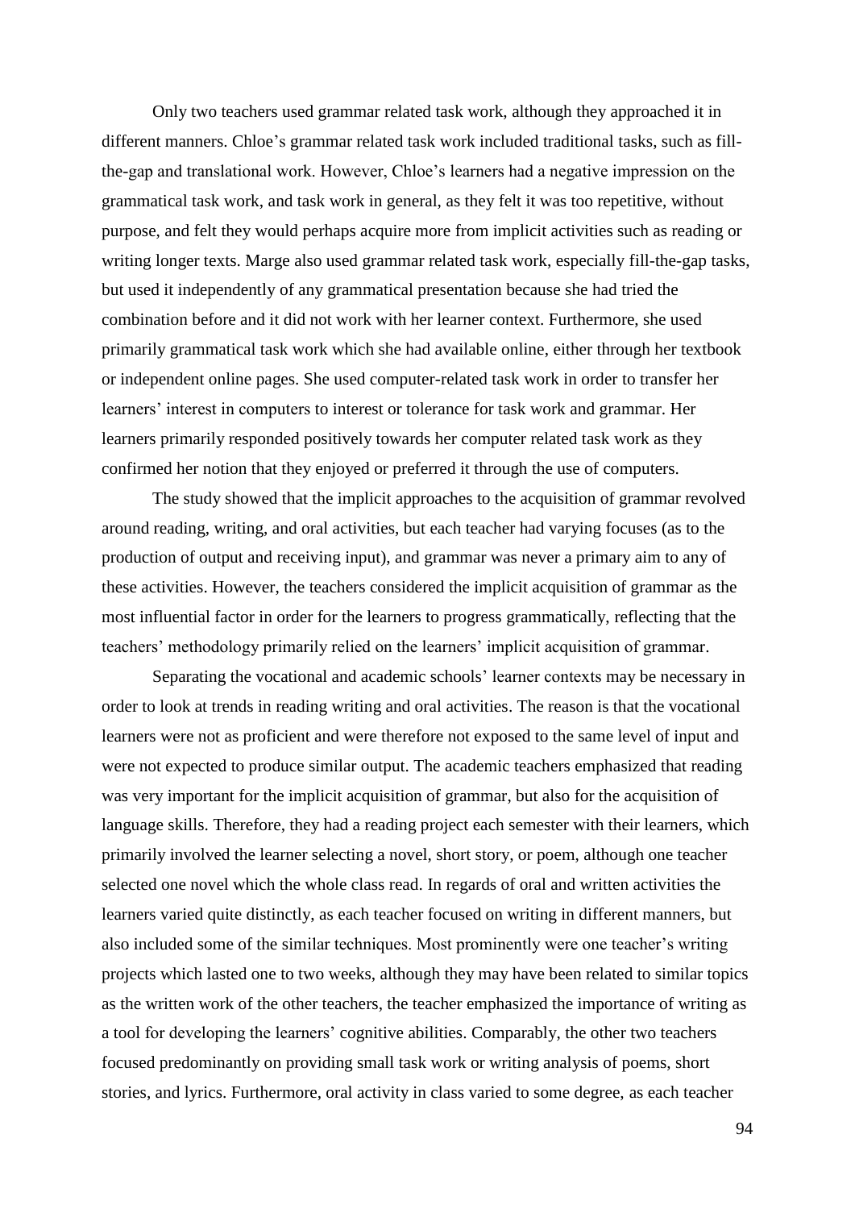Only two teachers used grammar related task work, although they approached it in different manners. Chloe's grammar related task work included traditional tasks, such as fill-the-gap and translational work. However, Chloe's learners had a negative impression on the grammatical task work, and task work in general, as they felt it was too repetitive, without purpose, and felt they would perhaps acquire more from implicit activities such as reading or writing longer texts. Marge also used grammar related task work, especially fill-the-gap tasks, but used it independently of any grammatical presentation because she had tried the combination before and it did not work with her learner context. Furthermore, she used primarily grammatical task work which she had available online, either through her textbook or independent online pages. She used computer-related task work in order to transfer her learners' interest in computers to interest or tolerance for task work and grammar. Her learners primarily responded positively towards her computer related task work as they confirmed her notion that they enjoyed or preferred it through the use of computers.

The study showed that the implicit approaches to the acquisition of grammar revolved around reading, writing, and oral activities, but each teacher had varying focuses (as to the production of output and receiving input), and grammar was never a primary aim to any of these activities. However, the teachers considered the implicit acquisition of grammar as the most influential factor in order for the learners to progress grammatically, reflecting that the teachers' methodology primarily relied on the learners' implicit acquisition of grammar.

Separating the vocational and academic schools' learner contexts may be necessary in order to look at trends in reading writing and oral activities. The reason is that the vocational learners were not as proficient and were therefore not exposed to the same level of input and were not expected to produce similar output. The academic teachers emphasized that reading was very important for the implicit acquisition of grammar, but also for the acquisition of language skills. Therefore, they had a reading project each semester with their learners, which primarily involved the learner selecting a novel, short story, or poem, although one teacher selected one novel which the whole class read. In regards of oral and written activities the learners varied quite distinctly, as each teacher focused on writing in different manners, but also included some of the similar techniques. Most prominently were one teacher's writing projects which lasted one to two weeks, although they may have been related to similar topics as the written work of the other teachers, the teacher emphasized the importance of writing as a tool for developing the learners' cognitive abilities. Comparably, the other two teachers focused predominantly on providing small task work or writing analysis of poems, short stories, and lyrics. Furthermore, oral activity in class varied to some degree, as each teacher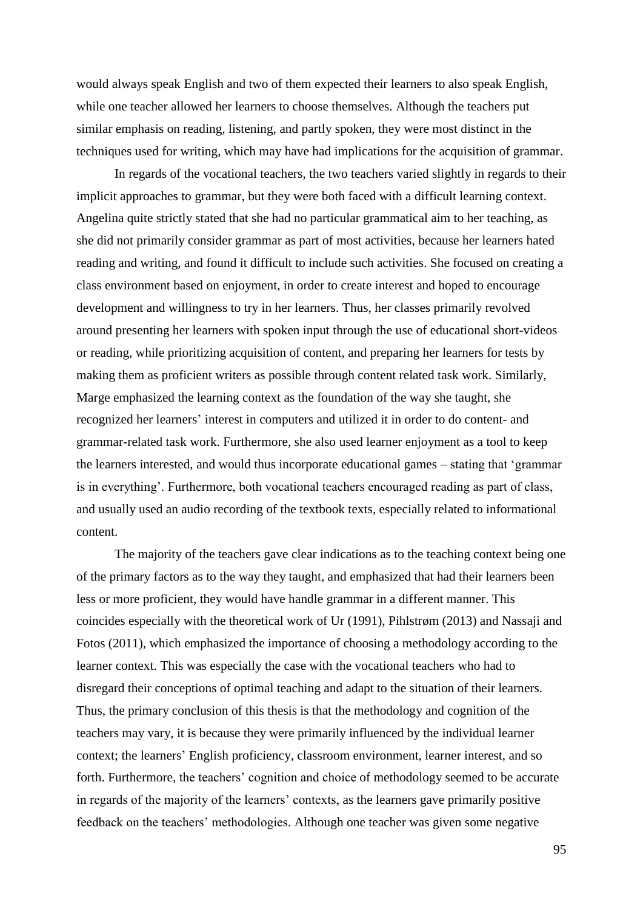would always speak English and two of them expected their learners to also speak English, while one teacher allowed her learners to choose themselves. Although the teachers put similar emphasis on reading, listening, and partly spoken, they were most distinct in the techniques used for writing, which may have had implications for the acquisition of grammar.

In regards of the vocational teachers, the two teachers varied slightly in regards to their implicit approaches to grammar, but they were both faced with a difficult learning context. Angelina quite strictly stated that she had no particular grammatical aim to her teaching, as she did not primarily consider grammar as part of most activities, because her learners hated reading and writing, and found it difficult to include such activities. She focused on creating a class environment based on enjoyment, in order to create interest and hoped to encourage development and willingness to try in her learners. Thus, her classes primarily revolved around presenting her learners with spoken input through the use of educational short-videos or reading, while prioritizing acquisition of content, and preparing her learners for tests by making them as proficient writers as possible through content related task work. Similarly, Marge emphasized the learning context as the foundation of the way she taught, she recognized her learners' interest in computers and utilized it in order to do content- and grammar-related task work. Furthermore, she also used learner enjoyment as a tool to keep the learners interested, and would thus incorporate educational games – stating that 'grammar is in everything'. Furthermore, both vocational teachers encouraged reading as part of class, and usually used an audio recording of the textbook texts, especially related to informational content.

The majority of the teachers gave clear indications as to the teaching context being one of the primary factors as to the way they taught, and emphasized that had their learners been less or more proficient, they would have handle grammar in a different manner. This coincides especially with the theoretical work of Ur (1991), Pihlstrøm (2013) and Nassaji and Fotos (2011), which emphasized the importance of choosing a methodology according to the learner context. This was especially the case with the vocational teachers who had to disregard their conceptions of optimal teaching and adapt to the situation of their learners. Thus, the primary conclusion of this thesis is that the methodology and cognition of the teachers may vary, it is because they were primarily influenced by the individual learner context; the learners' English proficiency, classroom environment, learner interest, and so forth. Furthermore, the teachers' cognition and choice of methodology seemed to be accurate in regards of the majority of the learners' contexts, as the learners gave primarily positive feedback on the teachers' methodologies. Although one teacher was given some negative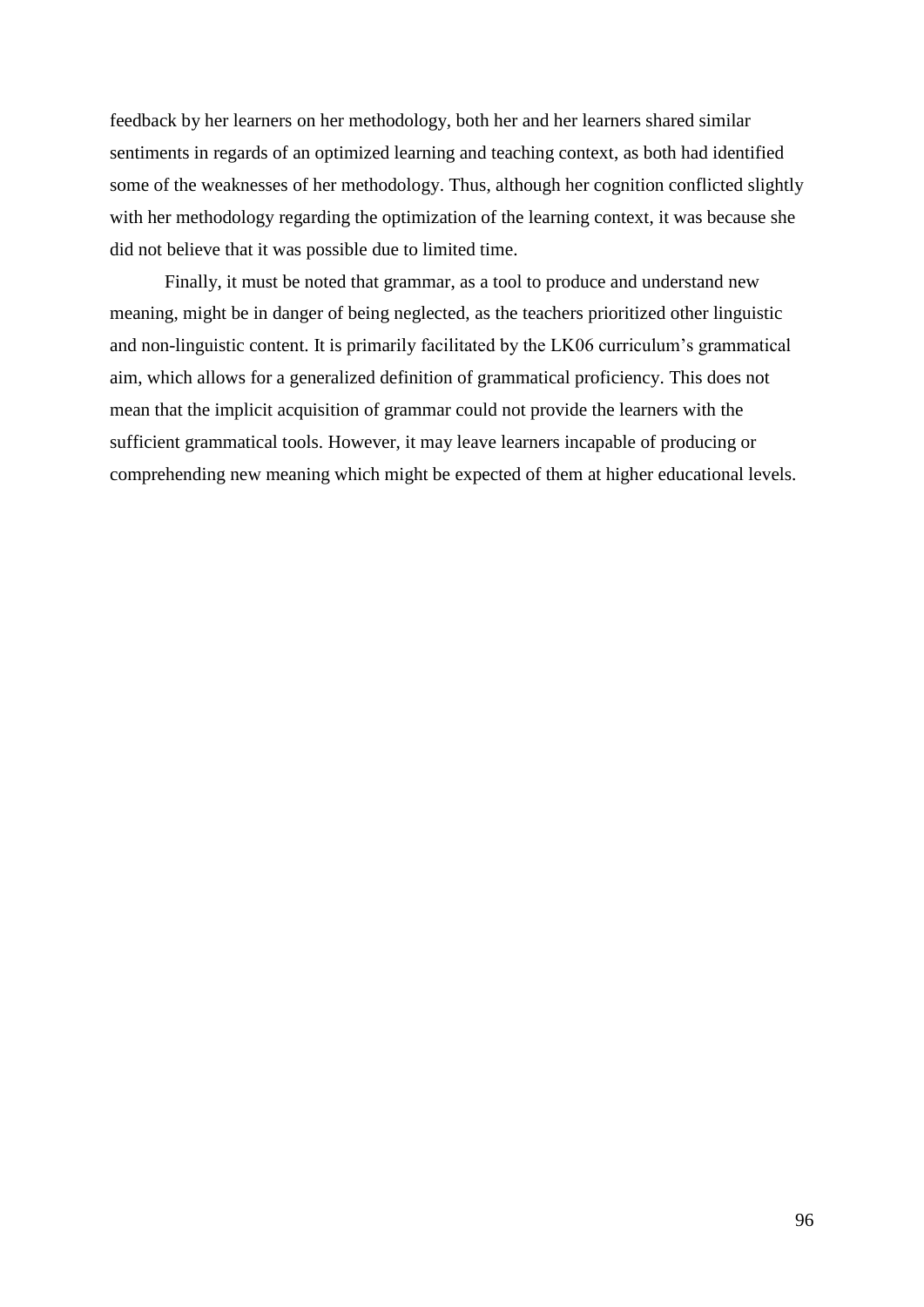feedback by her learners on her methodology, both her and her learners shared similar sentiments in regards of an optimized learning and teaching context, as both had identified some of the weaknesses of her methodology. Thus, although her cognition conflicted slightly with her methodology regarding the optimization of the learning context, it was because she did not believe that it was possible due to limited time.

Finally, it must be noted that grammar, as a tool to produce and understand new meaning, might be in danger of being neglected, as the teachers prioritized other linguistic and non-linguistic content. It is primarily facilitated by the LK06 curriculum's grammatical aim, which allows for a generalized definition of grammatical proficiency. This does not mean that the implicit acquisition of grammar could not provide the learners with the sufficient grammatical tools. However, it may leave learners incapable of producing or comprehending new meaning which might be expected of them at higher educational levels.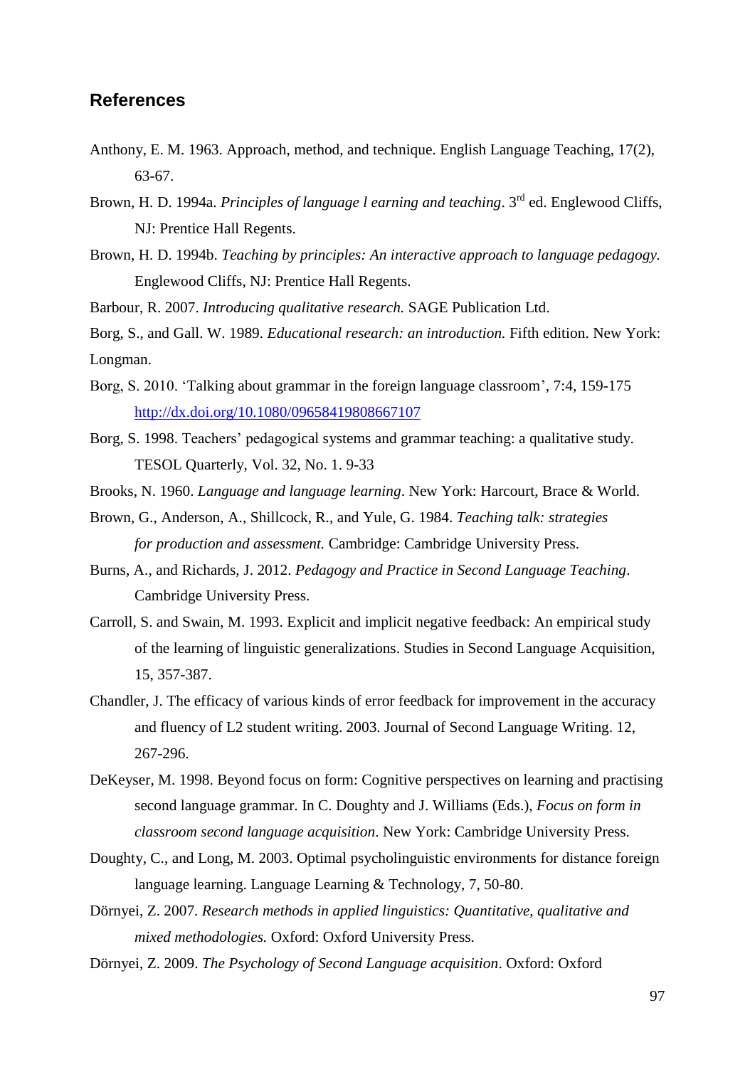## References

Anthony, E. M. 1963. Approach, method, and technique. English Language Teaching, 17(2), 63-67.

Brown, H. D. 1994a. *Principles of language l earning and teaching*. 3rd ed. Englewood Cliffs, NJ: Prentice Hall Regents.

Brown, H. D. 1994b. *Teaching by principles: An interactive approach to language pedagogy.* Englewood Cliffs, NJ: Prentice Hall Regents.

Barbour, R. 2007. *Introducing qualitative research.* SAGE Publication Ltd.

Borg, S., and Gall. W. 1989. *Educational research: an introduction.* Fifth edition. New York: Longman.

Borg, S. 2010. 'Talking about grammar in the foreign language classroom', 7:4, 159-175 http://dx.doi.org/10.1080/09658419808667107

Borg, S. 1998. Teachers' pedagogical systems and grammar teaching: a qualitative study. TESOL Quarterly, Vol. 32, No. 1. 9-33

Brooks, N. 1960. *Language and language learning*. New York: Harcourt, Brace & World.

Brown, G., Anderson, A., Shillcock, R., and Yule, G. 1984. *Teaching talk: strategies for production and assessment.* Cambridge: Cambridge University Press.

Burns, A., and Richards, J. 2012. *Pedagogy and Practice in Second Language Teaching*. Cambridge University Press.

Carroll, S. and Swain, M. 1993. Explicit and implicit negative feedback: An empirical study of the learning of linguistic generalizations. Studies in Second Language Acquisition, 15, 357-387.

Chandler, J. The efficacy of various kinds of error feedback for improvement in the accuracy and fluency of L2 student writing. 2003. Journal of Second Language Writing. 12, 267-296.

DeKeyser, M. 1998. Beyond focus on form: Cognitive perspectives on learning and practising second language grammar. In C. Doughty and J. Williams (Eds.), *Focus on form in classroom second language acquisition*. New York: Cambridge University Press.

Doughty, C., and Long, M. 2003. Optimal psycholinguistic environments for distance foreign language learning. Language Learning & Technology, 7, 50-80.

Dörnyei, Z. 2007. *Research methods in applied linguistics: Quantitative, qualitative and mixed methodologies.* Oxford: Oxford University Press.

Dörnyei, Z. 2009. *The Psychology of Second Language acquisition*. Oxford: Oxford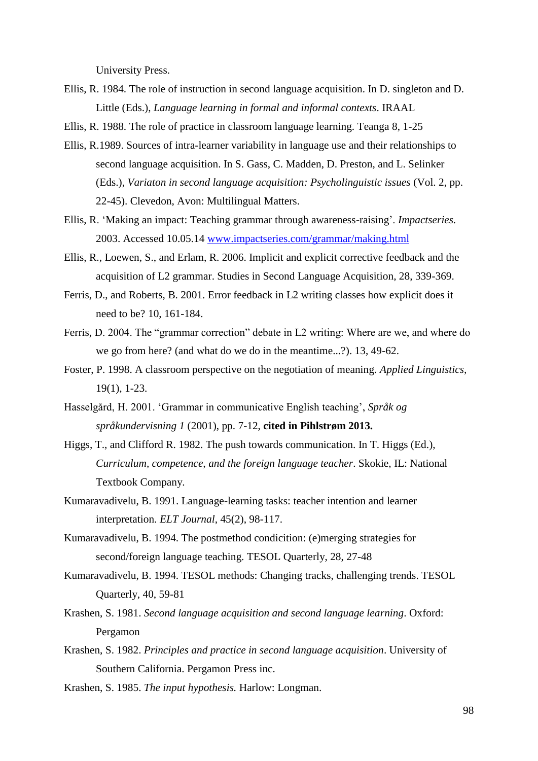University Press.

Ellis, R. 1984. The role of instruction in second language acquisition. In D. singleton and D. Little (Eds.), *Language learning in formal and informal contexts*. IRAAL

Ellis, R. 1988. The role of practice in classroom language learning. Teanga 8, 1-25

Ellis, R.1989. Sources of intra-learner variability in language use and their relationships to second language acquisition. In S. Gass, C. Madden, D. Preston, and L. Selinker (Eds.), *Variaton in second language acquisition: Psycholinguistic issues* (Vol. 2, pp. 22-45). Clevedon, Avon: Multilingual Matters.

Ellis, R. 'Making an impact: Teaching grammar through awareness-raising'. *Impactseries.* 2003. Accessed 10.05.14 [www.impactseries.com/grammar/making.html](www.impactseries.com/grammar/making.html)

Ellis, R., Loewen, S., and Erlam, R. 2006. Implicit and explicit corrective feedback and the acquisition of L2 grammar. Studies in Second Language Acquisition, 28, 339-369.

Ferris, D., and Roberts, B. 2001. Error feedback in L2 writing classes how explicit does it need to be? 10, 161-184.

Ferris, D. 2004. The "grammar correction" debate in L2 writing: Where are we, and where do we go from here? (and what do we do in the meantime...?). 13, 49-62.

Foster, P. 1998. A classroom perspective on the negotiation of meaning. *Applied Linguistics*, 19(1), 1-23.

Hasselgård, H. 2001. 'Grammar in communicative English teaching', *Språk og språkundervisning 1* (2001), pp. 7-12, **cited in Pihlstrøm 2013.**

Higgs, T., and Clifford R. 1982. The push towards communication. In T. Higgs (Ed.), *Curriculum, competence, and the foreign language teacher*. Skokie, IL: National Textbook Company.

Kumaravadivelu, B. 1991. Language-learning tasks: teacher intention and learner interpretation. *ELT Journal*, 45(2), 98-117.

Kumaravadivelu, B. 1994. The postmethod condicition: (e)merging strategies for second/foreign language teaching. TESOL Quarterly, 28, 27-48

Kumaravadivelu, B. 1994. TESOL methods: Changing tracks, challenging trends. TESOL Quarterly, 40, 59-81

Krashen, S. 1981. *Second language acquisition and second language learning*. Oxford: Pergamon

Krashen, S. 1982. *Principles and practice in second language acquisition*. University of Southern California. Pergamon Press inc.

Krashen, S. 1985. *The input hypothesis.* Harlow: Longman.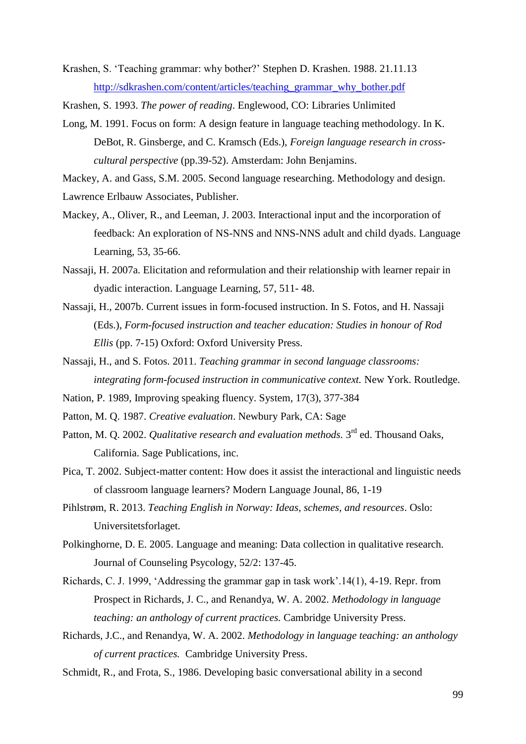Krashen, S. 'Teaching grammar: why bother?' Stephen D. Krashen. 1988. 21.11.13 http://sdkrashen.com/content/articles/teaching_grammar_why_bother.pdf

Krashen, S. 1993. *The power of reading*. Englewood, CO: Libraries Unlimited

Long, M. 1991. Focus on form: A design feature in language teaching methodology. In K. DeBot, R. Ginsberge, and C. Kramsch (Eds.), *Foreign language research in cross-cultural perspective* (pp.39-52). Amsterdam: John Benjamins.

Mackey, A. and Gass, S.M. 2005. Second language researching. Methodology and design. Lawrence Erlbauw Associates, Publisher.

Mackey, A., Oliver, R., and Leeman, J. 2003. Interactional input and the incorporation of feedback: An exploration of NS-NNS and NNS-NNS adult and child dyads. Language Learning, 53, 35-66.

Nassaji, H. 2007a. Elicitation and reformulation and their relationship with learner repair in dyadic interaction. Language Learning, 57, 511- 48.

Nassaji, H., 2007b. Current issues in form-focused instruction. In S. Fotos, and H. Nassaji (Eds.), *Form-focused instruction and teacher education: Studies in honour of Rod Ellis* (pp. 7-15) Oxford: Oxford University Press.

Nassaji, H., and S. Fotos. 2011. *Teaching grammar in second language classrooms: integrating form-focused instruction in communicative context.* New York. Routledge.

Nation, P. 1989, Improving speaking fluency. System, 17(3), 377-384

Patton, M. Q. 1987. *Creative evaluation*. Newbury Park, CA: Sage

Patton, M. Q. 2002. *Qualitative research and evaluation methods.* 3rd ed. Thousand Oaks, California. Sage Publications, inc.

Pica, T. 2002. Subject-matter content: How does it assist the interactional and linguistic needs of classroom language learners? Modern Language Jounal, 86, 1-19

Pihlstrøm, R. 2013. *Teaching English in Norway: Ideas, schemes, and resources*. Oslo: Universitetsforlaget.

Polkinghorne, D. E. 2005. Language and meaning: Data collection in qualitative research. Journal of Counseling Psycology, 52/2: 137-45.

Richards, C. J. 1999, 'Addressing the grammar gap in task work'.14(1), 4-19. Repr. from Prospect in Richards, J. C., and Renandya, W. A. 2002. *Methodology in language teaching: an anthology of current practices.* Cambridge University Press.

Richards, J.C., and Renandya, W. A. 2002. *Methodology in language teaching: an anthology of current practices.* Cambridge University Press.

Schmidt, R., and Frota, S., 1986. Developing basic conversational ability in a second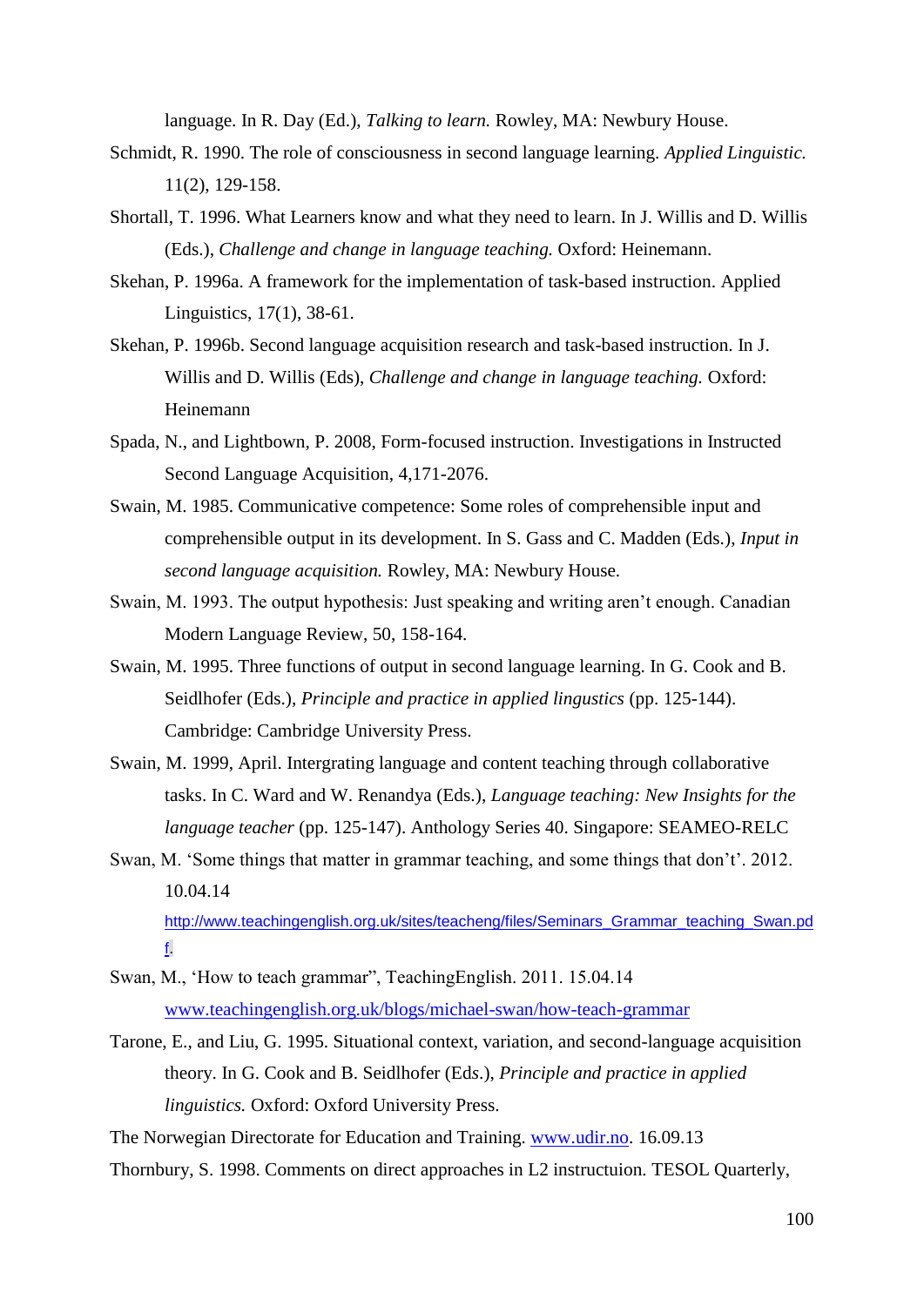language. In R. Day (Ed.), *Talking to learn.* Rowley, MA: Newbury House.

Schmidt, R. 1990. The role of consciousness in second language learning. *Applied Linguistic.* 11(2), 129-158.

Shortall, T. 1996. What Learners know and what they need to learn. In J. Willis and D. Willis (Eds.), *Challenge and change in language teaching.* Oxford: Heinemann.

Skehan, P. 1996a. A framework for the implementation of task-based instruction. Applied Linguistics, 17(1), 38-61.

Skehan, P. 1996b. Second language acquisition research and task-based instruction. In J. Willis and D. Willis (Eds), *Challenge and change in language teaching.* Oxford: Heinemann

Spada, N., and Lightbown, P. 2008, Form-focused instruction. Investigations in Instructed Second Language Acquisition, 4,171-2076.

Swain, M. 1985. Communicative competence: Some roles of comprehensible input and comprehensible output in its development. In S. Gass and C. Madden (Eds.), *Input in second language acquisition.* Rowley, MA: Newbury House.

Swain, M. 1993. The output hypothesis: Just speaking and writing aren't enough. Canadian Modern Language Review, 50, 158-164.

Swain, M. 1995. Three functions of output in second language learning. In G. Cook and B. Seidlhofer (Eds.), *Principle and practice in applied lingustics* (pp. 125-144). Cambridge: Cambridge University Press.

Swain, M. 1999, April. Intergrating language and content teaching through collaborative tasks. In C. Ward and W. Renandya (Eds.), *Language teaching: New Insights for the language teacher* (pp. 125-147). Anthology Series 40. Singapore: SEAMEO-RELC

Swan, M. 'Some things that matter in grammar teaching, and some things that don't'. 2012. 10.04.14 http://www.teachingenglish.org.uk/sites/teacheng/files/Seminars_Grammar_teaching_Swan.pdf.

Swan, M., 'How to teach grammar", TeachingEnglish. 2011. 15.04.14 www.teachingenglish.org.uk/blogs/michael-swan/how-teach-grammar

Tarone, E., and Liu, G. 1995. Situational context, variation, and second-language acquisition theory. In G. Cook and B. Seidlhofer (Eds.), *Principle and practice in applied linguistics.* Oxford: Oxford University Press.

The Norwegian Directorate for Education and Training. www.udir.no. 16.09.13

Thornbury, S. 1998. Comments on direct approaches in L2 instructuion. TESOL Quarterly,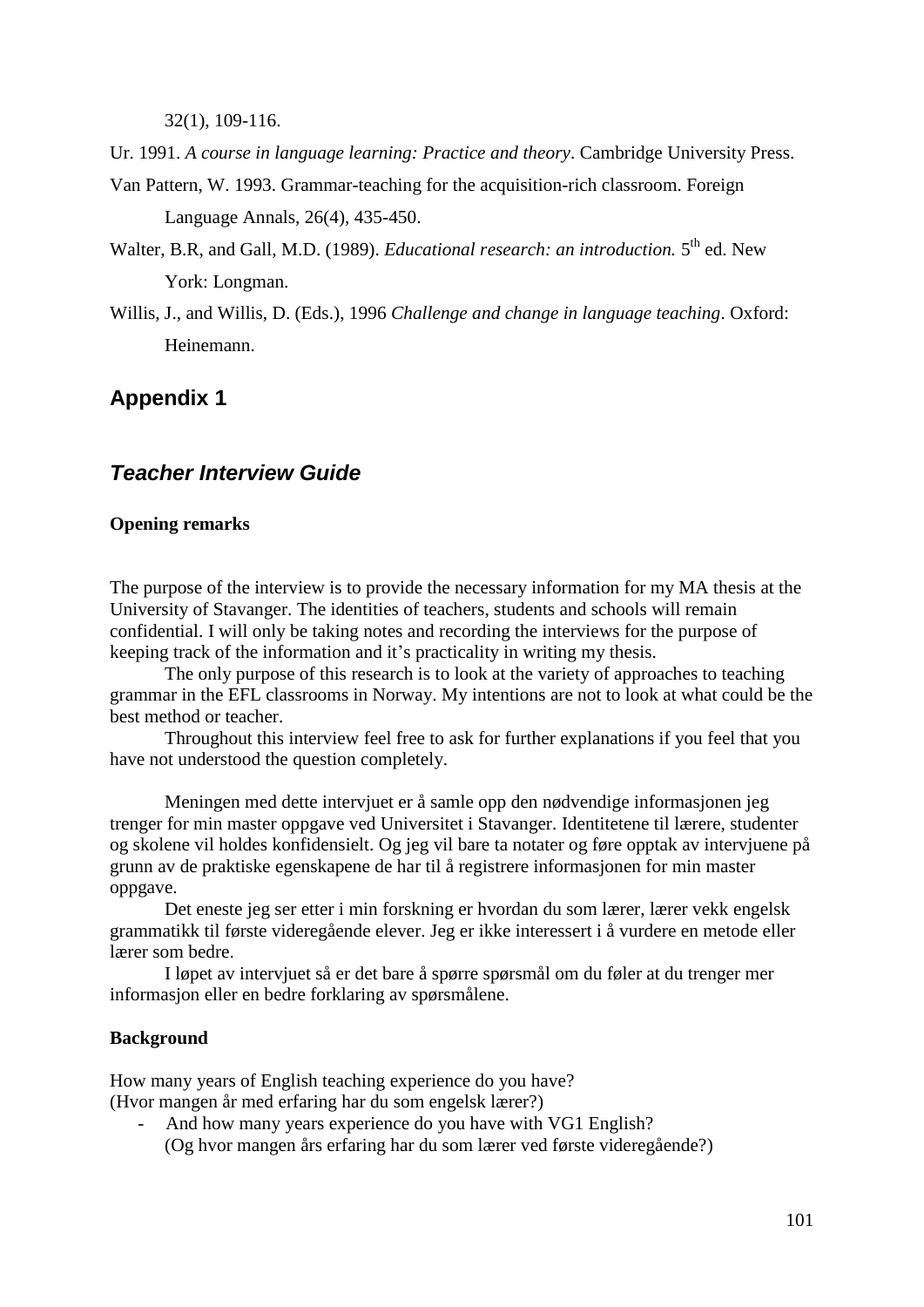32(1), 109-116.

Ur. 1991. *A course in language learning: Practice and theory*. Cambridge University Press.

Van Pattern, W. 1993. Grammar-teaching for the acquisition-rich classroom. Foreign Language Annals, 26(4), 435-450.

Walter, B.R, and Gall, M.D. (1989). *Educational research: an introduction.* 5th ed. New York: Longman.

Willis, J., and Willis, D. (Eds.), 1996 *Challenge and change in language teaching*. Oxford: Heinemann.

## Appendix 1

### *Teacher Interview Guide*

**Opening remarks**

The purpose of the interview is to provide the necessary information for my MA thesis at the University of Stavanger. The identities of teachers, students and schools will remain confidential. I will only be taking notes and recording the interviews for the purpose of keeping track of the information and it's practicality in writing my thesis.

The only purpose of this research is to look at the variety of approaches to teaching grammar in the EFL classrooms in Norway. My intentions are not to look at what could be the best method or teacher.

Throughout this interview feel free to ask for further explanations if you feel that you have not understood the question completely.

Meningen med dette intervjuet er å samle opp den nødvendige informasjonen jeg trenger for min master oppgave ved Universitet i Stavanger. Identitetene til lærere, studenter og skolene vil holdes konfidensielt. Og jeg vil bare ta notater og føre opptak av intervjuene på grunn av de praktiske egenskapene de har til å registrere informasjonen for min master oppgave.

Det eneste jeg ser etter i min forskning er hvordan du som lærer, lærer vekk engelsk grammatikk til første videregående elever. Jeg er ikke interessert i å vurdere en metode eller lærer som bedre.

I løpet av intervjuet så er det bare å spørre spørsmål om du føler at du trenger mer informasjon eller en bedre forklaring av spørsmålene.

**Background**

How many years of English teaching experience do you have?
(Hvor mangen år med erfaring har du som engelsk lærer?)

- And how many years experience do you have with VG1 English?
  (Og hvor mangen års erfaring har du som lærer ved første videregående?)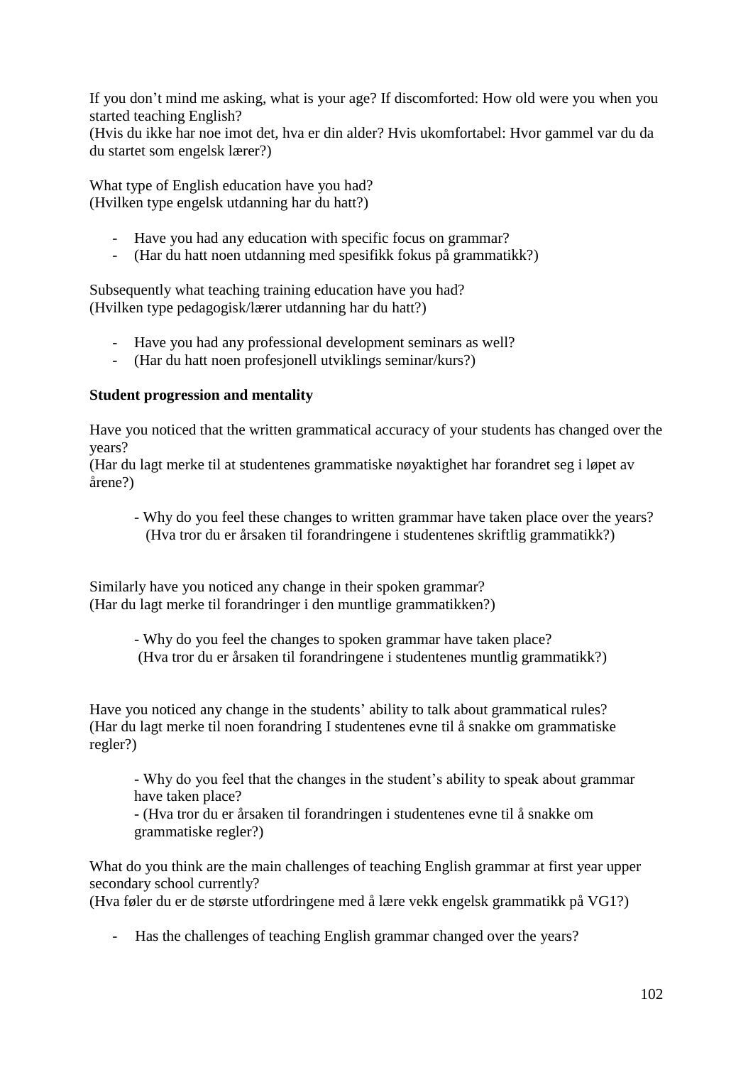If you don't mind me asking, what is your age? If discomforted: How old were you when you started teaching English?
(Hvis du ikke har noe imot det, hva er din alder? Hvis ukomfortabel: Hvor gammel var du da du startet som engelsk lærer?)

What type of English education have you had?
(Hvilken type engelsk utdanning har du hatt?)

- Have you had any education with specific focus on grammar?
- (Har du hatt noen utdanning med spesifikk fokus på grammatikk?)

Subsequently what teaching training education have you had?
(Hvilken type pedagogisk/lærer utdanning har du hatt?)

- Have you had any professional development seminars as well?
- (Har du hatt noen profesjonell utviklings seminar/kurs?)

**Student progression and mentality**

Have you noticed that the written grammatical accuracy of your students has changed over the years?
(Har du lagt merke til at studentenes grammatiske nøyaktighet har forandret seg i løpet av årene?)

- Why do you feel these changes to written grammar have taken place over the years?
  (Hva tror du er årsaken til forandringene i studentenes skriftlig grammatikk?)

Similarly have you noticed any change in their spoken grammar?
(Har du lagt merke til forandringer i den muntlige grammatikken?)

- Why do you feel the changes to spoken grammar have taken place?
  (Hva tror du er årsaken til forandringene i studentenes muntlig grammatikk?)

Have you noticed any change in the students' ability to talk about grammatical rules?
(Har du lagt merke til noen forandring I studentenes evne til å snakke om grammatiske regler?)

- Why do you feel that the changes in the student's ability to speak about grammar have taken place?
- (Hva tror du er årsaken til forandringen i studentenes evne til å snakke om grammatiske regler?)

What do you think are the main challenges of teaching English grammar at first year upper secondary school currently?
(Hva føler du er de største utfordringene med å lære vekk engelsk grammatikk på VG1?)

- Has the challenges of teaching English grammar changed over the years?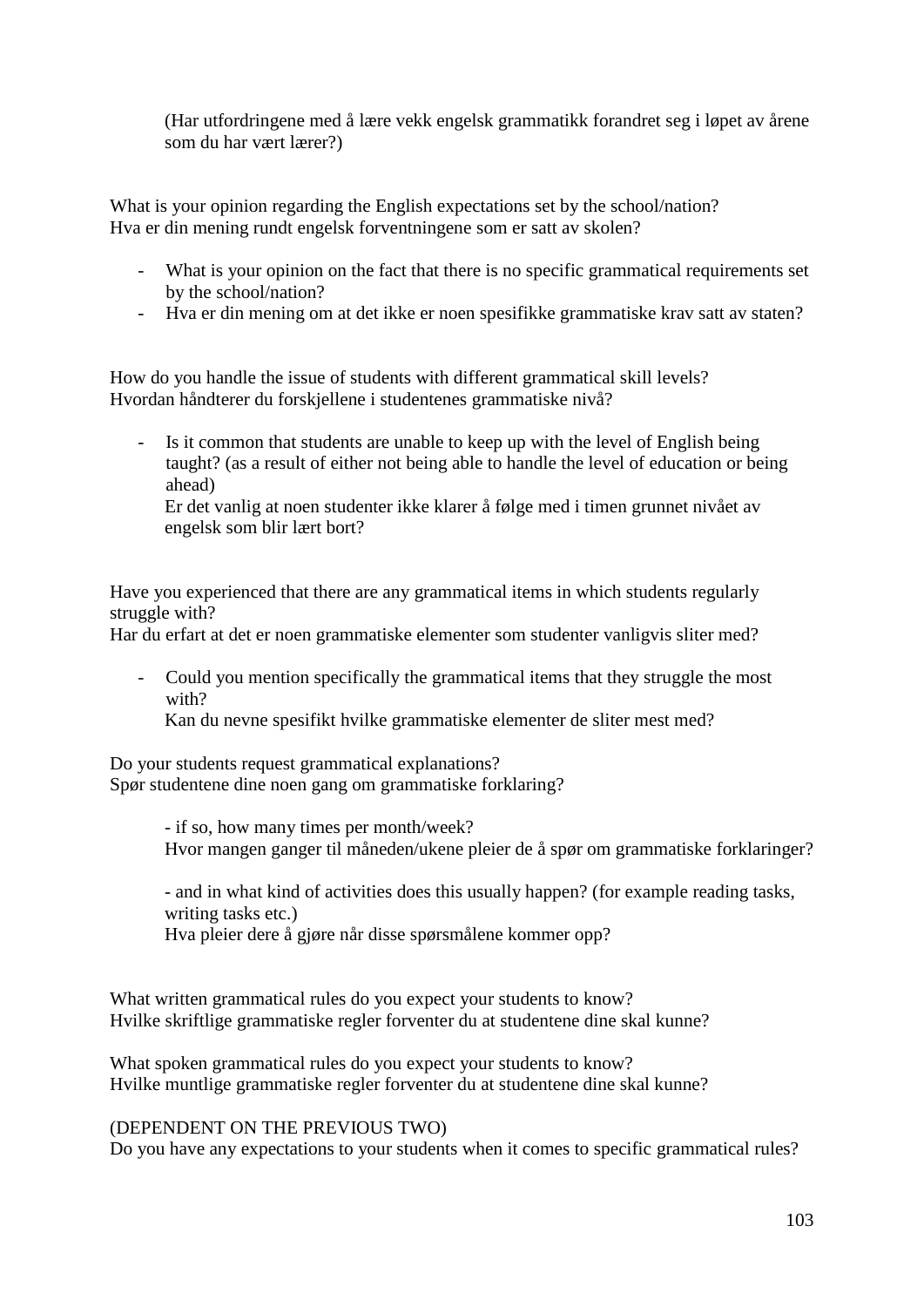(Har utfordringene med å lære vekk engelsk grammatikk forandret seg i løpet av årene som du har vært lærer?)

What is your opinion regarding the English expectations set by the school/nation?
Hva er din mening rundt engelsk forventningene som er satt av skolen?

- What is your opinion on the fact that there is no specific grammatical requirements set by the school/nation?
- Hva er din mening om at det ikke er noen spesifikke grammatiske krav satt av staten?

How do you handle the issue of students with different grammatical skill levels?
Hvordan håndterer du forskjellene i studentenes grammatiske nivå?

- Is it common that students are unable to keep up with the level of English being taught? (as a result of either not being able to handle the level of education or being ahead)
  Er det vanlig at noen studenter ikke klarer å følge med i timen grunnet nivået av engelsk som blir lært bort?

Have you experienced that there are any grammatical items in which students regularly struggle with?
Har du erfart at det er noen grammatiske elementer som studenter vanligvis sliter med?

- Could you mention specifically the grammatical items that they struggle the most with?
  Kan du nevne spesifikt hvilke grammatiske elementer de sliter mest med?

Do your students request grammatical explanations?
Spør studentene dine noen gang om grammatiske forklaring?

- if so, how many times per month/week?
  Hvor mangen ganger til måneden/ukene pleier de å spør om grammatiske forklaringer?

- and in what kind of activities does this usually happen? (for example reading tasks, writing tasks etc.)
  Hva pleier dere å gjøre når disse spørsmålene kommer opp?

What written grammatical rules do you expect your students to know?
Hvilke skriftlige grammatiske regler forventer du at studentene dine skal kunne?

What spoken grammatical rules do you expect your students to know?
Hvilke muntlige grammatiske regler forventer du at studentene dine skal kunne?

(DEPENDENT ON THE PREVIOUS TWO)
Do you have any expectations to your students when it comes to specific grammatical rules?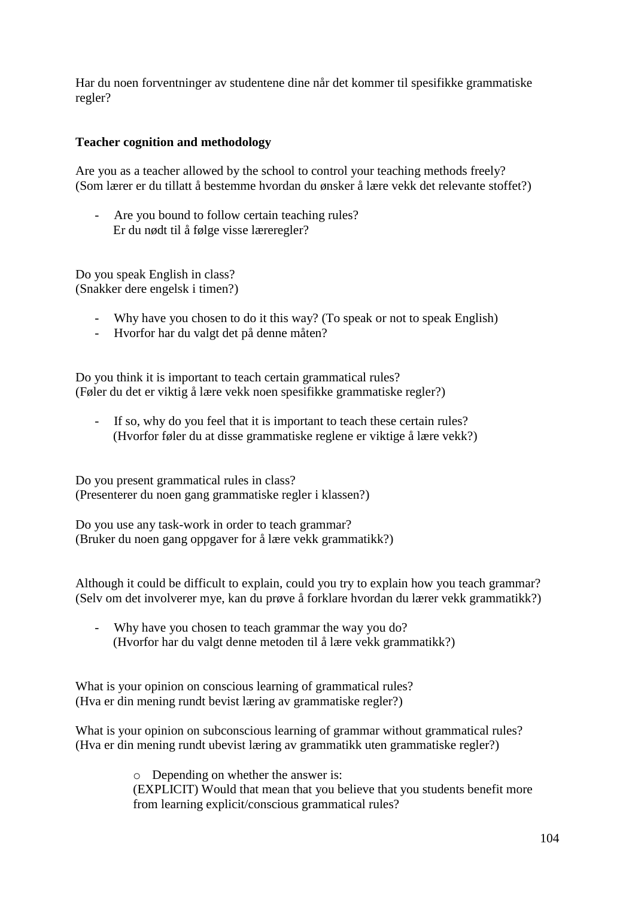Har du noen forventninger av studentene dine når det kommer til spesifikke grammatiske regler?

**Teacher cognition and methodology**

Are you as a teacher allowed by the school to control your teaching methods freely?
(Som lærer er du tillatt å bestemme hvordan du ønsker å lære vekk det relevante stoffet?)

- Are you bound to follow certain teaching rules?
  Er du nødt til å følge visse læreregler?

Do you speak English in class?
(Snakker dere engelsk i timen?)

- Why have you chosen to do it this way? (To speak or not to speak English)
- Hvorfor har du valgt det på denne måten?

Do you think it is important to teach certain grammatical rules?
(Føler du det er viktig å lære vekk noen spesifikke grammatiske regler?)

- If so, why do you feel that it is important to teach these certain rules?
  (Hvorfor føler du at disse grammatiske reglene er viktige å lære vekk?)

Do you present grammatical rules in class?
(Presenterer du noen gang grammatiske regler i klassen?)

Do you use any task-work in order to teach grammar?
(Bruker du noen gang oppgaver for å lære vekk grammatikk?)

Although it could be difficult to explain, could you try to explain how you teach grammar?
(Selv om det involverer mye, kan du prøve å forklare hvordan du lærer vekk grammatikk?)

- Why have you chosen to teach grammar the way you do?
  (Hvorfor har du valgt denne metoden til å lære vekk grammatikk?)

What is your opinion on conscious learning of grammatical rules?
(Hva er din mening rundt bevist læring av grammatiske regler?)

What is your opinion on subconscious learning of grammar without grammatical rules?
(Hva er din mening rundt ubevist læring av grammatikk uten grammatiske regler?)

- Depending on whether the answer is:
  (EXPLICIT) Would that mean that you believe that you students benefit more from learning explicit/conscious grammatical rules?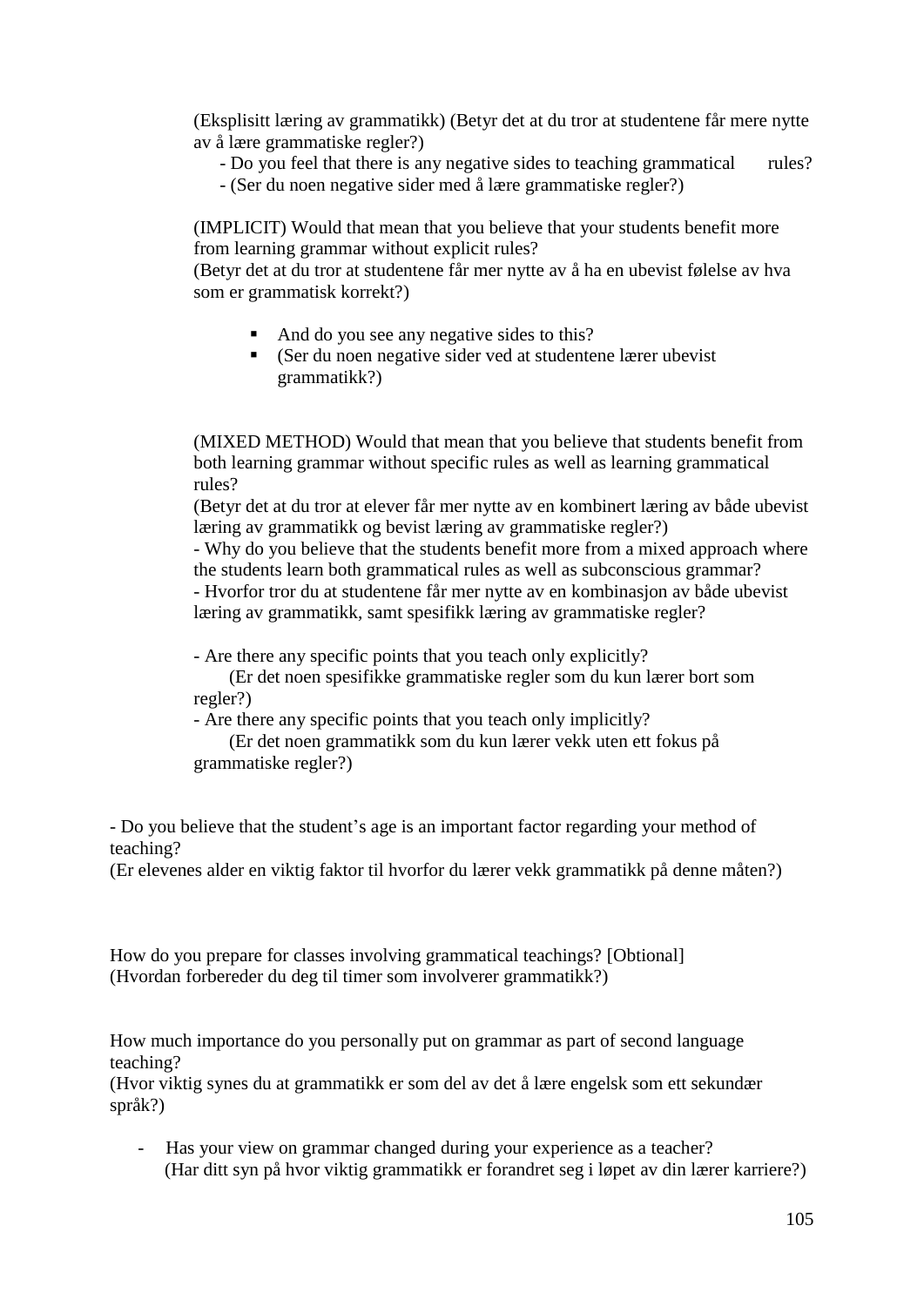(Eksplisitt læring av grammatikk) (Betyr det at du tror at studentene får mere nytte av å lære grammatiske regler?)

- Do you feel that there is any negative sides to teaching grammatical rules?
- (Ser du noen negative sider med å lære grammatiske regler?)

(IMPLICIT) Would that mean that you believe that your students benefit more from learning grammar without explicit rules?
(Betyr det at du tror at studentene får mer nytte av å ha en ubevist følelse av hva som er grammatisk korrekt?)

- And do you see any negative sides to this?
- (Ser du noen negative sider ved at studentene lærer ubevist grammatikk?)

(MIXED METHOD) Would that mean that you believe that students benefit from both learning grammar without specific rules as well as learning grammatical rules?
(Betyr det at du tror at elever får mer nytte av en kombinert læring av både ubevist læring av grammatikk og bevist læring av grammatiske regler?)
- Why do you believe that the students benefit more from a mixed approach where the students learn both grammatical rules as well as subconscious grammar?
- Hvorfor tror du at studentene får mer nytte av en kombinasjon av både ubevist læring av grammatikk, samt spesifikk læring av grammatiske regler?

- Are there any specific points that you teach only explicitly?
(Er det noen spesifikke grammatiske regler som du kun lærer bort som regler?)
- Are there any specific points that you teach only implicitly?
(Er det noen grammatikk som du kun lærer vekk uten ett fokus på grammatiske regler?)

- Do you believe that the student's age is an important factor regarding your method of teaching?
(Er elevenes alder en viktig faktor til hvorfor du lærer vekk grammatikk på denne måten?)

How do you prepare for classes involving grammatical teachings? [Obtional]
(Hvordan forbereder du deg til timer som involverer grammatikk?)

How much importance do you personally put on grammar as part of second language teaching?
(Hvor viktig synes du at grammatikk er som del av det å lære engelsk som ett sekundær språk?)

- Has your view on grammar changed during your experience as a teacher?
(Har ditt syn på hvor viktig grammatikk er forandret seg i løpet av din lærer karriere?)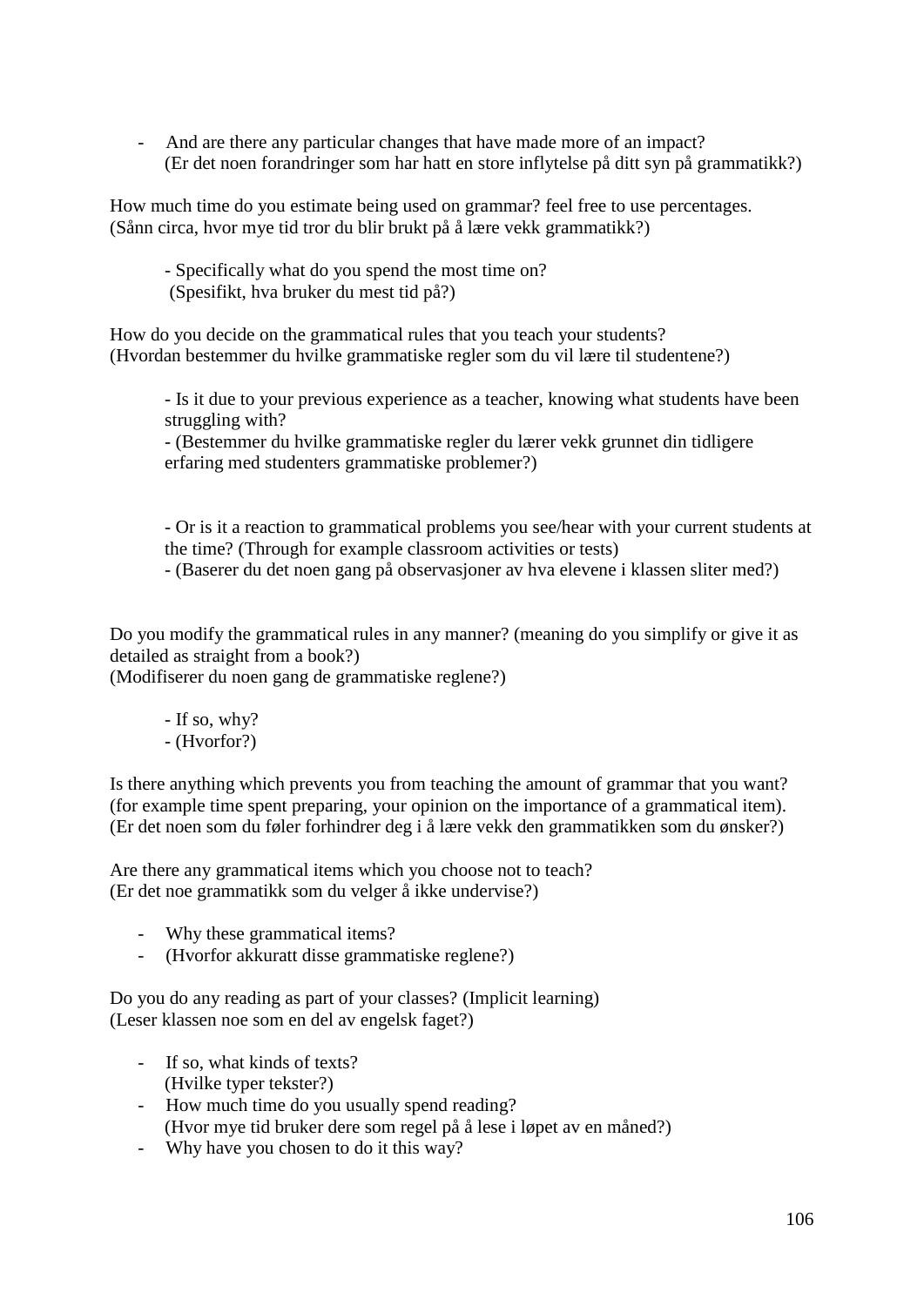- And are there any particular changes that have made more of an impact?
  (Er det noen forandringer som har hatt en store inflytelse på ditt syn på grammatikk?)

How much time do you estimate being used on grammar? feel free to use percentages.
(Sånn circa, hvor mye tid tror du blir brukt på å lære vekk grammatikk?)

  - Specifically what do you spend the most time on?
    (Spesifikt, hva bruker du mest tid på?)

How do you decide on the grammatical rules that you teach your students?
(Hvordan bestemmer du hvilke grammatiske regler som du vil lære til studentene?)

  - Is it due to your previous experience as a teacher, knowing what students have been struggling with?
  - (Bestemmer du hvilke grammatiske regler du lærer vekk grunnet din tidligere erfaring med studenters grammatiske problemer?)

  - Or is it a reaction to grammatical problems you see/hear with your current students at the time? (Through for example classroom activities or tests)
  - (Baserer du det noen gang på observasjoner av hva elevene i klassen sliter med?)

Do you modify the grammatical rules in any manner? (meaning do you simplify or give it as detailed as straight from a book?)
(Modifiserer du noen gang de grammatiske reglene?)

  - If so, why?
  - (Hvorfor?)

Is there anything which prevents you from teaching the amount of grammar that you want? (for example time spent preparing, your opinion on the importance of a grammatical item).
(Er det noen som du føler forhindrer deg i å lære vekk den grammatikken som du ønsker?)

Are there any grammatical items which you choose not to teach?
(Er det noe grammatikk som du velger å ikke undervise?)

- Why these grammatical items?
- (Hvorfor akkuratt disse grammatiske reglene?)

Do you do any reading as part of your classes? (Implicit learning)
(Leser klassen noe som en del av engelsk faget?)

- If so, what kinds of texts?
  (Hvilke typer tekster?)
- How much time do you usually spend reading?
  (Hvor mye tid bruker dere som regel på å lese i løpet av en måned?)
- Why have you chosen to do it this way?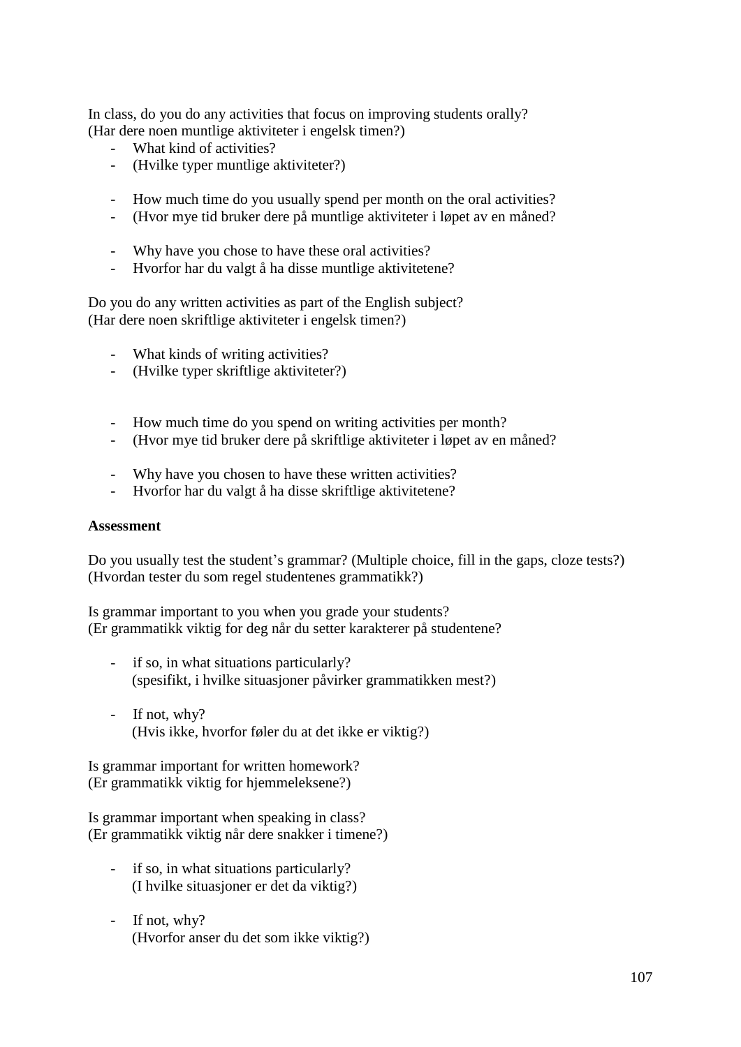In class, do you do any activities that focus on improving students orally?
(Har dere noen muntlige aktiviteter i engelsk timen?)

- What kind of activities?
- (Hvilke typer muntlige aktiviteter?)

- How much time do you usually spend per month on the oral activities?
- (Hvor mye tid bruker dere på muntlige aktiviteter i løpet av en måned?

- Why have you chose to have these oral activities?
- Hvorfor har du valgt å ha disse muntlige aktivitetene?

Do you do any written activities as part of the English subject?
(Har dere noen skriftlige aktiviteter i engelsk timen?)

- What kinds of writing activities?
- (Hvilke typer skriftlige aktiviteter?)

- How much time do you spend on writing activities per month?
- (Hvor mye tid bruker dere på skriftlige aktiviteter i løpet av en måned?

- Why have you chosen to have these written activities?
- Hvorfor har du valgt å ha disse skriftlige aktivitetene?

**Assessment**

Do you usually test the student's grammar? (Multiple choice, fill in the gaps, cloze tests?)
(Hvordan tester du som regel studentenes grammatikk?)

Is grammar important to you when you grade your students?
(Er grammatikk viktig for deg når du setter karakterer på studentene?

- if so, in what situations particularly?
  (spesifikt, i hvilke situasjoner påvirker grammatikken mest?)

- If not, why?
  (Hvis ikke, hvorfor føler du at det ikke er viktig?)

Is grammar important for written homework?
(Er grammatikk viktig for hjemmeleksene?)

Is grammar important when speaking in class?
(Er grammatikk viktig når dere snakker i timene?)

- if so, in what situations particularly?
  (I hvilke situasjoner er det da viktig?)

- If not, why?
  (Hvorfor anser du det som ikke viktig?)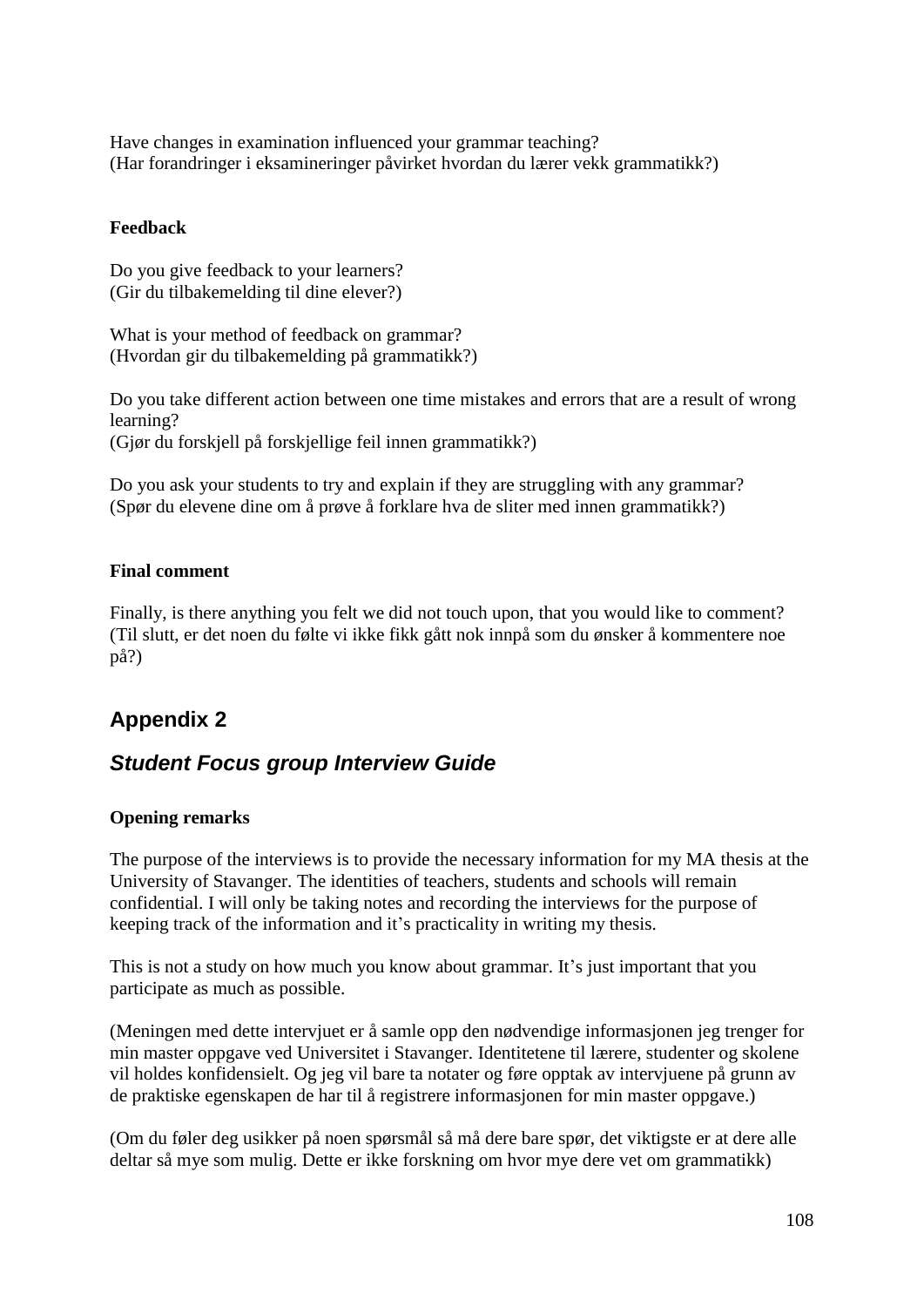Have changes in examination influenced your grammar teaching?
(Har forandringer i eksamineringer påvirket hvordan du lærer vekk grammatikk?)

**Feedback**

Do you give feedback to your learners?
(Gir du tilbakemelding til dine elever?)

What is your method of feedback on grammar?
(Hvordan gir du tilbakemelding på grammatikk?)

Do you take different action between one time mistakes and errors that are a result of wrong learning?
(Gjør du forskjell på forskjellige feil innen grammatikk?)

Do you ask your students to try and explain if they are struggling with any grammar?
(Spør du elevene dine om å prøve å forklare hva de sliter med innen grammatikk?)

**Final comment**

Finally, is there anything you felt we did not touch upon, that you would like to comment?
(Til slutt, er det noen du følte vi ikke fikk gått nok innpå som du ønsker å kommentere noe på?)

## Appendix 2

### *Student Focus group Interview Guide*

**Opening remarks**

The purpose of the interviews is to provide the necessary information for my MA thesis at the University of Stavanger. The identities of teachers, students and schools will remain confidential. I will only be taking notes and recording the interviews for the purpose of keeping track of the information and it's practicality in writing my thesis.

This is not a study on how much you know about grammar. It's just important that you participate as much as possible.

(Meningen med dette intervjuet er å samle opp den nødvendige informasjonen jeg trenger for min master oppgave ved Universitet i Stavanger. Identitetene til lærere, studenter og skolene vil holdes konfidensielt. Og jeg vil bare ta notater og føre opptak av intervjuene på grunn av de praktiske egenskapen de har til å registrere informasjonen for min master oppgave.)

(Om du føler deg usikker på noen spørsmål så må dere bare spør, det viktigste er at dere alle deltar så mye som mulig. Dette er ikke forskning om hvor mye dere vet om grammatikk)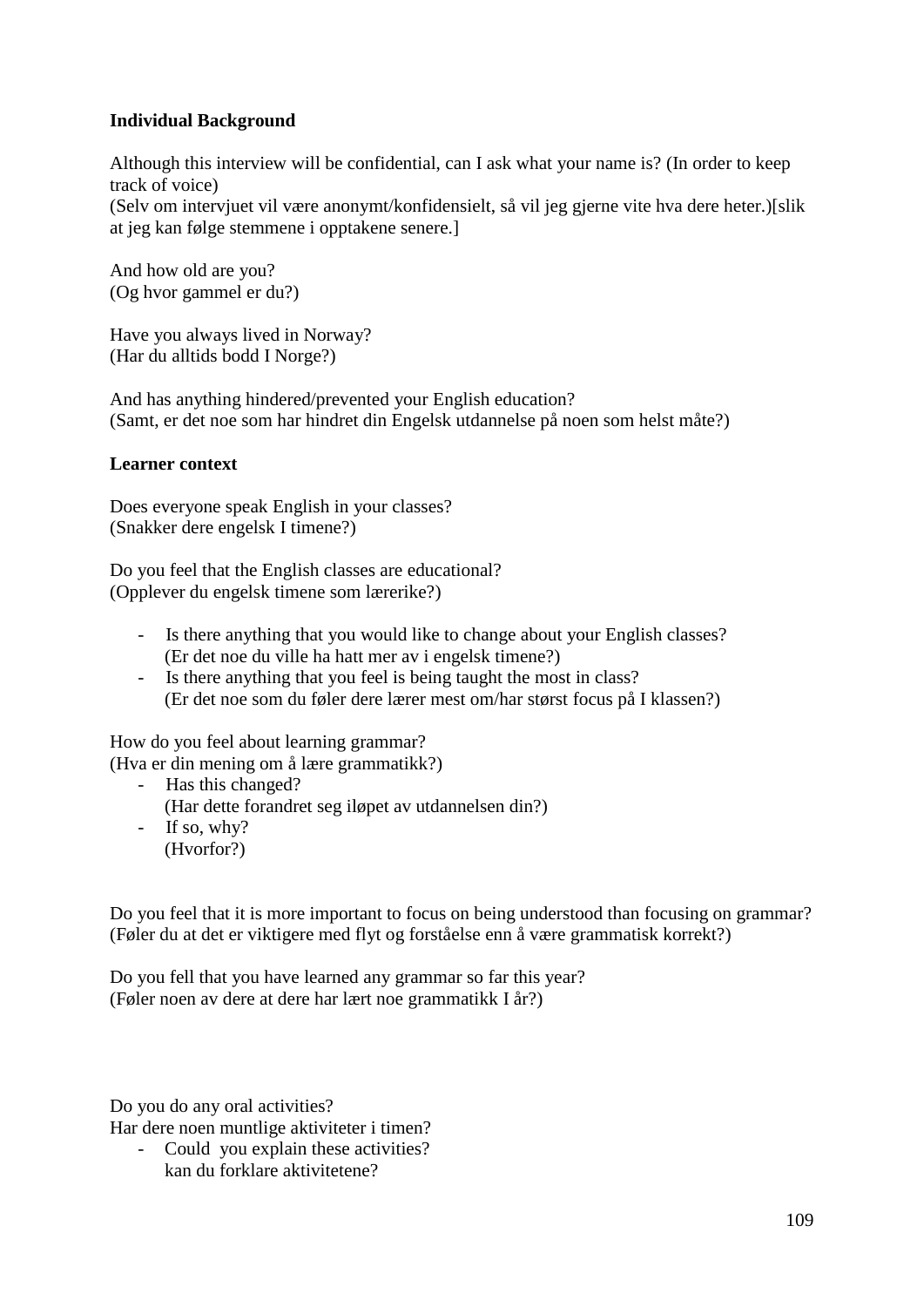**Individual Background**

Although this interview will be confidential, can I ask what your name is? (In order to keep track of voice)
(Selv om intervjuet vil være anonymt/konfidensielt, så vil jeg gjerne vite hva dere heter.)[slik at jeg kan følge stemmene i opptakene senere.]

And how old are you?
(Og hvor gammel er du?)

Have you always lived in Norway?
(Har du alltids bodd I Norge?)

And has anything hindered/prevented your English education?
(Samt, er det noe som har hindret din Engelsk utdannelse på noen som helst måte?)

**Learner context**

Does everyone speak English in your classes?
(Snakker dere engelsk I timene?)

Do you feel that the English classes are educational?
(Opplever du engelsk timene som lærerike?)

- Is there anything that you would like to change about your English classes?
  (Er det noe du ville ha hatt mer av i engelsk timene?)
- Is there anything that you feel is being taught the most in class?
  (Er det noe som du føler dere lærer mest om/har størst focus på I klassen?)

How do you feel about learning grammar?
(Hva er din mening om å lære grammatikk?)

- Has this changed?
  (Har dette forandret seg iløpet av utdannelsen din?)
- If so, why?
  (Hvorfor?)

Do you feel that it is more important to focus on being understood than focusing on grammar?
(Føler du at det er viktigere med flyt og forståelse enn å være grammatisk korrekt?)

Do you fell that you have learned any grammar so far this year?
(Føler noen av dere at dere har lært noe grammatikk I år?)

Do you do any oral activities?
Har dere noen muntlige aktiviteter i timen?

- Could you explain these activities?
  kan du forklare aktivitetene?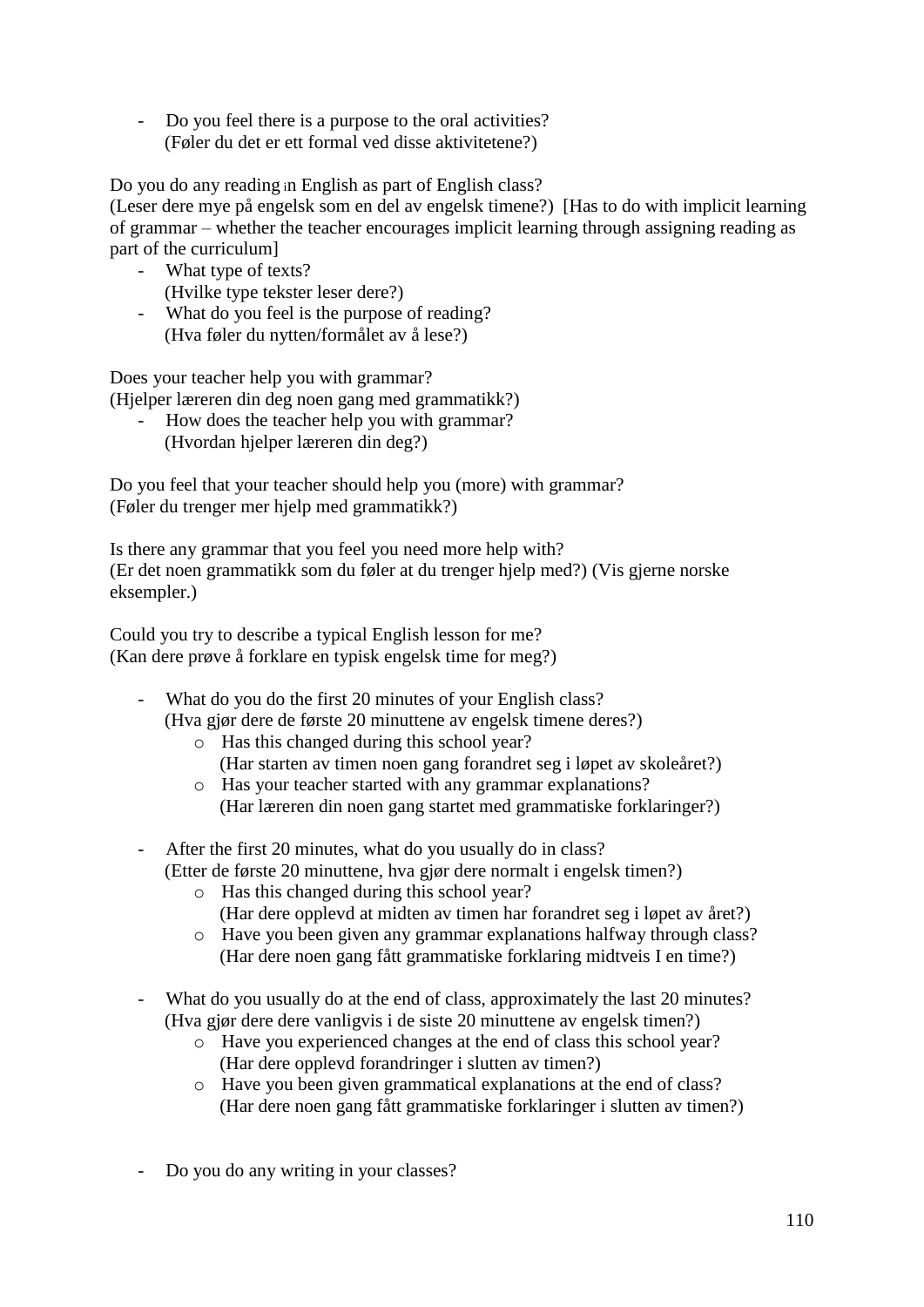- Do you feel there is a purpose to the oral activities?
  (Føler du det er ett formal ved disse aktivitetene?)

Do you do any reading in English as part of English class?
(Leser dere mye på engelsk som en del av engelsk timene?) [Has to do with implicit learning of grammar – whether the teacher encourages implicit learning through assigning reading as part of the curriculum]

- What type of texts?
  (Hvilke type tekster leser dere?)
- What do you feel is the purpose of reading?
  (Hva føler du nytten/formålet av å lese?)

Does your teacher help you with grammar?
(Hjelper læreren din deg noen gang med grammatikk?)

- How does the teacher help you with grammar?
  (Hvordan hjelper læreren din deg?)

Do you feel that your teacher should help you (more) with grammar?
(Føler du trenger mer hjelp med grammatikk?)

Is there any grammar that you feel you need more help with?
(Er det noen grammatikk som du føler at du trenger hjelp med?) (Vis gjerne norske eksempler.)

Could you try to describe a typical English lesson for me?
(Kan dere prøve å forklare en typisk engelsk time for meg?)

- What do you do the first 20 minutes of your English class?
  (Hva gjør dere de første 20 minuttene av engelsk timene deres?)
    - Has this changed during this school year?
      (Har starten av timen noen gang forandret seg i løpet av skoleåret?)
    - Has your teacher started with any grammar explanations?
      (Har læreren din noen gang startet med grammatiske forklaringer?)

- After the first 20 minutes, what do you usually do in class?
  (Etter de første 20 minuttene, hva gjør dere normalt i engelsk timen?)
    - Has this changed during this school year?
      (Har dere opplevd at midten av timen har forandret seg i løpet av året?)
    - Have you been given any grammar explanations halfway through class?
      (Har dere noen gang fått grammatiske forklaring midtveis I en time?)

- What do you usually do at the end of class, approximately the last 20 minutes?
  (Hva gjør dere dere vanligvis i de siste 20 minuttene av engelsk timen?)
    - Have you experienced changes at the end of class this school year?
      (Har dere opplevd forandringer i slutten av timen?)
    - Have you been given grammatical explanations at the end of class?
      (Har dere noen gang fått grammatiske forklaringer i slutten av timen?)

- Do you do any writing in your classes?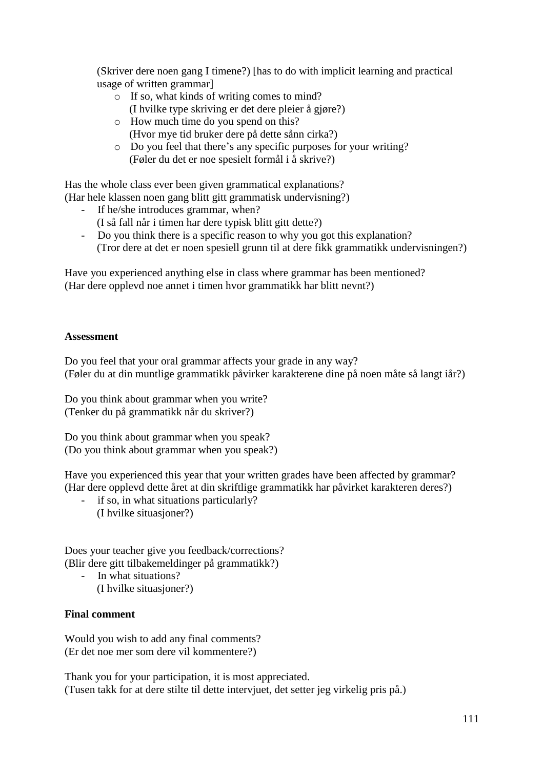(Skriver dere noen gang I timene?) [has to do with implicit learning and practical usage of written grammar]

- If so, what kinds of writing comes to mind?
  (I hvilke type skriving er det dere pleier å gjøre?)
- How much time do you spend on this?
  (Hvor mye tid bruker dere på dette sånn cirka?)
- Do you feel that there's any specific purposes for your writing?
  (Føler du det er noe spesielt formål i å skrive?)

Has the whole class ever been given grammatical explanations?
(Har hele klassen noen gang blitt gitt grammatisk undervisning?)

- If he/she introduces grammar, when?
  (I så fall når i timen har dere typisk blitt gitt dette?)
- Do you think there is a specific reason to why you got this explanation?
  (Tror dere at det er noen spesiell grunn til at dere fikk grammatikk undervisningen?)

Have you experienced anything else in class where grammar has been mentioned?
(Har dere opplevd noe annet i timen hvor grammatikk har blitt nevnt?)

**Assessment**

Do you feel that your oral grammar affects your grade in any way?
(Føler du at din muntlige grammatikk påvirker karakterene dine på noen måte så langt iår?)

Do you think about grammar when you write?
(Tenker du på grammatikk når du skriver?)

Do you think about grammar when you speak?
(Do you think about grammar when you speak?)

Have you experienced this year that your written grades have been affected by grammar?
(Har dere opplevd dette året at din skriftlige grammatikk har påvirket karakteren deres?)

- if so, in what situations particularly?
  (I hvilke situasjoner?)

Does your teacher give you feedback/corrections?
(Blir dere gitt tilbakemeldinger på grammatikk?)

- In what situations?
  (I hvilke situasjoner?)

**Final comment**

Would you wish to add any final comments?
(Er det noe mer som dere vil kommentere?)

Thank you for your participation, it is most appreciated.
(Tusen takk for at dere stilte til dette intervjuet, det setter jeg virkelig pris på.)